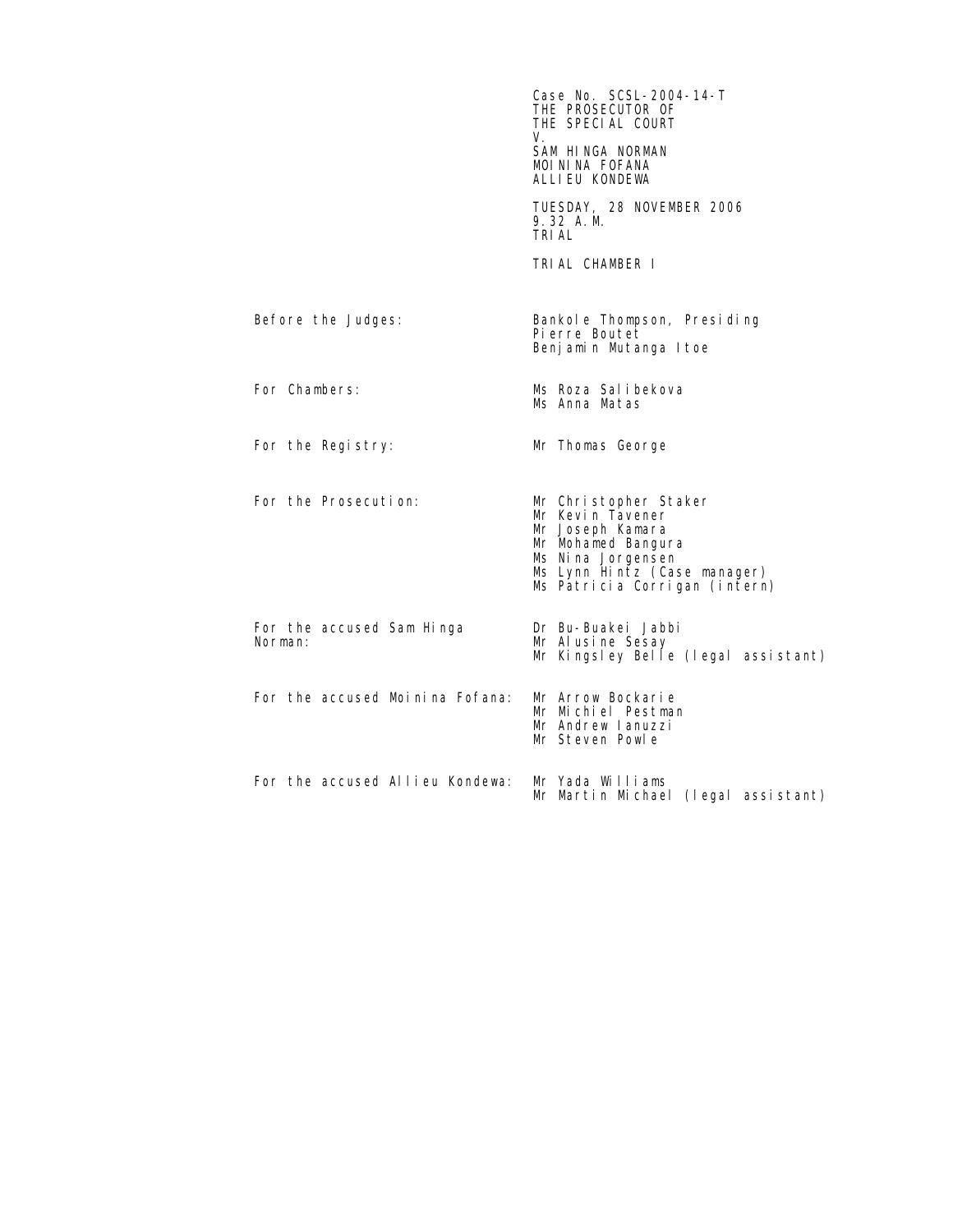Case No. SCSL-2004-14-T
THE PROSECUTOR OF
THE SPECIAL COURT
V.
SAM HINGA NORMAN
MOININA FOFANA
ALLIEU KONDEWA

TUESDAY, 28 NOVEMBER 2006
9.32 A.M.
TRIAL

TRIAL CHAMBER I

| | |
|---|---|
| Before the Judges: | Bankole Thompson, Presiding<br>Pierre Boutet<br>Benjamin Mutanga Itoe |
| For Chambers: | Ms Roza Salibekova<br>Ms Anna Matas |
| For the Registry: | Mr Thomas George |
| For the Prosecution: | Mr Christopher Staker<br>Mr Kevin Tavener<br>Mr Joseph Kamara<br>Mr Mohamed Bangura<br>Ms Nina Jorgensen<br>Ms Lynn Hintz (Case manager)<br>Ms Patricia Corrigan (intern) |
| For the accused Sam Hinga Norman: | Dr Bu-Buakei Jabbi<br>Mr Alusine Sesay<br>Mr Kingsley Belle (legal assistant) |
| For the accused Moinina Fofana: | Mr Arrow Bockarie<br>Mr Michiel Pestman<br>Mr Andrew Ianuzzi<br>Mr Steven Powle |
| For the accused Allieu Kondewa: | Mr Yada Williams<br>Mr Martin Michael (legal assistant) |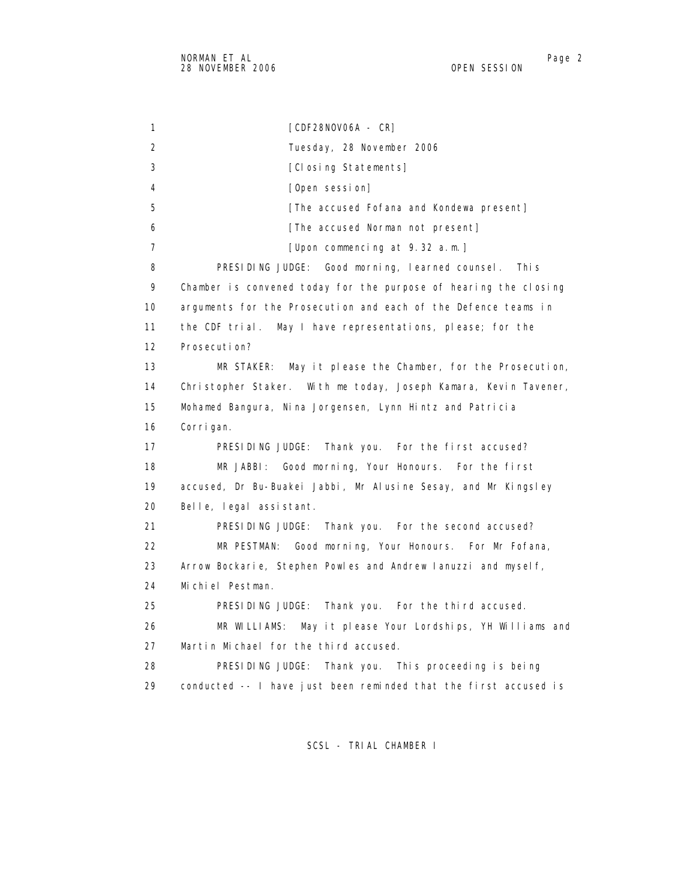1 [CDF28NOV06A - CR]

2 Tuesday, 28 November 2006

3 [Closing Statements]

4 [Open session]

5 [The accused Fofana and Kondewa present]

6 [The accused Norman not present]

7 [Upon commencing at 9.32 a.m.]

8 PRESIDING JUDGE: Good morning, learned counsel. This

9 Chamber is convened today for the purpose of hearing the closing

10 arguments for the Prosecution and each of the Defence teams in

11 the CDF trial. May I have representations, please; for the

12 Prosecution?

13 MR STAKER: May it please the Chamber, for the Prosecution,

14 Christopher Staker. With me today, Joseph Kamara, Kevin Tavener,

15 Mohamed Bangura, Nina Jorgensen, Lynn Hintz and Patricia

16 Corrigan.

17 PRESIDING JUDGE: Thank you. For the first accused?

18 MR JABBI: Good morning, Your Honours. For the first

19 accused, Dr Bu-Buakei Jabbi, Mr Alusine Sesay, and Mr Kingsley

20 Belle, legal assistant.

21 PRESIDING JUDGE: Thank you. For the second accused?

22 MR PESTMAN: Good morning, Your Honours. For Mr Fofana,

23 Arrow Bockarie, Stephen Powles and Andrew Ianuzzi and myself,

24 Michiel Pestman.

25 PRESIDING JUDGE: Thank you. For the third accused.

26 MR WILLIAMS: May it please Your Lordships, YH Williams and

27 Martin Michael for the third accused.

28 PRESIDING JUDGE: Thank you. This proceeding is being

29 conducted -- I have just been reminded that the first accused is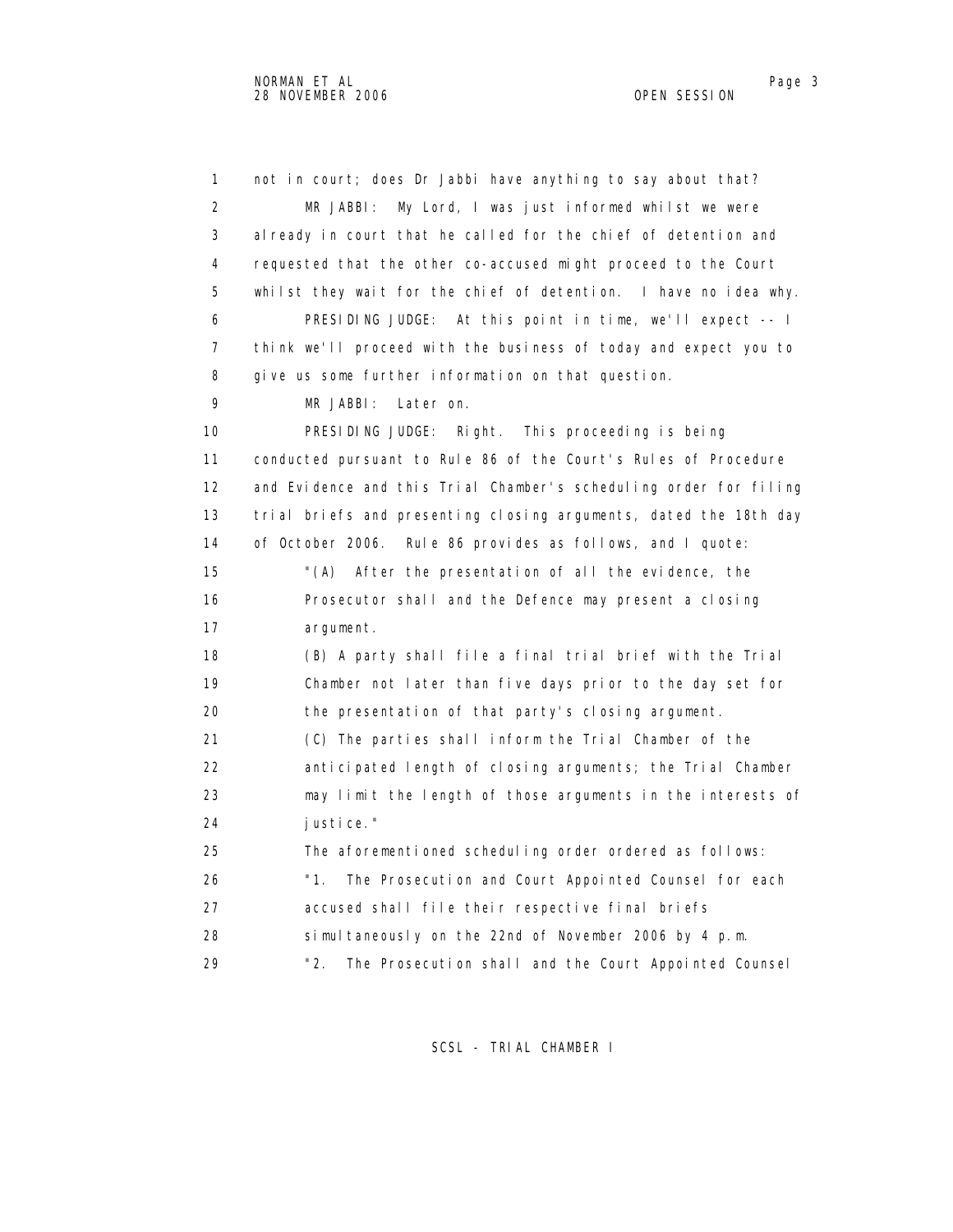not in court; does Dr Jabbi have anything to say about that?

MR JABBI: My Lord, I was just informed whilst we were already in court that he called for the chief of detention and requested that the other co-accused might proceed to the Court whilst they wait for the chief of detention. I have no idea why.

PRESIDING JUDGE: At this point in time, we'll expect -- I think we'll proceed with the business of today and expect you to give us some further information on that question.

MR JABBI: Later on.

PRESIDING JUDGE: Right. This proceeding is being conducted pursuant to Rule 86 of the Court's Rules of Procedure and Evidence and this Trial Chamber's scheduling order for filing trial briefs and presenting closing arguments, dated the 18th day of October 2006. Rule 86 provides as follows, and I quote:

> "(A) After the presentation of all the evidence, the Prosecutor shall and the Defence may present a closing argument.
>
> (B) A party shall file a final trial brief with the Trial Chamber not later than five days prior to the day set for the presentation of that party's closing argument.
>
> (C) The parties shall inform the Trial Chamber of the anticipated length of closing arguments; the Trial Chamber may limit the length of those arguments in the interests of justice."

The aforementioned scheduling order ordered as follows:

> "1. The Prosecution and Court Appointed Counsel for each accused shall file their respective final briefs simultaneously on the 22nd of November 2006 by 4 p.m.
>
> "2. The Prosecution shall and the Court Appointed Counsel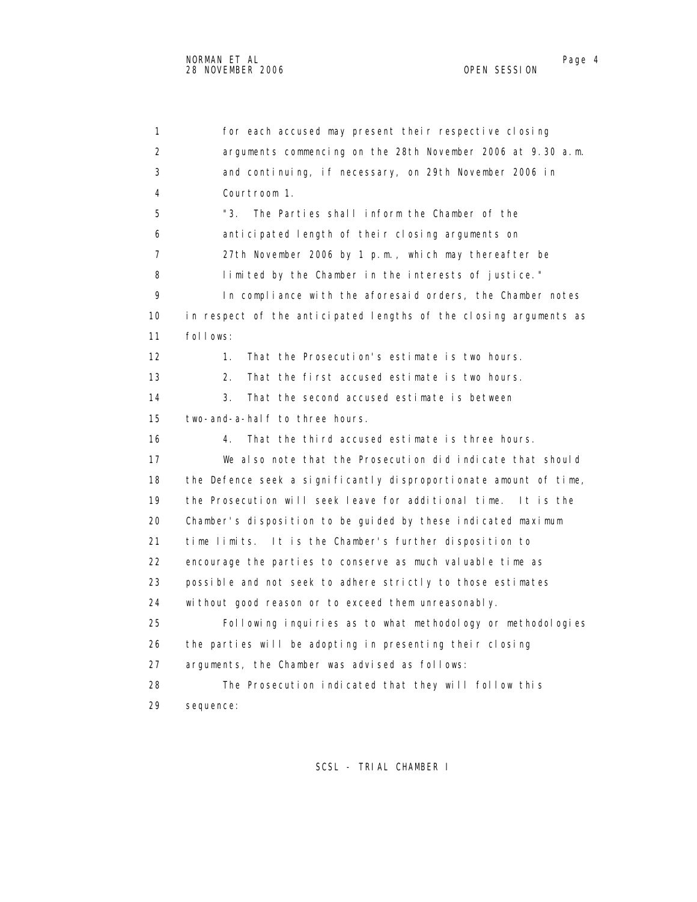for each accused may present their respective closing arguments commencing on the 28th November 2006 at 9.30 a.m. and continuing, if necessary, on 29th November 2006 in Courtroom 1.

"3. The Parties shall inform the Chamber of the anticipated length of their closing arguments on 27th November 2006 by 1 p.m., which may thereafter be limited by the Chamber in the interests of justice."

In compliance with the aforesaid orders, the Chamber notes in respect of the anticipated lengths of the closing arguments as follows:

1. That the Prosecution's estimate is two hours.
2. That the first accused estimate is two hours.
3. That the second accused estimate is between two-and-a-half to three hours.
4. That the third accused estimate is three hours.

We also note that the Prosecution did indicate that should the Defence seek a significantly disproportionate amount of time, the Prosecution will seek leave for additional time. It is the Chamber's disposition to be guided by these indicated maximum time limits. It is the Chamber's further disposition to encourage the parties to conserve as much valuable time as possible and not seek to adhere strictly to those estimates without good reason or to exceed them unreasonably.

Following inquiries as to what methodology or methodologies the parties will be adopting in presenting their closing arguments, the Chamber was advised as follows:

The Prosecution indicated that they will follow this sequence: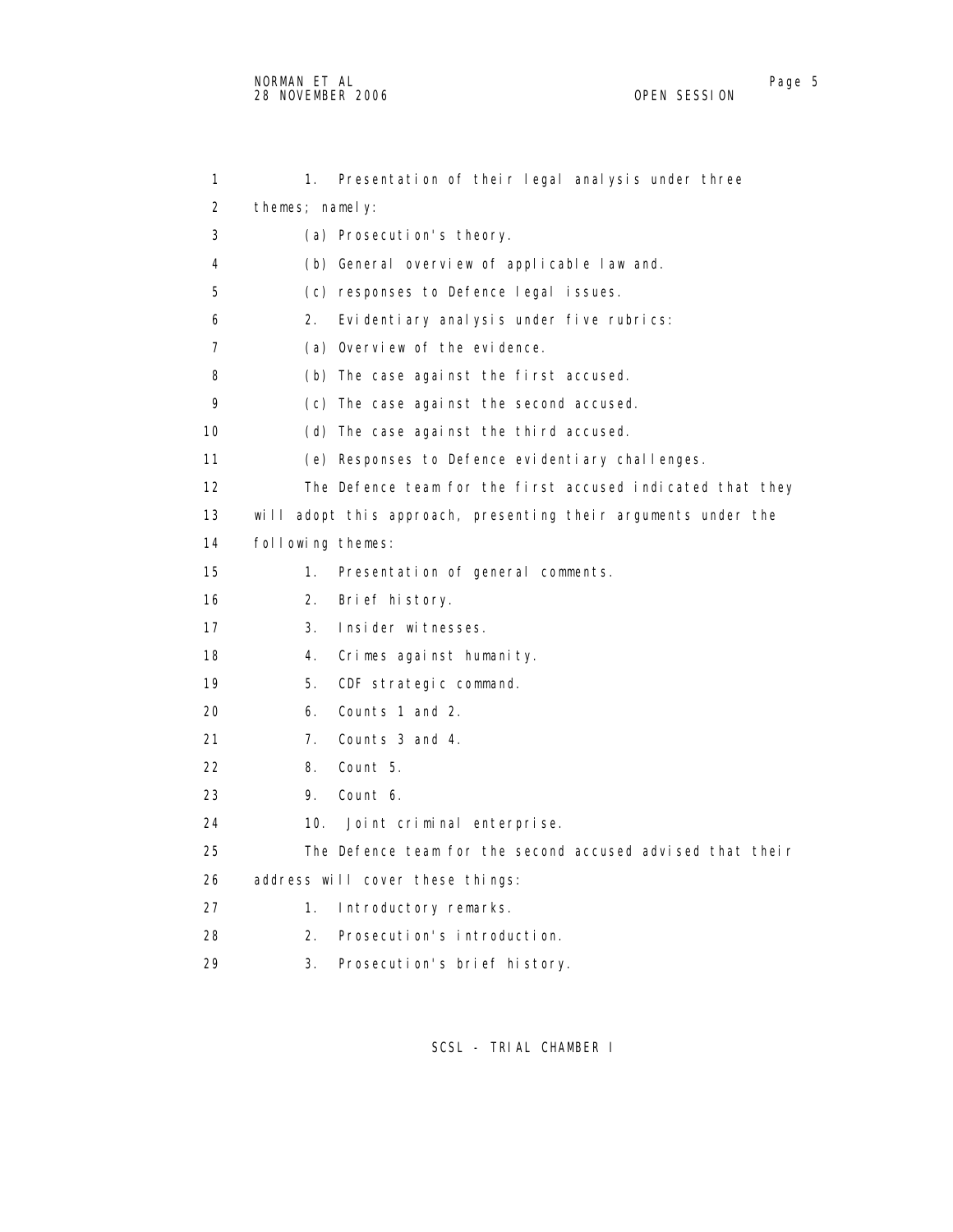1. Presentation of their legal analysis under three themes; namely:

(a) Prosecution's theory.

(b) General overview of applicable law and.

(c) responses to Defence legal issues.

2. Evidentiary analysis under five rubrics:

(a) Overview of the evidence.

(b) The case against the first accused.

(c) The case against the second accused.

(d) The case against the third accused.

(e) Responses to Defence evidentiary challenges.

The Defence team for the first accused indicated that they will adopt this approach, presenting their arguments under the following themes:

1. Presentation of general comments.

2. Brief history.

3. Insider witnesses.

4. Crimes against humanity.

5. CDF strategic command.

6. Counts 1 and 2.

7. Counts 3 and 4.

8. Count 5.

9. Count 6.

10. Joint criminal enterprise.

The Defence team for the second accused advised that their address will cover these things:

1. Introductory remarks.

2. Prosecution's introduction.

3. Prosecution's brief history.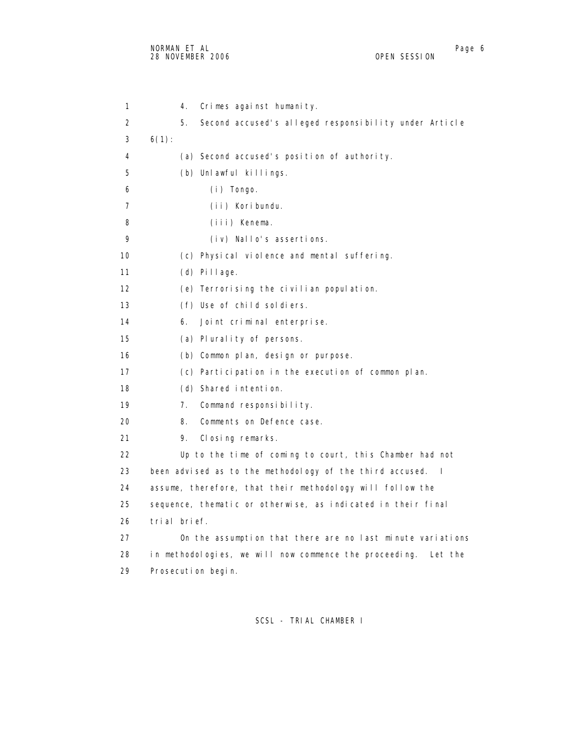4. Crimes against humanity.

5. Second accused's alleged responsibility under Article 6(1):

(a) Second accused's position of authority.

(b) Unlawful killings.

(i) Tongo.

(ii) Koribundu.

(iii) Kenema.

(iv) Nallo's assertions.

(c) Physical violence and mental suffering.

(d) Pillage.

(e) Terrorising the civilian population.

(f) Use of child soldiers.

6. Joint criminal enterprise.

(a) Plurality of persons.

(b) Common plan, design or purpose.

(c) Participation in the execution of common plan.

(d) Shared intention.

7. Command responsibility.

8. Comments on Defence case.

9. Closing remarks.

Up to the time of coming to court, this Chamber had not been advised as to the methodology of the third accused. I assume, therefore, that their methodology will follow the sequence, thematic or otherwise, as indicated in their final trial brief.

On the assumption that there are no last minute variations in methodologies, we will now commence the proceeding. Let the Prosecution begin.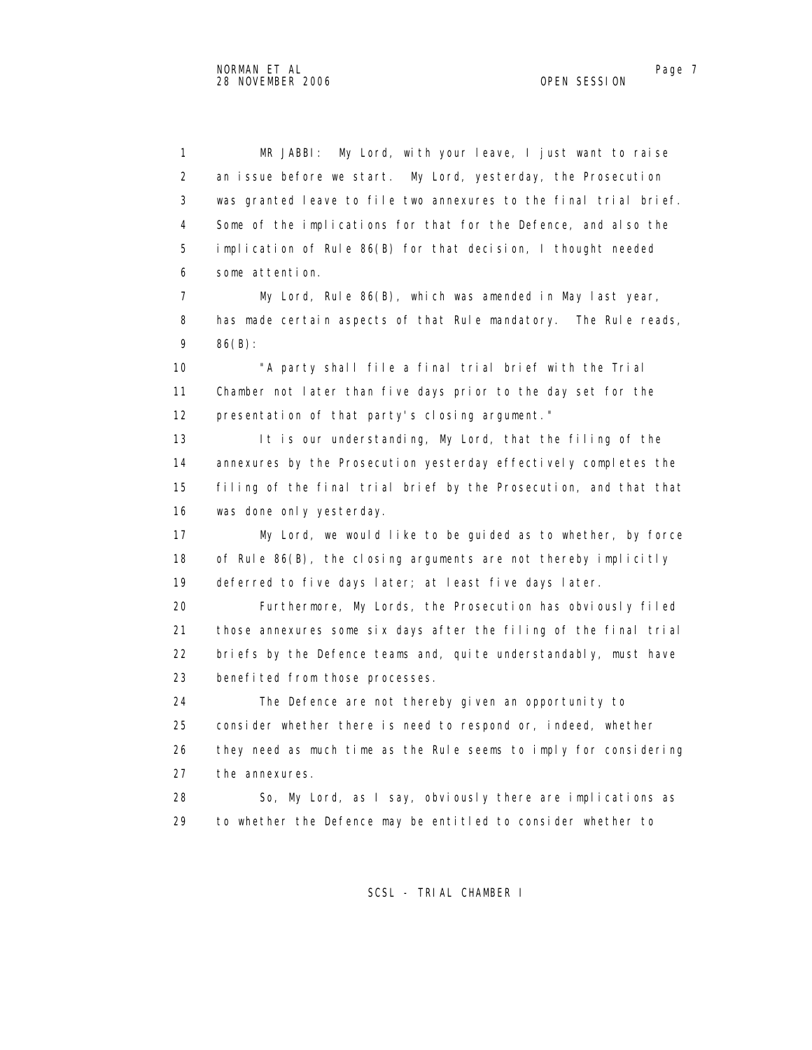MR JABBI: My Lord, with your leave, I just want to raise an issue before we start. My Lord, yesterday, the Prosecution was granted leave to file two annexures to the final trial brief. Some of the implications for that for the Defence, and also the implication of Rule 86(B) for that decision, I thought needed some attention.

My Lord, Rule 86(B), which was amended in May last year, has made certain aspects of that Rule mandatory. The Rule reads, 86(B):

"A party shall file a final trial brief with the Trial Chamber not later than five days prior to the day set for the presentation of that party's closing argument."

It is our understanding, My Lord, that the filing of the annexures by the Prosecution yesterday effectively completes the filing of the final trial brief by the Prosecution, and that that was done only yesterday.

My Lord, we would like to be guided as to whether, by force of Rule 86(B), the closing arguments are not thereby implicitly deferred to five days later; at least five days later.

Furthermore, My Lords, the Prosecution has obviously filed those annexures some six days after the filing of the final trial briefs by the Defence teams and, quite understandably, must have benefited from those processes.

The Defence are not thereby given an opportunity to consider whether there is need to respond or, indeed, whether they need as much time as the Rule seems to imply for considering the annexures.

So, My Lord, as I say, obviously there are implications as to whether the Defence may be entitled to consider whether to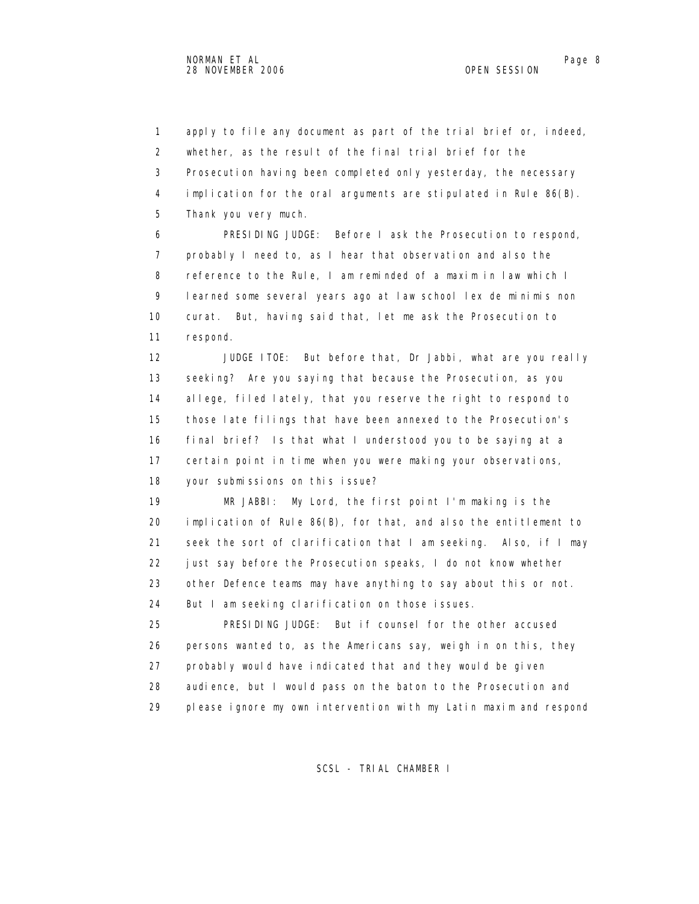1 apply to file any document as part of the trial brief or, indeed,
2 whether, as the result of the final trial brief for the
3 Prosecution having been completed only yesterday, the necessary
4 implication for the oral arguments are stipulated in Rule 86(B).
5 Thank you very much.
6 PRESIDING JUDGE: Before I ask the Prosecution to respond,
7 probably I need to, as I hear that observation and also the
8 reference to the Rule, I am reminded of a maxim in law which I
9 learned some several years ago at law school lex de minimis non
10 curat. But, having said that, let me ask the Prosecution to
11 respond.
12 JUDGE ITOE: But before that, Dr Jabbi, what are you really
13 seeking? Are you saying that because the Prosecution, as you
14 allege, filed lately, that you reserve the right to respond to
15 those late filings that have been annexed to the Prosecution's
16 final brief? Is that what I understood you to be saying at a
17 certain point in time when you were making your observations,
18 your submissions on this issue?
19 MR JABBI: My Lord, the first point I'm making is the
20 implication of Rule 86(B), for that, and also the entitlement to
21 seek the sort of clarification that I am seeking. Also, if I may
22 just say before the Prosecution speaks, I do not know whether
23 other Defence teams may have anything to say about this or not.
24 But I am seeking clarification on those issues.
25 PRESIDING JUDGE: But if counsel for the other accused
26 persons wanted to, as the Americans say, weigh in on this, they
27 probably would have indicated that and they would be given
28 audience, but I would pass on the baton to the Prosecution and
29 please ignore my own intervention with my Latin maxim and respond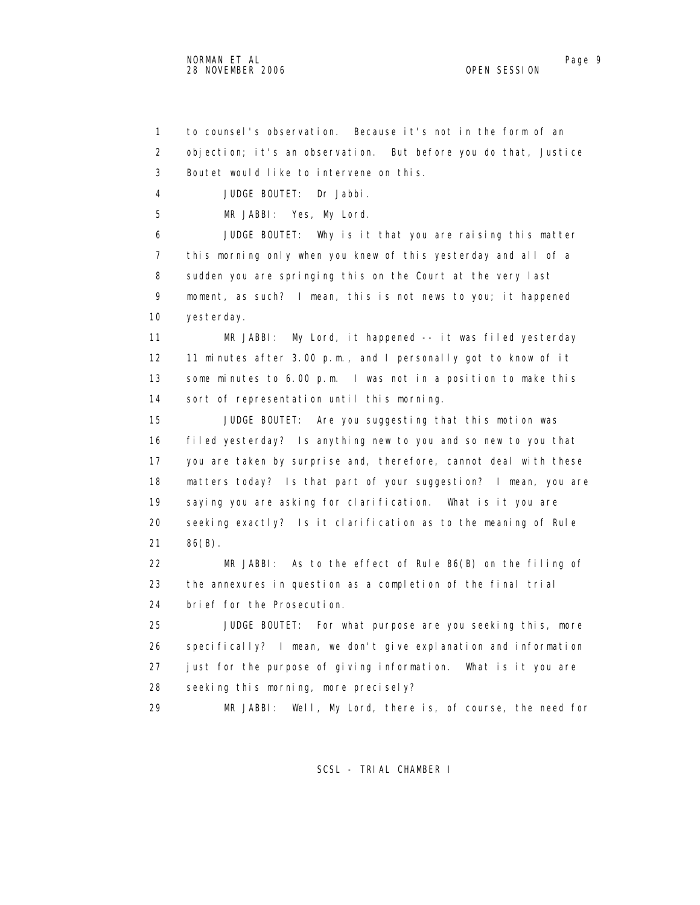to counsel's observation. Because it's not in the form of an objection; it's an observation. But before you do that, Justice Boutet would like to intervene on this.

JUDGE BOUTET: Dr Jabbi.

MR JABBI: Yes, My Lord.

JUDGE BOUTET: Why is it that you are raising this matter this morning only when you knew of this yesterday and all of a sudden you are springing this on the Court at the very last moment, as such? I mean, this is not news to you; it happened yesterday.

MR JABBI: My Lord, it happened -- it was filed yesterday 11 minutes after 3.00 p.m., and I personally got to know of it some minutes to 6.00 p.m. I was not in a position to make this sort of representation until this morning.

JUDGE BOUTET: Are you suggesting that this motion was filed yesterday? Is anything new to you and so new to you that you are taken by surprise and, therefore, cannot deal with these matters today? Is that part of your suggestion? I mean, you are saying you are asking for clarification. What is it you are seeking exactly? Is it clarification as to the meaning of Rule 86(B).

MR JABBI: As to the effect of Rule 86(B) on the filing of the annexures in question as a completion of the final trial brief for the Prosecution.

JUDGE BOUTET: For what purpose are you seeking this, more specifically? I mean, we don't give explanation and information just for the purpose of giving information. What is it you are seeking this morning, more precisely?

MR JABBI: Well, My Lord, there is, of course, the need for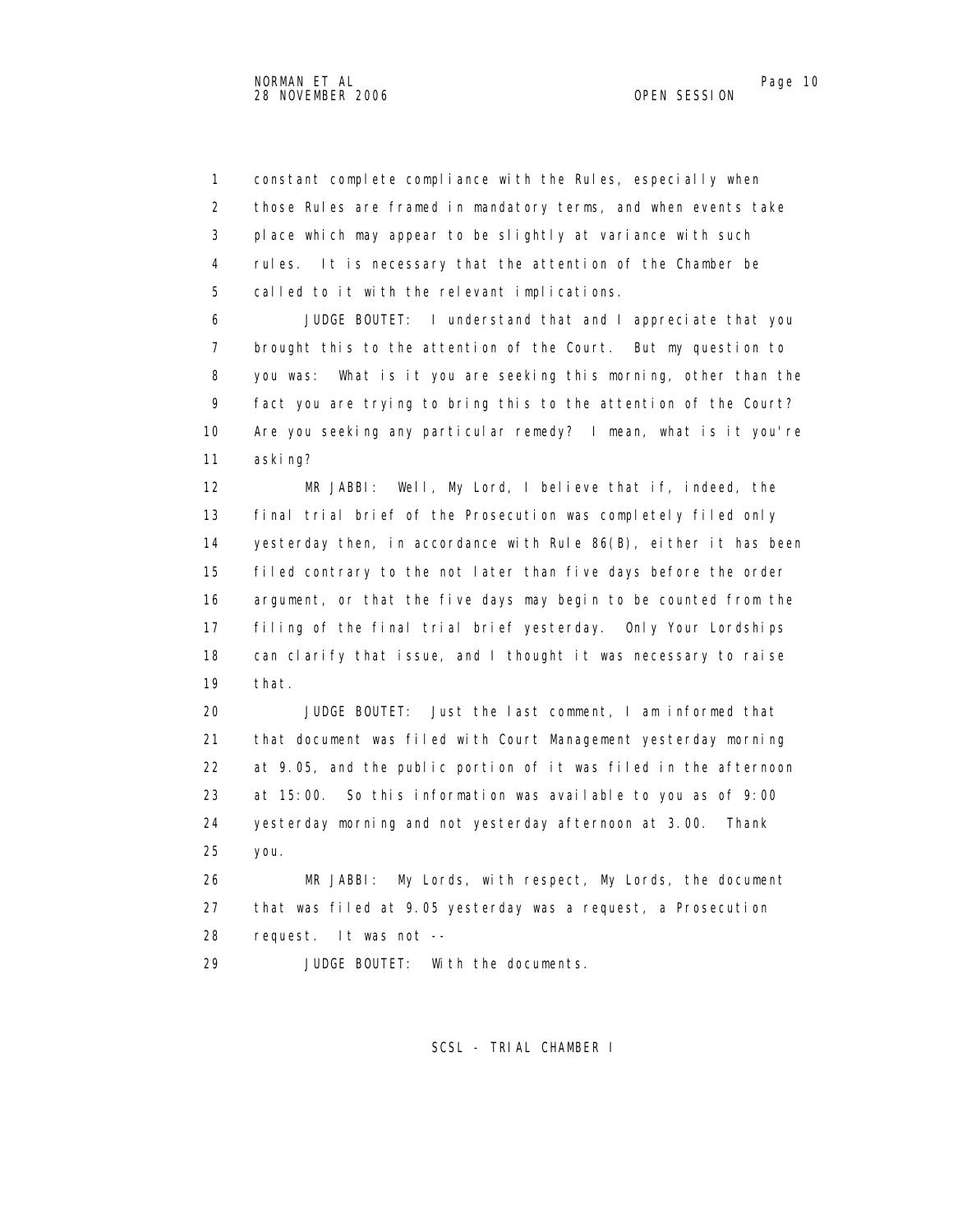constant complete compliance with the Rules, especially when those Rules are framed in mandatory terms, and when events take place which may appear to be slightly at variance with such rules. It is necessary that the attention of the Chamber be called to it with the relevant implications.

JUDGE BOUTET: I understand that and I appreciate that you brought this to the attention of the Court. But my question to you was: What is it you are seeking this morning, other than the fact you are trying to bring this to the attention of the Court? Are you seeking any particular remedy? I mean, what is it you're asking?

MR JABBI: Well, My Lord, I believe that if, indeed, the final trial brief of the Prosecution was completely filed only yesterday then, in accordance with Rule 86(B), either it has been filed contrary to the not later than five days before the order argument, or that the five days may begin to be counted from the filing of the final trial brief yesterday. Only Your Lordships can clarify that issue, and I thought it was necessary to raise that.

JUDGE BOUTET: Just the last comment, I am informed that that document was filed with Court Management yesterday morning at 9.05, and the public portion of it was filed in the afternoon at 15:00. So this information was available to you as of 9:00 yesterday morning and not yesterday afternoon at 3.00. Thank you.

MR JABBI: My Lords, with respect, My Lords, the document that was filed at 9.05 yesterday was a request, a Prosecution request. It was not --

JUDGE BOUTET: With the documents.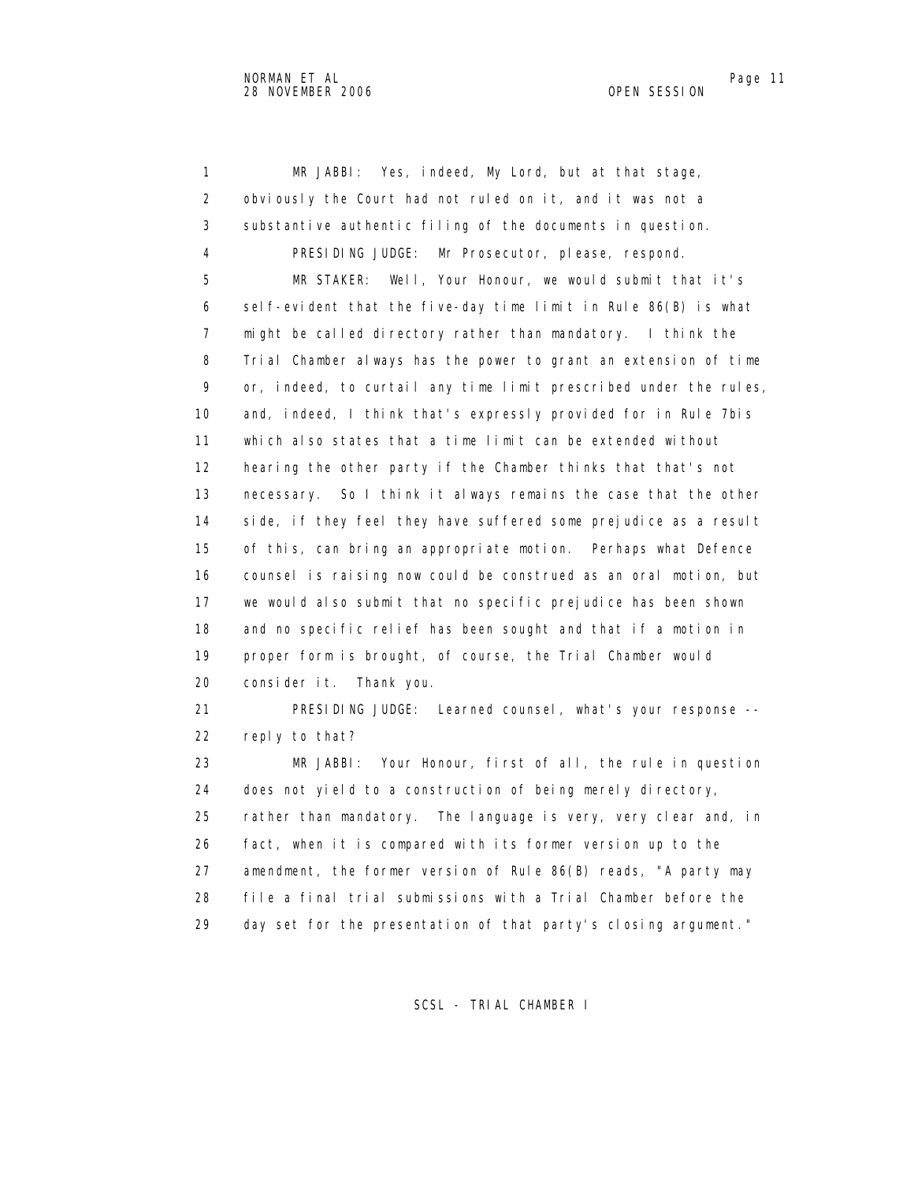MR JABBI: Yes, indeed, My Lord, but at that stage, obviously the Court had not ruled on it, and it was not a substantive authentic filing of the documents in question.

PRESIDING JUDGE: Mr Prosecutor, please, respond.

MR STAKER: Well, Your Honour, we would submit that it's self-evident that the five-day time limit in Rule 86(B) is what might be called directory rather than mandatory. I think the Trial Chamber always has the power to grant an extension of time or, indeed, to curtail any time limit prescribed under the rules, and, indeed, I think that's expressly provided for in Rule 7bis which also states that a time limit can be extended without hearing the other party if the Chamber thinks that that's not necessary. So I think it always remains the case that the other side, if they feel they have suffered some prejudice as a result of this, can bring an appropriate motion. Perhaps what Defence counsel is raising now could be construed as an oral motion, but we would also submit that no specific prejudice has been shown and no specific relief has been sought and that if a motion in proper form is brought, of course, the Trial Chamber would consider it. Thank you.

PRESIDING JUDGE: Learned counsel, what's your response -- reply to that?

MR JABBI: Your Honour, first of all, the rule in question does not yield to a construction of being merely directory, rather than mandatory. The language is very, very clear and, in fact, when it is compared with its former version up to the amendment, the former version of Rule 86(B) reads, "A party may file a final trial submissions with a Trial Chamber before the day set for the presentation of that party's closing argument."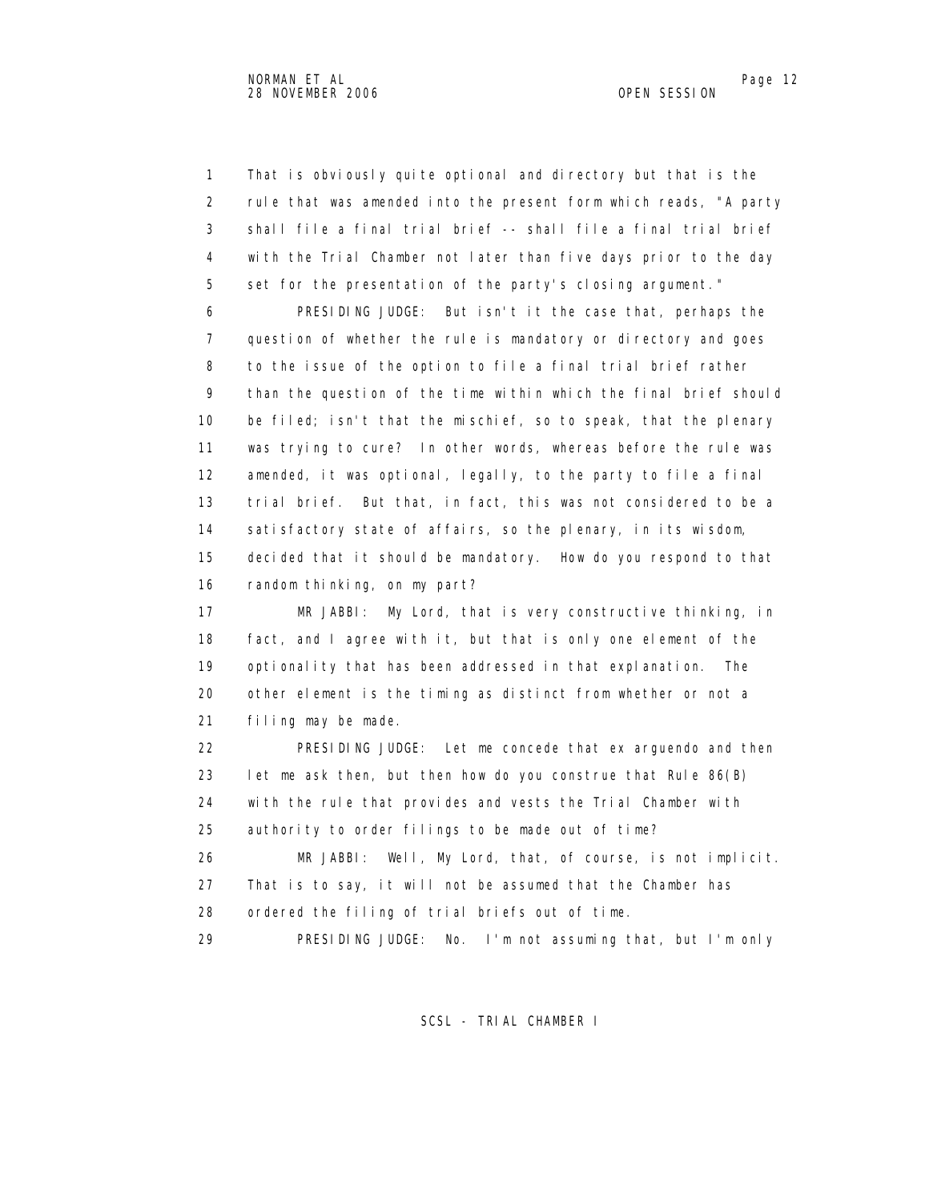1 That is obviously quite optional and directory but that is the
2 rule that was amended into the present form which reads, "A party
3 shall file a final trial brief -- shall file a final trial brief
4 with the Trial Chamber not later than five days prior to the day
5 set for the presentation of the party's closing argument."

6 PRESIDING JUDGE: But isn't it the case that, perhaps the
7 question of whether the rule is mandatory or directory and goes
8 to the issue of the option to file a final trial brief rather
9 than the question of the time within which the final brief should
10 be filed; isn't that the mischief, so to speak, that the plenary
11 was trying to cure? In other words, whereas before the rule was
12 amended, it was optional, legally, to the party to file a final
13 trial brief. But that, in fact, this was not considered to be a
14 satisfactory state of affairs, so the plenary, in its wisdom,
15 decided that it should be mandatory. How do you respond to that
16 random thinking, on my part?

17 MR JABBI: My Lord, that is very constructive thinking, in
18 fact, and I agree with it, but that is only one element of the
19 optionality that has been addressed in that explanation. The
20 other element is the timing as distinct from whether or not a
21 filing may be made.

22 PRESIDING JUDGE: Let me concede that ex arguendo and then
23 let me ask then, but then how do you construe that Rule 86(B)
24 with the rule that provides and vests the Trial Chamber with
25 authority to order filings to be made out of time?

26 MR JABBI: Well, My Lord, that, of course, is not implicit.
27 That is to say, it will not be assumed that the Chamber has
28 ordered the filing of trial briefs out of time.

29 PRESIDING JUDGE: No. I'm not assuming that, but I'm only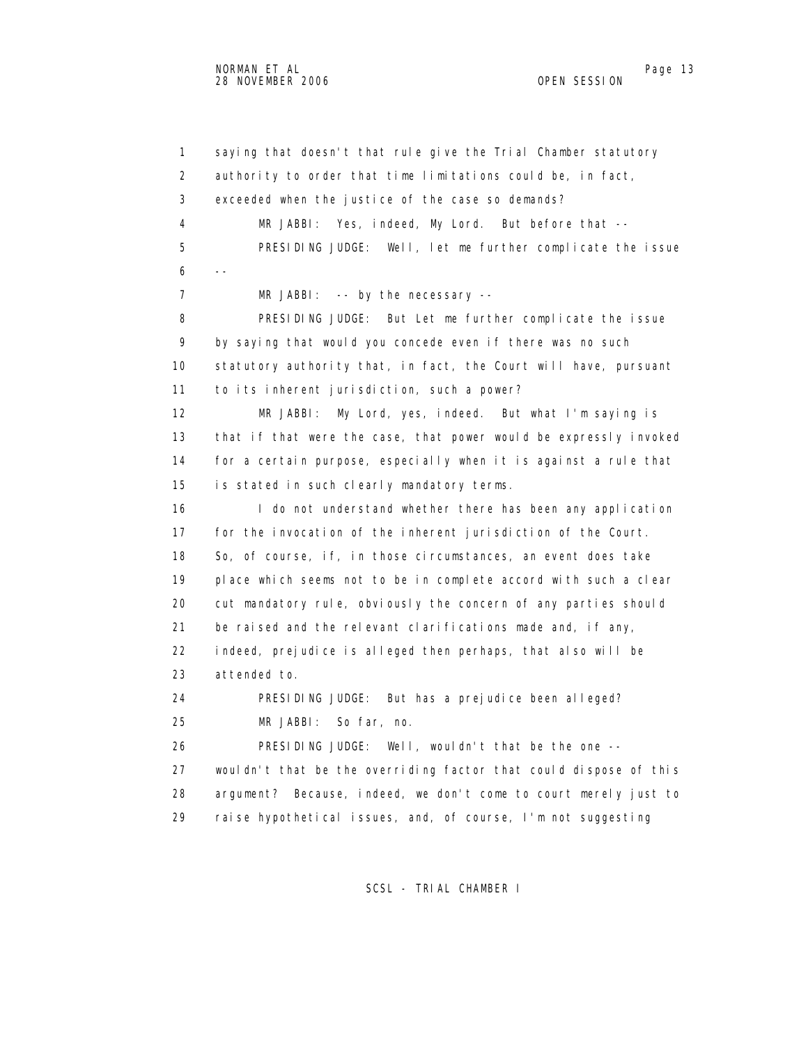1 saying that doesn't that rule give the Trial Chamber statutory
2 authority to order that time limitations could be, in fact,
3 exceeded when the justice of the case so demands?
4 MR JABBI: Yes, indeed, My Lord. But before that --
5 PRESIDING JUDGE: Well, let me further complicate the issue
6 --
7 MR JABBI: -- by the necessary --
8 PRESIDING JUDGE: But Let me further complicate the issue
9 by saying that would you concede even if there was no such
10 statutory authority that, in fact, the Court will have, pursuant
11 to its inherent jurisdiction, such a power?
12 MR JABBI: My Lord, yes, indeed. But what I'm saying is
13 that if that were the case, that power would be expressly invoked
14 for a certain purpose, especially when it is against a rule that
15 is stated in such clearly mandatory terms.
16 I do not understand whether there has been any application
17 for the invocation of the inherent jurisdiction of the Court.
18 So, of course, if, in those circumstances, an event does take
19 place which seems not to be in complete accord with such a clear
20 cut mandatory rule, obviously the concern of any parties should
21 be raised and the relevant clarifications made and, if any,
22 indeed, prejudice is alleged then perhaps, that also will be
23 attended to.
24 PRESIDING JUDGE: But has a prejudice been alleged?
25 MR JABBI: So far, no.
26 PRESIDING JUDGE: Well, wouldn't that be the one --
27 wouldn't that be the overriding factor that could dispose of this
28 argument? Because, indeed, we don't come to court merely just to
29 raise hypothetical issues, and, of course, I'm not suggesting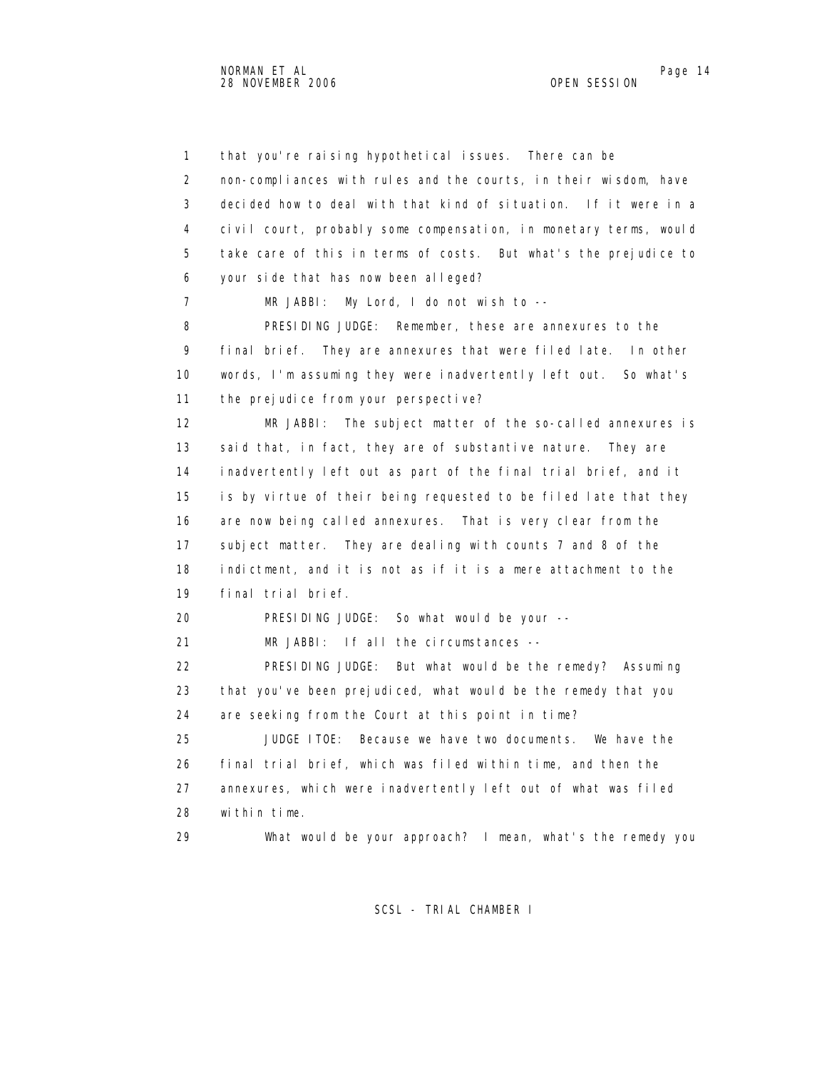1 that you're raising hypothetical issues. There can be
2 non-compliances with rules and the courts, in their wisdom, have
3 decided how to deal with that kind of situation. If it were in a
4 civil court, probably some compensation, in monetary terms, would
5 take care of this in terms of costs. But what's the prejudice to
6 your side that has now been alleged?

7 MR JABBI: My Lord, I do not wish to --

8 PRESIDING JUDGE: Remember, these are annexures to the
9 final brief. They are annexures that were filed late. In other
10 words, I'm assuming they were inadvertently left out. So what's
11 the prejudice from your perspective?

12 MR JABBI: The subject matter of the so-called annexures is
13 said that, in fact, they are of substantive nature. They are
14 inadvertently left out as part of the final trial brief, and it
15 is by virtue of their being requested to be filed late that they
16 are now being called annexures. That is very clear from the
17 subject matter. They are dealing with counts 7 and 8 of the
18 indictment, and it is not as if it is a mere attachment to the
19 final trial brief.

20 PRESIDING JUDGE: So what would be your --

21 MR JABBI: If all the circumstances --

22 PRESIDING JUDGE: But what would be the remedy? Assuming
23 that you've been prejudiced, what would be the remedy that you
24 are seeking from the Court at this point in time?

25 JUDGE ITOE: Because we have two documents. We have the
26 final trial brief, which was filed within time, and then the
27 annexures, which were inadvertently left out of what was filed
28 within time.

29 What would be your approach? I mean, what's the remedy you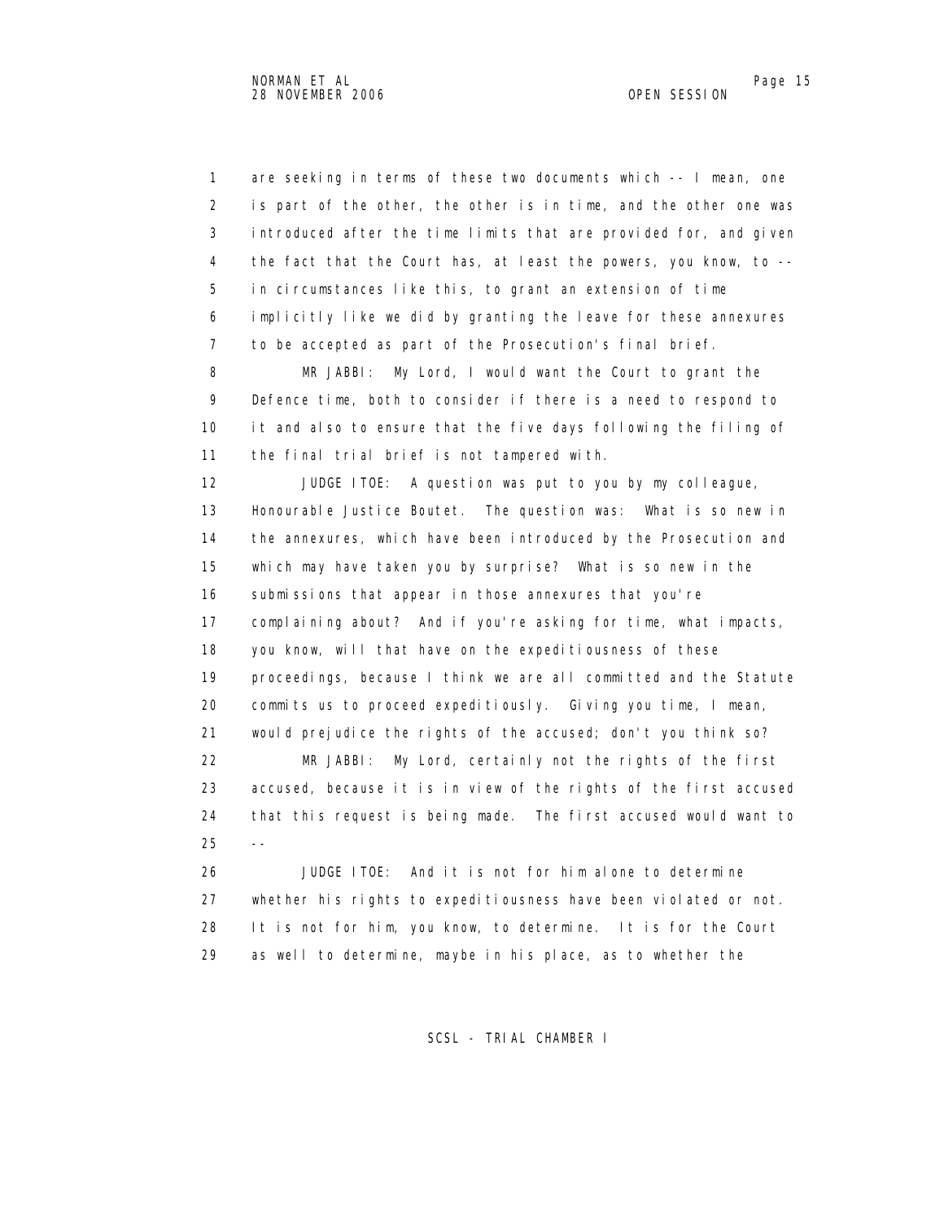are seeking in terms of these two documents which -- I mean, one is part of the other, the other is in time, and the other one was introduced after the time limits that are provided for, and given the fact that the Court has, at least the powers, you know, to -- in circumstances like this, to grant an extension of time implicitly like we did by granting the leave for these annexures to be accepted as part of the Prosecution's final brief.

MR JABBI: My Lord, I would want the Court to grant the Defence time, both to consider if there is a need to respond to it and also to ensure that the five days following the filing of the final trial brief is not tampered with.

JUDGE ITOE: A question was put to you by my colleague, Honourable Justice Boutet. The question was: What is so new in the annexures, which have been introduced by the Prosecution and which may have taken you by surprise? What is so new in the submissions that appear in those annexures that you're complaining about? And if you're asking for time, what impacts, you know, will that have on the expeditiousness of these proceedings, because I think we are all committed and the Statute commits us to proceed expeditiously. Giving you time, I mean, would prejudice the rights of the accused; don't you think so?

MR JABBI: My Lord, certainly not the rights of the first accused, because it is in view of the rights of the first accused that this request is being made. The first accused would want to --

JUDGE ITOE: And it is not for him alone to determine whether his rights to expeditiousness have been violated or not. It is not for him, you know, to determine. It is for the Court as well to determine, maybe in his place, as to whether the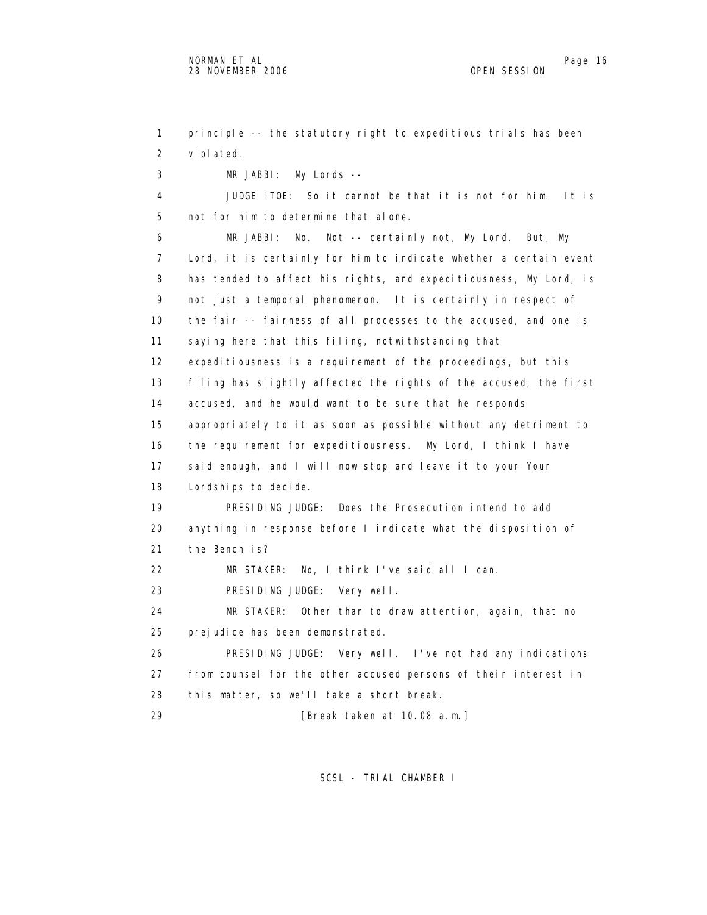1 principle -- the statutory right to expeditious trials has been
2 violated.

3 MR JABBI: My Lords --

4 JUDGE ITOE: So it cannot be that it is not for him. It is
5 not for him to determine that alone.

6 MR JABBI: No. Not -- certainly not, My Lord. But, My
7 Lord, it is certainly for him to indicate whether a certain event
8 has tended to affect his rights, and expeditiousness, My Lord, is
9 not just a temporal phenomenon. It is certainly in respect of
10 the fair -- fairness of all processes to the accused, and one is
11 saying here that this filing, notwithstanding that
12 expeditiousness is a requirement of the proceedings, but this
13 filing has slightly affected the rights of the accused, the first
14 accused, and he would want to be sure that he responds
15 appropriately to it as soon as possible without any detriment to
16 the requirement for expeditiousness. My Lord, I think I have
17 said enough, and I will now stop and leave it to your Your
18 Lordships to decide.

19 PRESIDING JUDGE: Does the Prosecution intend to add
20 anything in response before I indicate what the disposition of
21 the Bench is?

22 MR STAKER: No, I think I've said all I can.

23 PRESIDING JUDGE: Very well.

24 MR STAKER: Other than to draw attention, again, that no
25 prejudice has been demonstrated.

26 PRESIDING JUDGE: Very well. I've not had any indications
27 from counsel for the other accused persons of their interest in
28 this matter, so we'll take a short break.

29 [Break taken at 10.08 a.m.]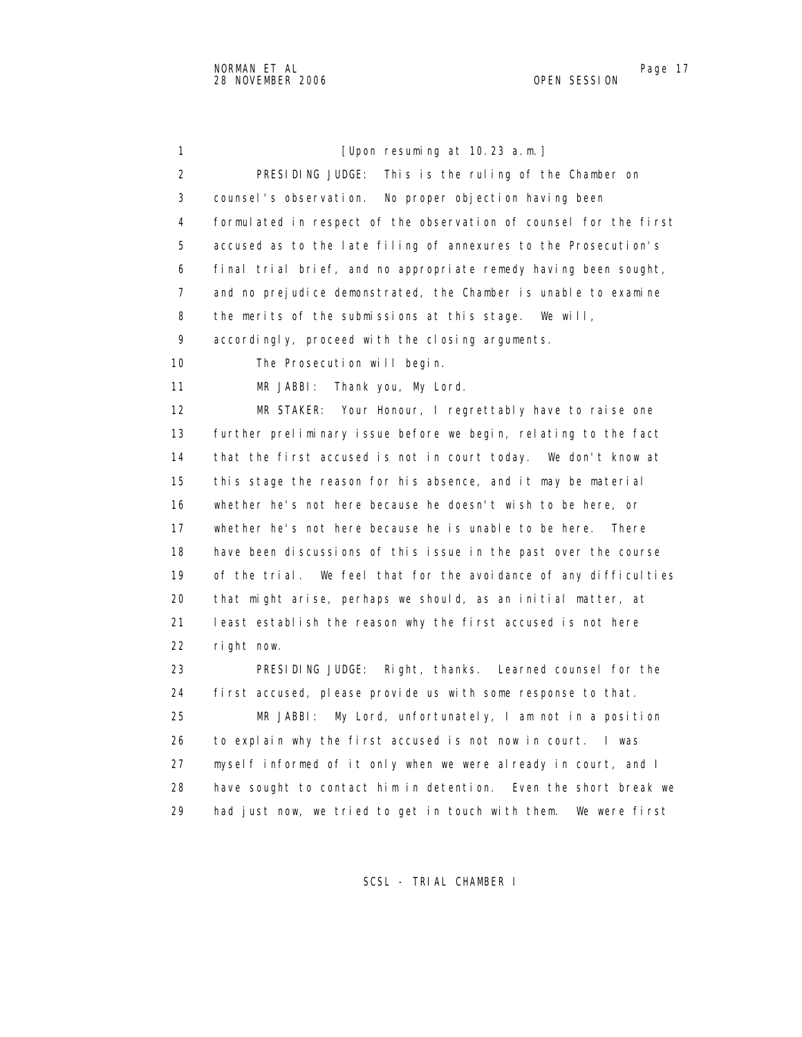[Upon resuming at 10.23 a.m.]

PRESIDING JUDGE: This is the ruling of the Chamber on counsel's observation. No proper objection having been formulated in respect of the observation of counsel for the first accused as to the late filing of annexures to the Prosecution's final trial brief, and no appropriate remedy having been sought, and no prejudice demonstrated, the Chamber is unable to examine the merits of the submissions at this stage. We will, accordingly, proceed with the closing arguments.

The Prosecution will begin.

MR JABBI: Thank you, My Lord.

MR STAKER: Your Honour, I regrettably have to raise one further preliminary issue before we begin, relating to the fact that the first accused is not in court today. We don't know at this stage the reason for his absence, and it may be material whether he's not here because he doesn't wish to be here, or whether he's not here because he is unable to be here. There have been discussions of this issue in the past over the course of the trial. We feel that for the avoidance of any difficulties that might arise, perhaps we should, as an initial matter, at least establish the reason why the first accused is not here right now.

PRESIDING JUDGE: Right, thanks. Learned counsel for the first accused, please provide us with some response to that.

MR JABBI: My Lord, unfortunately, I am not in a position to explain why the first accused is not now in court. I was myself informed of it only when we were already in court, and I have sought to contact him in detention. Even the short break we had just now, we tried to get in touch with them. We were first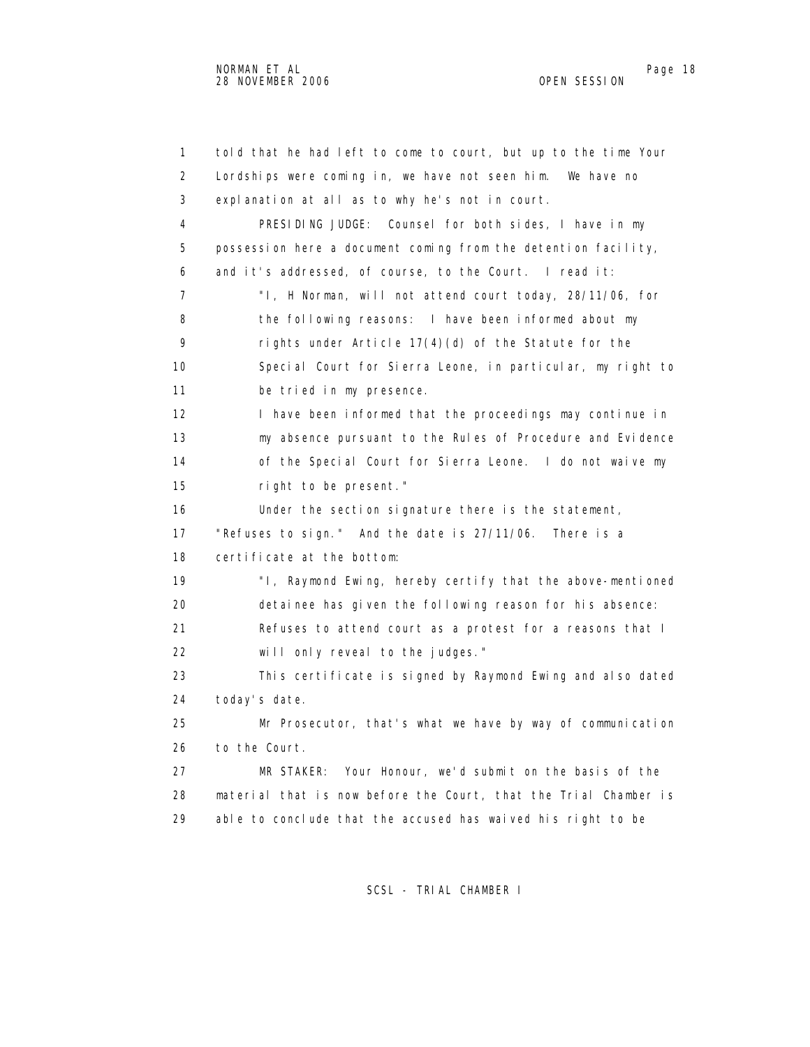told that he had left to come to court, but up to the time Your Lordships were coming in, we have not seen him. We have no explanation at all as to why he's not in court.

PRESIDING JUDGE: Counsel for both sides, I have in my possession here a document coming from the detention facility, and it's addressed, of course, to the Court. I read it:

> "I, H Norman, will not attend court today, 28/11/06, for the following reasons: I have been informed about my rights under Article 17(4)(d) of the Statute for the Special Court for Sierra Leone, in particular, my right to be tried in my presence.
>
> I have been informed that the proceedings may continue in my absence pursuant to the Rules of Procedure and Evidence of the Special Court for Sierra Leone. I do not waive my right to be present."

Under the section signature there is the statement, "Refuses to sign." And the date is 27/11/06. There is a certificate at the bottom:

> "I, Raymond Ewing, hereby certify that the above-mentioned detainee has given the following reason for his absence: Refuses to attend court as a protest for a reasons that I will only reveal to the judges."

This certificate is signed by Raymond Ewing and also dated today's date.

Mr Prosecutor, that's what we have by way of communication to the Court.

MR STAKER: Your Honour, we'd submit on the basis of the material that is now before the Court, that the Trial Chamber is able to conclude that the accused has waived his right to be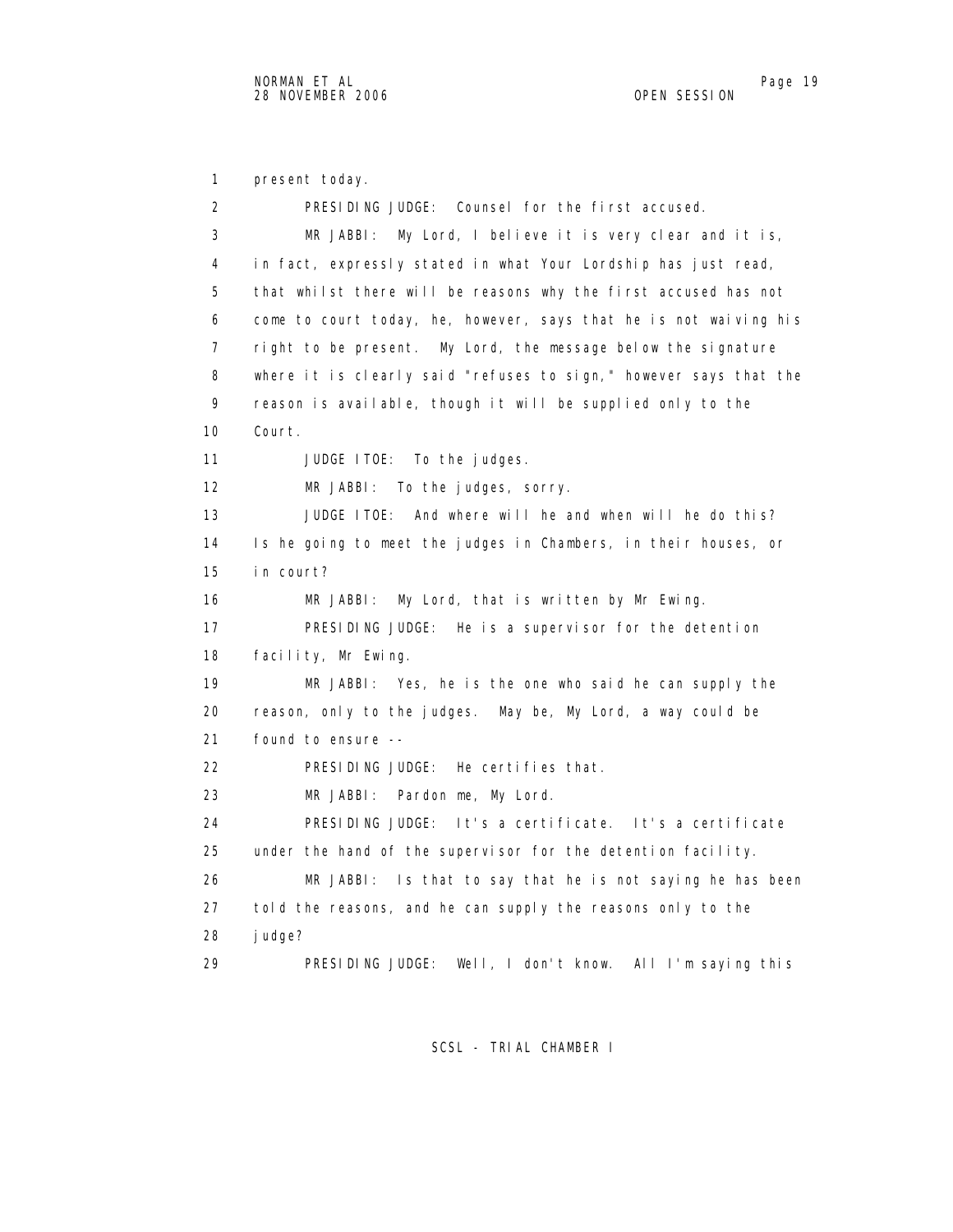1 present today.

2 PRESIDING JUDGE: Counsel for the first accused.

3 MR JABBI: My Lord, I believe it is very clear and it is,

4 in fact, expressly stated in what Your Lordship has just read,

5 that whilst there will be reasons why the first accused has not

6 come to court today, he, however, says that he is not waiving his

7 right to be present. My Lord, the message below the signature

8 where it is clearly said "refuses to sign," however says that the

9 reason is available, though it will be supplied only to the

10 Court.

11 JUDGE ITOE: To the judges.

12 MR JABBI: To the judges, sorry.

13 JUDGE ITOE: And where will he and when will he do this?

14 Is he going to meet the judges in Chambers, in their houses, or

15 in court?

16 MR JABBI: My Lord, that is written by Mr Ewing.

17 PRESIDING JUDGE: He is a supervisor for the detention

18 facility, Mr Ewing.

19 MR JABBI: Yes, he is the one who said he can supply the

20 reason, only to the judges. May be, My Lord, a way could be

21 found to ensure --

22 PRESIDING JUDGE: He certifies that.

23 MR JABBI: Pardon me, My Lord.

24 PRESIDING JUDGE: It's a certificate. It's a certificate

25 under the hand of the supervisor for the detention facility.

26 MR JABBI: Is that to say that he is not saying he has been

27 told the reasons, and he can supply the reasons only to the

28 judge?

29 PRESIDING JUDGE: Well, I don't know. All I'm saying this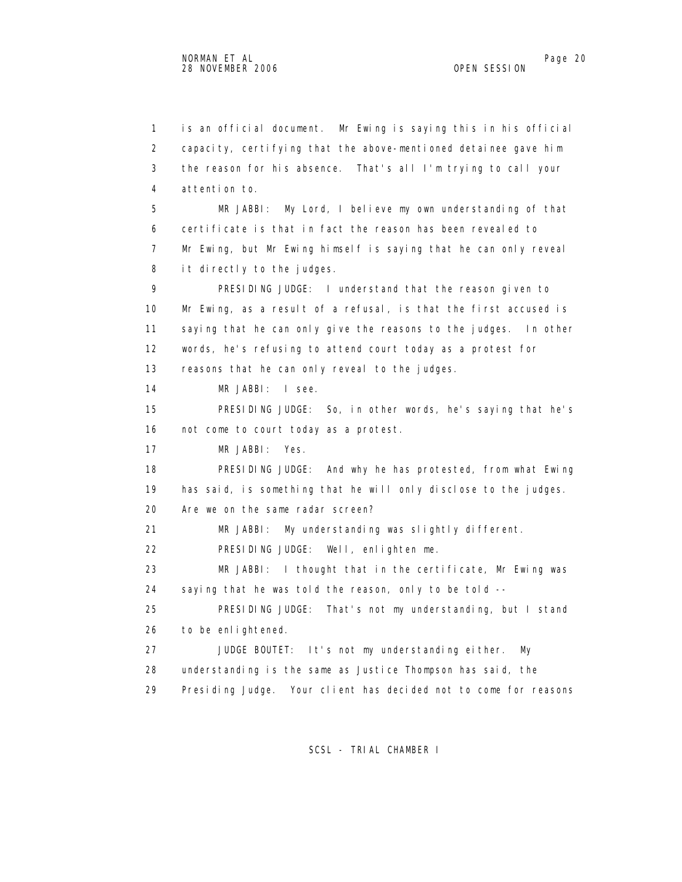1 is an official document. Mr Ewing is saying this in his official
2 capacity, certifying that the above-mentioned detainee gave him
3 the reason for his absence. That's all I'm trying to call your
4 attention to.

5 MR JABBI: My Lord, I believe my own understanding of that
6 certificate is that in fact the reason has been revealed to
7 Mr Ewing, but Mr Ewing himself is saying that he can only reveal
8 it directly to the judges.

9 PRESIDING JUDGE: I understand that the reason given to
10 Mr Ewing, as a result of a refusal, is that the first accused is
11 saying that he can only give the reasons to the judges. In other
12 words, he's refusing to attend court today as a protest for
13 reasons that he can only reveal to the judges.

14 MR JABBI: I see.

15 PRESIDING JUDGE: So, in other words, he's saying that he's
16 not come to court today as a protest.

17 MR JABBI: Yes.

18 PRESIDING JUDGE: And why he has protested, from what Ewing
19 has said, is something that he will only disclose to the judges.
20 Are we on the same radar screen?

21 MR JABBI: My understanding was slightly different.

22 PRESIDING JUDGE: Well, enlighten me.

23 MR JABBI: I thought that in the certificate, Mr Ewing was
24 saying that he was told the reason, only to be told --

25 PRESIDING JUDGE: That's not my understanding, but I stand
26 to be enlightened.

27 JUDGE BOUTET: It's not my understanding either. My
28 understanding is the same as Justice Thompson has said, the
29 Presiding Judge. Your client has decided not to come for reasons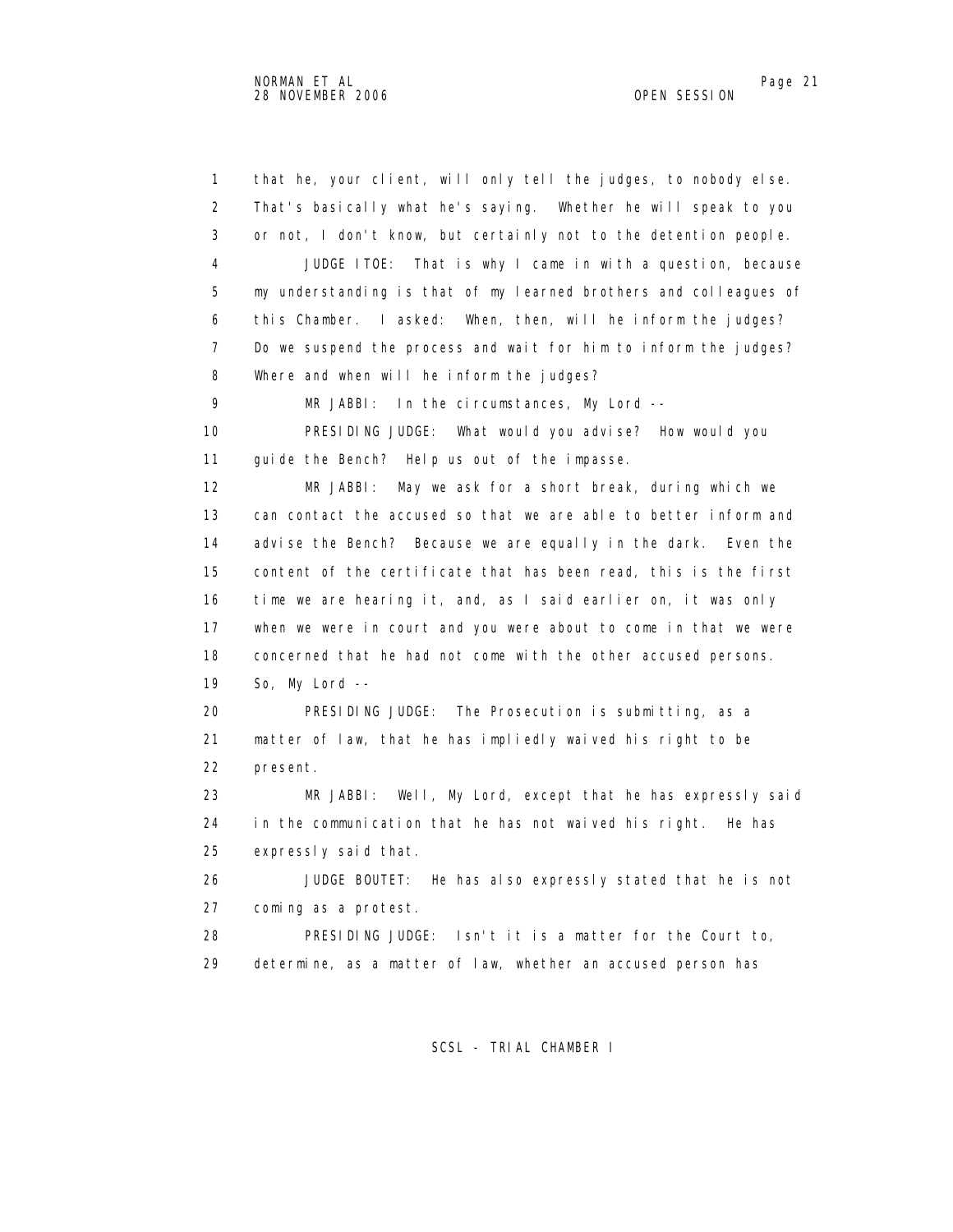1 that he, your client, will only tell the judges, to nobody else.
2 That's basically what he's saying. Whether he will speak to you
3 or not, I don't know, but certainly not to the detention people.
4 JUDGE ITOE: That is why I came in with a question, because
5 my understanding is that of my learned brothers and colleagues of
6 this Chamber. I asked: When, then, will he inform the judges?
7 Do we suspend the process and wait for him to inform the judges?
8 Where and when will he inform the judges?
9 MR JABBI: In the circumstances, My Lord --
10 PRESIDING JUDGE: What would you advise? How would you
11 guide the Bench? Help us out of the impasse.
12 MR JABBI: May we ask for a short break, during which we
13 can contact the accused so that we are able to better inform and
14 advise the Bench? Because we are equally in the dark. Even the
15 content of the certificate that has been read, this is the first
16 time we are hearing it, and, as I said earlier on, it was only
17 when we were in court and you were about to come in that we were
18 concerned that he had not come with the other accused persons.
19 So, My Lord --
20 PRESIDING JUDGE: The Prosecution is submitting, as a
21 matter of law, that he has impliedly waived his right to be
22 present.
23 MR JABBI: Well, My Lord, except that he has expressly said
24 in the communication that he has not waived his right. He has
25 expressly said that.
26 JUDGE BOUTET: He has also expressly stated that he is not
27 coming as a protest.
28 PRESIDING JUDGE: Isn't it is a matter for the Court to,
29 determine, as a matter of law, whether an accused person has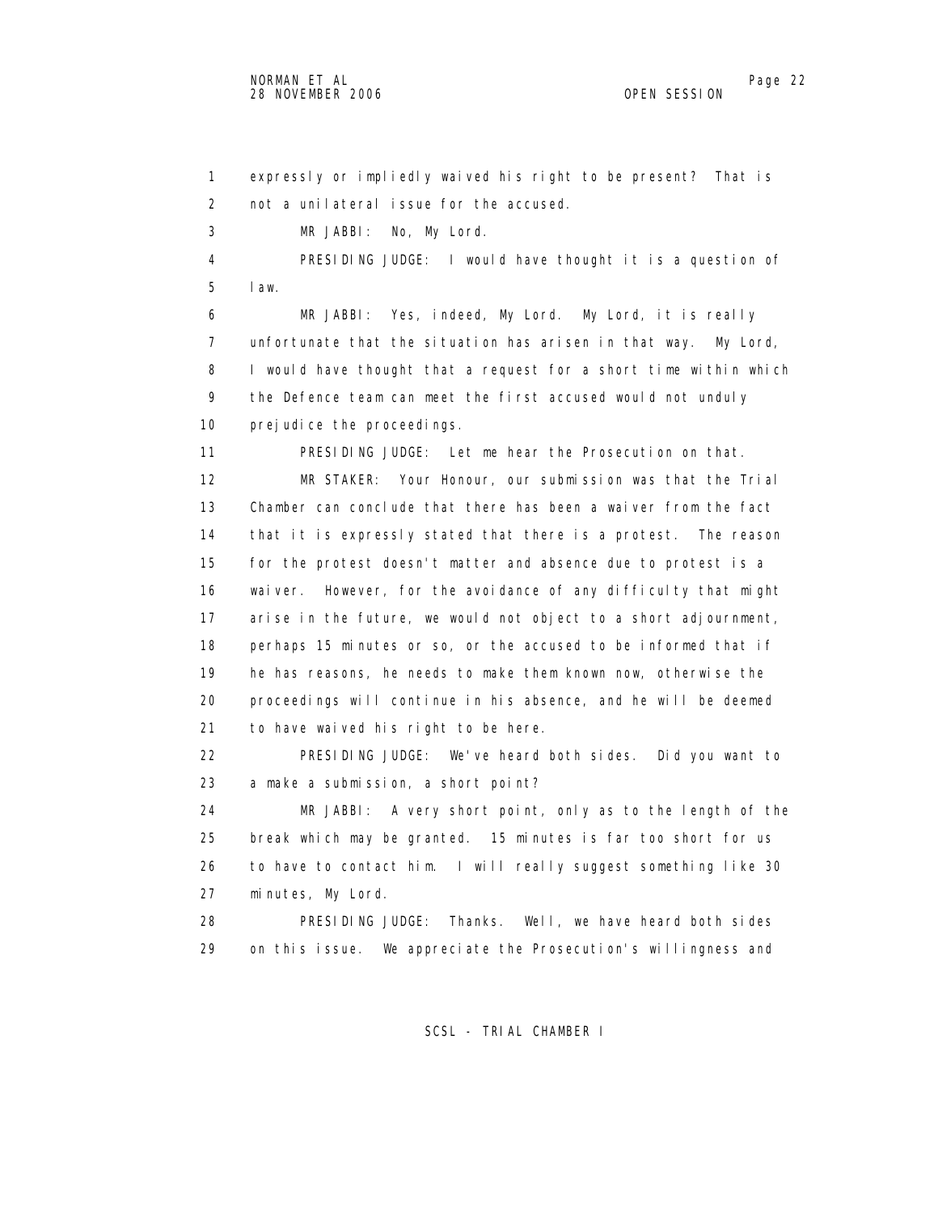1 expressly or impliedly waived his right to be present? That is
2 not a unilateral issue for the accused.
3 MR JABBI: No, My Lord.
4 PRESIDING JUDGE: I would have thought it is a question of
5 law.
6 MR JABBI: Yes, indeed, My Lord. My Lord, it is really
7 unfortunate that the situation has arisen in that way. My Lord,
8 I would have thought that a request for a short time within which
9 the Defence team can meet the first accused would not unduly
10 prejudice the proceedings.
11 PRESIDING JUDGE: Let me hear the Prosecution on that.
12 MR STAKER: Your Honour, our submission was that the Trial
13 Chamber can conclude that there has been a waiver from the fact
14 that it is expressly stated that there is a protest. The reason
15 for the protest doesn't matter and absence due to protest is a
16 waiver. However, for the avoidance of any difficulty that might
17 arise in the future, we would not object to a short adjournment,
18 perhaps 15 minutes or so, or the accused to be informed that if
19 he has reasons, he needs to make them known now, otherwise the
20 proceedings will continue in his absence, and he will be deemed
21 to have waived his right to be here.
22 PRESIDING JUDGE: We've heard both sides. Did you want to
23 a make a submission, a short point?
24 MR JABBI: A very short point, only as to the length of the
25 break which may be granted. 15 minutes is far too short for us
26 to have to contact him. I will really suggest something like 30
27 minutes, My Lord.
28 PRESIDING JUDGE: Thanks. Well, we have heard both sides
29 on this issue. We appreciate the Prosecution's willingness and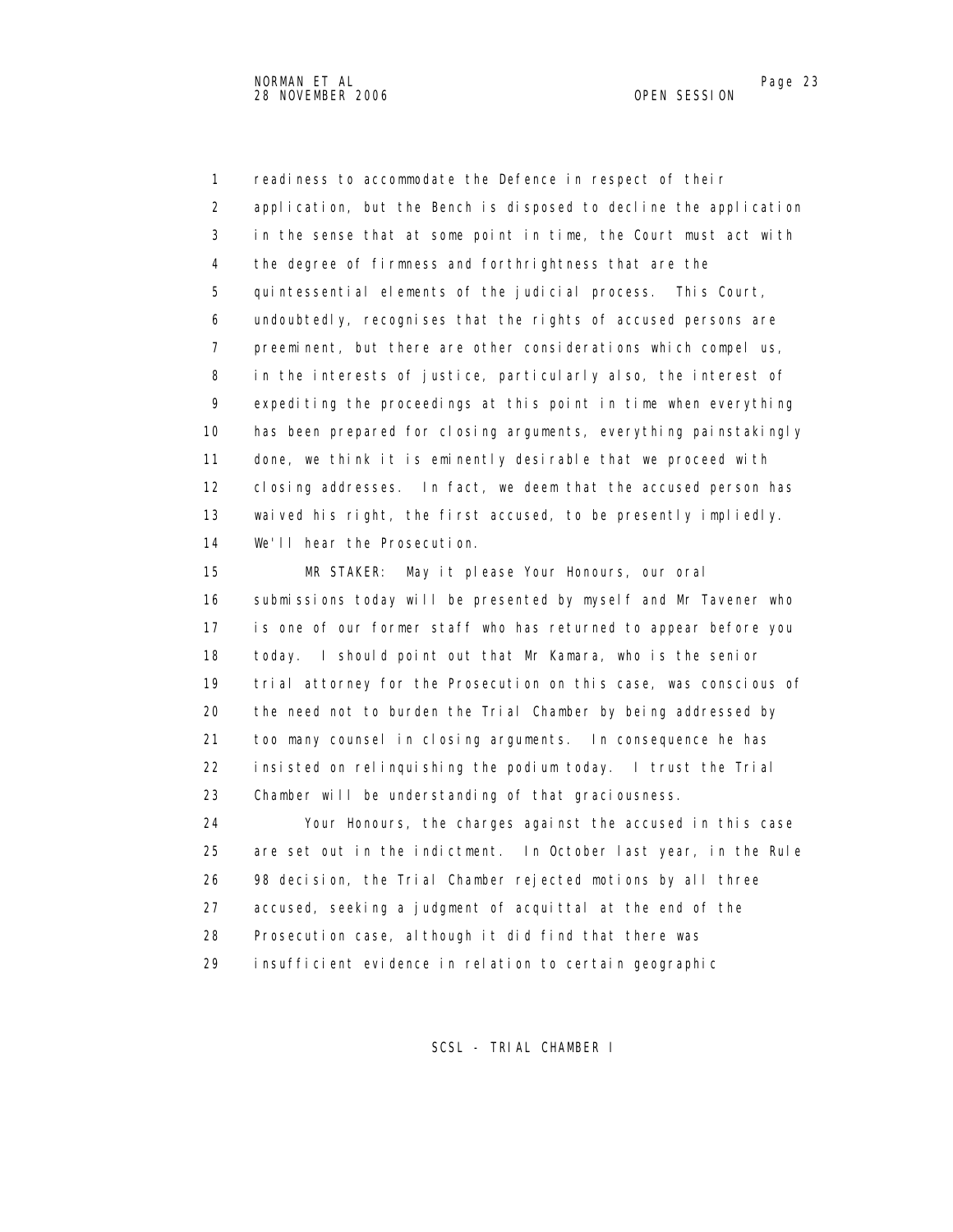1 readiness to accommodate the Defence in respect of their
2 application, but the Bench is disposed to decline the application
3 in the sense that at some point in time, the Court must act with
4 the degree of firmness and forthrightness that are the
5 quintessential elements of the judicial process. This Court,
6 undoubtedly, recognises that the rights of accused persons are
7 preeminent, but there are other considerations which compel us,
8 in the interests of justice, particularly also, the interest of
9 expediting the proceedings at this point in time when everything
10 has been prepared for closing arguments, everything painstakingly
11 done, we think it is eminently desirable that we proceed with
12 closing addresses. In fact, we deem that the accused person has
13 waived his right, the first accused, to be presently impliedly.
14 We'll hear the Prosecution.

15 MR STAKER: May it please Your Honours, our oral
16 submissions today will be presented by myself and Mr Tavener who
17 is one of our former staff who has returned to appear before you
18 today. I should point out that Mr Kamara, who is the senior
19 trial attorney for the Prosecution on this case, was conscious of
20 the need not to burden the Trial Chamber by being addressed by
21 too many counsel in closing arguments. In consequence he has
22 insisted on relinquishing the podium today. I trust the Trial
23 Chamber will be understanding of that graciousness.

24 Your Honours, the charges against the accused in this case
25 are set out in the indictment. In October last year, in the Rule
26 98 decision, the Trial Chamber rejected motions by all three
27 accused, seeking a judgment of acquittal at the end of the
28 Prosecution case, although it did find that there was
29 insufficient evidence in relation to certain geographic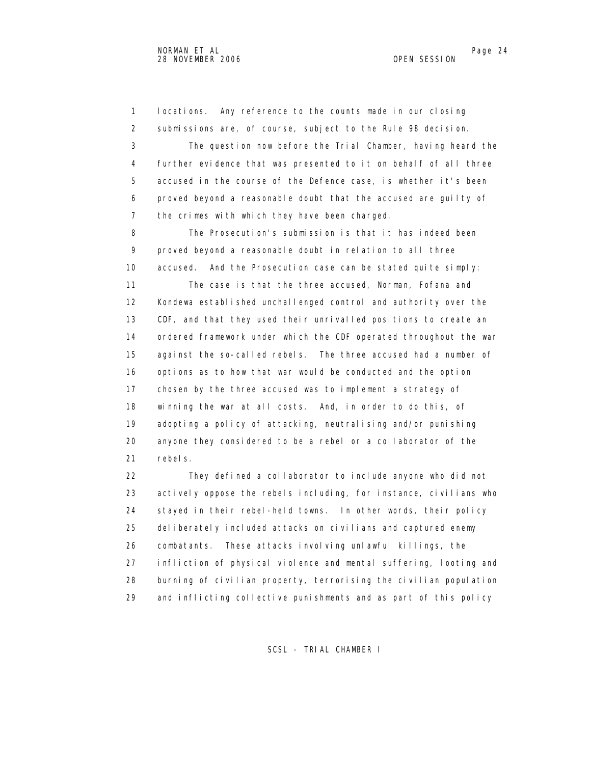locations. Any reference to the counts made in our closing submissions are, of course, subject to the Rule 98 decision.

The question now before the Trial Chamber, having heard the further evidence that was presented to it on behalf of all three accused in the course of the Defence case, is whether it's been proved beyond a reasonable doubt that the accused are guilty of the crimes with which they have been charged.

The Prosecution's submission is that it has indeed been proved beyond a reasonable doubt in relation to all three accused. And the Prosecution case can be stated quite simply:

The case is that the three accused, Norman, Fofana and Kondewa established unchallenged control and authority over the CDF, and that they used their unrivalled positions to create an ordered framework under which the CDF operated throughout the war against the so-called rebels. The three accused had a number of options as to how that war would be conducted and the option chosen by the three accused was to implement a strategy of winning the war at all costs. And, in order to do this, of adopting a policy of attacking, neutralising and/or punishing anyone they considered to be a rebel or a collaborator of the rebels.

They defined a collaborator to include anyone who did not actively oppose the rebels including, for instance, civilians who stayed in their rebel-held towns. In other words, their policy deliberately included attacks on civilians and captured enemy combatants. These attacks involving unlawful killings, the infliction of physical violence and mental suffering, looting and burning of civilian property, terrorising the civilian population and inflicting collective punishments and as part of this policy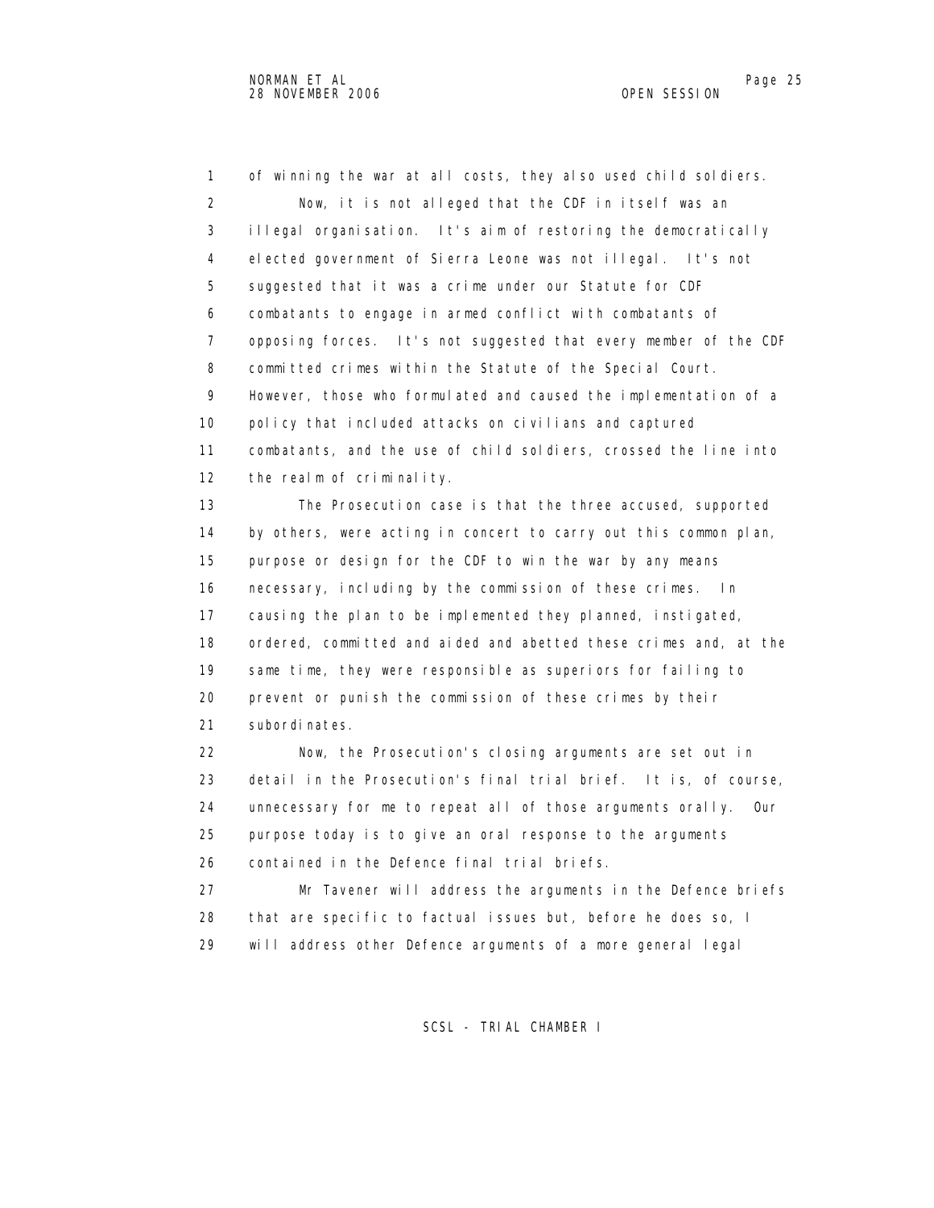of winning the war at all costs, they also used child soldiers.

Now, it is not alleged that the CDF in itself was an illegal organisation. It's aim of restoring the democratically elected government of Sierra Leone was not illegal. It's not suggested that it was a crime under our Statute for CDF combatants to engage in armed conflict with combatants of opposing forces. It's not suggested that every member of the CDF committed crimes within the Statute of the Special Court. However, those who formulated and caused the implementation of a policy that included attacks on civilians and captured combatants, and the use of child soldiers, crossed the line into the realm of criminality.

The Prosecution case is that the three accused, supported by others, were acting in concert to carry out this common plan, purpose or design for the CDF to win the war by any means necessary, including by the commission of these crimes. In causing the plan to be implemented they planned, instigated, ordered, committed and aided and abetted these crimes and, at the same time, they were responsible as superiors for failing to prevent or punish the commission of these crimes by their subordinates.

Now, the Prosecution's closing arguments are set out in detail in the Prosecution's final trial brief. It is, of course, unnecessary for me to repeat all of those arguments orally. Our purpose today is to give an oral response to the arguments contained in the Defence final trial briefs.

Mr Tavener will address the arguments in the Defence briefs that are specific to factual issues but, before he does so, I will address other Defence arguments of a more general legal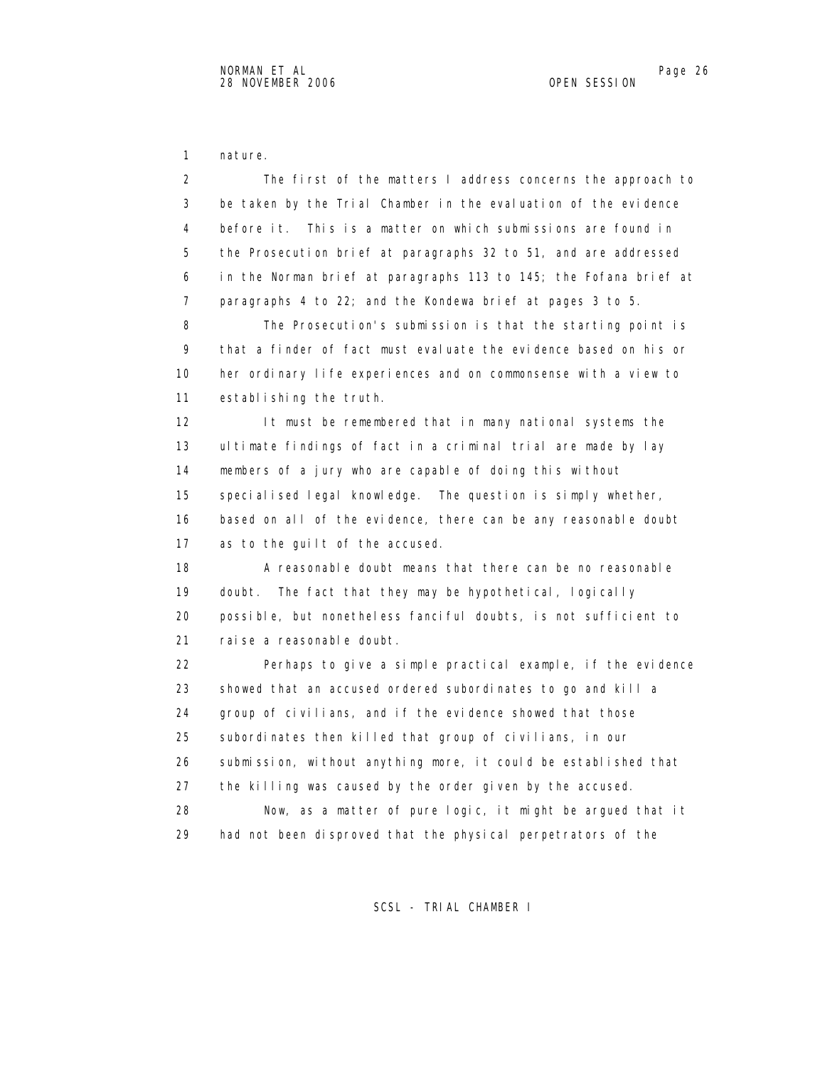nature.

The first of the matters I address concerns the approach to be taken by the Trial Chamber in the evaluation of the evidence before it. This is a matter on which submissions are found in the Prosecution brief at paragraphs 32 to 51, and are addressed in the Norman brief at paragraphs 113 to 145; the Fofana brief at paragraphs 4 to 22; and the Kondewa brief at pages 3 to 5.

The Prosecution's submission is that the starting point is that a finder of fact must evaluate the evidence based on his or her ordinary life experiences and on commonsense with a view to establishing the truth.

It must be remembered that in many national systems the ultimate findings of fact in a criminal trial are made by lay members of a jury who are capable of doing this without specialised legal knowledge. The question is simply whether, based on all of the evidence, there can be any reasonable doubt as to the guilt of the accused.

A reasonable doubt means that there can be no reasonable doubt. The fact that they may be hypothetical, logically possible, but nonetheless fanciful doubts, is not sufficient to raise a reasonable doubt.

Perhaps to give a simple practical example, if the evidence showed that an accused ordered subordinates to go and kill a group of civilians, and if the evidence showed that those subordinates then killed that group of civilians, in our submission, without anything more, it could be established that the killing was caused by the order given by the accused.

Now, as a matter of pure logic, it might be argued that it had not been disproved that the physical perpetrators of the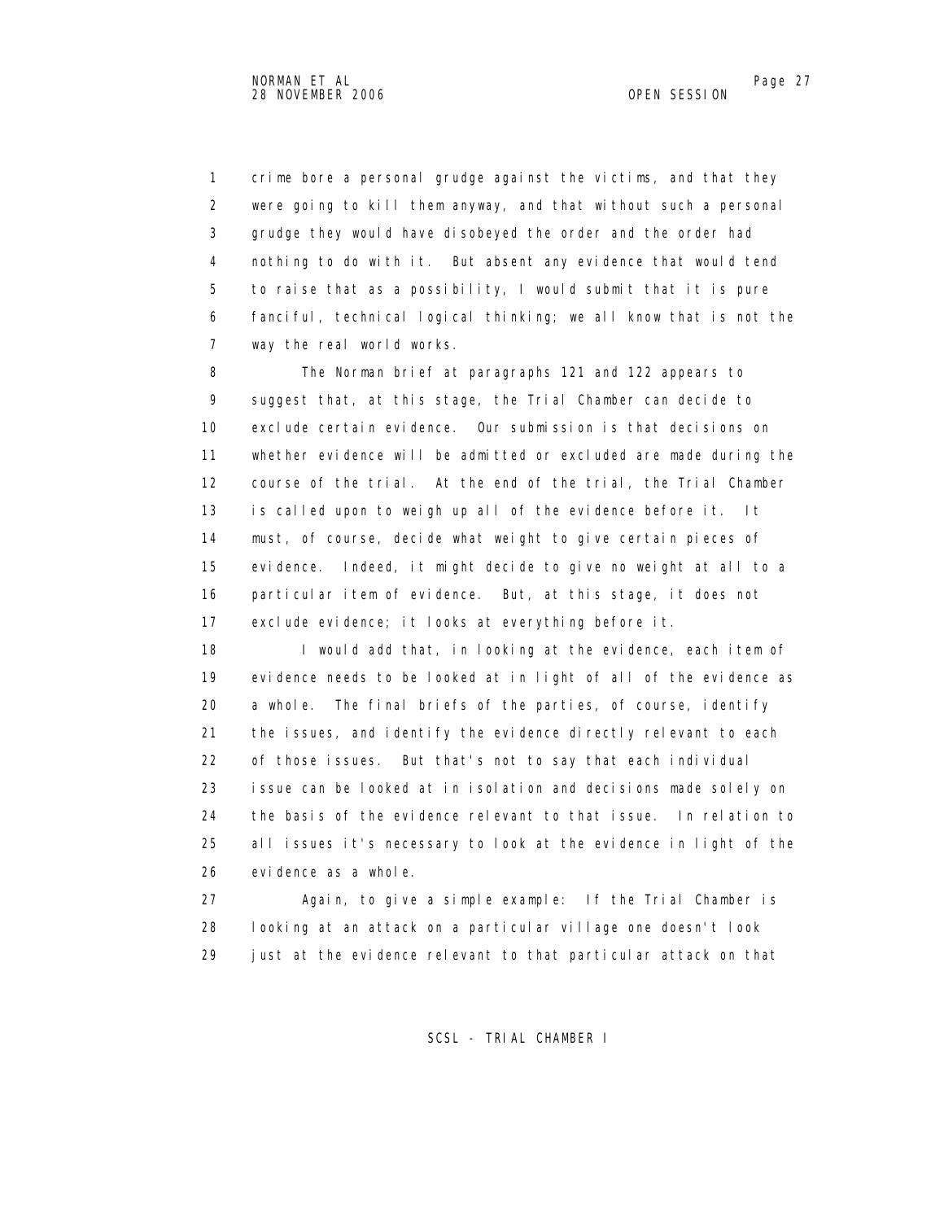crime bore a personal grudge against the victims, and that they were going to kill them anyway, and that without such a personal grudge they would have disobeyed the order and the order had nothing to do with it. But absent any evidence that would tend to raise that as a possibility, I would submit that it is pure fanciful, technical logical thinking; we all know that is not the way the real world works.

The Norman brief at paragraphs 121 and 122 appears to suggest that, at this stage, the Trial Chamber can decide to exclude certain evidence. Our submission is that decisions on whether evidence will be admitted or excluded are made during the course of the trial. At the end of the trial, the Trial Chamber is called upon to weigh up all of the evidence before it. It must, of course, decide what weight to give certain pieces of evidence. Indeed, it might decide to give no weight at all to a particular item of evidence. But, at this stage, it does not exclude evidence; it looks at everything before it.

I would add that, in looking at the evidence, each item of evidence needs to be looked at in light of all of the evidence as a whole. The final briefs of the parties, of course, identify the issues, and identify the evidence directly relevant to each of those issues. But that's not to say that each individual issue can be looked at in isolation and decisions made solely on the basis of the evidence relevant to that issue. In relation to all issues it's necessary to look at the evidence in light of the evidence as a whole.

Again, to give a simple example: If the Trial Chamber is looking at an attack on a particular village one doesn't look just at the evidence relevant to that particular attack on that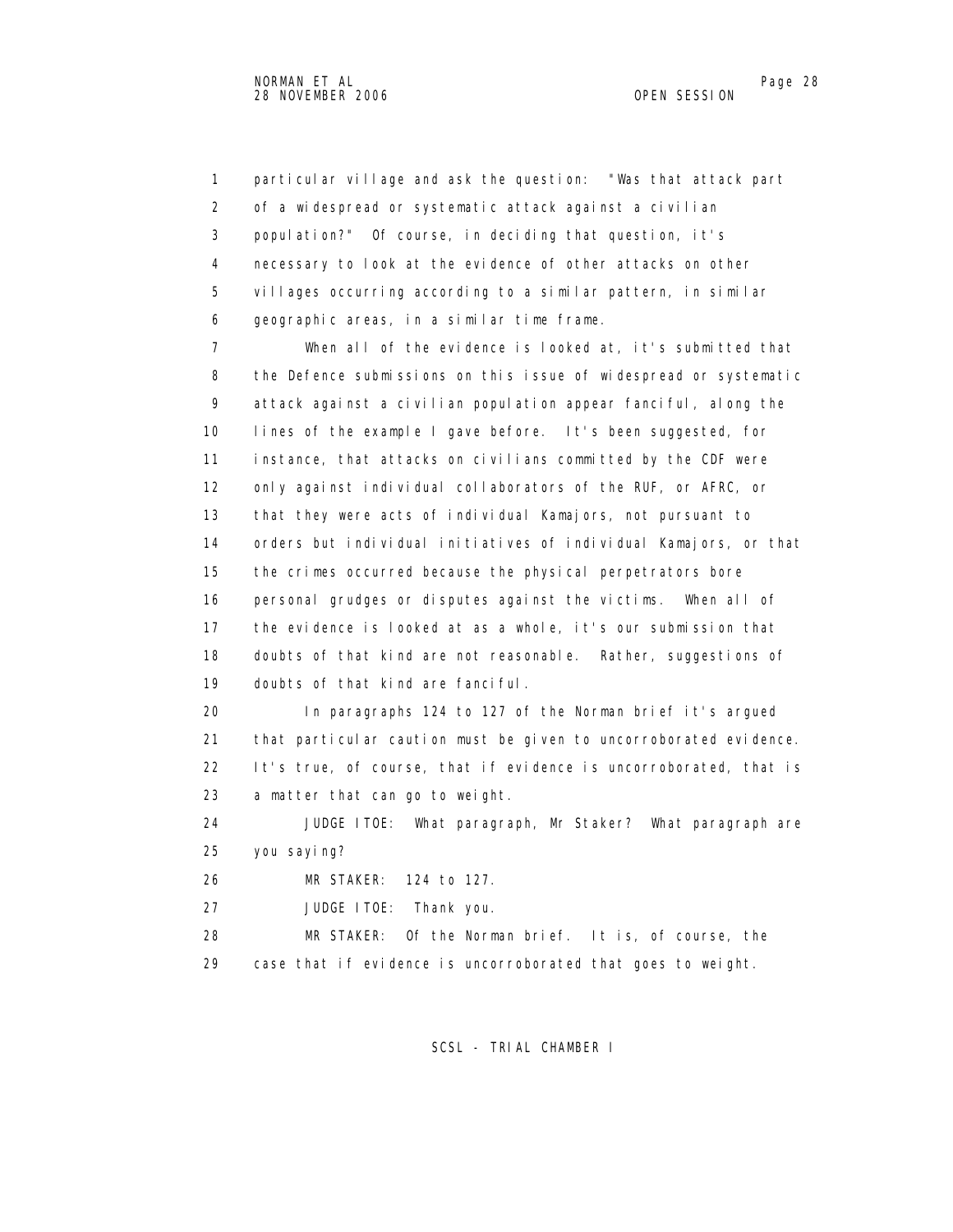particular village and ask the question: "Was that attack part of a widespread or systematic attack against a civilian population?" Of course, in deciding that question, it's necessary to look at the evidence of other attacks on other villages occurring according to a similar pattern, in similar geographic areas, in a similar time frame.

When all of the evidence is looked at, it's submitted that the Defence submissions on this issue of widespread or systematic attack against a civilian population appear fanciful, along the lines of the example I gave before. It's been suggested, for instance, that attacks on civilians committed by the CDF were only against individual collaborators of the RUF, or AFRC, or that they were acts of individual Kamajors, not pursuant to orders but individual initiatives of individual Kamajors, or that the crimes occurred because the physical perpetrators bore personal grudges or disputes against the victims. When all of the evidence is looked at as a whole, it's our submission that doubts of that kind are not reasonable. Rather, suggestions of doubts of that kind are fanciful.

In paragraphs 124 to 127 of the Norman brief it's argued that particular caution must be given to uncorroborated evidence. It's true, of course, that if evidence is uncorroborated, that is a matter that can go to weight.

JUDGE ITOE: What paragraph, Mr Staker? What paragraph are you saying?

MR STAKER: 124 to 127.

JUDGE ITOE: Thank you.

MR STAKER: Of the Norman brief. It is, of course, the case that if evidence is uncorroborated that goes to weight.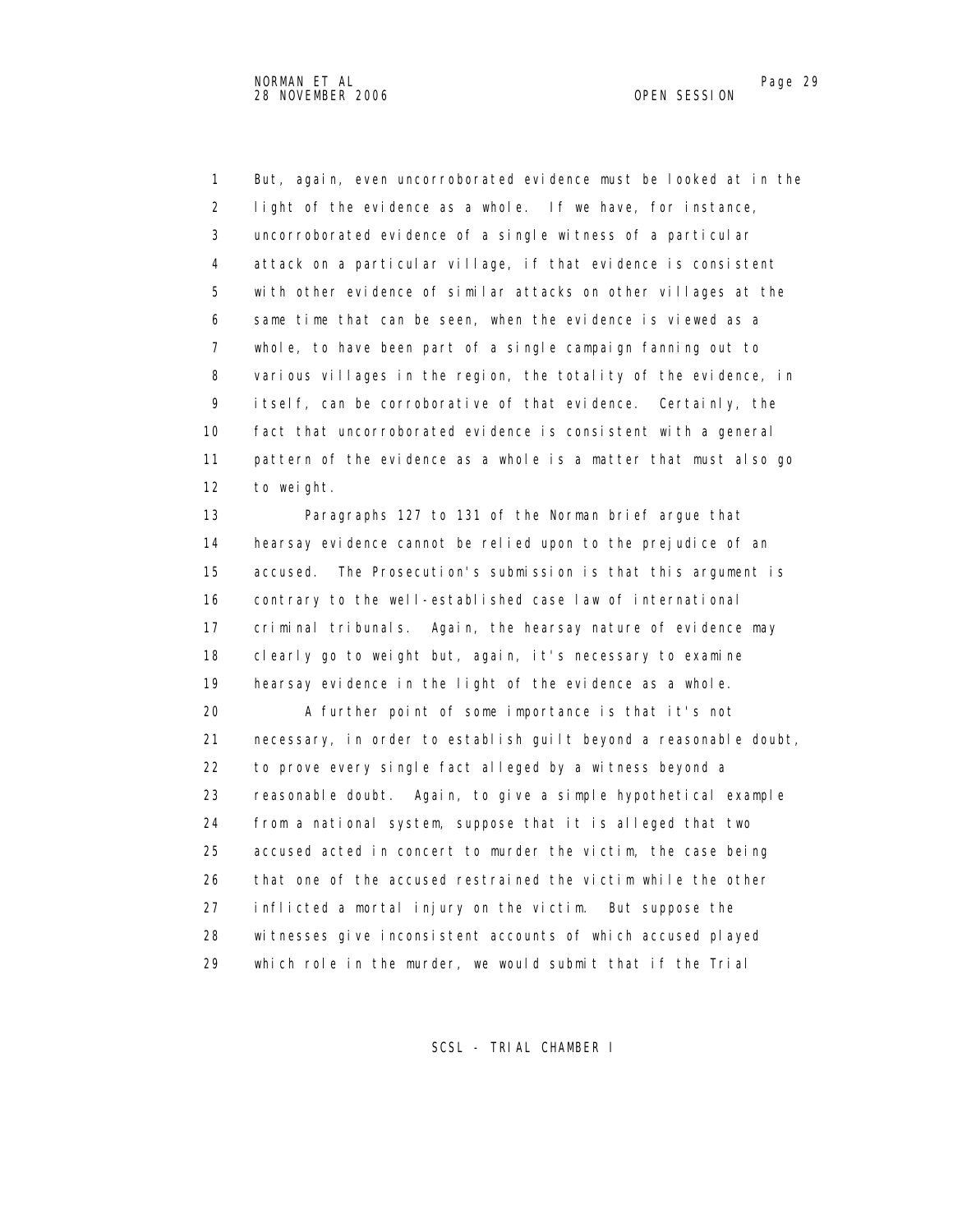But, again, even uncorroborated evidence must be looked at in the light of the evidence as a whole. If we have, for instance, uncorroborated evidence of a single witness of a particular attack on a particular village, if that evidence is consistent with other evidence of similar attacks on other villages at the same time that can be seen, when the evidence is viewed as a whole, to have been part of a single campaign fanning out to various villages in the region, the totality of the evidence, in itself, can be corroborative of that evidence. Certainly, the fact that uncorroborated evidence is consistent with a general pattern of the evidence as a whole is a matter that must also go to weight.

Paragraphs 127 to 131 of the Norman brief argue that hearsay evidence cannot be relied upon to the prejudice of an accused. The Prosecution's submission is that this argument is contrary to the well-established case law of international criminal tribunals. Again, the hearsay nature of evidence may clearly go to weight but, again, it's necessary to examine hearsay evidence in the light of the evidence as a whole.

A further point of some importance is that it's not necessary, in order to establish guilt beyond a reasonable doubt, to prove every single fact alleged by a witness beyond a reasonable doubt. Again, to give a simple hypothetical example from a national system, suppose that it is alleged that two accused acted in concert to murder the victim, the case being that one of the accused restrained the victim while the other inflicted a mortal injury on the victim. But suppose the witnesses give inconsistent accounts of which accused played which role in the murder, we would submit that if the Trial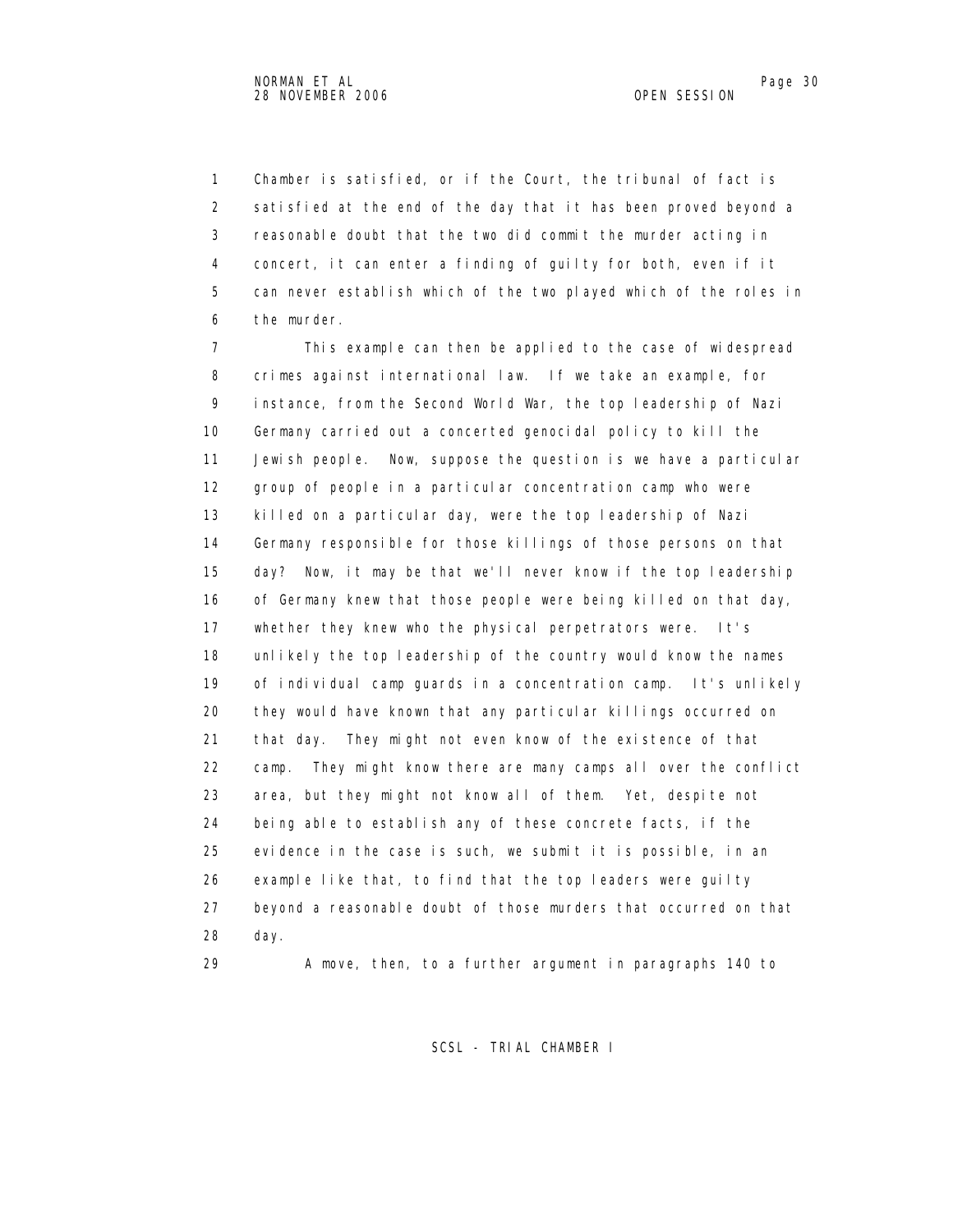Chamber is satisfied, or if the Court, the tribunal of fact is satisfied at the end of the day that it has been proved beyond a reasonable doubt that the two did commit the murder acting in concert, it can enter a finding of guilty for both, even if it can never establish which of the two played which of the roles in the murder.

This example can then be applied to the case of widespread crimes against international law. If we take an example, for instance, from the Second World War, the top leadership of Nazi Germany carried out a concerted genocidal policy to kill the Jewish people. Now, suppose the question is we have a particular group of people in a particular concentration camp who were killed on a particular day, were the top leadership of Nazi Germany responsible for those killings of those persons on that day? Now, it may be that we'll never know if the top leadership of Germany knew that those people were being killed on that day, whether they knew who the physical perpetrators were. It's unlikely the top leadership of the country would know the names of individual camp guards in a concentration camp. It's unlikely they would have known that any particular killings occurred on that day. They might not even know of the existence of that camp. They might know there are many camps all over the conflict area, but they might not know all of them. Yet, despite not being able to establish any of these concrete facts, if the evidence in the case is such, we submit it is possible, in an example like that, to find that the top leaders were guilty beyond a reasonable doubt of those murders that occurred on that day.

A move, then, to a further argument in paragraphs 140 to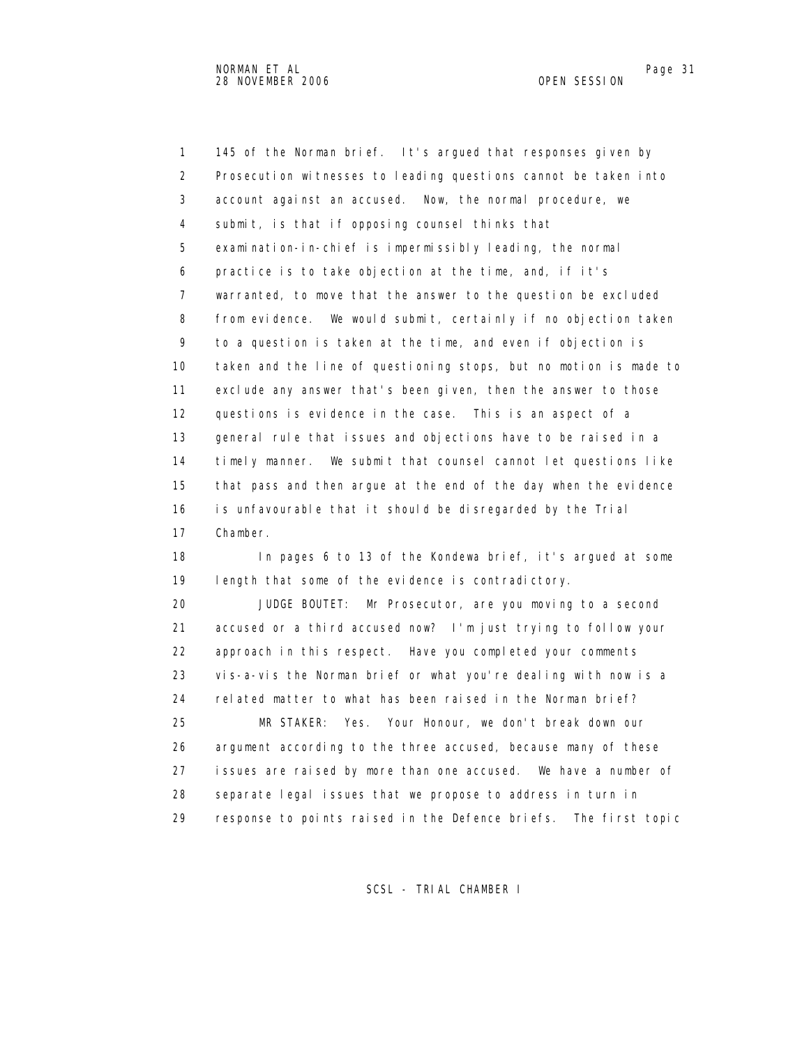1 145 of the Norman brief. It's argued that responses given by
2 Prosecution witnesses to leading questions cannot be taken into
3 account against an accused. Now, the normal procedure, we
4 submit, is that if opposing counsel thinks that
5 examination-in-chief is impermissibly leading, the normal
6 practice is to take objection at the time, and, if it's
7 warranted, to move that the answer to the question be excluded
8 from evidence. We would submit, certainly if no objection taken
9 to a question is taken at the time, and even if objection is
10 taken and the line of questioning stops, but no motion is made to
11 exclude any answer that's been given, then the answer to those
12 questions is evidence in the case. This is an aspect of a
13 general rule that issues and objections have to be raised in a
14 timely manner. We submit that counsel cannot let questions like
15 that pass and then argue at the end of the day when the evidence
16 is unfavourable that it should be disregarded by the Trial
17 Chamber.

18 In pages 6 to 13 of the Kondewa brief, it's argued at some
19 length that some of the evidence is contradictory.

20 JUDGE BOUTET: Mr Prosecutor, are you moving to a second
21 accused or a third accused now? I'm just trying to follow your
22 approach in this respect. Have you completed your comments
23 vis-a-vis the Norman brief or what you're dealing with now is a
24 related matter to what has been raised in the Norman brief?

25 MR STAKER: Yes. Your Honour, we don't break down our
26 argument according to the three accused, because many of these
27 issues are raised by more than one accused. We have a number of
28 separate legal issues that we propose to address in turn in
29 response to points raised in the Defence briefs. The first topic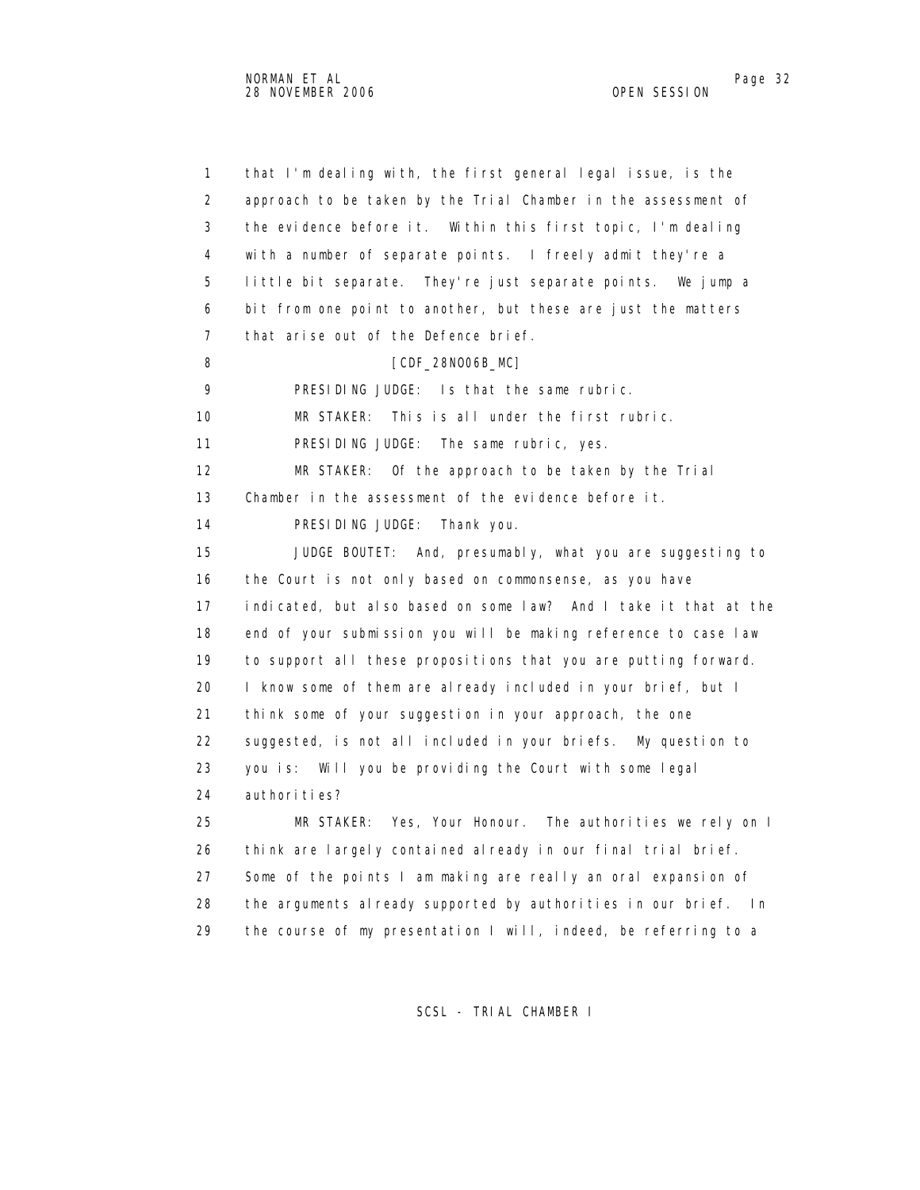1 that I'm dealing with, the first general legal issue, is the
2 approach to be taken by the Trial Chamber in the assessment of
3 the evidence before it. Within this first topic, I'm dealing
4 with a number of separate points. I freely admit they're a
5 little bit separate. They're just separate points. We jump a
6 bit from one point to another, but these are just the matters
7 that arise out of the Defence brief.

8 [CDF_28NO06B_MC]

9 PRESIDING JUDGE: Is that the same rubric.

10 MR STAKER: This is all under the first rubric.

11 PRESIDING JUDGE: The same rubric, yes.

12 MR STAKER: Of the approach to be taken by the Trial
13 Chamber in the assessment of the evidence before it.

14 PRESIDING JUDGE: Thank you.

15 JUDGE BOUTET: And, presumably, what you are suggesting to
16 the Court is not only based on commonsense, as you have
17 indicated, but also based on some law? And I take it that at the
18 end of your submission you will be making reference to case law
19 to support all these propositions that you are putting forward.
20 I know some of them are already included in your brief, but I
21 think some of your suggestion in your approach, the one
22 suggested, is not all included in your briefs. My question to
23 you is: Will you be providing the Court with some legal
24 authorities?

25 MR STAKER: Yes, Your Honour. The authorities we rely on I
26 think are largely contained already in our final trial brief.
27 Some of the points I am making are really an oral expansion of
28 the arguments already supported by authorities in our brief. In
29 the course of my presentation I will, indeed, be referring to a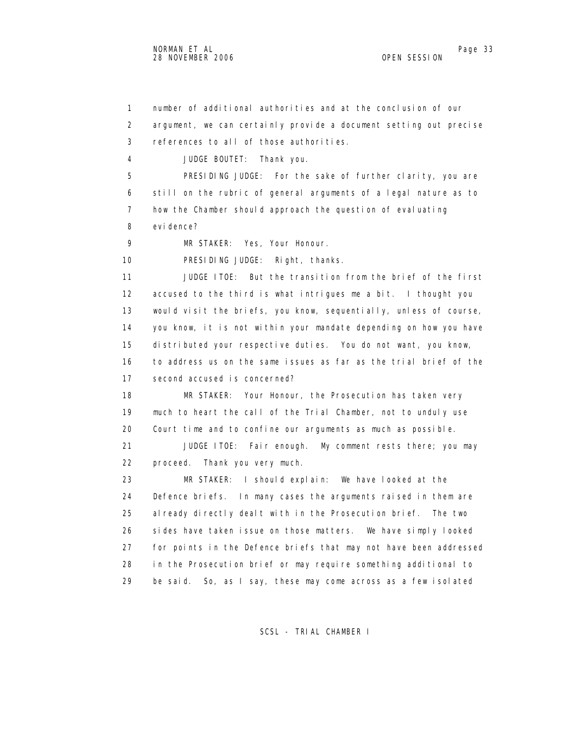1 number of additional authorities and at the conclusion of our
2 argument, we can certainly provide a document setting out precise
3 references to all of those authorities.

4 JUDGE BOUTET: Thank you.

5 PRESIDING JUDGE: For the sake of further clarity, you are
6 still on the rubric of general arguments of a legal nature as to
7 how the Chamber should approach the question of evaluating
8 evidence?

9 MR STAKER: Yes, Your Honour.

10 PRESIDING JUDGE: Right, thanks.

11 JUDGE ITOE: But the transition from the brief of the first
12 accused to the third is what intrigues me a bit. I thought you
13 would visit the briefs, you know, sequentially, unless of course,
14 you know, it is not within your mandate depending on how you have
15 distributed your respective duties. You do not want, you know,
16 to address us on the same issues as far as the trial brief of the
17 second accused is concerned?

18 MR STAKER: Your Honour, the Prosecution has taken very
19 much to heart the call of the Trial Chamber, not to unduly use
20 Court time and to confine our arguments as much as possible.

21 JUDGE ITOE: Fair enough. My comment rests there; you may
22 proceed. Thank you very much.

23 MR STAKER: I should explain: We have looked at the
24 Defence briefs. In many cases the arguments raised in them are
25 already directly dealt with in the Prosecution brief. The two
26 sides have taken issue on those matters. We have simply looked
27 for points in the Defence briefs that may not have been addressed
28 in the Prosecution brief or may require something additional to
29 be said. So, as I say, these may come across as a few isolated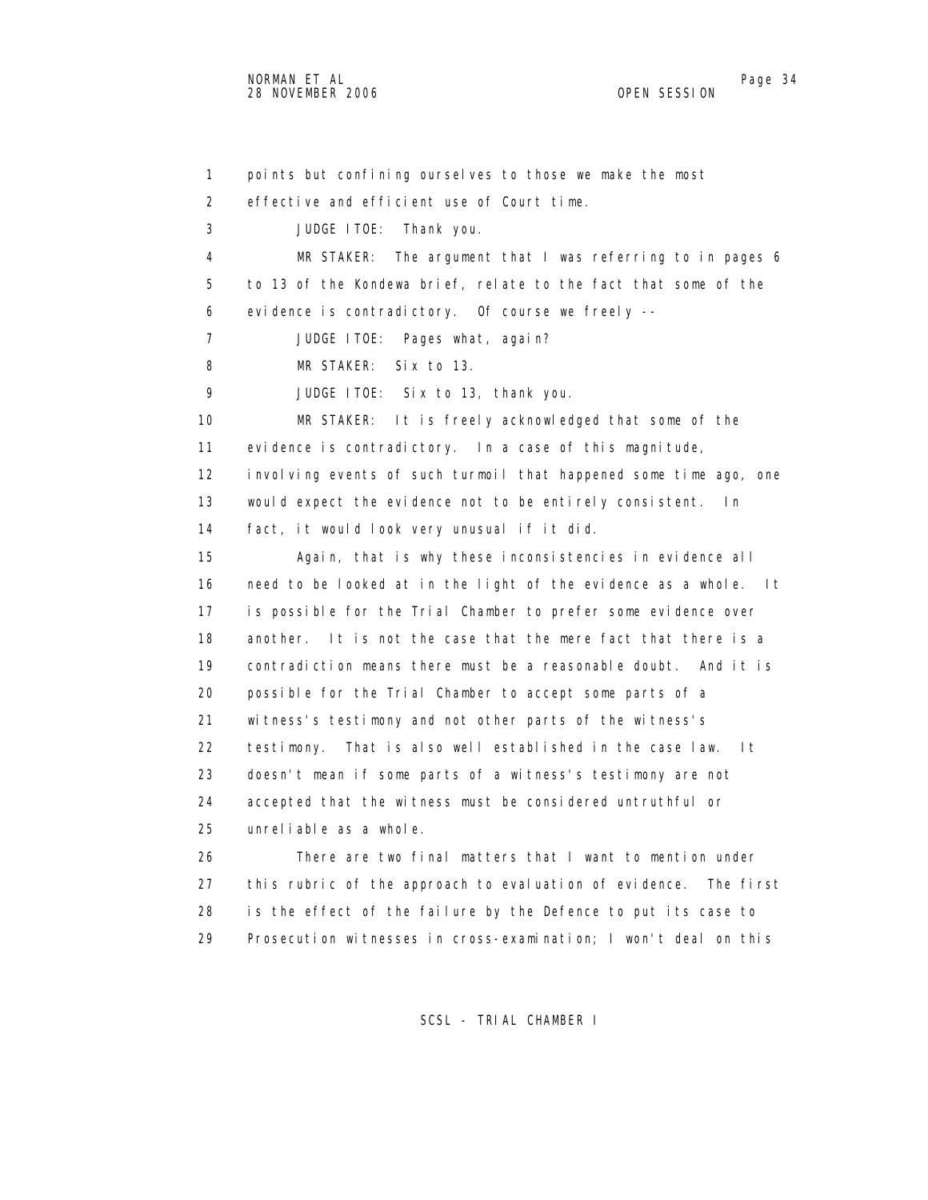points but confining ourselves to those we make the most effective and efficient use of Court time.

JUDGE ITOE: Thank you.

MR STAKER: The argument that I was referring to in pages 6 to 13 of the Kondewa brief, relate to the fact that some of the evidence is contradictory. Of course we freely --

JUDGE ITOE: Pages what, again?

MR STAKER: Six to 13.

JUDGE ITOE: Six to 13, thank you.

MR STAKER: It is freely acknowledged that some of the evidence is contradictory. In a case of this magnitude, involving events of such turmoil that happened some time ago, one would expect the evidence not to be entirely consistent. In fact, it would look very unusual if it did.

Again, that is why these inconsistencies in evidence all need to be looked at in the light of the evidence as a whole. It is possible for the Trial Chamber to prefer some evidence over another. It is not the case that the mere fact that there is a contradiction means there must be a reasonable doubt. And it is possible for the Trial Chamber to accept some parts of a witness's testimony and not other parts of the witness's testimony. That is also well established in the case law. It doesn't mean if some parts of a witness's testimony are not accepted that the witness must be considered untruthful or unreliable as a whole.

There are two final matters that I want to mention under this rubric of the approach to evaluation of evidence. The first is the effect of the failure by the Defence to put its case to Prosecution witnesses in cross-examination; I won't deal on this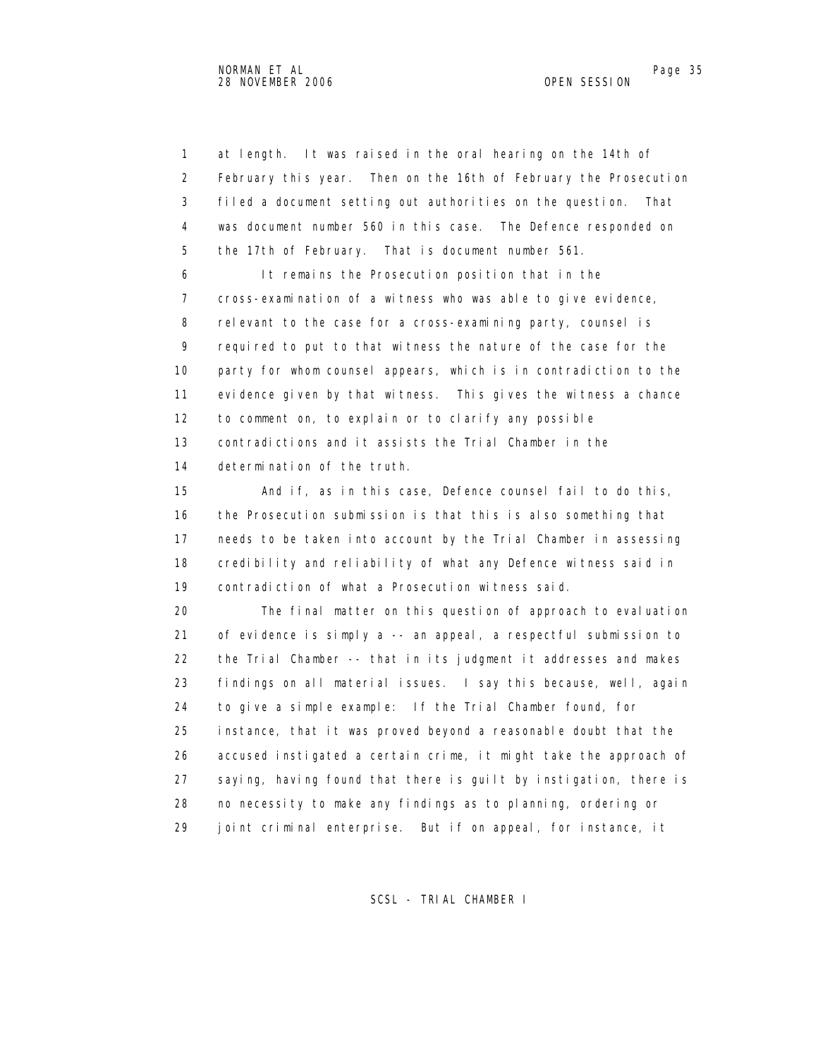at length. It was raised in the oral hearing on the 14th of February this year. Then on the 16th of February the Prosecution filed a document setting out authorities on the question. That was document number 560 in this case. The Defence responded on the 17th of February. That is document number 561.

It remains the Prosecution position that in the cross-examination of a witness who was able to give evidence, relevant to the case for a cross-examining party, counsel is required to put to that witness the nature of the case for the party for whom counsel appears, which is in contradiction to the evidence given by that witness. This gives the witness a chance to comment on, to explain or to clarify any possible contradictions and it assists the Trial Chamber in the determination of the truth.

And if, as in this case, Defence counsel fail to do this, the Prosecution submission is that this is also something that needs to be taken into account by the Trial Chamber in assessing credibility and reliability of what any Defence witness said in contradiction of what a Prosecution witness said.

The final matter on this question of approach to evaluation of evidence is simply a -- an appeal, a respectful submission to the Trial Chamber -- that in its judgment it addresses and makes findings on all material issues. I say this because, well, again to give a simple example: If the Trial Chamber found, for instance, that it was proved beyond a reasonable doubt that the accused instigated a certain crime, it might take the approach of saying, having found that there is guilt by instigation, there is no necessity to make any findings as to planning, ordering or joint criminal enterprise. But if on appeal, for instance, it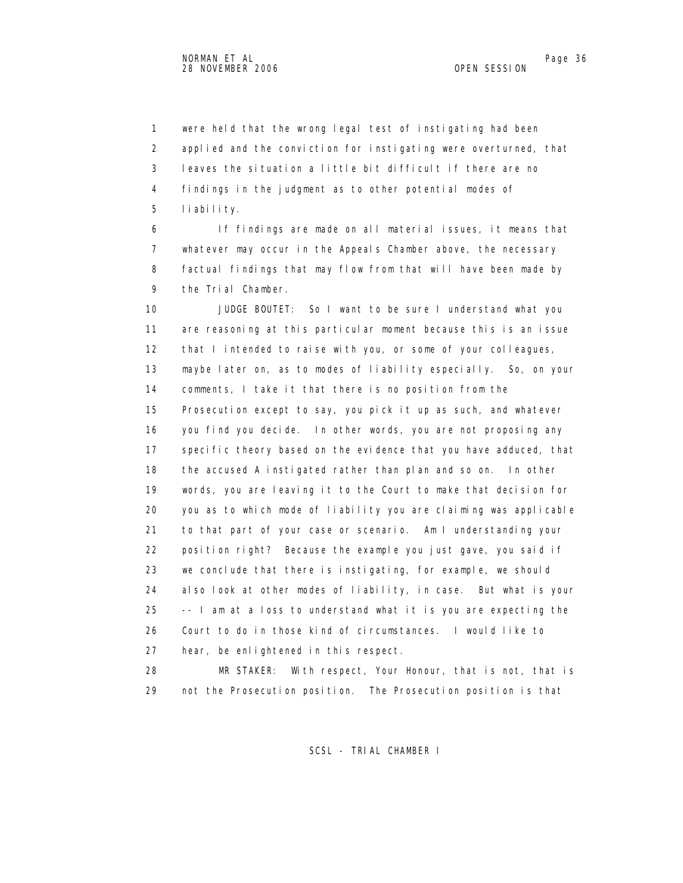were held that the wrong legal test of instigating had been applied and the conviction for instigating were overturned, that leaves the situation a little bit difficult if there are no findings in the judgment as to other potential modes of liability.

If findings are made on all material issues, it means that whatever may occur in the Appeals Chamber above, the necessary factual findings that may flow from that will have been made by the Trial Chamber.

JUDGE BOUTET: So I want to be sure I understand what you are reasoning at this particular moment because this is an issue that I intended to raise with you, or some of your colleagues, maybe later on, as to modes of liability especially. So, on your comments, I take it that there is no position from the Prosecution except to say, you pick it up as such, and whatever you find you decide. In other words, you are not proposing any specific theory based on the evidence that you have adduced, that the accused A instigated rather than plan and so on. In other words, you are leaving it to the Court to make that decision for you as to which mode of liability you are claiming was applicable to that part of your case or scenario. Am I understanding your position right? Because the example you just gave, you said if we conclude that there is instigating, for example, we should also look at other modes of liability, in case. But what is your -- I am at a loss to understand what it is you are expecting the Court to do in those kind of circumstances. I would like to hear, be enlightened in this respect.

MR STAKER: With respect, Your Honour, that is not, that is not the Prosecution position. The Prosecution position is that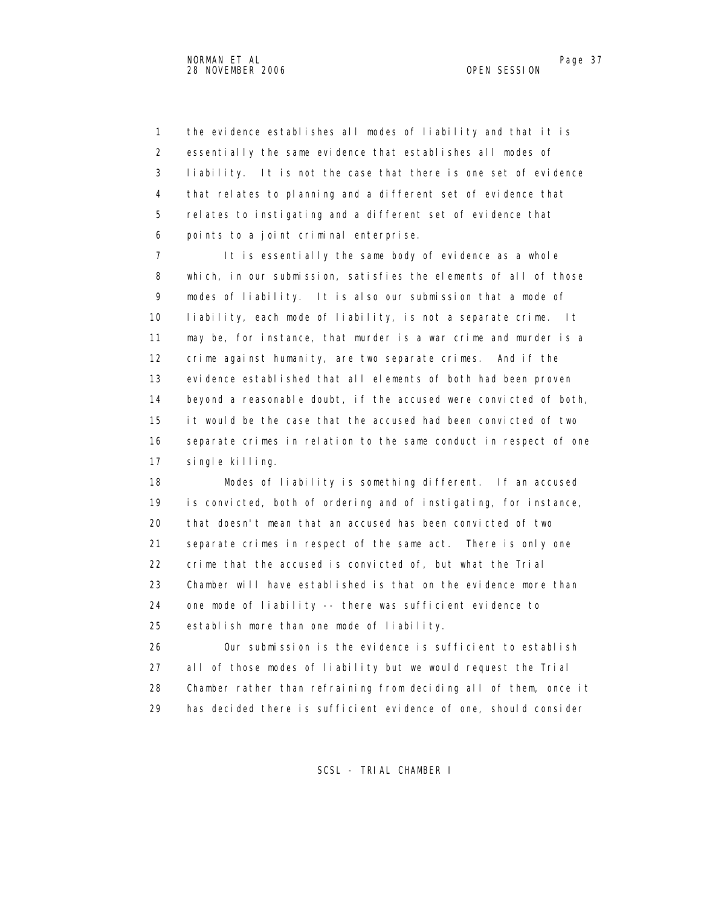the evidence establishes all modes of liability and that it is essentially the same evidence that establishes all modes of liability. It is not the case that there is one set of evidence that relates to planning and a different set of evidence that relates to instigating and a different set of evidence that points to a joint criminal enterprise.

It is essentially the same body of evidence as a whole which, in our submission, satisfies the elements of all of those modes of liability. It is also our submission that a mode of liability, each mode of liability, is not a separate crime. It may be, for instance, that murder is a war crime and murder is a crime against humanity, are two separate crimes. And if the evidence established that all elements of both had been proven beyond a reasonable doubt, if the accused were convicted of both, it would be the case that the accused had been convicted of two separate crimes in relation to the same conduct in respect of one single killing.

Modes of liability is something different. If an accused is convicted, both of ordering and of instigating, for instance, that doesn't mean that an accused has been convicted of two separate crimes in respect of the same act. There is only one crime that the accused is convicted of, but what the Trial Chamber will have established is that on the evidence more than one mode of liability -- there was sufficient evidence to establish more than one mode of liability.

Our submission is the evidence is sufficient to establish all of those modes of liability but we would request the Trial Chamber rather than refraining from deciding all of them, once it has decided there is sufficient evidence of one, should consider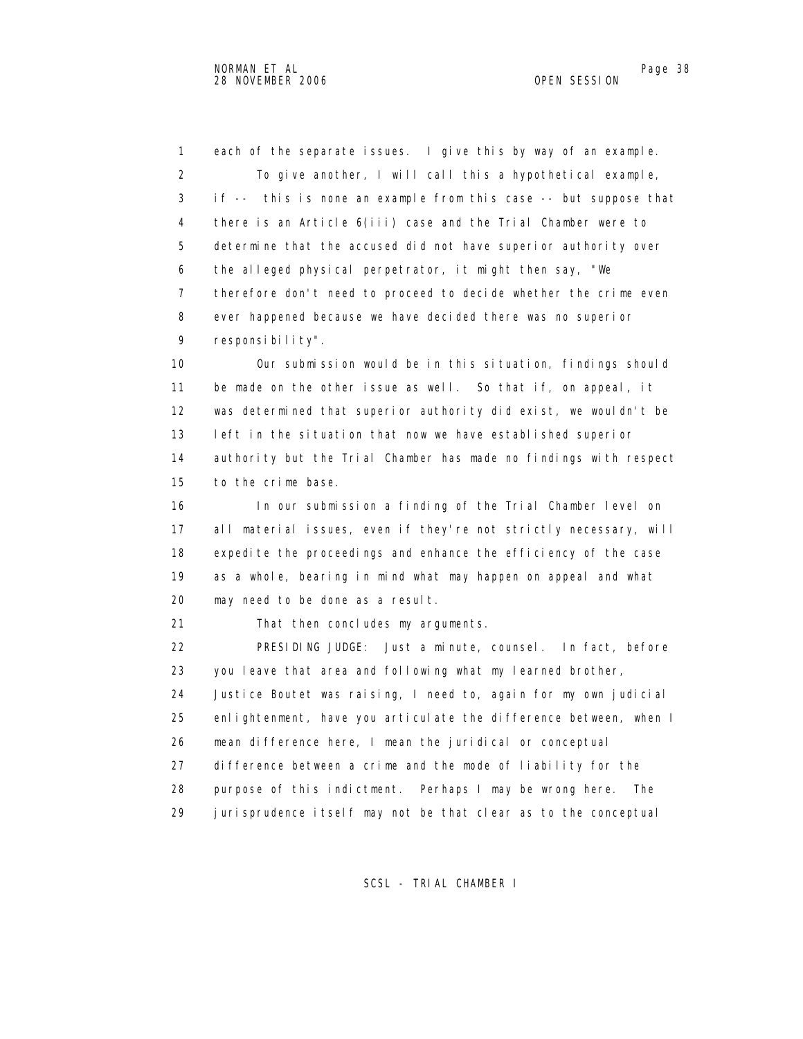1 each of the separate issues. I give this by way of an example.

2 To give another, I will call this a hypothetical example,

3 if -- this is none an example from this case -- but suppose that

4 there is an Article 6(iii) case and the Trial Chamber were to

5 determine that the accused did not have superior authority over

6 the alleged physical perpetrator, it might then say, "We

7 therefore don't need to proceed to decide whether the crime even

8 ever happened because we have decided there was no superior

9 responsibility".

10 Our submission would be in this situation, findings should

11 be made on the other issue as well. So that if, on appeal, it

12 was determined that superior authority did exist, we wouldn't be

13 left in the situation that now we have established superior

14 authority but the Trial Chamber has made no findings with respect

15 to the crime base.

16 In our submission a finding of the Trial Chamber level on

17 all material issues, even if they're not strictly necessary, will

18 expedite the proceedings and enhance the efficiency of the case

19 as a whole, bearing in mind what may happen on appeal and what

20 may need to be done as a result.

21 That then concludes my arguments.

22 PRESIDING JUDGE: Just a minute, counsel. In fact, before

23 you leave that area and following what my learned brother,

24 Justice Boutet was raising, I need to, again for my own judicial

25 enlightenment, have you articulate the difference between, when I

26 mean difference here, I mean the juridical or conceptual

27 difference between a crime and the mode of liability for the

28 purpose of this indictment. Perhaps I may be wrong here. The

29 jurisprudence itself may not be that clear as to the conceptual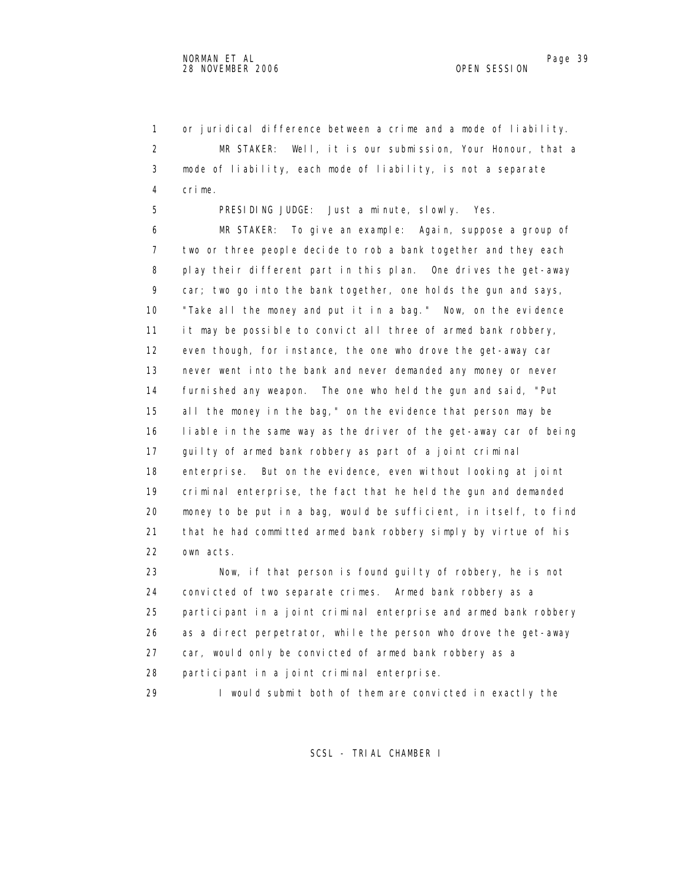1 or juridical difference between a crime and a mode of liability.

2 MR STAKER: Well, it is our submission, Your Honour, that a

3 mode of liability, each mode of liability, is not a separate

4 crime.

5 PRESIDING JUDGE: Just a minute, slowly. Yes.

6 MR STAKER: To give an example: Again, suppose a group of

7 two or three people decide to rob a bank together and they each

8 play their different part in this plan. One drives the get-away

9 car; two go into the bank together, one holds the gun and says,

10 "Take all the money and put it in a bag." Now, on the evidence

11 it may be possible to convict all three of armed bank robbery,

12 even though, for instance, the one who drove the get-away car

13 never went into the bank and never demanded any money or never

14 furnished any weapon. The one who held the gun and said, "Put

15 all the money in the bag," on the evidence that person may be

16 liable in the same way as the driver of the get-away car of being

17 guilty of armed bank robbery as part of a joint criminal

18 enterprise. But on the evidence, even without looking at joint

19 criminal enterprise, the fact that he held the gun and demanded

20 money to be put in a bag, would be sufficient, in itself, to find

21 that he had committed armed bank robbery simply by virtue of his

22 own acts.

23 Now, if that person is found guilty of robbery, he is not

24 convicted of two separate crimes. Armed bank robbery as a

25 participant in a joint criminal enterprise and armed bank robbery

26 as a direct perpetrator, while the person who drove the get-away

27 car, would only be convicted of armed bank robbery as a

28 participant in a joint criminal enterprise.

29 I would submit both of them are convicted in exactly the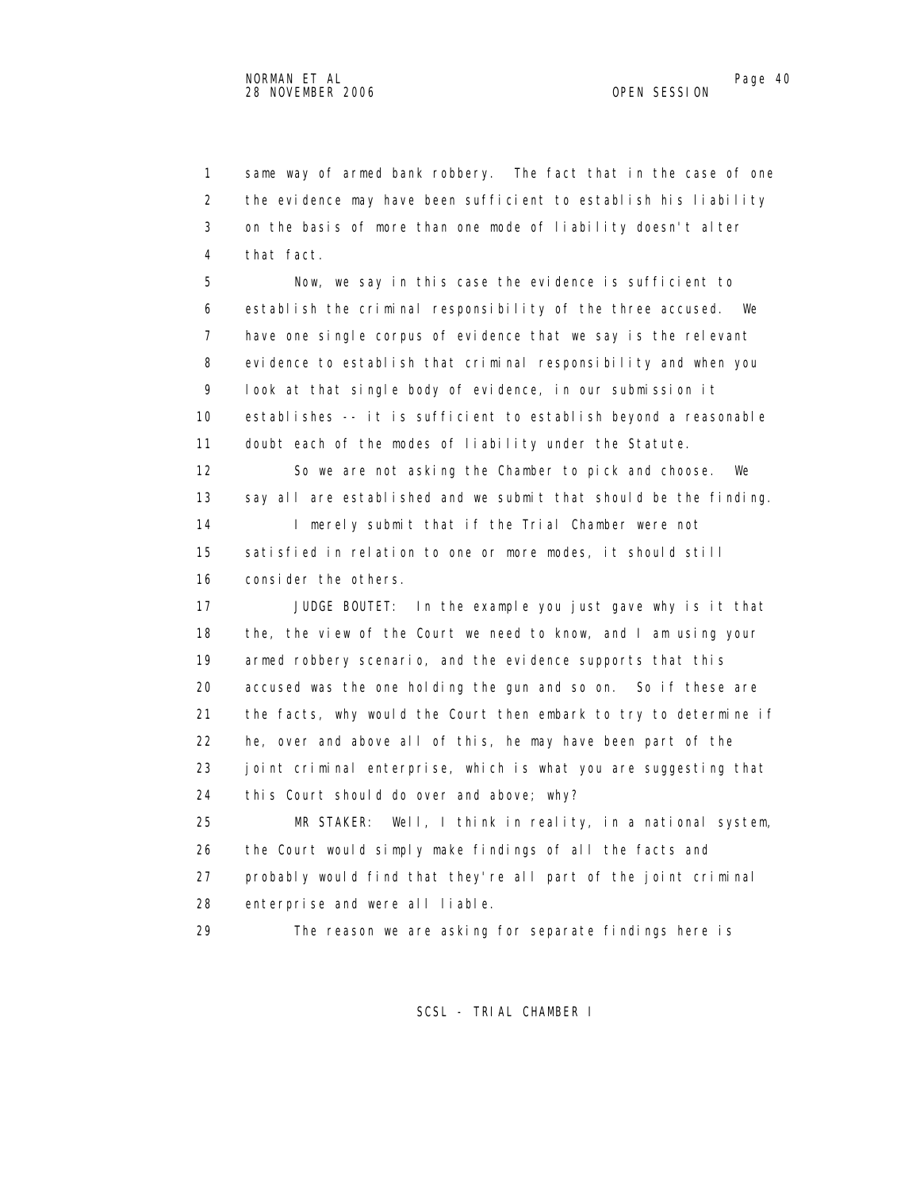same way of armed bank robbery. The fact that in the case of one the evidence may have been sufficient to establish his liability on the basis of more than one mode of liability doesn't alter that fact.

Now, we say in this case the evidence is sufficient to establish the criminal responsibility of the three accused. We have one single corpus of evidence that we say is the relevant evidence to establish that criminal responsibility and when you look at that single body of evidence, in our submission it establishes -- it is sufficient to establish beyond a reasonable doubt each of the modes of liability under the Statute.

So we are not asking the Chamber to pick and choose. We say all are established and we submit that should be the finding.

I merely submit that if the Trial Chamber were not satisfied in relation to one or more modes, it should still consider the others.

JUDGE BOUTET: In the example you just gave why is it that the, the view of the Court we need to know, and I am using your armed robbery scenario, and the evidence supports that this accused was the one holding the gun and so on. So if these are the facts, why would the Court then embark to try to determine if he, over and above all of this, he may have been part of the joint criminal enterprise, which is what you are suggesting that this Court should do over and above; why?

MR STAKER: Well, I think in reality, in a national system, the Court would simply make findings of all the facts and probably would find that they're all part of the joint criminal enterprise and were all liable.

The reason we are asking for separate findings here is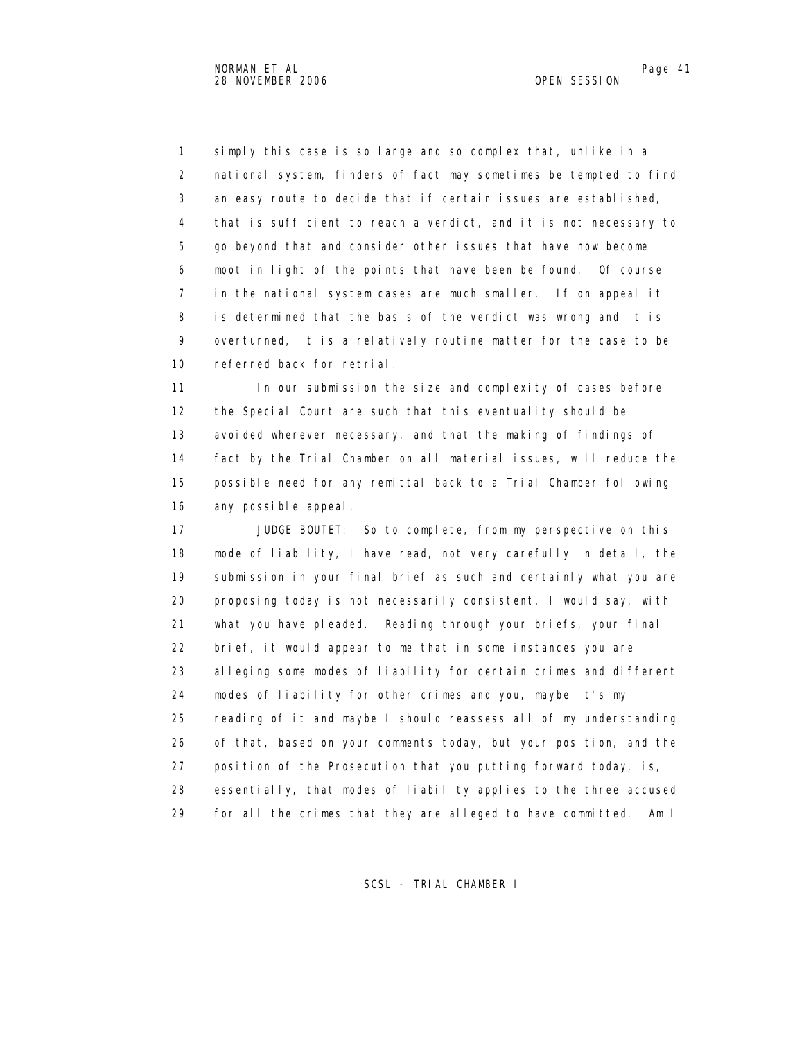simply this case is so large and so complex that, unlike in a national system, finders of fact may sometimes be tempted to find an easy route to decide that if certain issues are established, that is sufficient to reach a verdict, and it is not necessary to go beyond that and consider other issues that have now become moot in light of the points that have been be found. Of course in the national system cases are much smaller. If on appeal it is determined that the basis of the verdict was wrong and it is overturned, it is a relatively routine matter for the case to be referred back for retrial.

In our submission the size and complexity of cases before the Special Court are such that this eventuality should be avoided wherever necessary, and that the making of findings of fact by the Trial Chamber on all material issues, will reduce the possible need for any remittal back to a Trial Chamber following any possible appeal.

JUDGE BOUTET: So to complete, from my perspective on this mode of liability, I have read, not very carefully in detail, the submission in your final brief as such and certainly what you are proposing today is not necessarily consistent, I would say, with what you have pleaded. Reading through your briefs, your final brief, it would appear to me that in some instances you are alleging some modes of liability for certain crimes and different modes of liability for other crimes and you, maybe it's my reading of it and maybe I should reassess all of my understanding of that, based on your comments today, but your position, and the position of the Prosecution that you putting forward today, is, essentially, that modes of liability applies to the three accused for all the crimes that they are alleged to have committed. Am I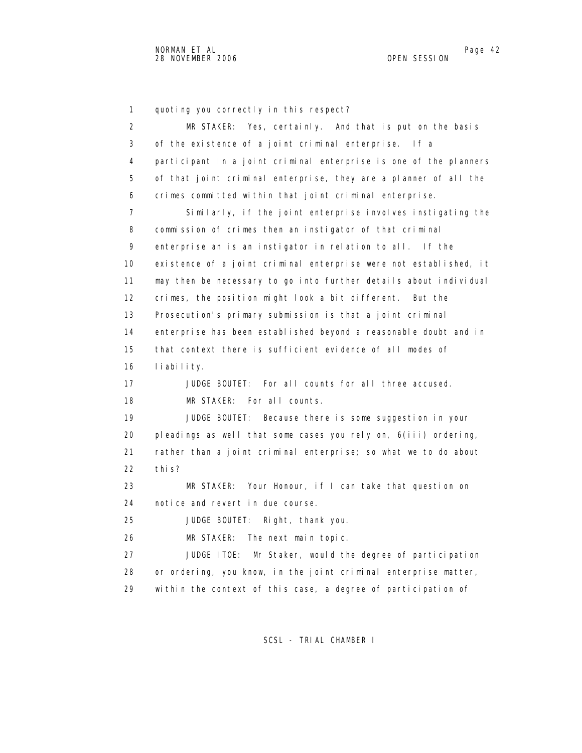quoting you correctly in this respect?

MR STAKER: Yes, certainly. And that is put on the basis of the existence of a joint criminal enterprise. If a participant in a joint criminal enterprise is one of the planners of that joint criminal enterprise, they are a planner of all the crimes committed within that joint criminal enterprise.

Similarly, if the joint enterprise involves instigating the commission of crimes then an instigator of that criminal enterprise an is an instigator in relation to all. If the existence of a joint criminal enterprise were not established, it may then be necessary to go into further details about individual crimes, the position might look a bit different. But the Prosecution's primary submission is that a joint criminal enterprise has been established beyond a reasonable doubt and in that context there is sufficient evidence of all modes of liability.

JUDGE BOUTET: For all counts for all three accused.

MR STAKER: For all counts.

JUDGE BOUTET: Because there is some suggestion in your pleadings as well that some cases you rely on, 6(iii) ordering, rather than a joint criminal enterprise; so what we to do about this?

MR STAKER: Your Honour, if I can take that question on notice and revert in due course.

JUDGE BOUTET: Right, thank you.

MR STAKER: The next main topic.

JUDGE ITOE: Mr Staker, would the degree of participation or ordering, you know, in the joint criminal enterprise matter, within the context of this case, a degree of participation of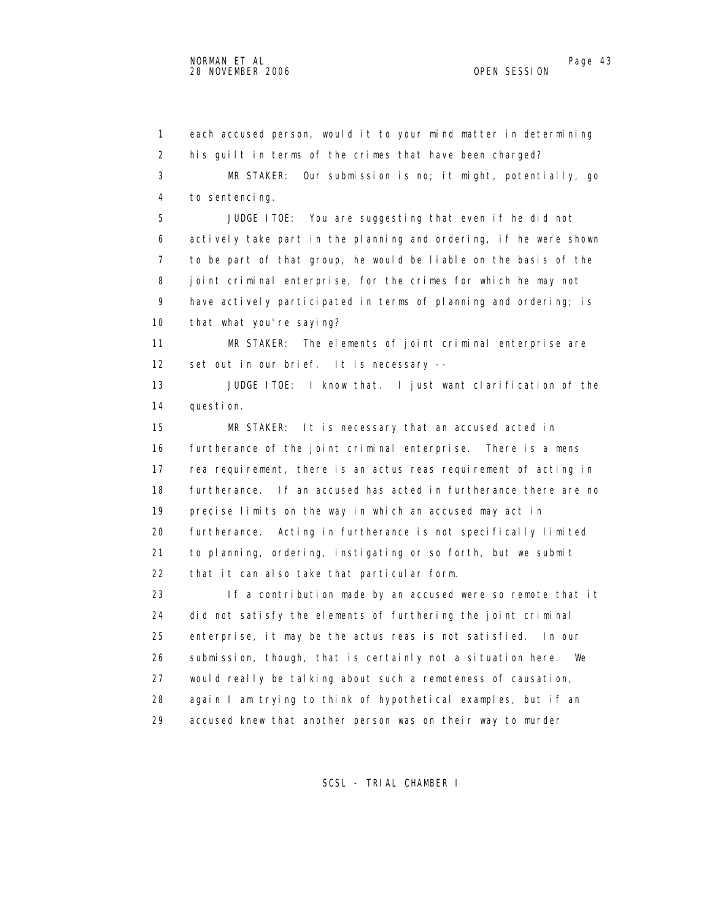each accused person, would it to your mind matter in determining his guilt in terms of the crimes that have been charged?

MR STAKER: Our submission is no; it might, potentially, go to sentencing.

JUDGE ITOE: You are suggesting that even if he did not actively take part in the planning and ordering, if he were shown to be part of that group, he would be liable on the basis of the joint criminal enterprise, for the crimes for which he may not have actively participated in terms of planning and ordering; is that what you're saying?

MR STAKER: The elements of joint criminal enterprise are set out in our brief. It is necessary --

JUDGE ITOE: I know that. I just want clarification of the question.

MR STAKER: It is necessary that an accused acted in furtherance of the joint criminal enterprise. There is a mens rea requirement, there is an actus reas requirement of acting in furtherance. If an accused has acted in furtherance there are no precise limits on the way in which an accused may act in furtherance. Acting in furtherance is not specifically limited to planning, ordering, instigating or so forth, but we submit that it can also take that particular form.

If a contribution made by an accused were so remote that it did not satisfy the elements of furthering the joint criminal enterprise, it may be the actus reas is not satisfied. In our submission, though, that is certainly not a situation here. We would really be talking about such a remoteness of causation, again I am trying to think of hypothetical examples, but if an accused knew that another person was on their way to murder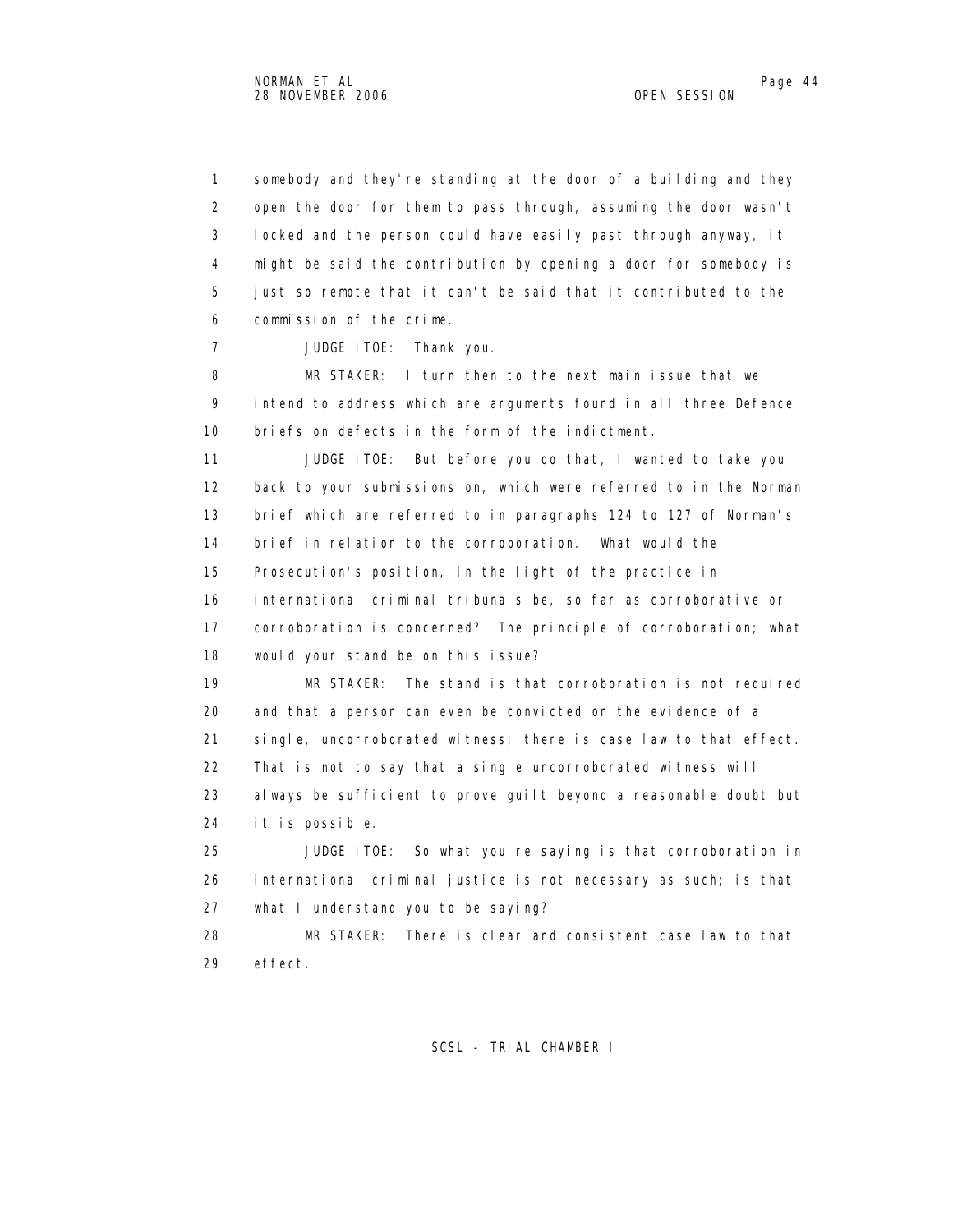1 somebody and they're standing at the door of a building and they
2 open the door for them to pass through, assuming the door wasn't
3 locked and the person could have easily past through anyway, it
4 might be said the contribution by opening a door for somebody is
5 just so remote that it can't be said that it contributed to the
6 commission of the crime.

7 JUDGE ITOE: Thank you.

8 MR STAKER: I turn then to the next main issue that we
9 intend to address which are arguments found in all three Defence
10 briefs on defects in the form of the indictment.

11 JUDGE ITOE: But before you do that, I wanted to take you
12 back to your submissions on, which were referred to in the Norman
13 brief which are referred to in paragraphs 124 to 127 of Norman's
14 brief in relation to the corroboration. What would the
15 Prosecution's position, in the light of the practice in
16 international criminal tribunals be, so far as corroborative or
17 corroboration is concerned? The principle of corroboration; what
18 would your stand be on this issue?

19 MR STAKER: The stand is that corroboration is not required
20 and that a person can even be convicted on the evidence of a
21 single, uncorroborated witness; there is case law to that effect.
22 That is not to say that a single uncorroborated witness will
23 always be sufficient to prove guilt beyond a reasonable doubt but
24 it is possible.

25 JUDGE ITOE: So what you're saying is that corroboration in
26 international criminal justice is not necessary as such; is that
27 what I understand you to be saying?

28 MR STAKER: There is clear and consistent case law to that
29 effect.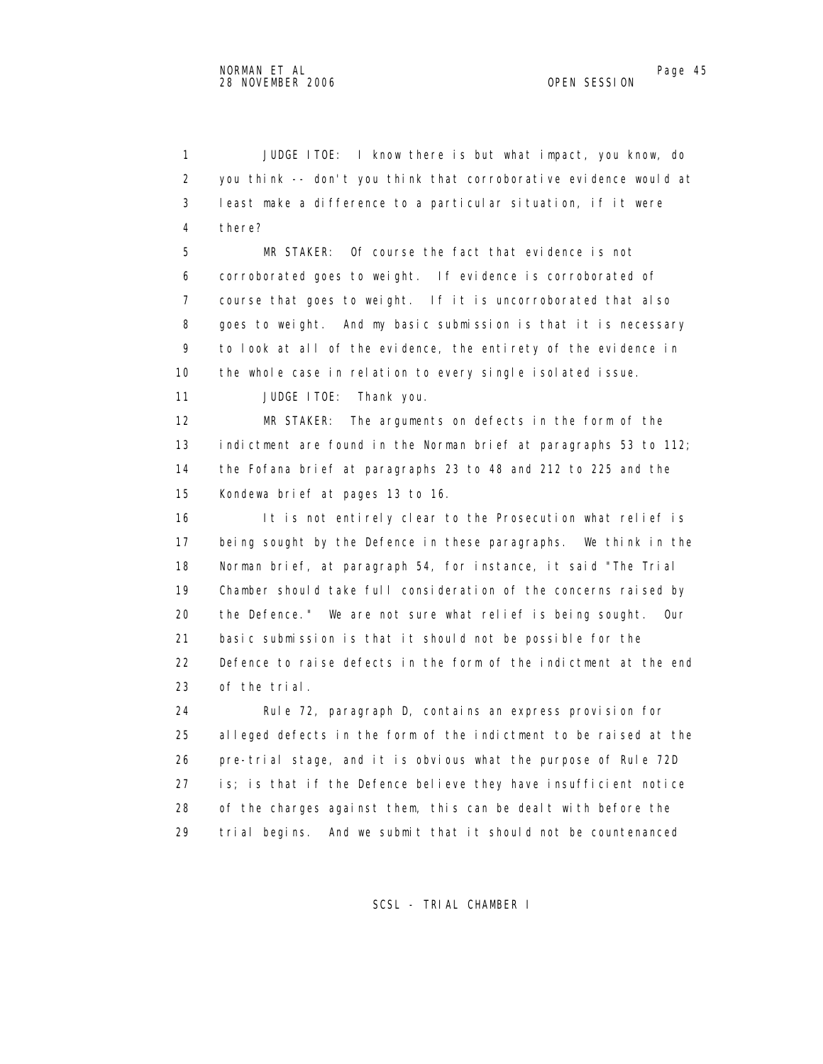JUDGE ITOE: I know there is but what impact, you know, do you think -- don't you think that corroborative evidence would at least make a difference to a particular situation, if it were there?

MR STAKER: Of course the fact that evidence is not corroborated goes to weight. If evidence is corroborated of course that goes to weight. If it is uncorroborated that also goes to weight. And my basic submission is that it is necessary to look at all of the evidence, the entirety of the evidence in the whole case in relation to every single isolated issue.

JUDGE ITOE: Thank you.

MR STAKER: The arguments on defects in the form of the indictment are found in the Norman brief at paragraphs 53 to 112; the Fofana brief at paragraphs 23 to 48 and 212 to 225 and the Kondewa brief at pages 13 to 16.

It is not entirely clear to the Prosecution what relief is being sought by the Defence in these paragraphs. We think in the Norman brief, at paragraph 54, for instance, it said "The Trial Chamber should take full consideration of the concerns raised by the Defence." We are not sure what relief is being sought. Our basic submission is that it should not be possible for the Defence to raise defects in the form of the indictment at the end of the trial.

Rule 72, paragraph D, contains an express provision for alleged defects in the form of the indictment to be raised at the pre-trial stage, and it is obvious what the purpose of Rule 72D is; is that if the Defence believe they have insufficient notice of the charges against them, this can be dealt with before the trial begins. And we submit that it should not be countenanced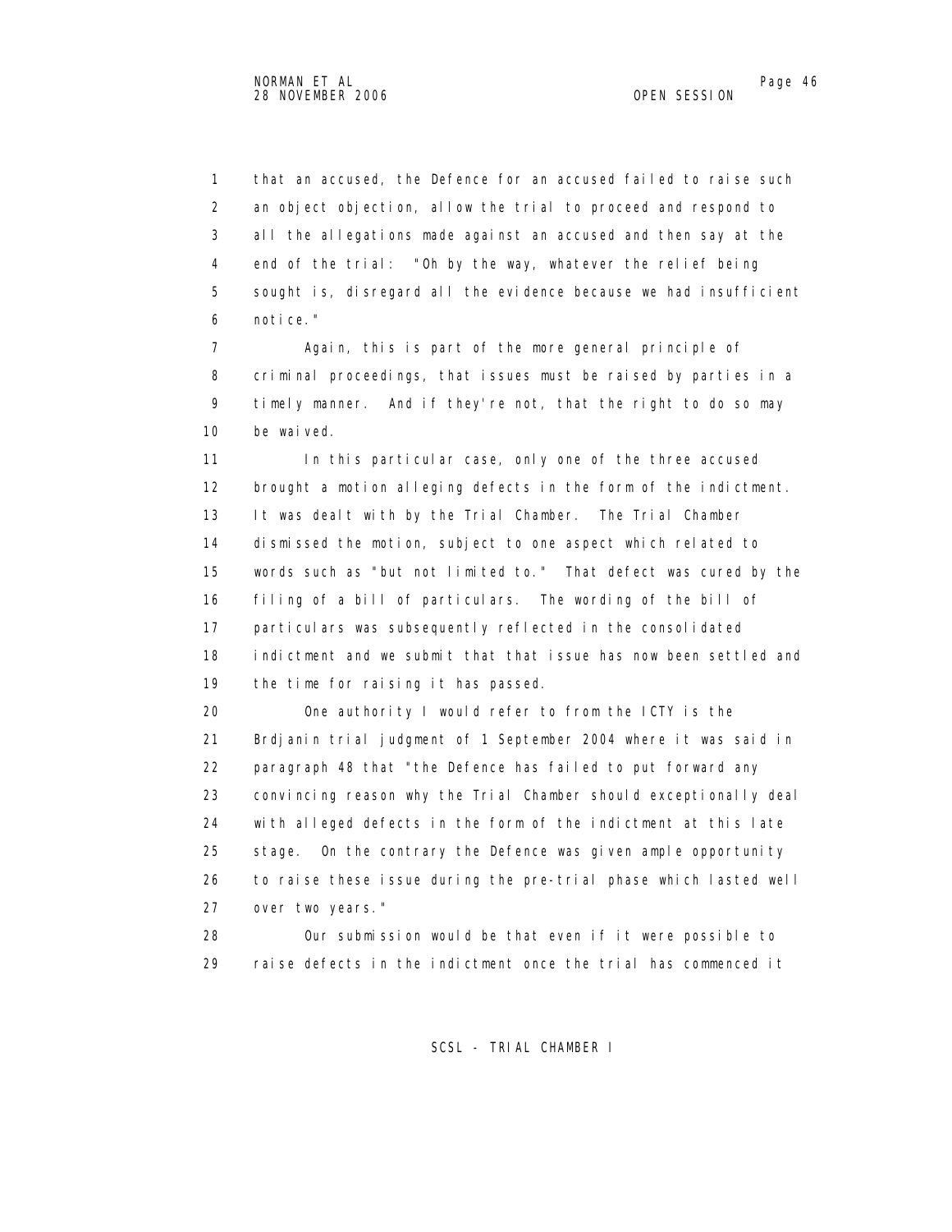that an accused, the Defence for an accused failed to raise such an object objection, allow the trial to proceed and respond to all the allegations made against an accused and then say at the end of the trial: "Oh by the way, whatever the relief being sought is, disregard all the evidence because we had insufficient notice."

Again, this is part of the more general principle of criminal proceedings, that issues must be raised by parties in a timely manner. And if they're not, that the right to do so may be waived.

In this particular case, only one of the three accused brought a motion alleging defects in the form of the indictment. It was dealt with by the Trial Chamber. The Trial Chamber dismissed the motion, subject to one aspect which related to words such as "but not limited to." That defect was cured by the filing of a bill of particulars. The wording of the bill of particulars was subsequently reflected in the consolidated indictment and we submit that that issue has now been settled and the time for raising it has passed.

One authority I would refer to from the ICTY is the Brdjanin trial judgment of 1 September 2004 where it was said in paragraph 48 that "the Defence has failed to put forward any convincing reason why the Trial Chamber should exceptionally deal with alleged defects in the form of the indictment at this late stage. On the contrary the Defence was given ample opportunity to raise these issue during the pre-trial phase which lasted well over two years."

Our submission would be that even if it were possible to raise defects in the indictment once the trial has commenced it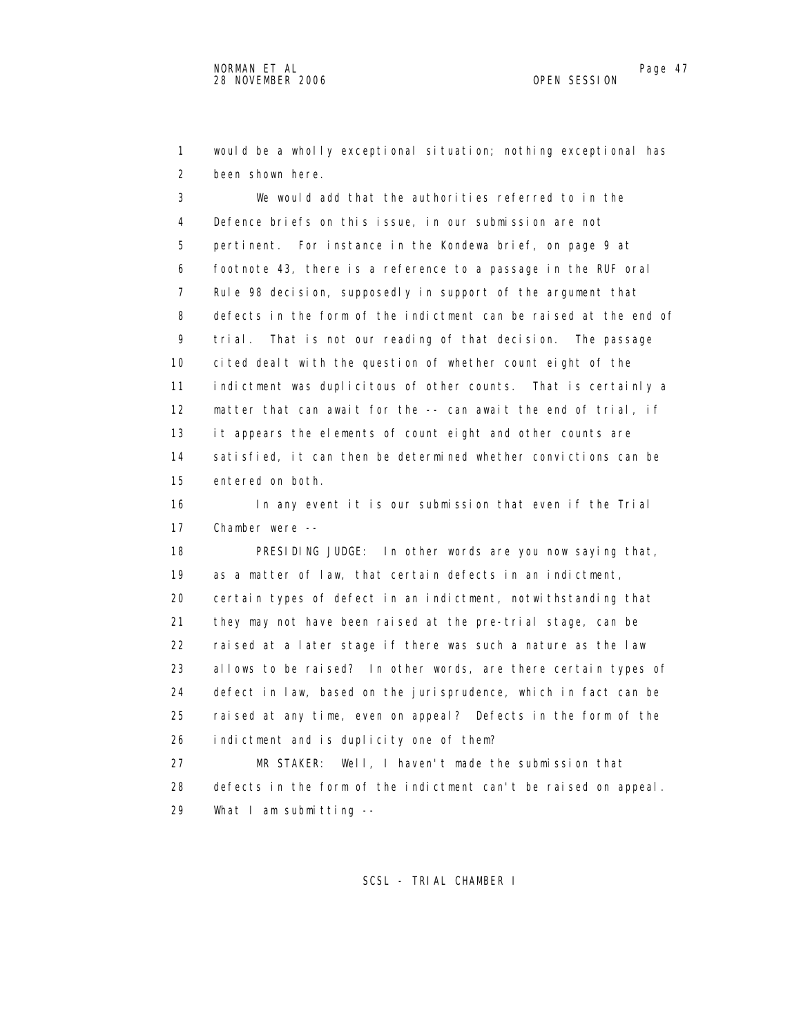would be a wholly exceptional situation; nothing exceptional has been shown here.

We would add that the authorities referred to in the Defence briefs on this issue, in our submission are not pertinent. For instance in the Kondewa brief, on page 9 at footnote 43, there is a reference to a passage in the RUF oral Rule 98 decision, supposedly in support of the argument that defects in the form of the indictment can be raised at the end of trial. That is not our reading of that decision. The passage cited dealt with the question of whether count eight of the indictment was duplicitous of other counts. That is certainly a matter that can await for the -- can await the end of trial, if it appears the elements of count eight and other counts are satisfied, it can then be determined whether convictions can be entered on both.

In any event it is our submission that even if the Trial Chamber were --

PRESIDING JUDGE: In other words are you now saying that, as a matter of law, that certain defects in an indictment, certain types of defect in an indictment, notwithstanding that they may not have been raised at the pre-trial stage, can be raised at a later stage if there was such a nature as the law allows to be raised? In other words, are there certain types of defect in law, based on the jurisprudence, which in fact can be raised at any time, even on appeal? Defects in the form of the indictment and is duplicity one of them?

MR STAKER: Well, I haven't made the submission that defects in the form of the indictment can't be raised on appeal. What I am submitting --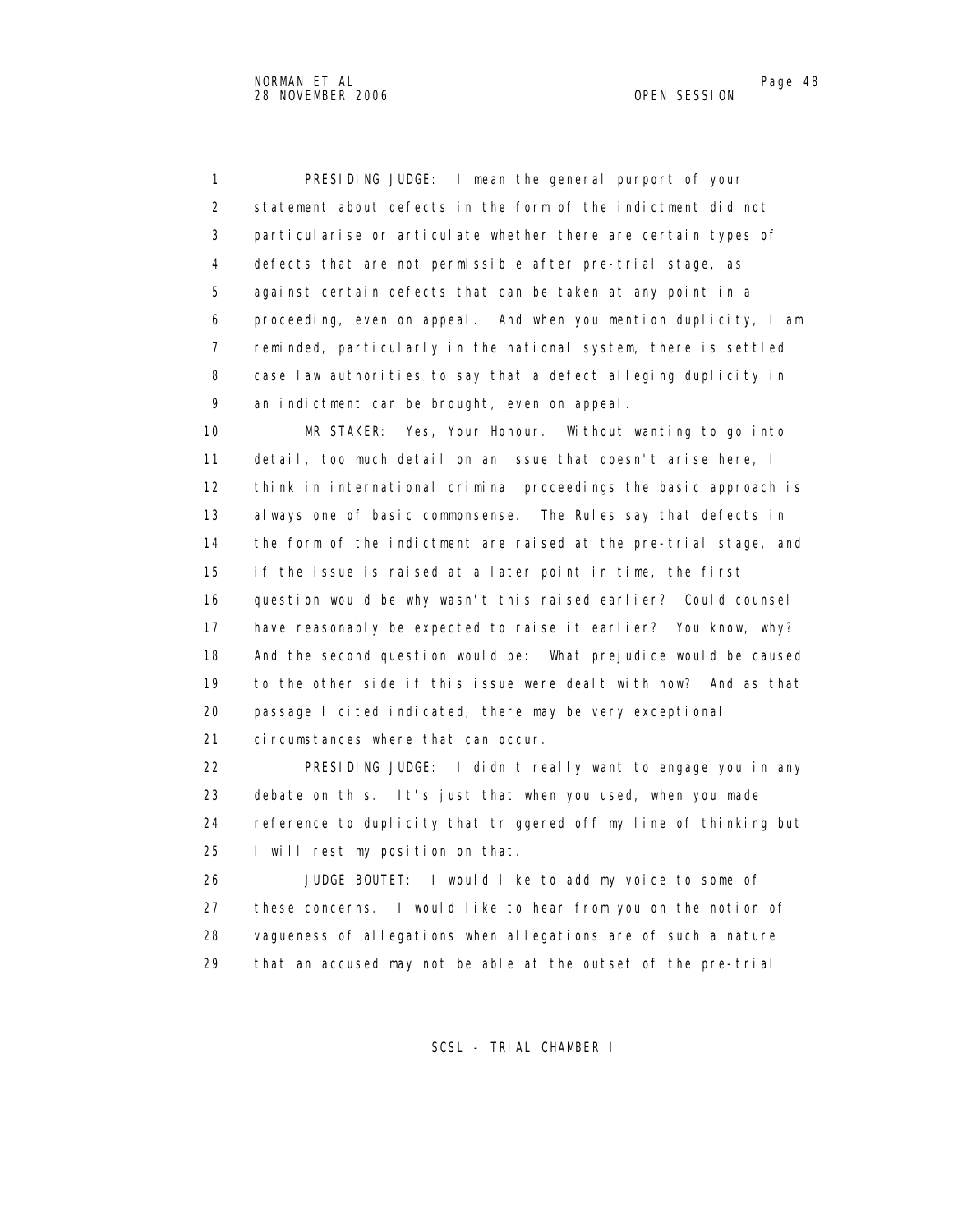PRESIDING JUDGE: I mean the general purport of your statement about defects in the form of the indictment did not particularise or articulate whether there are certain types of defects that are not permissible after pre-trial stage, as against certain defects that can be taken at any point in a proceeding, even on appeal. And when you mention duplicity, I am reminded, particularly in the national system, there is settled case law authorities to say that a defect alleging duplicity in an indictment can be brought, even on appeal.

MR STAKER: Yes, Your Honour. Without wanting to go into detail, too much detail on an issue that doesn't arise here, I think in international criminal proceedings the basic approach is always one of basic commonsense. The Rules say that defects in the form of the indictment are raised at the pre-trial stage, and if the issue is raised at a later point in time, the first question would be why wasn't this raised earlier? Could counsel have reasonably be expected to raise it earlier? You know, why? And the second question would be: What prejudice would be caused to the other side if this issue were dealt with now? And as that passage I cited indicated, there may be very exceptional circumstances where that can occur.

PRESIDING JUDGE: I didn't really want to engage you in any debate on this. It's just that when you used, when you made reference to duplicity that triggered off my line of thinking but I will rest my position on that.

JUDGE BOUTET: I would like to add my voice to some of these concerns. I would like to hear from you on the notion of vagueness of allegations when allegations are of such a nature that an accused may not be able at the outset of the pre-trial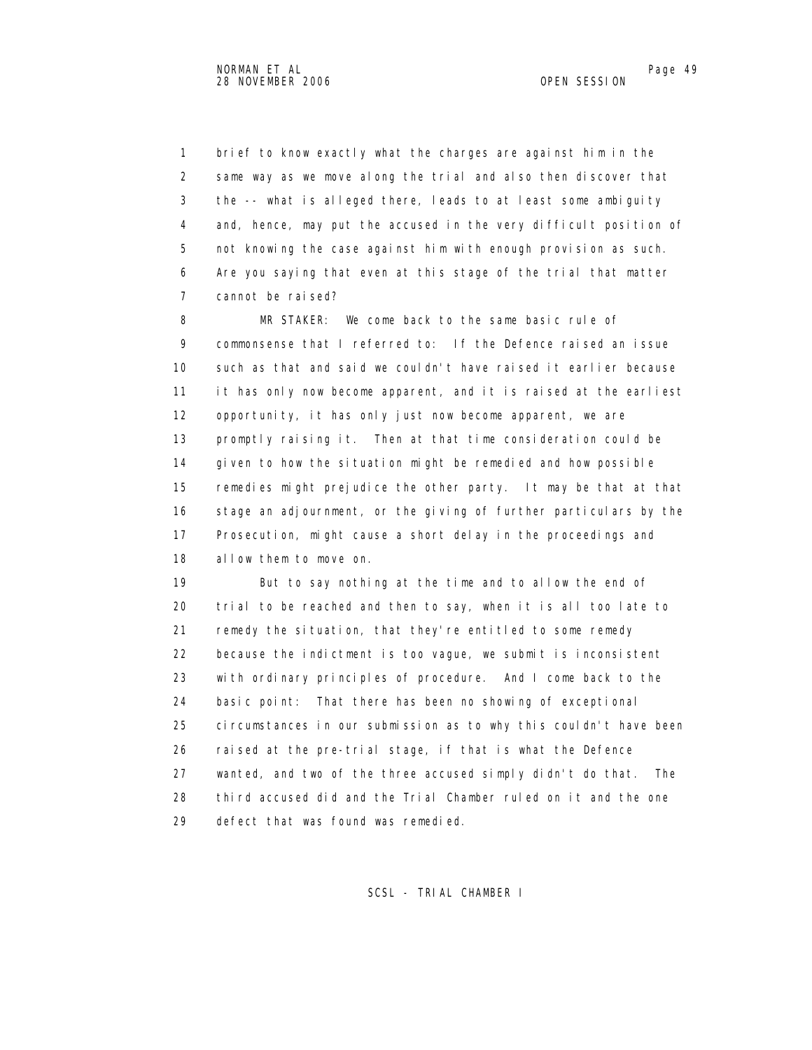brief to know exactly what the charges are against him in the same way as we move along the trial and also then discover that the -- what is alleged there, leads to at least some ambiguity and, hence, may put the accused in the very difficult position of not knowing the case against him with enough provision as such. Are you saying that even at this stage of the trial that matter cannot be raised?

MR STAKER: We come back to the same basic rule of commonsense that I referred to: If the Defence raised an issue such as that and said we couldn't have raised it earlier because it has only now become apparent, and it is raised at the earliest opportunity, it has only just now become apparent, we are promptly raising it. Then at that time consideration could be given to how the situation might be remedied and how possible remedies might prejudice the other party. It may be that at that stage an adjournment, or the giving of further particulars by the Prosecution, might cause a short delay in the proceedings and allow them to move on.

But to say nothing at the time and to allow the end of trial to be reached and then to say, when it is all too late to remedy the situation, that they're entitled to some remedy because the indictment is too vague, we submit is inconsistent with ordinary principles of procedure. And I come back to the basic point: That there has been no showing of exceptional circumstances in our submission as to why this couldn't have been raised at the pre-trial stage, if that is what the Defence wanted, and two of the three accused simply didn't do that. The third accused did and the Trial Chamber ruled on it and the one defect that was found was remedied.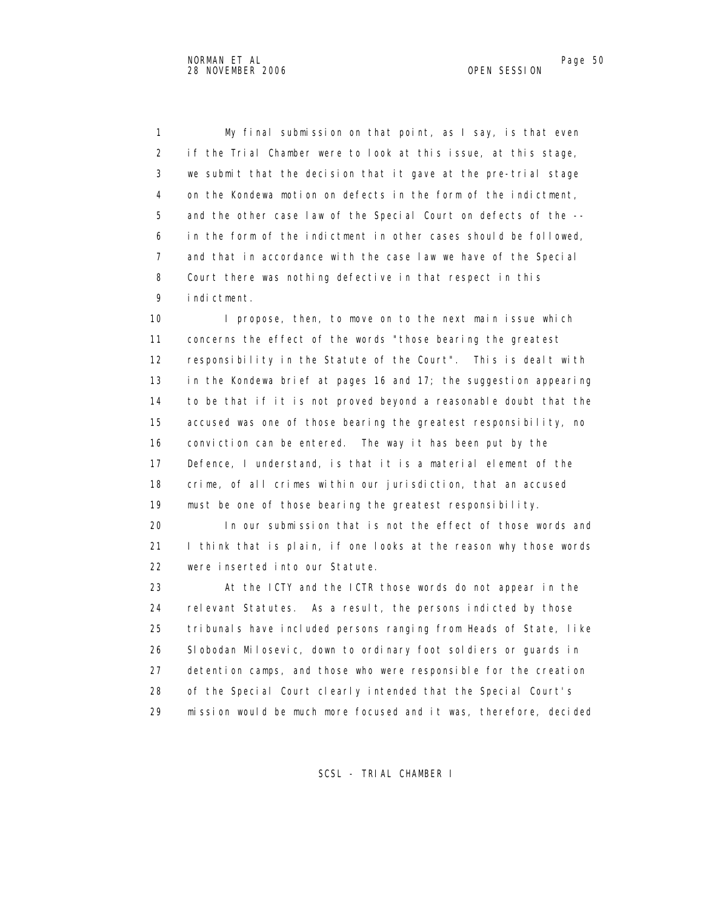My final submission on that point, as I say, is that even if the Trial Chamber were to look at this issue, at this stage, we submit that the decision that it gave at the pre-trial stage on the Kondewa motion on defects in the form of the indictment, and the other case law of the Special Court on defects of the -- in the form of the indictment in other cases should be followed, and that in accordance with the case law we have of the Special Court there was nothing defective in that respect in this indictment.

I propose, then, to move on to the next main issue which concerns the effect of the words "those bearing the greatest responsibility in the Statute of the Court". This is dealt with in the Kondewa brief at pages 16 and 17; the suggestion appearing to be that if it is not proved beyond a reasonable doubt that the accused was one of those bearing the greatest responsibility, no conviction can be entered. The way it has been put by the Defence, I understand, is that it is a material element of the crime, of all crimes within our jurisdiction, that an accused must be one of those bearing the greatest responsibility.

In our submission that is not the effect of those words and I think that is plain, if one looks at the reason why those words were inserted into our Statute.

At the ICTY and the ICTR those words do not appear in the relevant Statutes. As a result, the persons indicted by those tribunals have included persons ranging from Heads of State, like Slobodan Milosevic, down to ordinary foot soldiers or guards in detention camps, and those who were responsible for the creation of the Special Court clearly intended that the Special Court's mission would be much more focused and it was, therefore, decided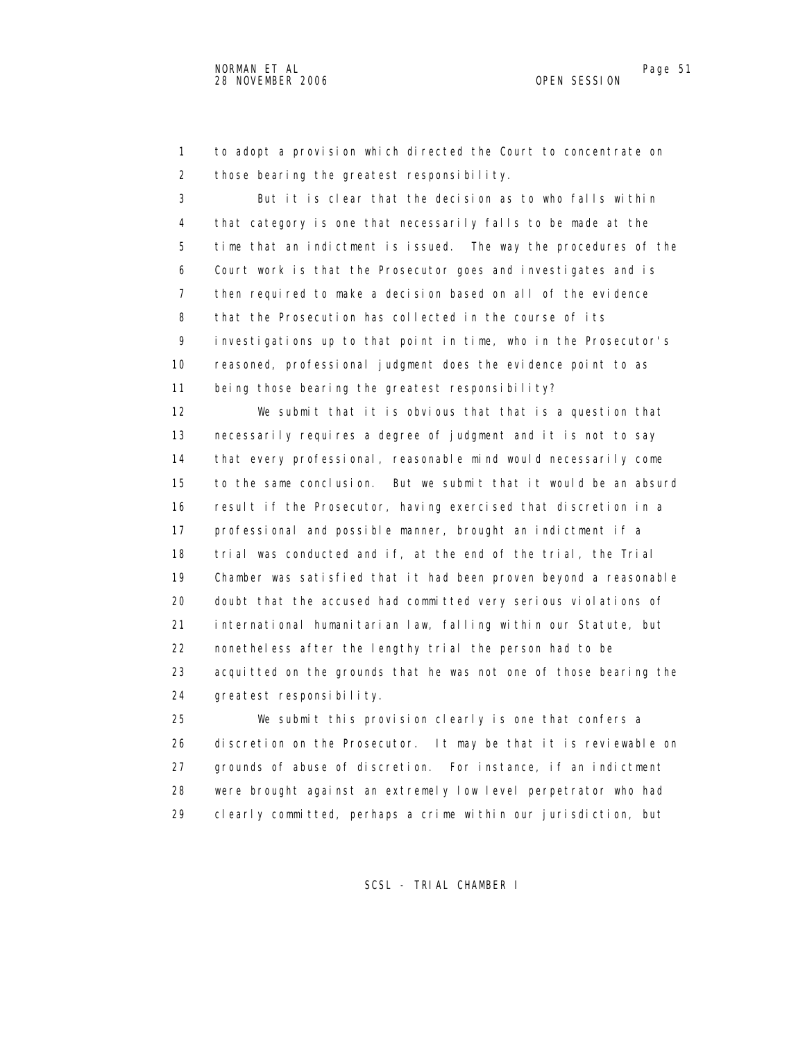to adopt a provision which directed the Court to concentrate on those bearing the greatest responsibility.

But it is clear that the decision as to who falls within that category is one that necessarily falls to be made at the time that an indictment is issued. The way the procedures of the Court work is that the Prosecutor goes and investigates and is then required to make a decision based on all of the evidence that the Prosecution has collected in the course of its investigations up to that point in time, who in the Prosecutor's reasoned, professional judgment does the evidence point to as being those bearing the greatest responsibility?

We submit that it is obvious that that is a question that necessarily requires a degree of judgment and it is not to say that every professional, reasonable mind would necessarily come to the same conclusion. But we submit that it would be an absurd result if the Prosecutor, having exercised that discretion in a professional and possible manner, brought an indictment if a trial was conducted and if, at the end of the trial, the Trial Chamber was satisfied that it had been proven beyond a reasonable doubt that the accused had committed very serious violations of international humanitarian law, falling within our Statute, but nonetheless after the lengthy trial the person had to be acquitted on the grounds that he was not one of those bearing the greatest responsibility.

We submit this provision clearly is one that confers a discretion on the Prosecutor. It may be that it is reviewable on grounds of abuse of discretion. For instance, if an indictment were brought against an extremely low level perpetrator who had clearly committed, perhaps a crime within our jurisdiction, but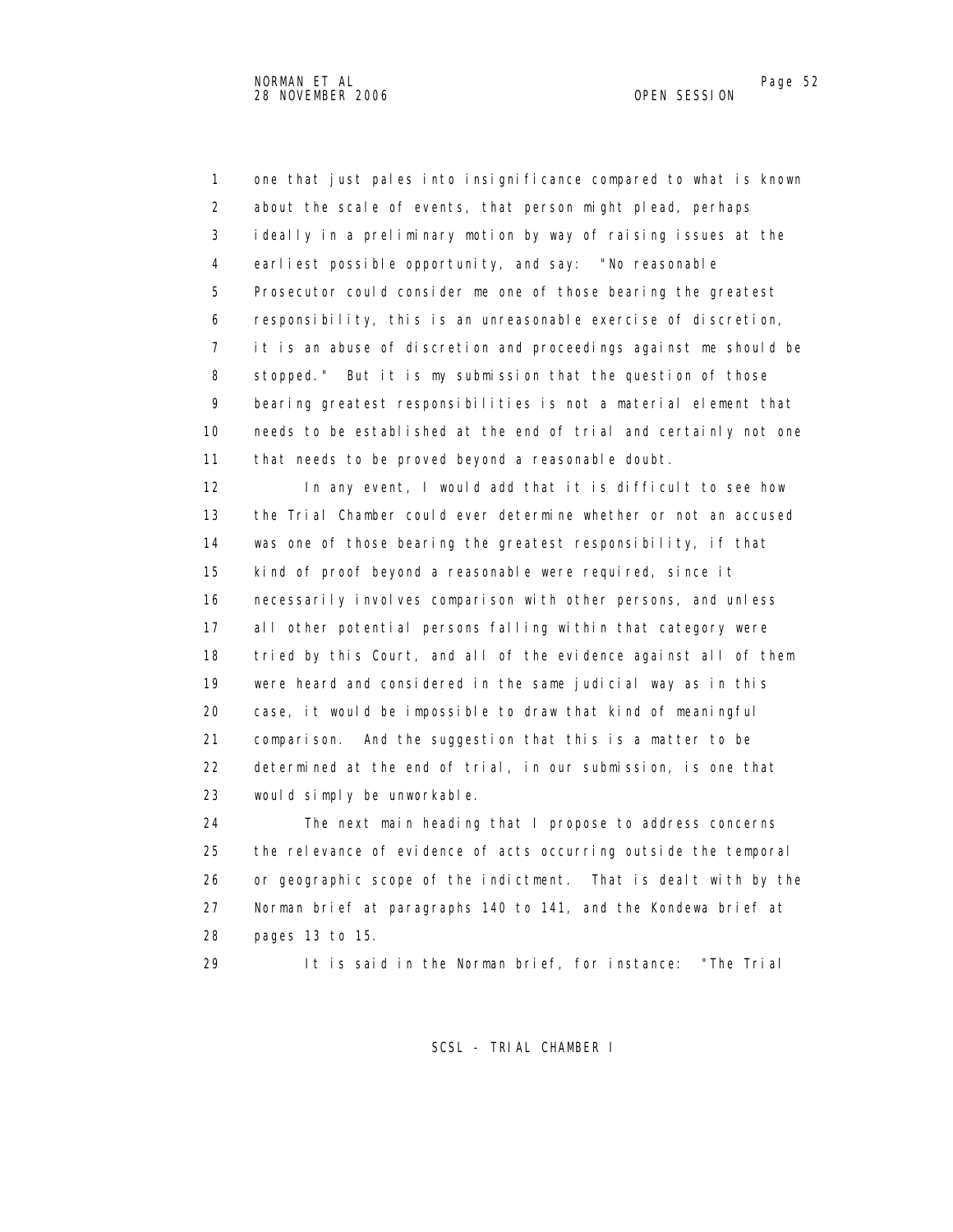one that just pales into insignificance compared to what is known about the scale of events, that person might plead, perhaps ideally in a preliminary motion by way of raising issues at the earliest possible opportunity, and say: "No reasonable Prosecutor could consider me one of those bearing the greatest responsibility, this is an unreasonable exercise of discretion, it is an abuse of discretion and proceedings against me should be stopped." But it is my submission that the question of those bearing greatest responsibilities is not a material element that needs to be established at the end of trial and certainly not one that needs to be proved beyond a reasonable doubt.

In any event, I would add that it is difficult to see how the Trial Chamber could ever determine whether or not an accused was one of those bearing the greatest responsibility, if that kind of proof beyond a reasonable were required, since it necessarily involves comparison with other persons, and unless all other potential persons falling within that category were tried by this Court, and all of the evidence against all of them were heard and considered in the same judicial way as in this case, it would be impossible to draw that kind of meaningful comparison. And the suggestion that this is a matter to be determined at the end of trial, in our submission, is one that would simply be unworkable.

The next main heading that I propose to address concerns the relevance of evidence of acts occurring outside the temporal or geographic scope of the indictment. That is dealt with by the Norman brief at paragraphs 140 to 141, and the Kondewa brief at pages 13 to 15.

It is said in the Norman brief, for instance: "The Trial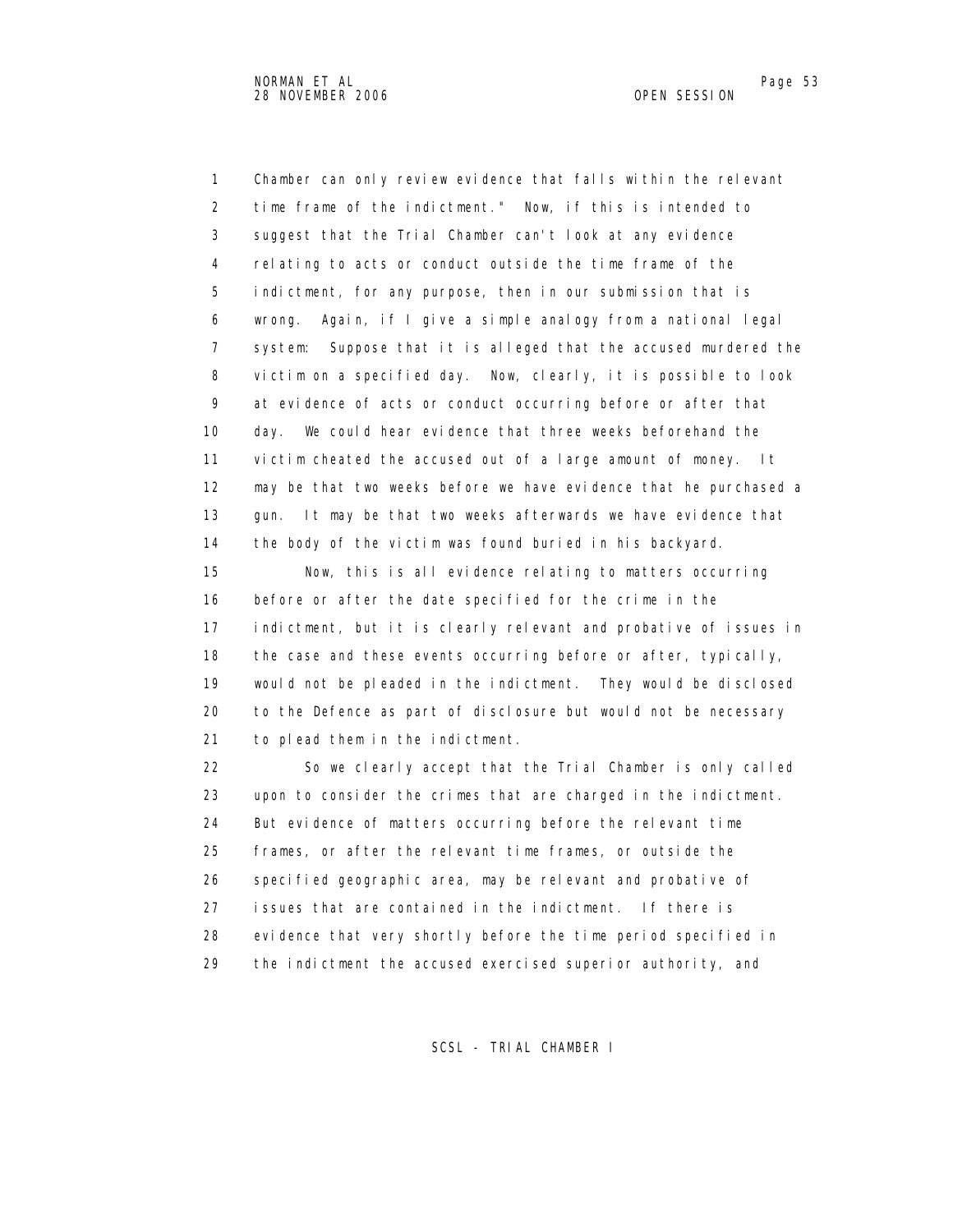Chamber can only review evidence that falls within the relevant time frame of the indictment." Now, if this is intended to suggest that the Trial Chamber can't look at any evidence relating to acts or conduct outside the time frame of the indictment, for any purpose, then in our submission that is wrong. Again, if I give a simple analogy from a national legal system: Suppose that it is alleged that the accused murdered the victim on a specified day. Now, clearly, it is possible to look at evidence of acts or conduct occurring before or after that day. We could hear evidence that three weeks beforehand the victim cheated the accused out of a large amount of money. It may be that two weeks before we have evidence that he purchased a gun. It may be that two weeks afterwards we have evidence that the body of the victim was found buried in his backyard.

Now, this is all evidence relating to matters occurring before or after the date specified for the crime in the indictment, but it is clearly relevant and probative of issues in the case and these events occurring before or after, typically, would not be pleaded in the indictment. They would be disclosed to the Defence as part of disclosure but would not be necessary to plead them in the indictment.

So we clearly accept that the Trial Chamber is only called upon to consider the crimes that are charged in the indictment. But evidence of matters occurring before the relevant time frames, or after the relevant time frames, or outside the specified geographic area, may be relevant and probative of issues that are contained in the indictment. If there is evidence that very shortly before the time period specified in the indictment the accused exercised superior authority, and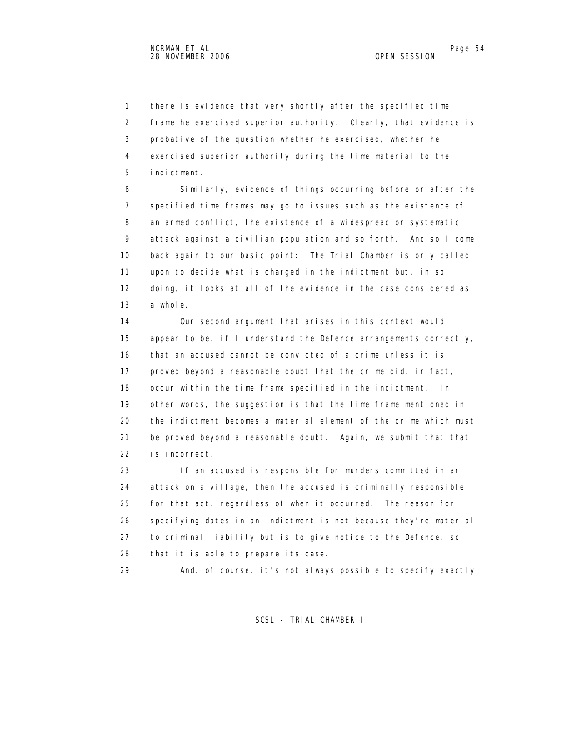there is evidence that very shortly after the specified time frame he exercised superior authority. Clearly, that evidence is probative of the question whether he exercised, whether he exercised superior authority during the time material to the indictment.

Similarly, evidence of things occurring before or after the specified time frames may go to issues such as the existence of an armed conflict, the existence of a widespread or systematic attack against a civilian population and so forth. And so I come back again to our basic point: The Trial Chamber is only called upon to decide what is charged in the indictment but, in so doing, it looks at all of the evidence in the case considered as a whole.

Our second argument that arises in this context would appear to be, if I understand the Defence arrangements correctly, that an accused cannot be convicted of a crime unless it is proved beyond a reasonable doubt that the crime did, in fact, occur within the time frame specified in the indictment. In other words, the suggestion is that the time frame mentioned in the indictment becomes a material element of the crime which must be proved beyond a reasonable doubt. Again, we submit that that is incorrect.

If an accused is responsible for murders committed in an attack on a village, then the accused is criminally responsible for that act, regardless of when it occurred. The reason for specifying dates in an indictment is not because they're material to criminal liability but is to give notice to the Defence, so that it is able to prepare its case.

And, of course, it's not always possible to specify exactly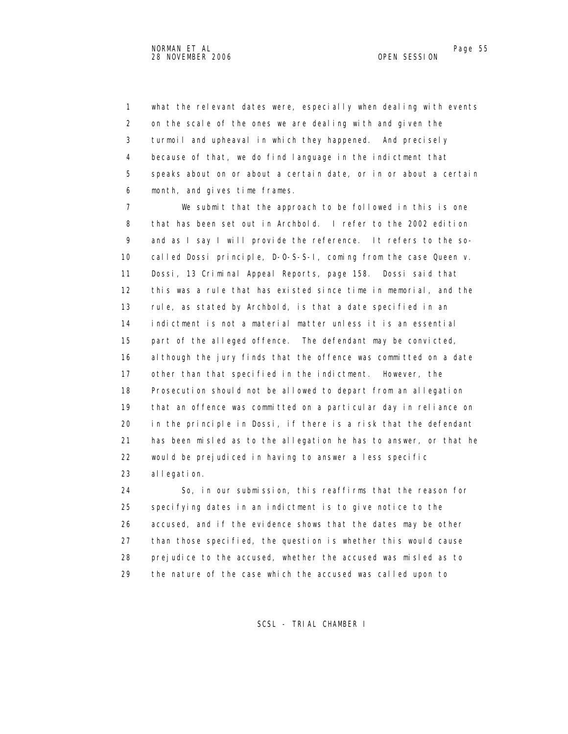what the relevant dates were, especially when dealing with events on the scale of the ones we are dealing with and given the turmoil and upheaval in which they happened. And precisely because of that, we do find language in the indictment that speaks about on or about a certain date, or in or about a certain month, and gives time frames.

We submit that the approach to be followed in this is one that has been set out in Archbold. I refer to the 2002 edition and as I say I will provide the reference. It refers to the so-called Dossi principle, D-O-S-S-I, coming from the case Queen v. Dossi, 13 Criminal Appeal Reports, page 158. Dossi said that this was a rule that has existed since time in memorial, and the rule, as stated by Archbold, is that a date specified in an indictment is not a material matter unless it is an essential part of the alleged offence. The defendant may be convicted, although the jury finds that the offence was committed on a date other than that specified in the indictment. However, the Prosecution should not be allowed to depart from an allegation that an offence was committed on a particular day in reliance on in the principle in Dossi, if there is a risk that the defendant has been misled as to the allegation he has to answer, or that he would be prejudiced in having to answer a less specific allegation.

So, in our submission, this reaffirms that the reason for specifying dates in an indictment is to give notice to the accused, and if the evidence shows that the dates may be other than those specified, the question is whether this would cause prejudice to the accused, whether the accused was misled as to the nature of the case which the accused was called upon to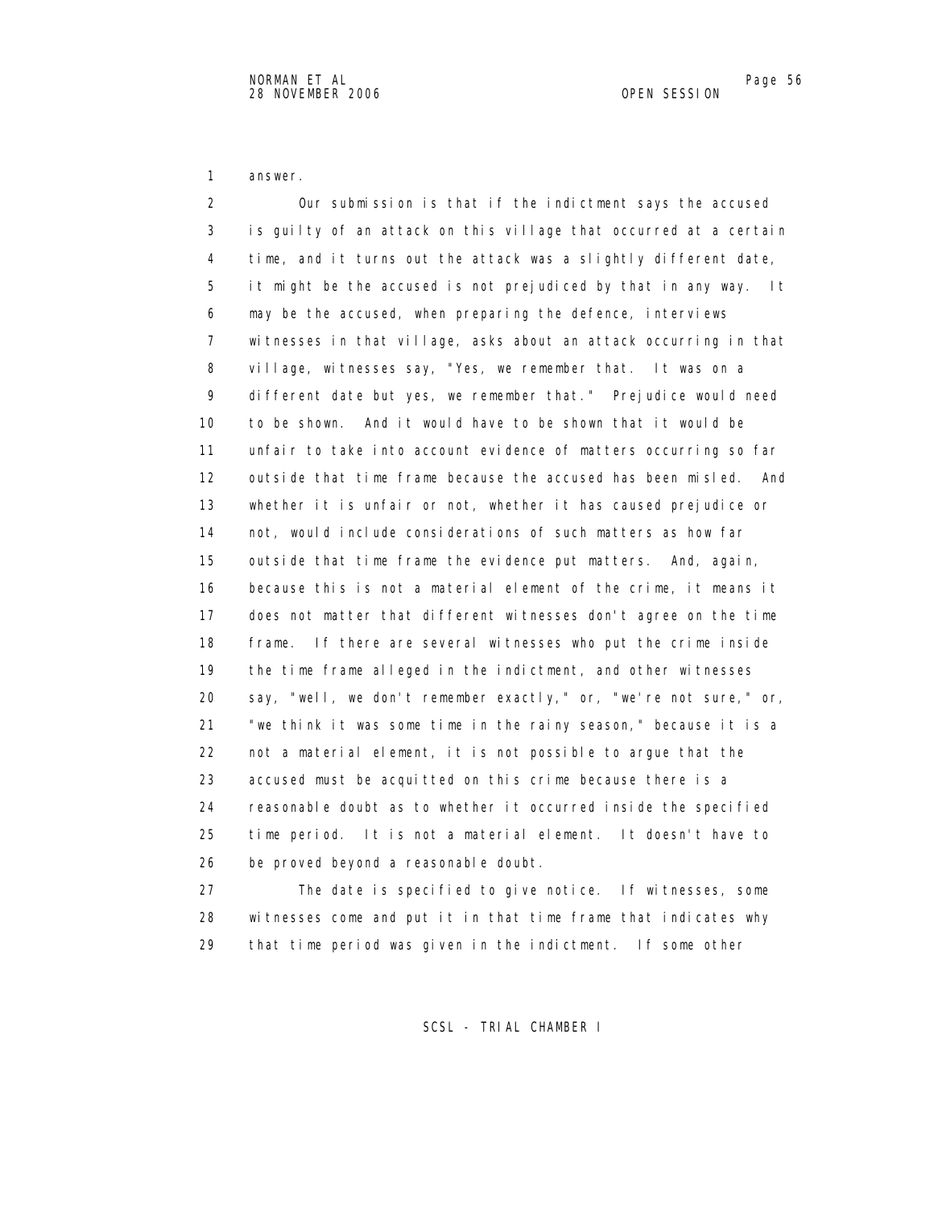answer.

Our submission is that if the indictment says the accused is guilty of an attack on this village that occurred at a certain time, and it turns out the attack was a slightly different date, it might be the accused is not prejudiced by that in any way. It may be the accused, when preparing the defence, interviews witnesses in that village, asks about an attack occurring in that village, witnesses say, "Yes, we remember that. It was on a different date but yes, we remember that." Prejudice would need to be shown. And it would have to be shown that it would be unfair to take into account evidence of matters occurring so far outside that time frame because the accused has been misled. And whether it is unfair or not, whether it has caused prejudice or not, would include considerations of such matters as how far outside that time frame the evidence put matters. And, again, because this is not a material element of the crime, it means it does not matter that different witnesses don't agree on the time frame. If there are several witnesses who put the crime inside the time frame alleged in the indictment, and other witnesses say, "well, we don't remember exactly," or, "we're not sure," or, "we think it was some time in the rainy season," because it is a not a material element, it is not possible to argue that the accused must be acquitted on this crime because there is a reasonable doubt as to whether it occurred inside the specified time period. It is not a material element. It doesn't have to be proved beyond a reasonable doubt.

The date is specified to give notice. If witnesses, some witnesses come and put it in that time frame that indicates why that time period was given in the indictment. If some other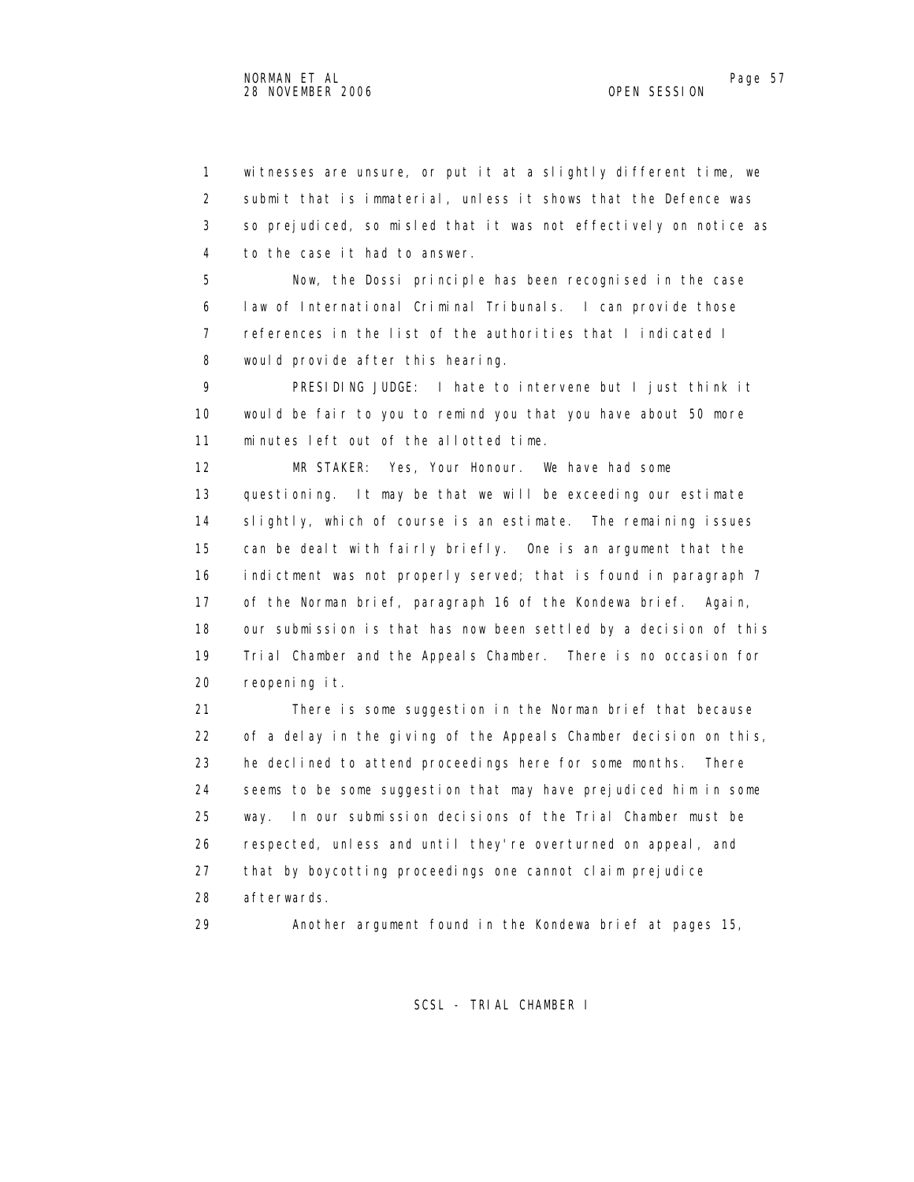witnesses are unsure, or put it at a slightly different time, we submit that is immaterial, unless it shows that the Defence was so prejudiced, so misled that it was not effectively on notice as to the case it had to answer.

Now, the Dossi principle has been recognised in the case law of International Criminal Tribunals. I can provide those references in the list of the authorities that I indicated I would provide after this hearing.

PRESIDING JUDGE: I hate to intervene but I just think it would be fair to you to remind you that you have about 50 more minutes left out of the allotted time.

MR STAKER: Yes, Your Honour. We have had some questioning. It may be that we will be exceeding our estimate slightly, which of course is an estimate. The remaining issues can be dealt with fairly briefly. One is an argument that the indictment was not properly served; that is found in paragraph 7 of the Norman brief, paragraph 16 of the Kondewa brief. Again, our submission is that has now been settled by a decision of this Trial Chamber and the Appeals Chamber. There is no occasion for reopening it.

There is some suggestion in the Norman brief that because of a delay in the giving of the Appeals Chamber decision on this, he declined to attend proceedings here for some months. There seems to be some suggestion that may have prejudiced him in some way. In our submission decisions of the Trial Chamber must be respected, unless and until they're overturned on appeal, and that by boycotting proceedings one cannot claim prejudice afterwards.

Another argument found in the Kondewa brief at pages 15,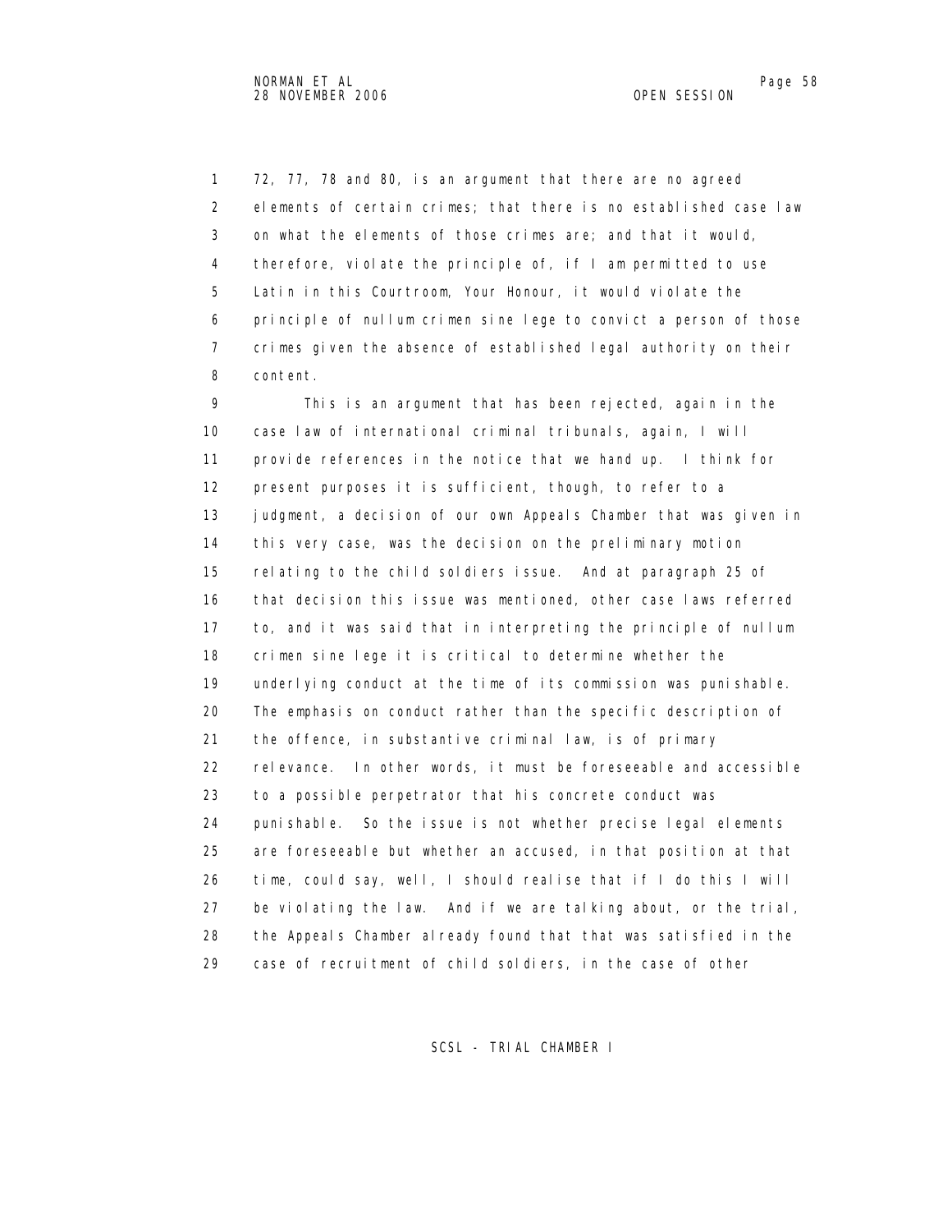72, 77, 78 and 80, is an argument that there are no agreed elements of certain crimes; that there is no established case law on what the elements of those crimes are; and that it would, therefore, violate the principle of, if I am permitted to use Latin in this Courtroom, Your Honour, it would violate the principle of nullum crimen sine lege to convict a person of those crimes given the absence of established legal authority on their content.

This is an argument that has been rejected, again in the case law of international criminal tribunals, again, I will provide references in the notice that we hand up. I think for present purposes it is sufficient, though, to refer to a judgment, a decision of our own Appeals Chamber that was given in this very case, was the decision on the preliminary motion relating to the child soldiers issue. And at paragraph 25 of that decision this issue was mentioned, other case laws referred to, and it was said that in interpreting the principle of nullum crimen sine lege it is critical to determine whether the underlying conduct at the time of its commission was punishable. The emphasis on conduct rather than the specific description of the offence, in substantive criminal law, is of primary relevance. In other words, it must be foreseeable and accessible to a possible perpetrator that his concrete conduct was punishable. So the issue is not whether precise legal elements are foreseeable but whether an accused, in that position at that time, could say, well, I should realise that if I do this I will be violating the law. And if we are talking about, or the trial, the Appeals Chamber already found that that was satisfied in the case of recruitment of child soldiers, in the case of other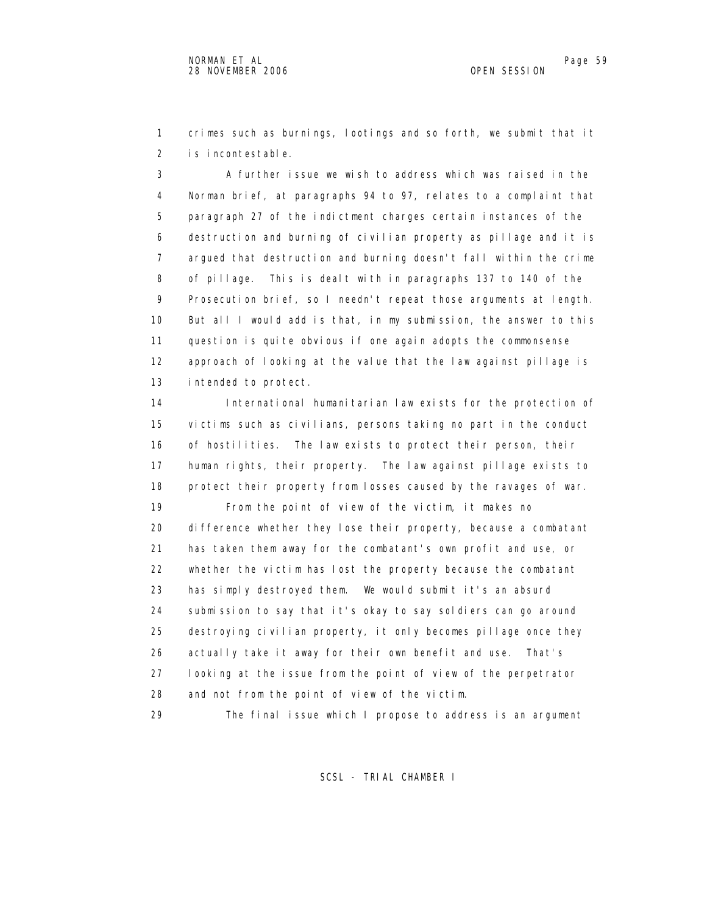crimes such as burnings, lootings and so forth, we submit that it is incontestable.

A further issue we wish to address which was raised in the Norman brief, at paragraphs 94 to 97, relates to a complaint that paragraph 27 of the indictment charges certain instances of the destruction and burning of civilian property as pillage and it is argued that destruction and burning doesn't fall within the crime of pillage. This is dealt with in paragraphs 137 to 140 of the Prosecution brief, so I needn't repeat those arguments at length. But all I would add is that, in my submission, the answer to this question is quite obvious if one again adopts the commonsense approach of looking at the value that the law against pillage is intended to protect.

International humanitarian law exists for the protection of victims such as civilians, persons taking no part in the conduct of hostilities. The law exists to protect their person, their human rights, their property. The law against pillage exists to protect their property from losses caused by the ravages of war.

From the point of view of the victim, it makes no difference whether they lose their property, because a combatant has taken them away for the combatant's own profit and use, or whether the victim has lost the property because the combatant has simply destroyed them. We would submit it's an absurd submission to say that it's okay to say soldiers can go around destroying civilian property, it only becomes pillage once they actually take it away for their own benefit and use. That's looking at the issue from the point of view of the perpetrator and not from the point of view of the victim.

The final issue which I propose to address is an argument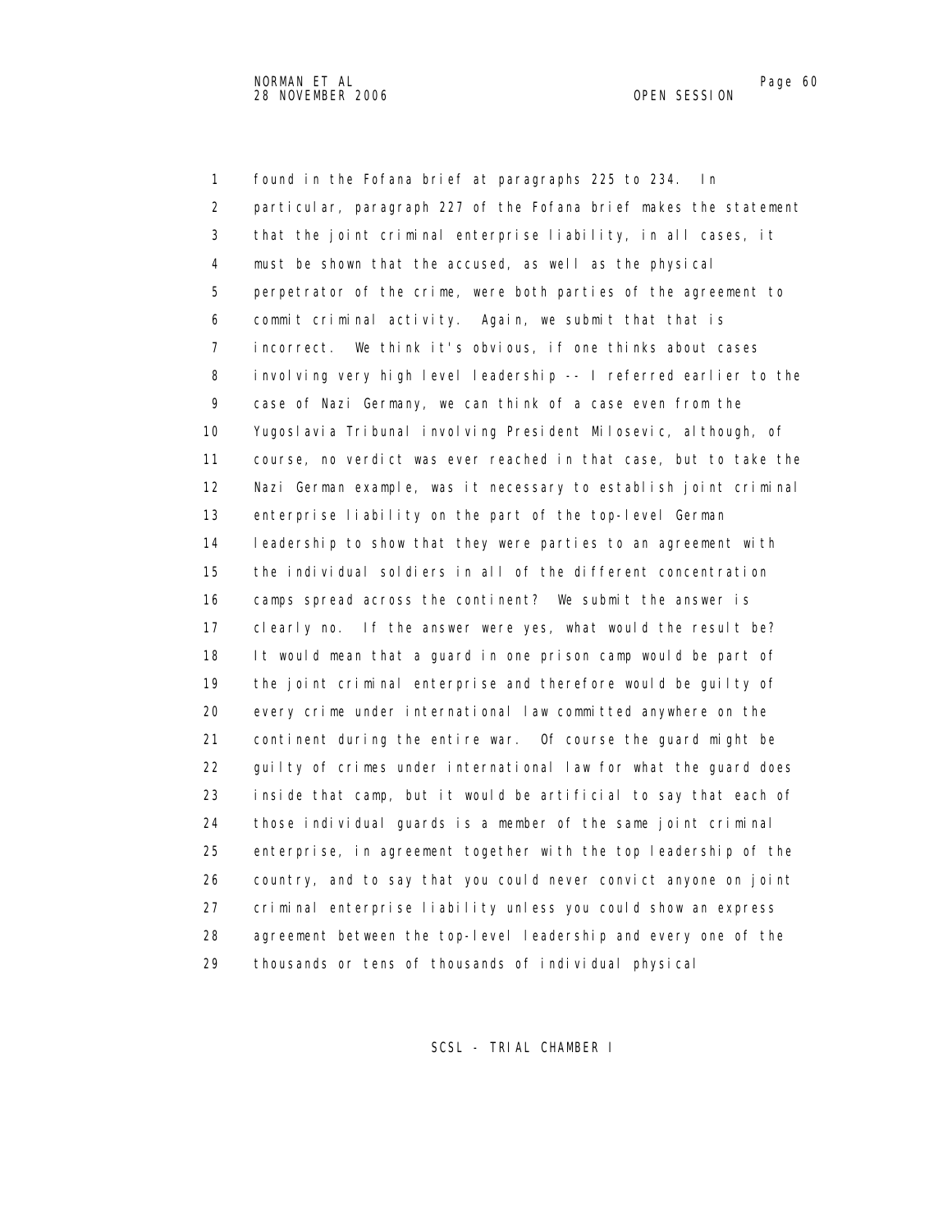found in the Fofana brief at paragraphs 225 to 234. In particular, paragraph 227 of the Fofana brief makes the statement that the joint criminal enterprise liability, in all cases, it must be shown that the accused, as well as the physical perpetrator of the crime, were both parties of the agreement to commit criminal activity. Again, we submit that that is incorrect. We think it's obvious, if one thinks about cases involving very high level leadership -- I referred earlier to the case of Nazi Germany, we can think of a case even from the Yugoslavia Tribunal involving President Milosevic, although, of course, no verdict was ever reached in that case, but to take the Nazi German example, was it necessary to establish joint criminal enterprise liability on the part of the top-level German leadership to show that they were parties to an agreement with the individual soldiers in all of the different concentration camps spread across the continent? We submit the answer is clearly no. If the answer were yes, what would the result be? It would mean that a guard in one prison camp would be part of the joint criminal enterprise and therefore would be guilty of every crime under international law committed anywhere on the continent during the entire war. Of course the guard might be guilty of crimes under international law for what the guard does inside that camp, but it would be artificial to say that each of those individual guards is a member of the same joint criminal enterprise, in agreement together with the top leadership of the country, and to say that you could never convict anyone on joint criminal enterprise liability unless you could show an express agreement between the top-level leadership and every one of the thousands or tens of thousands of individual physical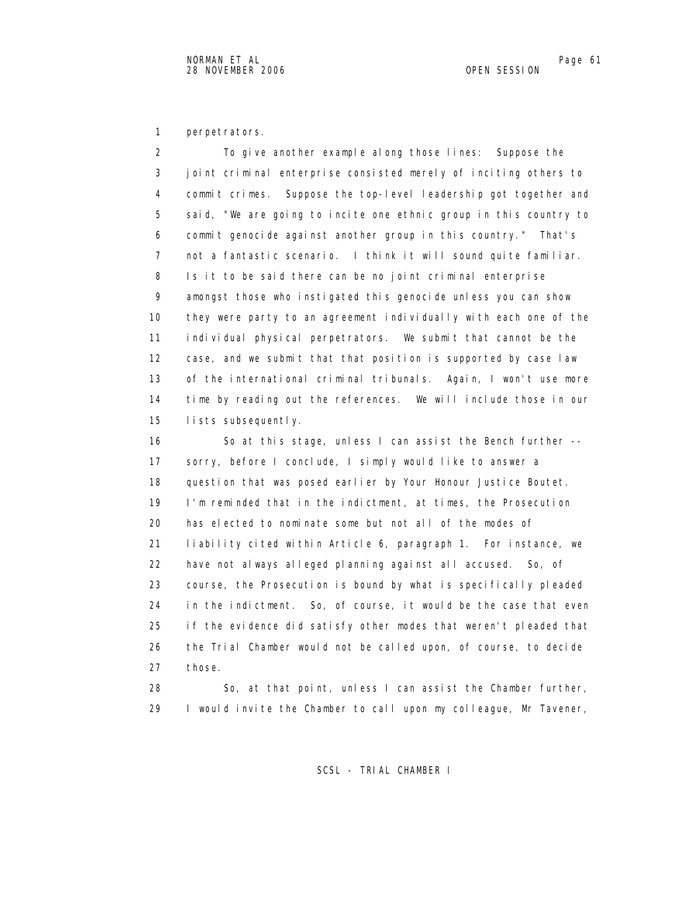perpetrators.

To give another example along those lines: Suppose the joint criminal enterprise consisted merely of inciting others to commit crimes. Suppose the top-level leadership got together and said, "We are going to incite one ethnic group in this country to commit genocide against another group in this country." That's not a fantastic scenario. I think it will sound quite familiar. Is it to be said there can be no joint criminal enterprise amongst those who instigated this genocide unless you can show they were party to an agreement individually with each one of the individual physical perpetrators. We submit that cannot be the case, and we submit that that position is supported by case law of the international criminal tribunals. Again, I won't use more time by reading out the references. We will include those in our lists subsequently.

So at this stage, unless I can assist the Bench further -- sorry, before I conclude, I simply would like to answer a question that was posed earlier by Your Honour Justice Boutet. I'm reminded that in the indictment, at times, the Prosecution has elected to nominate some but not all of the modes of liability cited within Article 6, paragraph 1. For instance, we have not always alleged planning against all accused. So, of course, the Prosecution is bound by what is specifically pleaded in the indictment. So, of course, it would be the case that even if the evidence did satisfy other modes that weren't pleaded that the Trial Chamber would not be called upon, of course, to decide those.

So, at that point, unless I can assist the Chamber further, I would invite the Chamber to call upon my colleague, Mr Tavener,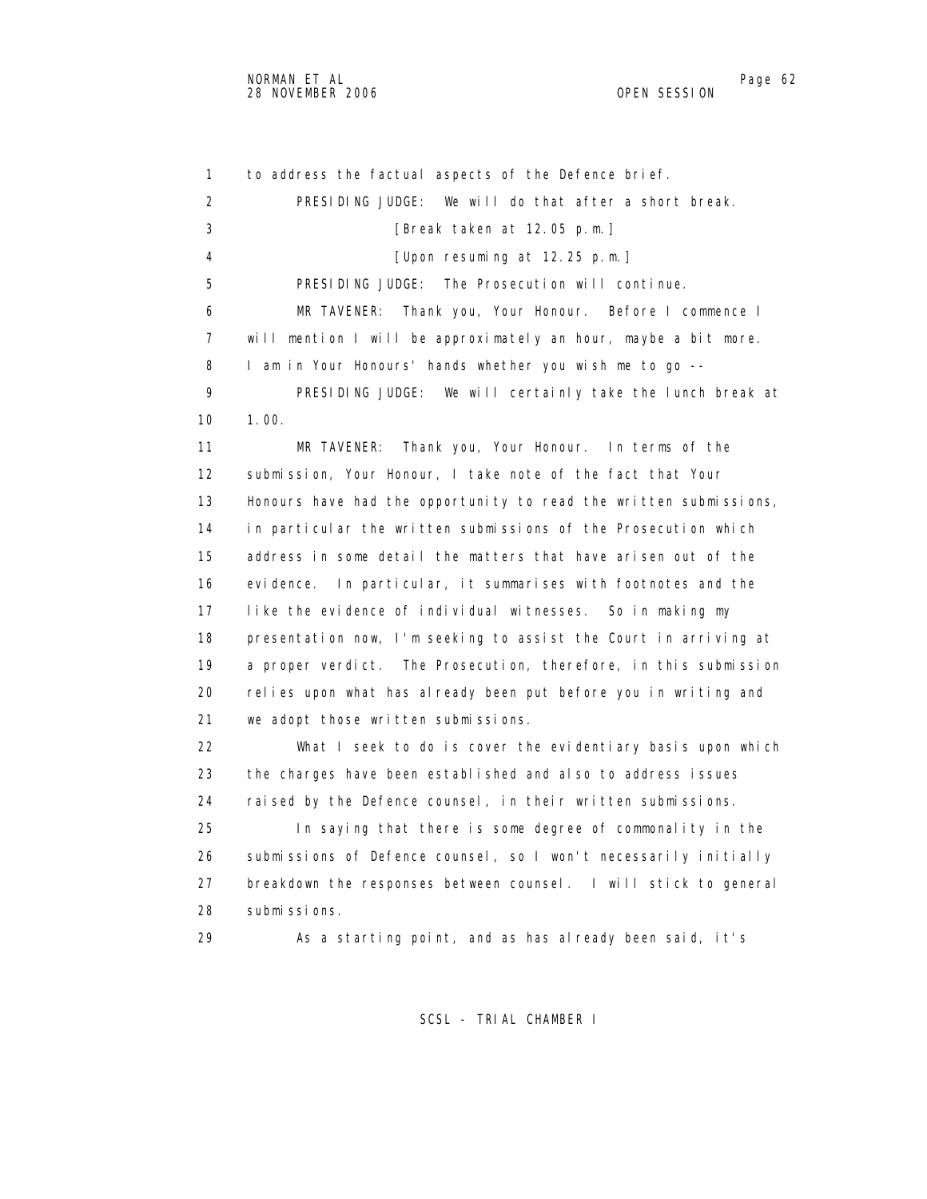1 to address the factual aspects of the Defence brief.

2 PRESIDING JUDGE: We will do that after a short break.

3 [Break taken at 12.05 p.m.]

4 [Upon resuming at 12.25 p.m.]

5 PRESIDING JUDGE: The Prosecution will continue.

6 MR TAVENER: Thank you, Your Honour. Before I commence I

7 will mention I will be approximately an hour, maybe a bit more.

8 I am in Your Honours' hands whether you wish me to go --

9 PRESIDING JUDGE: We will certainly take the lunch break at

10 1.00.

11 MR TAVENER: Thank you, Your Honour. In terms of the

12 submission, Your Honour, I take note of the fact that Your

13 Honours have had the opportunity to read the written submissions,

14 in particular the written submissions of the Prosecution which

15 address in some detail the matters that have arisen out of the

16 evidence. In particular, it summarises with footnotes and the

17 like the evidence of individual witnesses. So in making my

18 presentation now, I'm seeking to assist the Court in arriving at

19 a proper verdict. The Prosecution, therefore, in this submission

20 relies upon what has already been put before you in writing and

21 we adopt those written submissions.

22 What I seek to do is cover the evidentiary basis upon which

23 the charges have been established and also to address issues

24 raised by the Defence counsel, in their written submissions.

25 In saying that there is some degree of commonality in the

26 submissions of Defence counsel, so I won't necessarily initially

27 breakdown the responses between counsel. I will stick to general

28 submissions.

29 As a starting point, and as has already been said, it's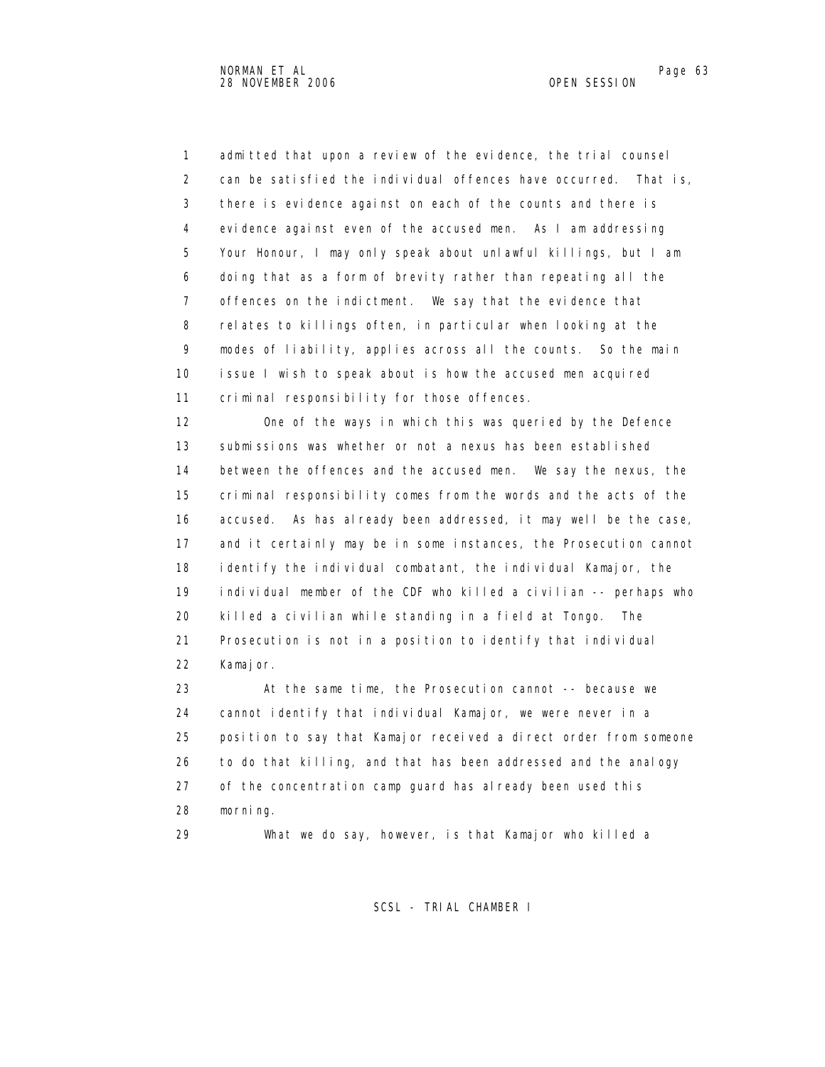admitted that upon a review of the evidence, the trial counsel can be satisfied the individual offences have occurred. That is, there is evidence against on each of the counts and there is evidence against even of the accused men. As I am addressing Your Honour, I may only speak about unlawful killings, but I am doing that as a form of brevity rather than repeating all the offences on the indictment. We say that the evidence that relates to killings often, in particular when looking at the modes of liability, applies across all the counts. So the main issue I wish to speak about is how the accused men acquired criminal responsibility for those offences.

One of the ways in which this was queried by the Defence submissions was whether or not a nexus has been established between the offences and the accused men. We say the nexus, the criminal responsibility comes from the words and the acts of the accused. As has already been addressed, it may well be the case, and it certainly may be in some instances, the Prosecution cannot identify the individual combatant, the individual Kamajor, the individual member of the CDF who killed a civilian -- perhaps who killed a civilian while standing in a field at Tongo. The Prosecution is not in a position to identify that individual Kamajor.

At the same time, the Prosecution cannot -- because we cannot identify that individual Kamajor, we were never in a position to say that Kamajor received a direct order from someone to do that killing, and that has been addressed and the analogy of the concentration camp guard has already been used this morning.

What we do say, however, is that Kamajor who killed a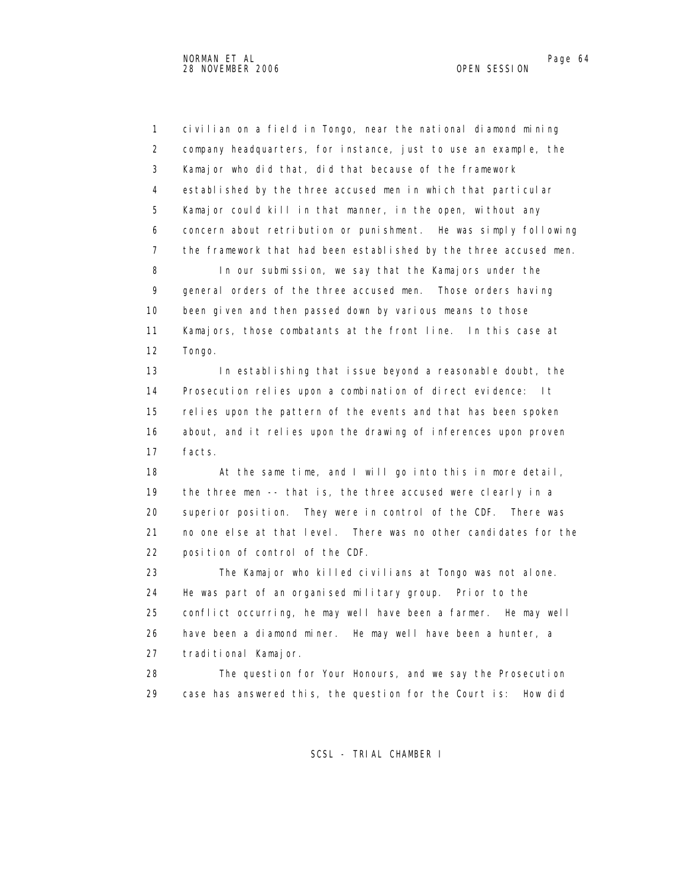civilian on a field in Tongo, near the national diamond mining company headquarters, for instance, just to use an example, the Kamajor who did that, did that because of the framework established by the three accused men in which that particular Kamajor could kill in that manner, in the open, without any concern about retribution or punishment. He was simply following the framework that had been established by the three accused men.

In our submission, we say that the Kamajors under the general orders of the three accused men. Those orders having been given and then passed down by various means to those Kamajors, those combatants at the front line. In this case at Tongo.

In establishing that issue beyond a reasonable doubt, the Prosecution relies upon a combination of direct evidence: It relies upon the pattern of the events and that has been spoken about, and it relies upon the drawing of inferences upon proven facts.

At the same time, and I will go into this in more detail, the three men -- that is, the three accused were clearly in a superior position. They were in control of the CDF. There was no one else at that level. There was no other candidates for the position of control of the CDF.

The Kamajor who killed civilians at Tongo was not alone. He was part of an organised military group. Prior to the conflict occurring, he may well have been a farmer. He may well have been a diamond miner. He may well have been a hunter, a traditional Kamajor.

The question for Your Honours, and we say the Prosecution case has answered this, the question for the Court is: How did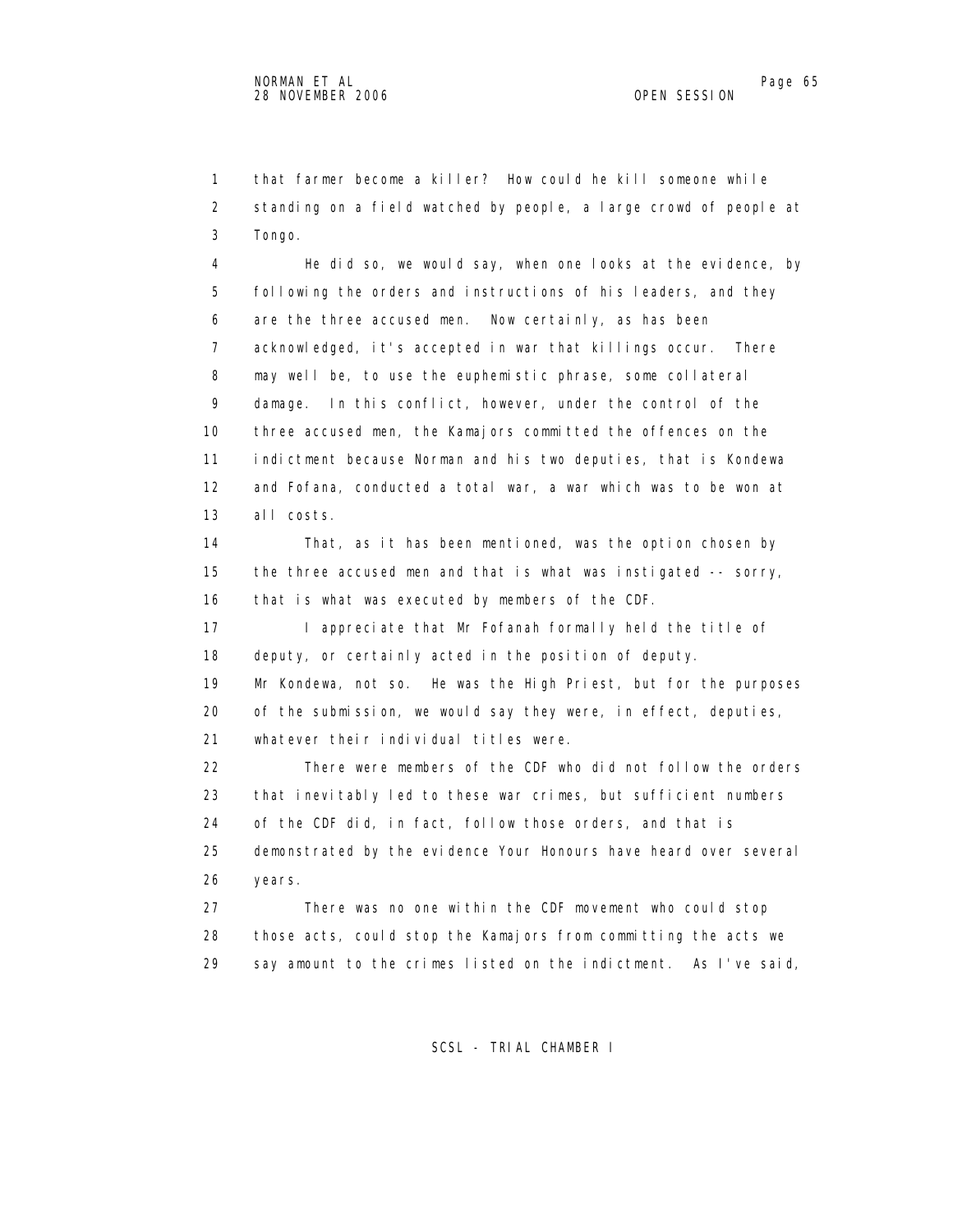that farmer become a killer? How could he kill someone while standing on a field watched by people, a large crowd of people at Tongo.

He did so, we would say, when one looks at the evidence, by following the orders and instructions of his leaders, and they are the three accused men. Now certainly, as has been acknowledged, it's accepted in war that killings occur. There may well be, to use the euphemistic phrase, some collateral damage. In this conflict, however, under the control of the three accused men, the Kamajors committed the offences on the indictment because Norman and his two deputies, that is Kondewa and Fofana, conducted a total war, a war which was to be won at all costs.

That, as it has been mentioned, was the option chosen by the three accused men and that is what was instigated -- sorry, that is what was executed by members of the CDF.

I appreciate that Mr Fofanah formally held the title of deputy, or certainly acted in the position of deputy. Mr Kondewa, not so. He was the High Priest, but for the purposes of the submission, we would say they were, in effect, deputies, whatever their individual titles were.

There were members of the CDF who did not follow the orders that inevitably led to these war crimes, but sufficient numbers of the CDF did, in fact, follow those orders, and that is demonstrated by the evidence Your Honours have heard over several years.

There was no one within the CDF movement who could stop those acts, could stop the Kamajors from committing the acts we say amount to the crimes listed on the indictment. As I've said,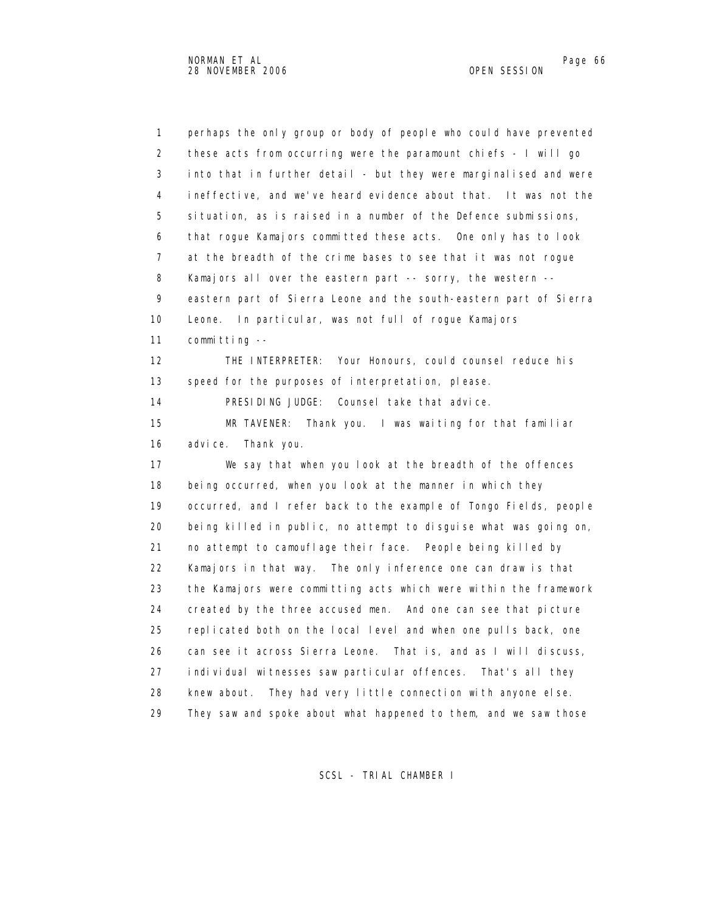1 perhaps the only group or body of people who could have prevented
2 these acts from occurring were the paramount chiefs - I will go
3 into that in further detail - but they were marginalised and were
4 ineffective, and we've heard evidence about that. It was not the
5 situation, as is raised in a number of the Defence submissions,
6 that rogue Kamajors committed these acts. One only has to look
7 at the breadth of the crime bases to see that it was not rogue
8 Kamajors all over the eastern part -- sorry, the western --
9 eastern part of Sierra Leone and the south-eastern part of Sierra
10 Leone. In particular, was not full of rogue Kamajors
11 committing --
12 THE INTERPRETER: Your Honours, could counsel reduce his
13 speed for the purposes of interpretation, please.
14 PRESIDING JUDGE: Counsel take that advice.
15 MR TAVENER: Thank you. I was waiting for that familiar
16 advice. Thank you.
17 We say that when you look at the breadth of the offences
18 being occurred, when you look at the manner in which they
19 occurred, and I refer back to the example of Tongo Fields, people
20 being killed in public, no attempt to disguise what was going on,
21 no attempt to camouflage their face. People being killed by
22 Kamajors in that way. The only inference one can draw is that
23 the Kamajors were committing acts which were within the framework
24 created by the three accused men. And one can see that picture
25 replicated both on the local level and when one pulls back, one
26 can see it across Sierra Leone. That is, and as I will discuss,
27 individual witnesses saw particular offences. That's all they
28 knew about. They had very little connection with anyone else.
29 They saw and spoke about what happened to them, and we saw those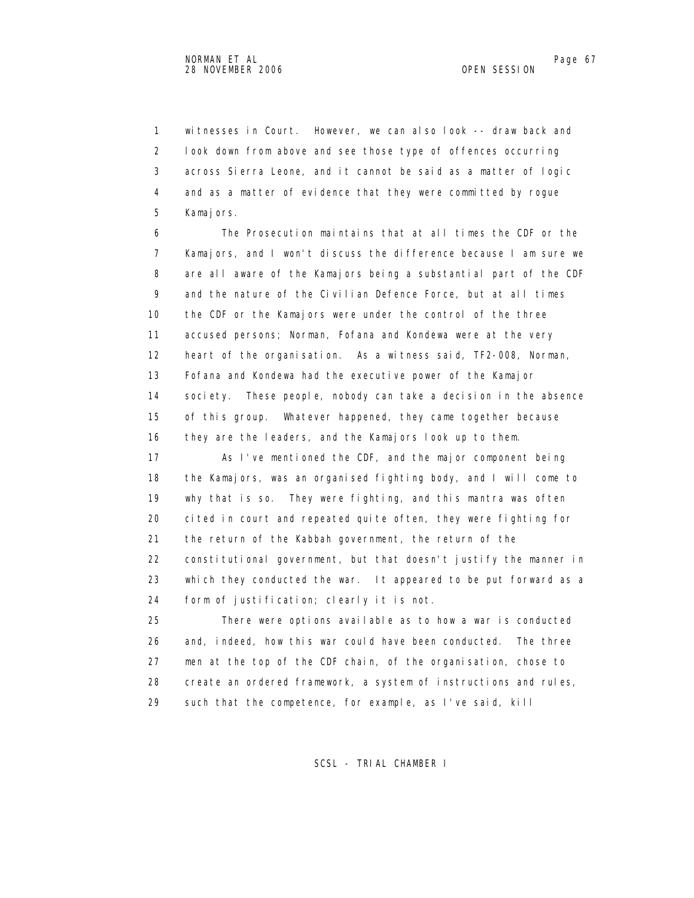witnesses in Court. However, we can also look -- draw back and look down from above and see those type of offences occurring across Sierra Leone, and it cannot be said as a matter of logic and as a matter of evidence that they were committed by rogue Kamajors.

The Prosecution maintains that at all times the CDF or the Kamajors, and I won't discuss the difference because I am sure we are all aware of the Kamajors being a substantial part of the CDF and the nature of the Civilian Defence Force, but at all times the CDF or the Kamajors were under the control of the three accused persons; Norman, Fofana and Kondewa were at the very heart of the organisation. As a witness said, TF2-008, Norman, Fofana and Kondewa had the executive power of the Kamajor society. These people, nobody can take a decision in the absence of this group. Whatever happened, they came together because they are the leaders, and the Kamajors look up to them.

As I've mentioned the CDF, and the major component being the Kamajors, was an organised fighting body, and I will come to why that is so. They were fighting, and this mantra was often cited in court and repeated quite often, they were fighting for the return of the Kabbah government, the return of the constitutional government, but that doesn't justify the manner in which they conducted the war. It appeared to be put forward as a form of justification; clearly it is not.

There were options available as to how a war is conducted and, indeed, how this war could have been conducted. The three men at the top of the CDF chain, of the organisation, chose to create an ordered framework, a system of instructions and rules, such that the competence, for example, as I've said, kill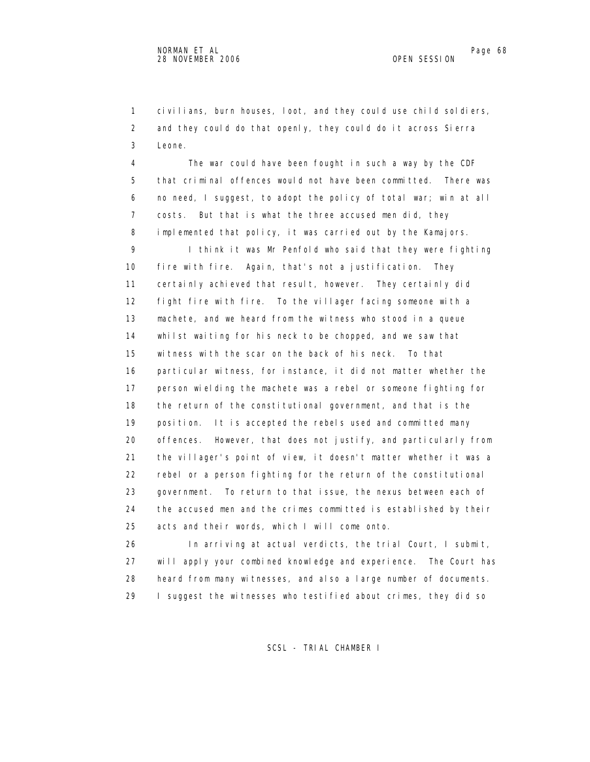civilians, burn houses, loot, and they could use child soldiers, and they could do that openly, they could do it across Sierra Leone.

The war could have been fought in such a way by the CDF that criminal offences would not have been committed. There was no need, I suggest, to adopt the policy of total war; win at all costs. But that is what the three accused men did, they implemented that policy, it was carried out by the Kamajors.

I think it was Mr Penfold who said that they were fighting fire with fire. Again, that's not a justification. They certainly achieved that result, however. They certainly did fight fire with fire. To the villager facing someone with a machete, and we heard from the witness who stood in a queue whilst waiting for his neck to be chopped, and we saw that witness with the scar on the back of his neck. To that particular witness, for instance, it did not matter whether the person wielding the machete was a rebel or someone fighting for the return of the constitutional government, and that is the position. It is accepted the rebels used and committed many offences. However, that does not justify, and particularly from the villager's point of view, it doesn't matter whether it was a rebel or a person fighting for the return of the constitutional government. To return to that issue, the nexus between each of the accused men and the crimes committed is established by their acts and their words, which I will come onto.

In arriving at actual verdicts, the trial Court, I submit, will apply your combined knowledge and experience. The Court has heard from many witnesses, and also a large number of documents. I suggest the witnesses who testified about crimes, they did so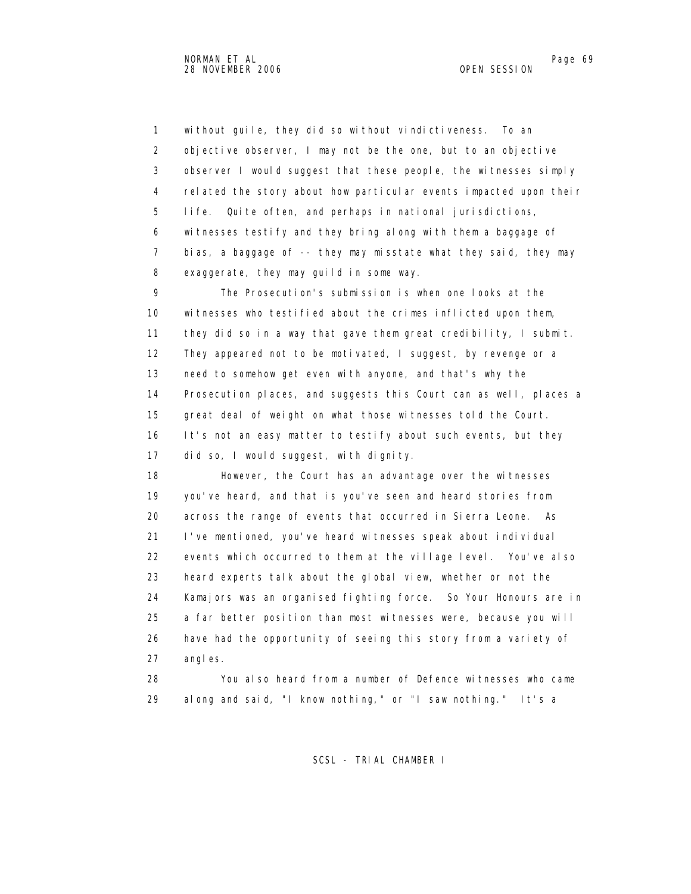without guile, they did so without vindictiveness. To an objective observer, I may not be the one, but to an objective observer I would suggest that these people, the witnesses simply related the story about how particular events impacted upon their life. Quite often, and perhaps in national jurisdictions, witnesses testify and they bring along with them a baggage of bias, a baggage of -- they may misstate what they said, they may exaggerate, they may guild in some way.

The Prosecution's submission is when one looks at the witnesses who testified about the crimes inflicted upon them, they did so in a way that gave them great credibility, I submit. They appeared not to be motivated, I suggest, by revenge or a need to somehow get even with anyone, and that's why the Prosecution places, and suggests this Court can as well, places a great deal of weight on what those witnesses told the Court. It's not an easy matter to testify about such events, but they did so, I would suggest, with dignity.

However, the Court has an advantage over the witnesses you've heard, and that is you've seen and heard stories from across the range of events that occurred in Sierra Leone. As I've mentioned, you've heard witnesses speak about individual events which occurred to them at the village level. You've also heard experts talk about the global view, whether or not the Kamajors was an organised fighting force. So Your Honours are in a far better position than most witnesses were, because you will have had the opportunity of seeing this story from a variety of angles.

You also heard from a number of Defence witnesses who came along and said, "I know nothing," or "I saw nothing." It's a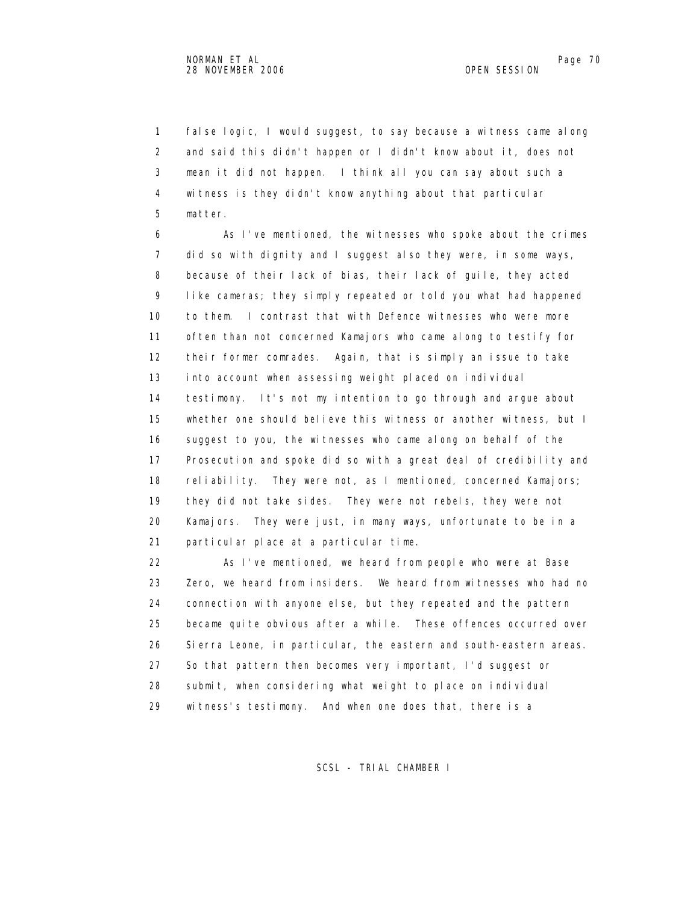false logic, I would suggest, to say because a witness came along and said this didn't happen or I didn't know about it, does not mean it did not happen. I think all you can say about such a witness is they didn't know anything about that particular matter.

As I've mentioned, the witnesses who spoke about the crimes did so with dignity and I suggest also they were, in some ways, because of their lack of bias, their lack of guile, they acted like cameras; they simply repeated or told you what had happened to them. I contrast that with Defence witnesses who were more often than not concerned Kamajors who came along to testify for their former comrades. Again, that is simply an issue to take into account when assessing weight placed on individual testimony. It's not my intention to go through and argue about whether one should believe this witness or another witness, but I suggest to you, the witnesses who came along on behalf of the Prosecution and spoke did so with a great deal of credibility and reliability. They were not, as I mentioned, concerned Kamajors; they did not take sides. They were not rebels, they were not Kamajors. They were just, in many ways, unfortunate to be in a particular place at a particular time.

As I've mentioned, we heard from people who were at Base Zero, we heard from insiders. We heard from witnesses who had no connection with anyone else, but they repeated and the pattern became quite obvious after a while. These offences occurred over Sierra Leone, in particular, the eastern and south-eastern areas. So that pattern then becomes very important, I'd suggest or submit, when considering what weight to place on individual witness's testimony. And when one does that, there is a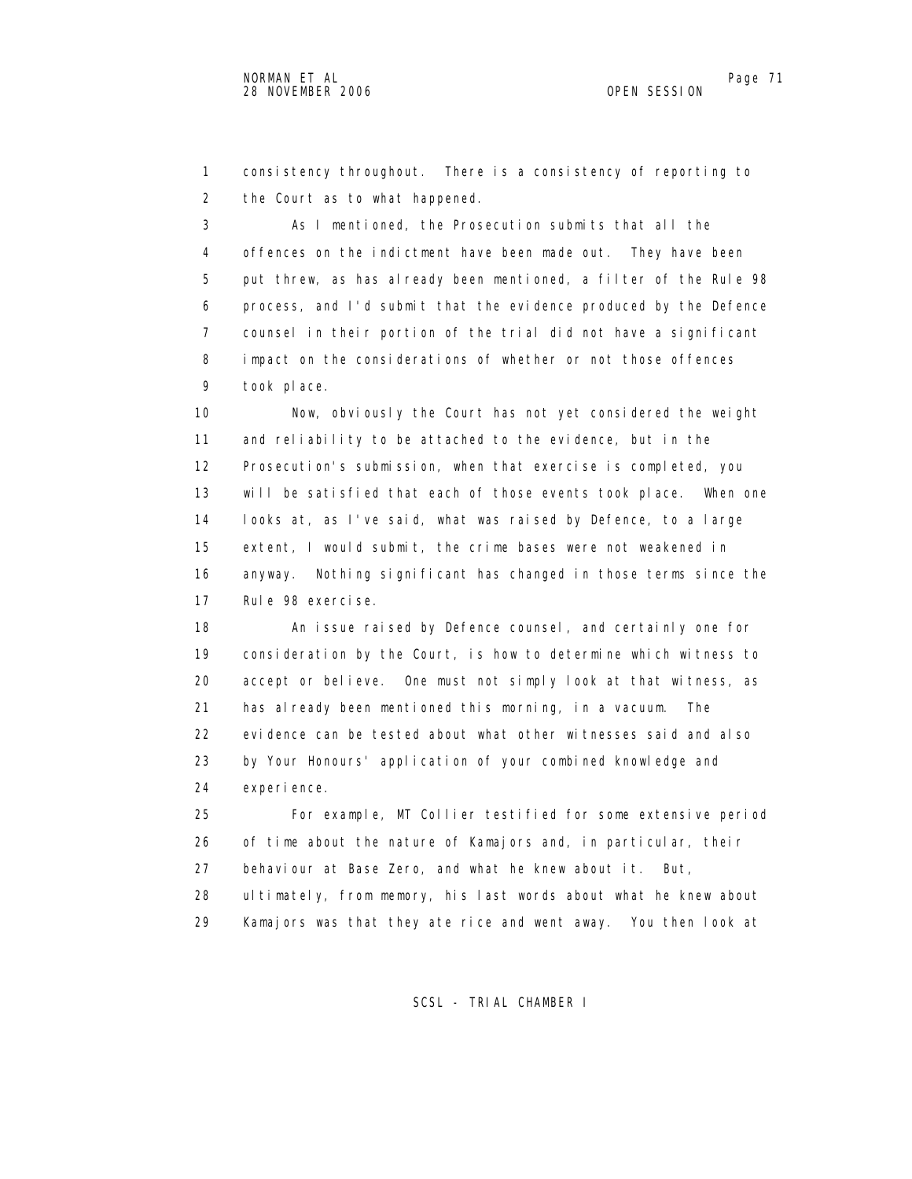consistency throughout. There is a consistency of reporting to the Court as to what happened.

As I mentioned, the Prosecution submits that all the offences on the indictment have been made out. They have been put threw, as has already been mentioned, a filter of the Rule 98 process, and I'd submit that the evidence produced by the Defence counsel in their portion of the trial did not have a significant impact on the considerations of whether or not those offences took place.

Now, obviously the Court has not yet considered the weight and reliability to be attached to the evidence, but in the Prosecution's submission, when that exercise is completed, you will be satisfied that each of those events took place. When one looks at, as I've said, what was raised by Defence, to a large extent, I would submit, the crime bases were not weakened in anyway. Nothing significant has changed in those terms since the Rule 98 exercise.

An issue raised by Defence counsel, and certainly one for consideration by the Court, is how to determine which witness to accept or believe. One must not simply look at that witness, as has already been mentioned this morning, in a vacuum. The evidence can be tested about what other witnesses said and also by Your Honours' application of your combined knowledge and experience.

For example, MT Collier testified for some extensive period of time about the nature of Kamajors and, in particular, their behaviour at Base Zero, and what he knew about it. But, ultimately, from memory, his last words about what he knew about Kamajors was that they ate rice and went away. You then look at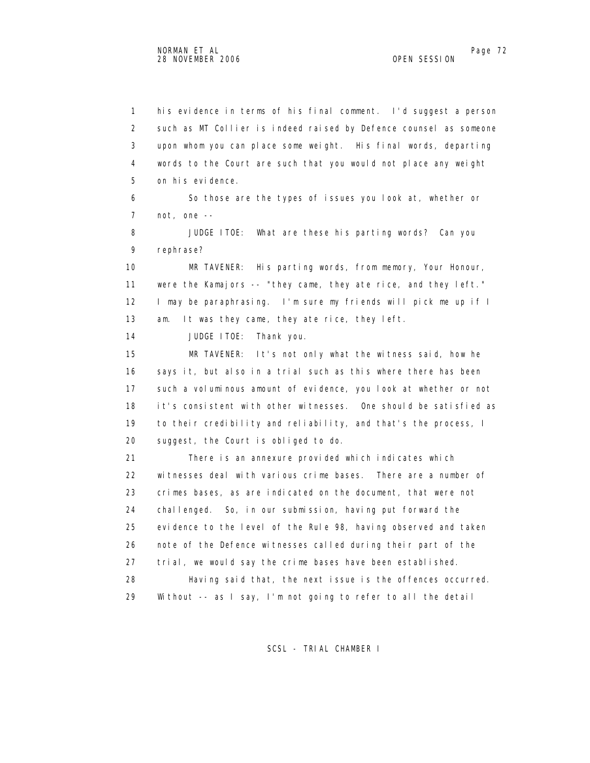1 his evidence in terms of his final comment. I'd suggest a person
2 such as MT Collier is indeed raised by Defence counsel as someone
3 upon whom you can place some weight. His final words, departing
4 words to the Court are such that you would not place any weight
5 on his evidence.

6 So those are the types of issues you look at, whether or
7 not, one --

8 JUDGE ITOE: What are these his parting words? Can you
9 rephrase?

10 MR TAVENER: His parting words, from memory, Your Honour,
11 were the Kamajors -- "they came, they ate rice, and they left."
12 I may be paraphrasing. I'm sure my friends will pick me up if I
13 am. It was they came, they ate rice, they left.

14 JUDGE ITOE: Thank you.

15 MR TAVENER: It's not only what the witness said, how he
16 says it, but also in a trial such as this where there has been
17 such a voluminous amount of evidence, you look at whether or not
18 it's consistent with other witnesses. One should be satisfied as
19 to their credibility and reliability, and that's the process, I
20 suggest, the Court is obliged to do.

21 There is an annexure provided which indicates which
22 witnesses deal with various crime bases. There are a number of
23 crimes bases, as are indicated on the document, that were not
24 challenged. So, in our submission, having put forward the
25 evidence to the level of the Rule 98, having observed and taken
26 note of the Defence witnesses called during their part of the
27 trial, we would say the crime bases have been established.

28 Having said that, the next issue is the offences occurred.
29 Without -- as I say, I'm not going to refer to all the detail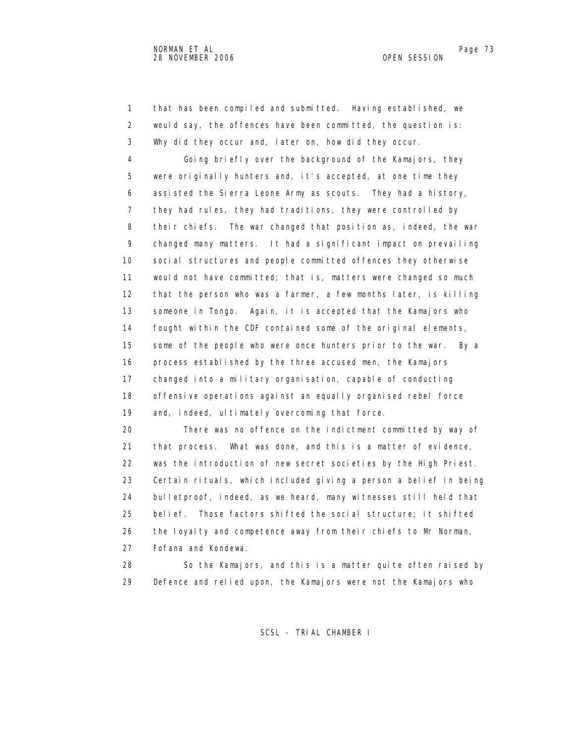that has been compiled and submitted. Having established, we would say, the offences have been committed, the question is: Why did they occur and, later on, how did they occur.

Going briefly over the background of the Kamajors, they were originally hunters and, it's accepted, at one time they assisted the Sierra Leone Army as scouts. They had a history, they had rules, they had traditions, they were controlled by their chiefs. The war changed that position as, indeed, the war changed many matters. It had a significant impact on prevailing social structures and people committed offences they otherwise would not have committed; that is, matters were changed so much that the person who was a farmer, a few months later, is killing someone in Tongo. Again, it is accepted that the Kamajors who fought within the CDF contained some of the original elements, some of the people who were once hunters prior to the war. By a process established by the three accused men, the Kamajors changed into a military organisation, capable of conducting offensive operations against an equally organised rebel force and, indeed, ultimately overcoming that force.

There was no offence on the indictment committed by way of that process. What was done, and this is a matter of evidence, was the introduction of new secret societies by the High Priest. Certain rituals, which included giving a person a belief in being bulletproof, indeed, as we heard, many witnesses still held that belief. Those factors shifted the social structure; it shifted the loyalty and competence away from their chiefs to Mr Norman, Fofana and Kondewa.

So the Kamajors, and this is a matter quite often raised by Defence and relied upon, the Kamajors were not the Kamajors who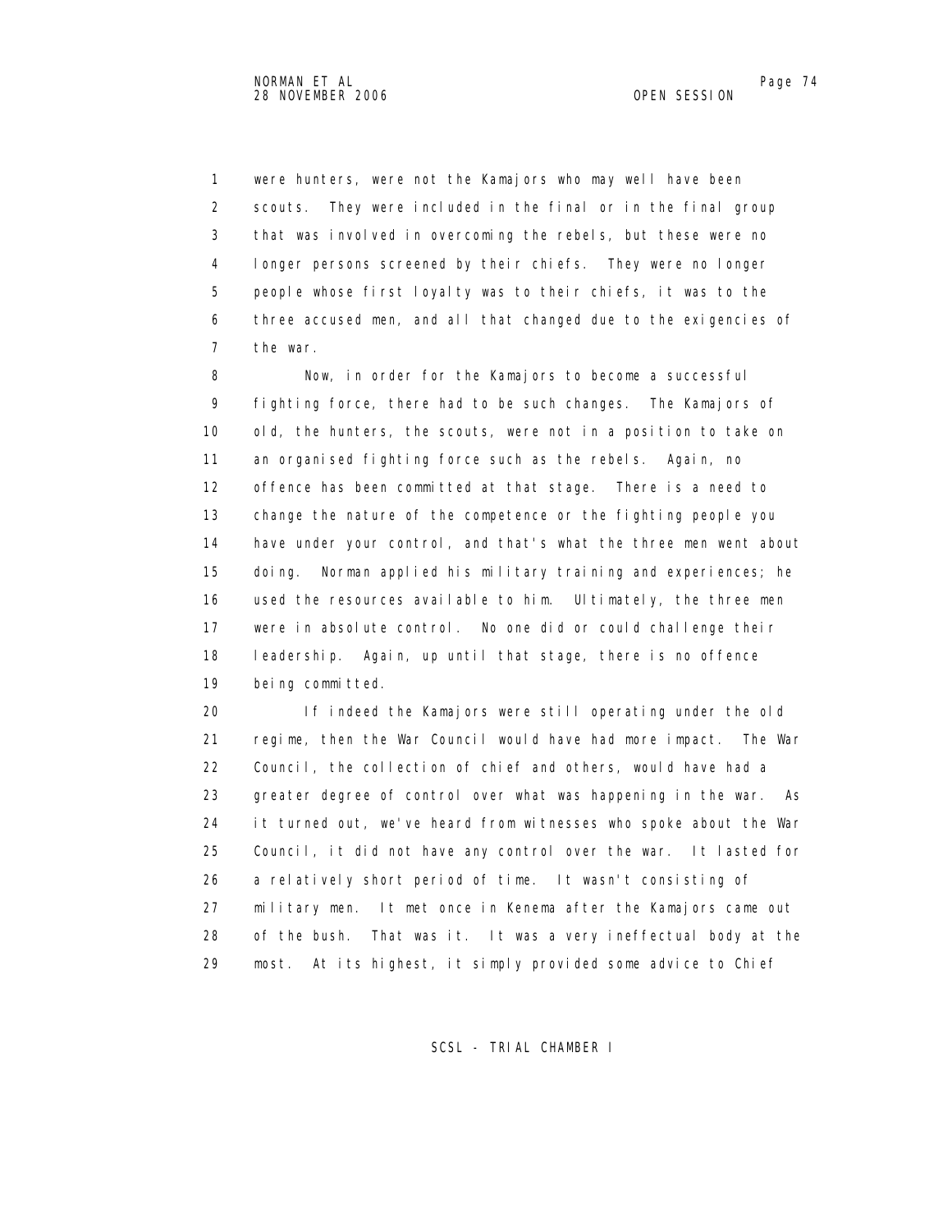were hunters, were not the Kamajors who may well have been scouts. They were included in the final or in the final group that was involved in overcoming the rebels, but these were no longer persons screened by their chiefs. They were no longer people whose first loyalty was to their chiefs, it was to the three accused men, and all that changed due to the exigencies of the war.

Now, in order for the Kamajors to become a successful fighting force, there had to be such changes. The Kamajors of old, the hunters, the scouts, were not in a position to take on an organised fighting force such as the rebels. Again, no offence has been committed at that stage. There is a need to change the nature of the competence or the fighting people you have under your control, and that's what the three men went about doing. Norman applied his military training and experiences; he used the resources available to him. Ultimately, the three men were in absolute control. No one did or could challenge their leadership. Again, up until that stage, there is no offence being committed.

If indeed the Kamajors were still operating under the old regime, then the War Council would have had more impact. The War Council, the collection of chief and others, would have had a greater degree of control over what was happening in the war. As it turned out, we've heard from witnesses who spoke about the War Council, it did not have any control over the war. It lasted for a relatively short period of time. It wasn't consisting of military men. It met once in Kenema after the Kamajors came out of the bush. That was it. It was a very ineffectual body at the most. At its highest, it simply provided some advice to Chief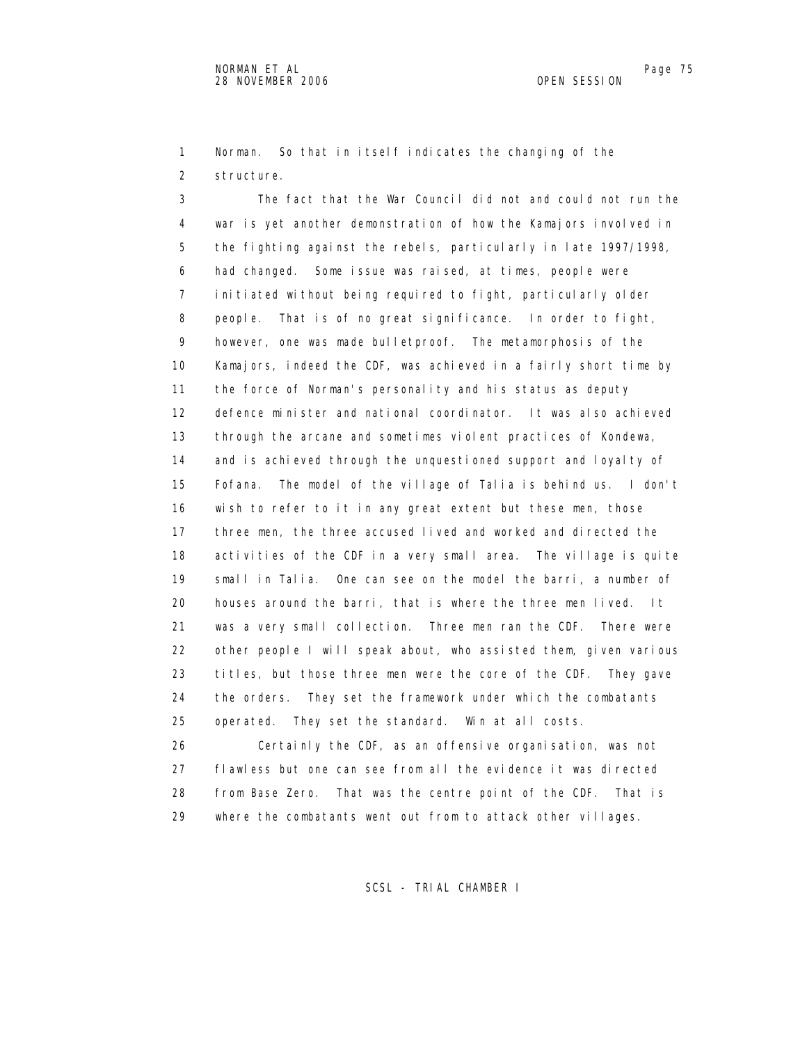Norman. So that in itself indicates the changing of the structure.

The fact that the War Council did not and could not run the war is yet another demonstration of how the Kamajors involved in the fighting against the rebels, particularly in late 1997/1998, had changed. Some issue was raised, at times, people were initiated without being required to fight, particularly older people. That is of no great significance. In order to fight, however, one was made bulletproof. The metamorphosis of the Kamajors, indeed the CDF, was achieved in a fairly short time by the force of Norman's personality and his status as deputy defence minister and national coordinator. It was also achieved through the arcane and sometimes violent practices of Kondewa, and is achieved through the unquestioned support and loyalty of Fofana. The model of the village of Talia is behind us. I don't wish to refer to it in any great extent but these men, those three men, the three accused lived and worked and directed the activities of the CDF in a very small area. The village is quite small in Talia. One can see on the model the barri, a number of houses around the barri, that is where the three men lived. It was a very small collection. Three men ran the CDF. There were other people I will speak about, who assisted them, given various titles, but those three men were the core of the CDF. They gave the orders. They set the framework under which the combatants operated. They set the standard. Win at all costs.

Certainly the CDF, as an offensive organisation, was not flawless but one can see from all the evidence it was directed from Base Zero. That was the centre point of the CDF. That is where the combatants went out from to attack other villages.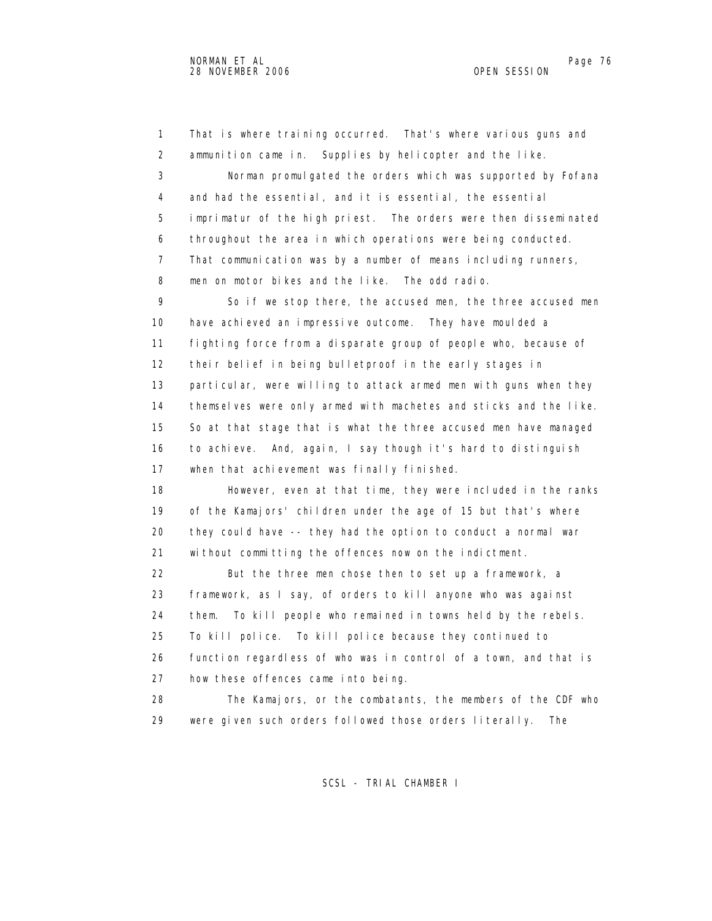That is where training occurred. That's where various guns and ammunition came in. Supplies by helicopter and the like.

Norman promulgated the orders which was supported by Fofana and had the essential, and it is essential, the essential imprimatur of the high priest. The orders were then disseminated throughout the area in which operations were being conducted. That communication was by a number of means including runners, men on motor bikes and the like. The odd radio.

So if we stop there, the accused men, the three accused men have achieved an impressive outcome. They have moulded a fighting force from a disparate group of people who, because of their belief in being bulletproof in the early stages in particular, were willing to attack armed men with guns when they themselves were only armed with machetes and sticks and the like. So at that stage that is what the three accused men have managed to achieve. And, again, I say though it's hard to distinguish when that achievement was finally finished.

However, even at that time, they were included in the ranks of the Kamajors' children under the age of 15 but that's where they could have -- they had the option to conduct a normal war without committing the offences now on the indictment.

But the three men chose then to set up a framework, a framework, as I say, of orders to kill anyone who was against them. To kill people who remained in towns held by the rebels. To kill police. To kill police because they continued to function regardless of who was in control of a town, and that is how these offences came into being.

The Kamajors, or the combatants, the members of the CDF who were given such orders followed those orders literally. The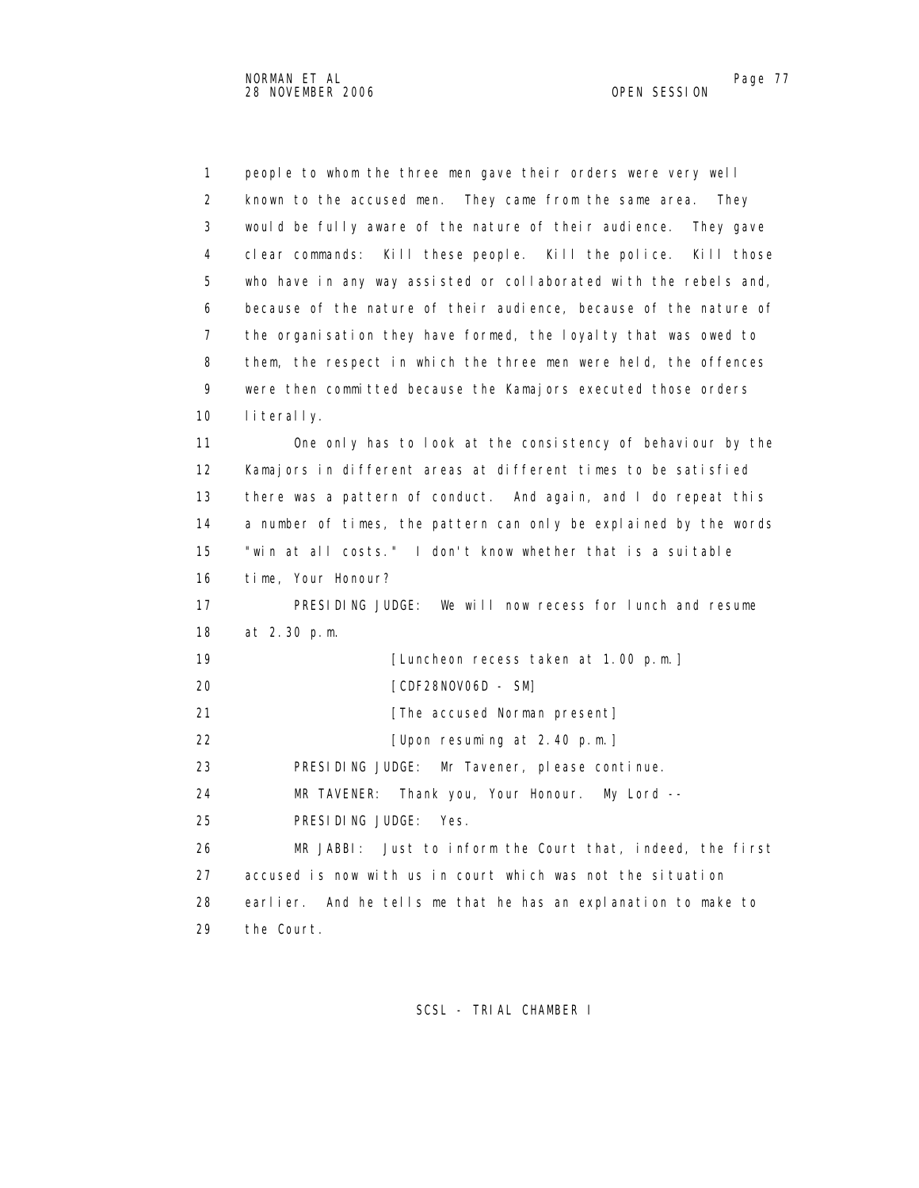people to whom the three men gave their orders were very well known to the accused men. They came from the same area. They would be fully aware of the nature of their audience. They gave clear commands: Kill these people. Kill the police. Kill those who have in any way assisted or collaborated with the rebels and, because of the nature of their audience, because of the nature of the organisation they have formed, the loyalty that was owed to them, the respect in which the three men were held, the offences were then committed because the Kamajors executed those orders literally.

One only has to look at the consistency of behaviour by the Kamajors in different areas at different times to be satisfied there was a pattern of conduct. And again, and I do repeat this a number of times, the pattern can only be explained by the words "win at all costs." I don't know whether that is a suitable time, Your Honour?

PRESIDING JUDGE: We will now recess for lunch and resume at 2.30 p.m.

[Luncheon recess taken at 1.00 p.m.]

[CDF28NOV06D - SM]

[The accused Norman present]

[Upon resuming at 2.40 p.m.]

PRESIDING JUDGE: Mr Tavener, please continue.

MR TAVENER: Thank you, Your Honour. My Lord --

PRESIDING JUDGE: Yes.

MR JABBI: Just to inform the Court that, indeed, the first accused is now with us in court which was not the situation earlier. And he tells me that he has an explanation to make to the Court.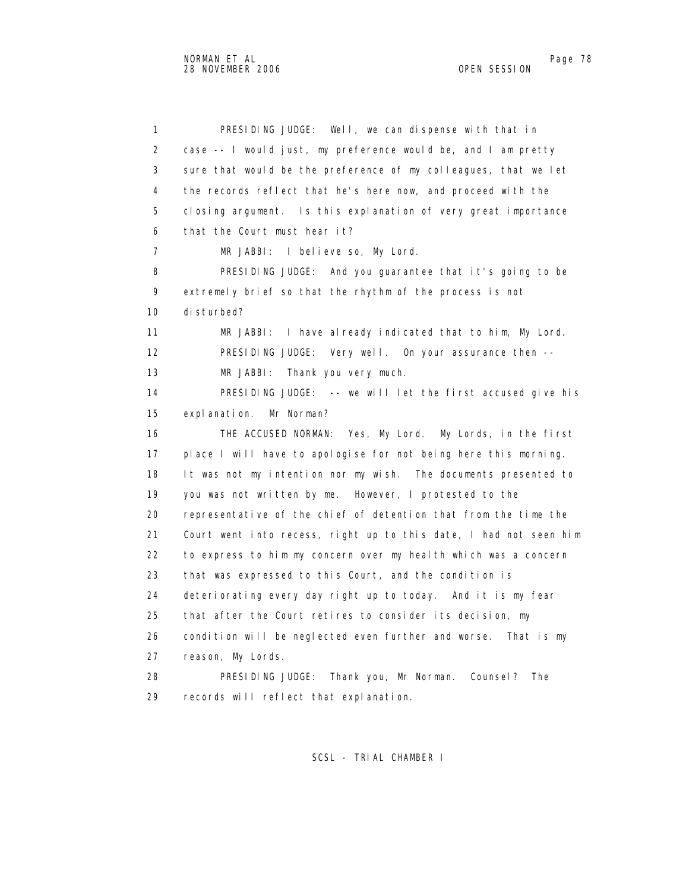PRESIDING JUDGE: Well, we can dispense with that in case -- I would just, my preference would be, and I am pretty sure that would be the preference of my colleagues, that we let the records reflect that he's here now, and proceed with the closing argument. Is this explanation of very great importance that the Court must hear it?

MR JABBI: I believe so, My Lord.

PRESIDING JUDGE: And you guarantee that it's going to be extremely brief so that the rhythm of the process is not disturbed?

MR JABBI: I have already indicated that to him, My Lord.

PRESIDING JUDGE: Very well. On your assurance then --

MR JABBI: Thank you very much.

PRESIDING JUDGE: -- we will let the first accused give his explanation. Mr Norman?

THE ACCUSED NORMAN: Yes, My Lord. My Lords, in the first place I will have to apologise for not being here this morning. It was not my intention nor my wish. The documents presented to you was not written by me. However, I protested to the representative of the chief of detention that from the time the Court went into recess, right up to this date, I had not seen him to express to him my concern over my health which was a concern that was expressed to this Court, and the condition is deteriorating every day right up to today. And it is my fear that after the Court retires to consider its decision, my condition will be neglected even further and worse. That is my reason, My Lords.

PRESIDING JUDGE: Thank you, Mr Norman. Counsel? The records will reflect that explanation.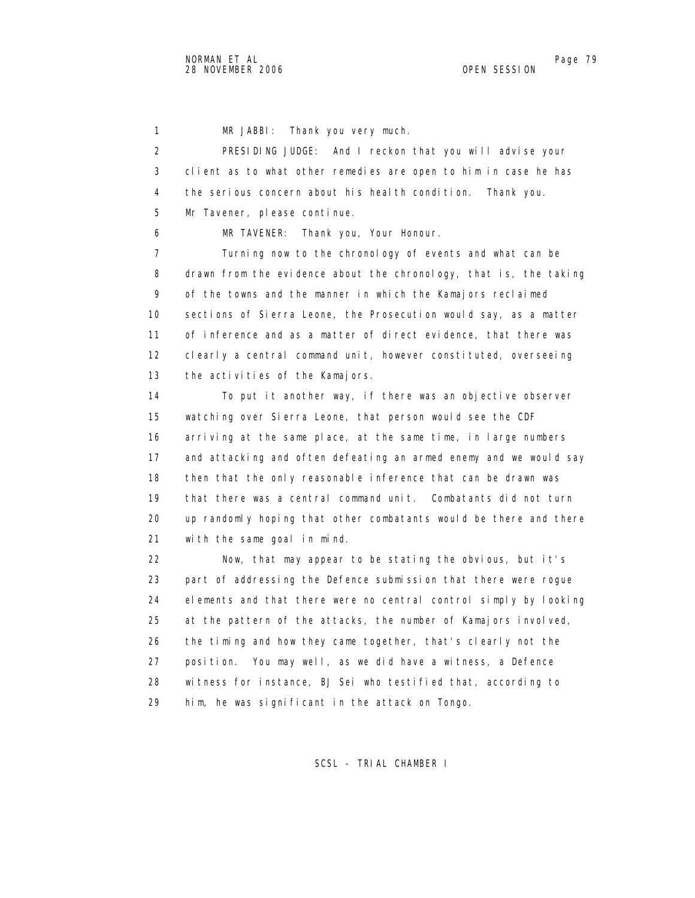MR JABBI: Thank you very much.

PRESIDING JUDGE: And I reckon that you will advise your client as to what other remedies are open to him in case he has the serious concern about his health condition. Thank you. Mr Tavener, please continue.

MR TAVENER: Thank you, Your Honour.

Turning now to the chronology of events and what can be drawn from the evidence about the chronology, that is, the taking of the towns and the manner in which the Kamajors reclaimed sections of Sierra Leone, the Prosecution would say, as a matter of inference and as a matter of direct evidence, that there was clearly a central command unit, however constituted, overseeing the activities of the Kamajors.

To put it another way, if there was an objective observer watching over Sierra Leone, that person would see the CDF arriving at the same place, at the same time, in large numbers and attacking and often defeating an armed enemy and we would say then that the only reasonable inference that can be drawn was that there was a central command unit. Combatants did not turn up randomly hoping that other combatants would be there and there with the same goal in mind.

Now, that may appear to be stating the obvious, but it's part of addressing the Defence submission that there were rogue elements and that there were no central control simply by looking at the pattern of the attacks, the number of Kamajors involved, the timing and how they came together, that's clearly not the position. You may well, as we did have a witness, a Defence witness for instance, BJ Sei who testified that, according to him, he was significant in the attack on Tongo.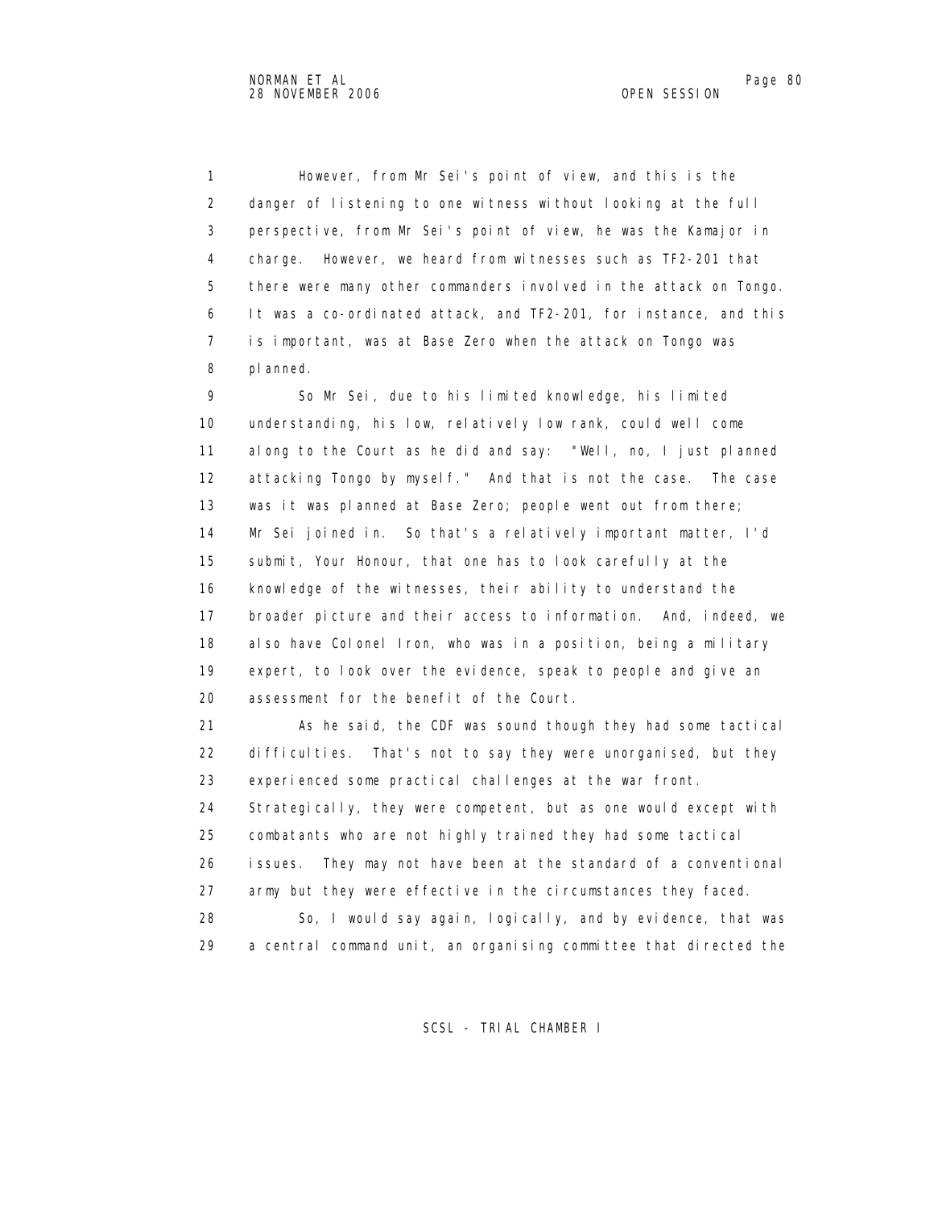However, from Mr Sei's point of view, and this is the danger of listening to one witness without looking at the full perspective, from Mr Sei's point of view, he was the Kamajor in charge. However, we heard from witnesses such as TF2-201 that there were many other commanders involved in the attack on Tongo. It was a co-ordinated attack, and TF2-201, for instance, and this is important, was at Base Zero when the attack on Tongo was planned.

So Mr Sei, due to his limited knowledge, his limited understanding, his low, relatively low rank, could well come along to the Court as he did and say: "Well, no, I just planned attacking Tongo by myself." And that is not the case. The case was it was planned at Base Zero; people went out from there; Mr Sei joined in. So that's a relatively important matter, I'd submit, Your Honour, that one has to look carefully at the knowledge of the witnesses, their ability to understand the broader picture and their access to information. And, indeed, we also have Colonel Iron, who was in a position, being a military expert, to look over the evidence, speak to people and give an assessment for the benefit of the Court.

As he said, the CDF was sound though they had some tactical difficulties. That's not to say they were unorganised, but they experienced some practical challenges at the war front. Strategically, they were competent, but as one would except with combatants who are not highly trained they had some tactical issues. They may not have been at the standard of a conventional army but they were effective in the circumstances they faced.

So, I would say again, logically, and by evidence, that was a central command unit, an organising committee that directed the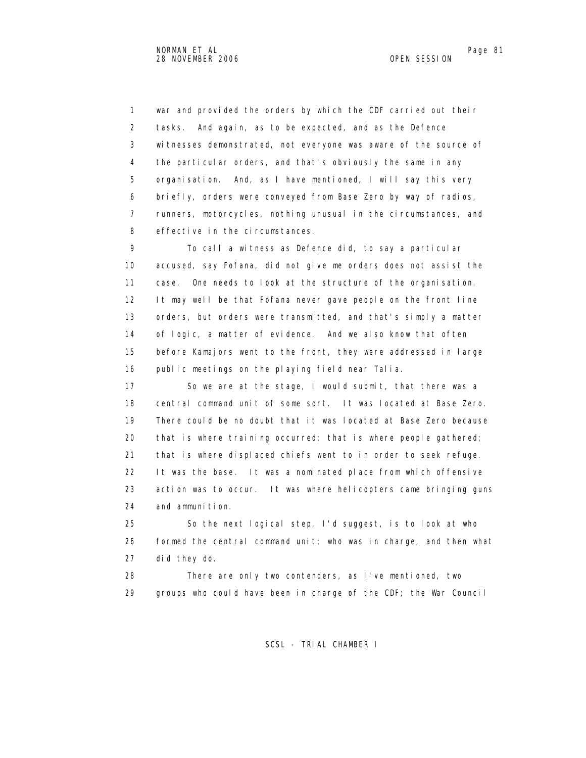war and provided the orders by which the CDF carried out their tasks. And again, as to be expected, and as the Defence witnesses demonstrated, not everyone was aware of the source of the particular orders, and that's obviously the same in any organisation. And, as I have mentioned, I will say this very briefly, orders were conveyed from Base Zero by way of radios, runners, motorcycles, nothing unusual in the circumstances, and effective in the circumstances.

To call a witness as Defence did, to say a particular accused, say Fofana, did not give me orders does not assist the case. One needs to look at the structure of the organisation. It may well be that Fofana never gave people on the front line orders, but orders were transmitted, and that's simply a matter of logic, a matter of evidence. And we also know that often before Kamajors went to the front, they were addressed in large public meetings on the playing field near Talia.

So we are at the stage, I would submit, that there was a central command unit of some sort. It was located at Base Zero. There could be no doubt that it was located at Base Zero because that is where training occurred; that is where people gathered; that is where displaced chiefs went to in order to seek refuge. It was the base. It was a nominated place from which offensive action was to occur. It was where helicopters came bringing guns and ammunition.

So the next logical step, I'd suggest, is to look at who formed the central command unit; who was in charge, and then what did they do.

There are only two contenders, as I've mentioned, two groups who could have been in charge of the CDF; the War Council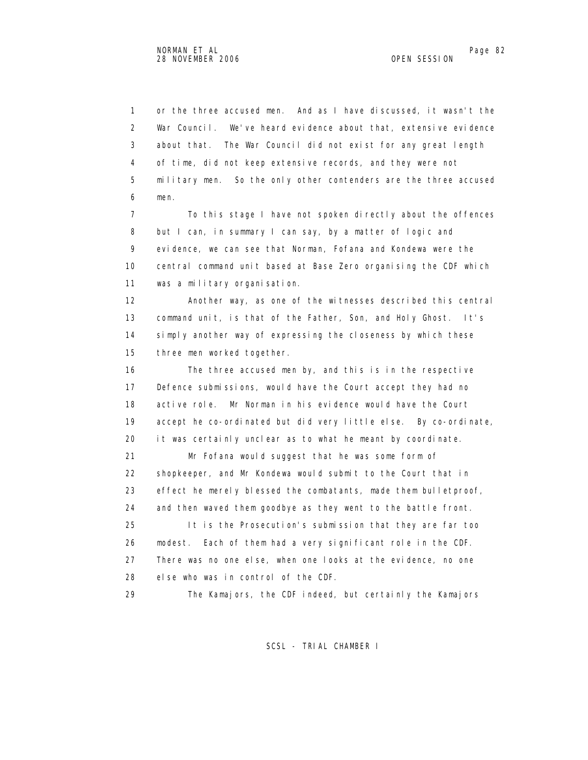or the three accused men. And as I have discussed, it wasn't the War Council. We've heard evidence about that, extensive evidence about that. The War Council did not exist for any great length of time, did not keep extensive records, and they were not military men. So the only other contenders are the three accused men.

To this stage I have not spoken directly about the offences but I can, in summary I can say, by a matter of logic and evidence, we can see that Norman, Fofana and Kondewa were the central command unit based at Base Zero organising the CDF which was a military organisation.

Another way, as one of the witnesses described this central command unit, is that of the Father, Son, and Holy Ghost. It's simply another way of expressing the closeness by which these three men worked together.

The three accused men by, and this is in the respective Defence submissions, would have the Court accept they had no active role. Mr Norman in his evidence would have the Court accept he co-ordinated but did very little else. By co-ordinate, it was certainly unclear as to what he meant by coordinate.

Mr Fofana would suggest that he was some form of shopkeeper, and Mr Kondewa would submit to the Court that in effect he merely blessed the combatants, made them bulletproof, and then waved them goodbye as they went to the battle front.

It is the Prosecution's submission that they are far too modest. Each of them had a very significant role in the CDF. There was no one else, when one looks at the evidence, no one else who was in control of the CDF.

The Kamajors, the CDF indeed, but certainly the Kamajors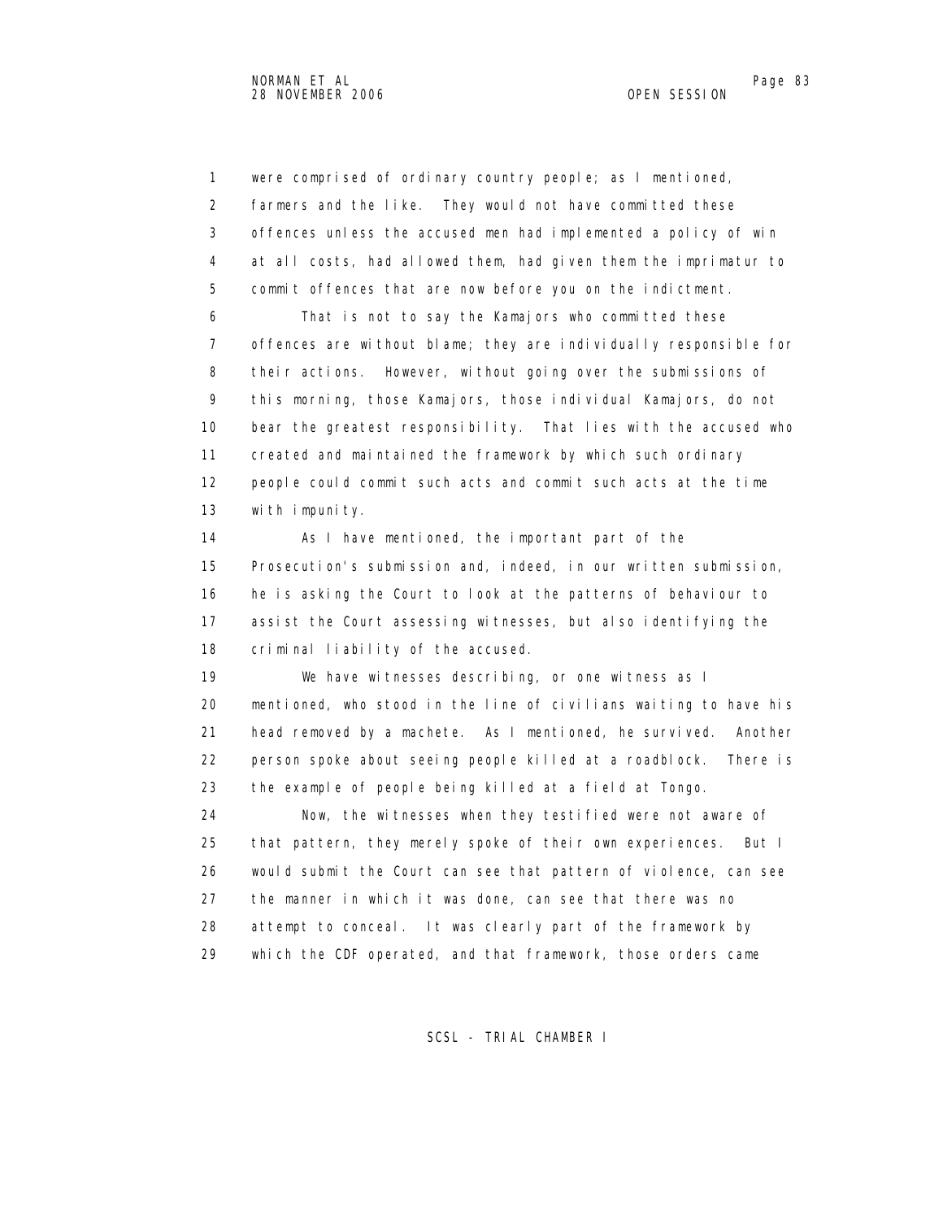were comprised of ordinary country people; as I mentioned, farmers and the like. They would not have committed these offences unless the accused men had implemented a policy of win at all costs, had allowed them, had given them the imprimatur to commit offences that are now before you on the indictment.

That is not to say the Kamajors who committed these offences are without blame; they are individually responsible for their actions. However, without going over the submissions of this morning, those Kamajors, those individual Kamajors, do not bear the greatest responsibility. That lies with the accused who created and maintained the framework by which such ordinary people could commit such acts and commit such acts at the time with impunity.

As I have mentioned, the important part of the Prosecution's submission and, indeed, in our written submission, he is asking the Court to look at the patterns of behaviour to assist the Court assessing witnesses, but also identifying the criminal liability of the accused.

We have witnesses describing, or one witness as I mentioned, who stood in the line of civilians waiting to have his head removed by a machete. As I mentioned, he survived. Another person spoke about seeing people killed at a roadblock. There is the example of people being killed at a field at Tongo.

Now, the witnesses when they testified were not aware of that pattern, they merely spoke of their own experiences. But I would submit the Court can see that pattern of violence, can see the manner in which it was done, can see that there was no attempt to conceal. It was clearly part of the framework by which the CDF operated, and that framework, those orders came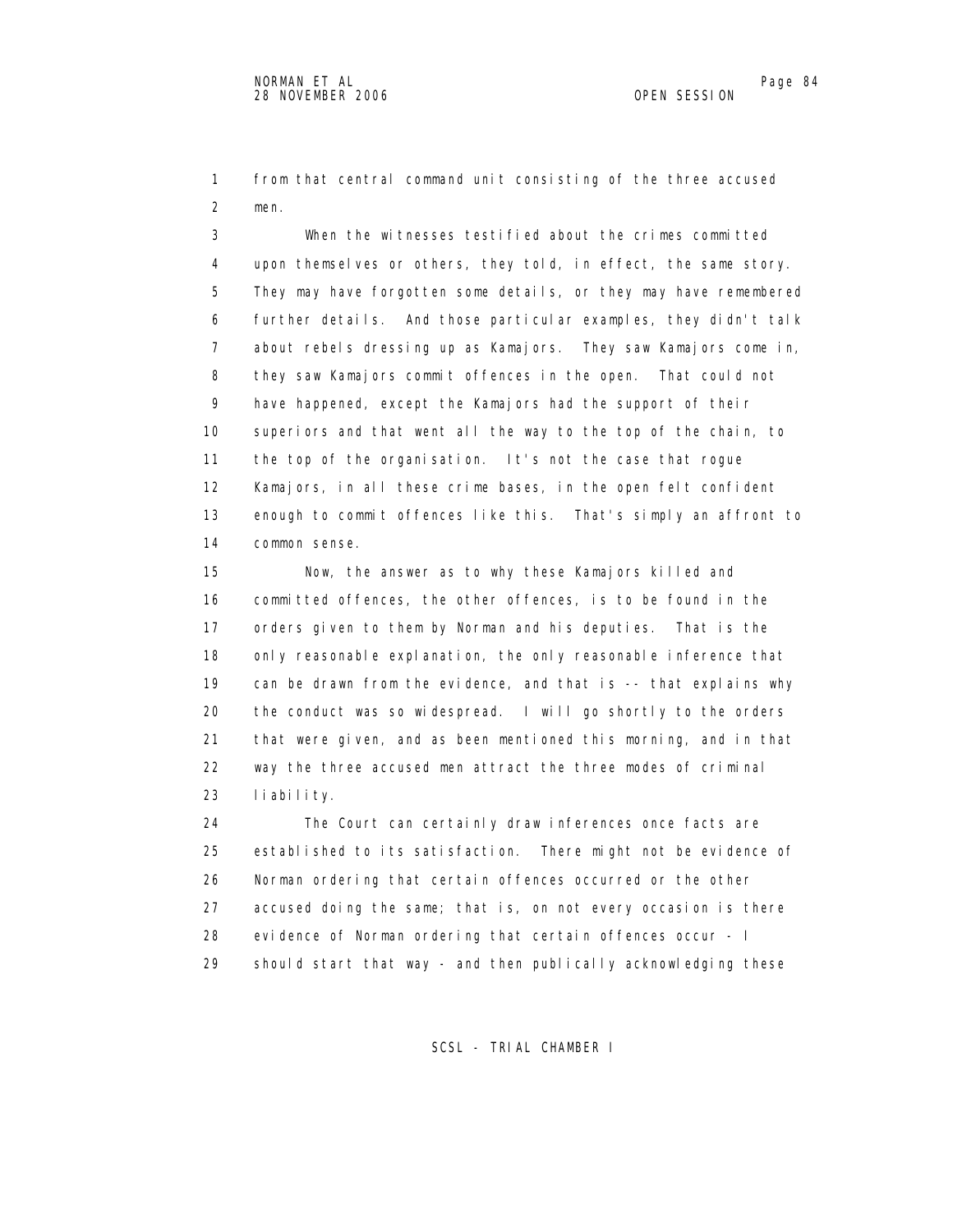from that central command unit consisting of the three accused men.

When the witnesses testified about the crimes committed upon themselves or others, they told, in effect, the same story. They may have forgotten some details, or they may have remembered further details. And those particular examples, they didn't talk about rebels dressing up as Kamajors. They saw Kamajors come in, they saw Kamajors commit offences in the open. That could not have happened, except the Kamajors had the support of their superiors and that went all the way to the top of the chain, to the top of the organisation. It's not the case that rogue Kamajors, in all these crime bases, in the open felt confident enough to commit offences like this. That's simply an affront to common sense.

Now, the answer as to why these Kamajors killed and committed offences, the other offences, is to be found in the orders given to them by Norman and his deputies. That is the only reasonable explanation, the only reasonable inference that can be drawn from the evidence, and that is -- that explains why the conduct was so widespread. I will go shortly to the orders that were given, and as been mentioned this morning, and in that way the three accused men attract the three modes of criminal liability.

The Court can certainly draw inferences once facts are established to its satisfaction. There might not be evidence of Norman ordering that certain offences occurred or the other accused doing the same; that is, on not every occasion is there evidence of Norman ordering that certain offences occur - I should start that way - and then publically acknowledging these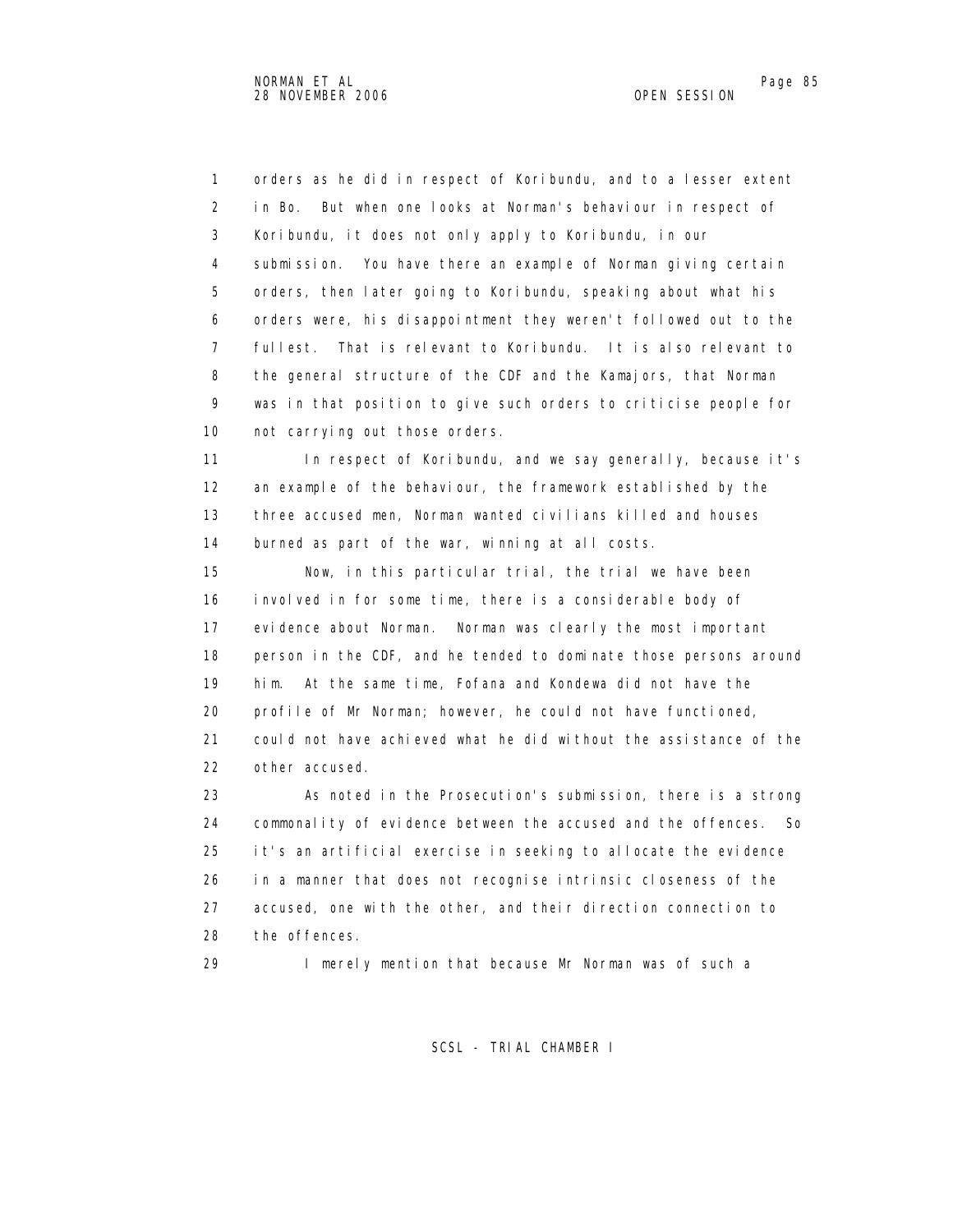orders as he did in respect of Koribundu, and to a lesser extent in Bo. But when one looks at Norman's behaviour in respect of Koribundu, it does not only apply to Koribundu, in our submission. You have there an example of Norman giving certain orders, then later going to Koribundu, speaking about what his orders were, his disappointment they weren't followed out to the fullest. That is relevant to Koribundu. It is also relevant to the general structure of the CDF and the Kamajors, that Norman was in that position to give such orders to criticise people for not carrying out those orders.

In respect of Koribundu, and we say generally, because it's an example of the behaviour, the framework established by the three accused men, Norman wanted civilians killed and houses burned as part of the war, winning at all costs.

Now, in this particular trial, the trial we have been involved in for some time, there is a considerable body of evidence about Norman. Norman was clearly the most important person in the CDF, and he tended to dominate those persons around him. At the same time, Fofana and Kondewa did not have the profile of Mr Norman; however, he could not have functioned, could not have achieved what he did without the assistance of the other accused.

As noted in the Prosecution's submission, there is a strong commonality of evidence between the accused and the offences. So it's an artificial exercise in seeking to allocate the evidence in a manner that does not recognise intrinsic closeness of the accused, one with the other, and their direction connection to the offences.

I merely mention that because Mr Norman was of such a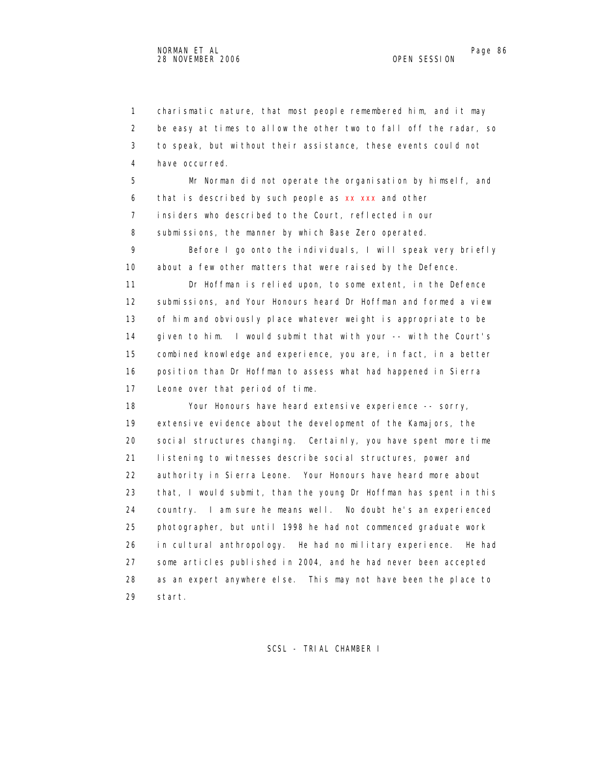charismatic nature, that most people remembered him, and it may be easy at times to allow the other two to fall off the radar, so to speak, but without their assistance, these events could not have occurred.

Mr Norman did not operate the organisation by himself, and that is described by such people as xx xxx and other insiders who described to the Court, reflected in our submissions, the manner by which Base Zero operated.

Before I go onto the individuals, I will speak very briefly about a few other matters that were raised by the Defence.

Dr Hoffman is relied upon, to some extent, in the Defence submissions, and Your Honours heard Dr Hoffman and formed a view of him and obviously place whatever weight is appropriate to be given to him. I would submit that with your -- with the Court's combined knowledge and experience, you are, in fact, in a better position than Dr Hoffman to assess what had happened in Sierra Leone over that period of time.

Your Honours have heard extensive experience -- sorry, extensive evidence about the development of the Kamajors, the social structures changing. Certainly, you have spent more time listening to witnesses describe social structures, power and authority in Sierra Leone. Your Honours have heard more about that, I would submit, than the young Dr Hoffman has spent in this country. I am sure he means well. No doubt he's an experienced photographer, but until 1998 he had not commenced graduate work in cultural anthropology. He had no military experience. He had some articles published in 2004, and he had never been accepted as an expert anywhere else. This may not have been the place to start.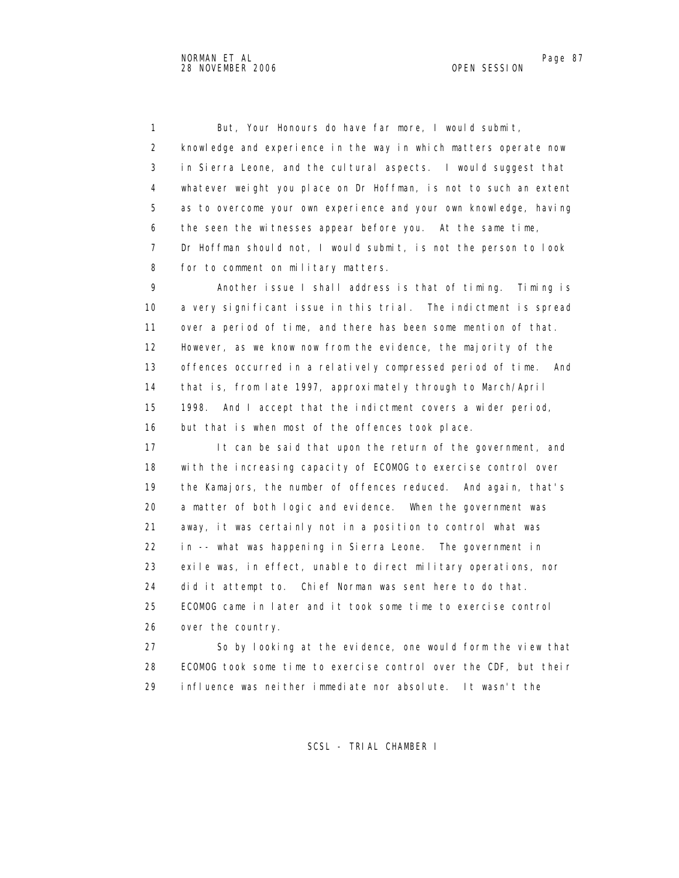But, Your Honours do have far more, I would submit, knowledge and experience in the way in which matters operate now in Sierra Leone, and the cultural aspects. I would suggest that whatever weight you place on Dr Hoffman, is not to such an extent as to overcome your own experience and your own knowledge, having the seen the witnesses appear before you. At the same time, Dr Hoffman should not, I would submit, is not the person to look for to comment on military matters.

Another issue I shall address is that of timing. Timing is a very significant issue in this trial. The indictment is spread over a period of time, and there has been some mention of that. However, as we know now from the evidence, the majority of the offences occurred in a relatively compressed period of time. And that is, from late 1997, approximately through to March/April 1998. And I accept that the indictment covers a wider period, but that is when most of the offences took place.

It can be said that upon the return of the government, and with the increasing capacity of ECOMOG to exercise control over the Kamajors, the number of offences reduced. And again, that's a matter of both logic and evidence. When the government was away, it was certainly not in a position to control what was in -- what was happening in Sierra Leone. The government in exile was, in effect, unable to direct military operations, nor did it attempt to. Chief Norman was sent here to do that. ECOMOG came in later and it took some time to exercise control over the country.

So by looking at the evidence, one would form the view that ECOMOG took some time to exercise control over the CDF, but their influence was neither immediate nor absolute. It wasn't the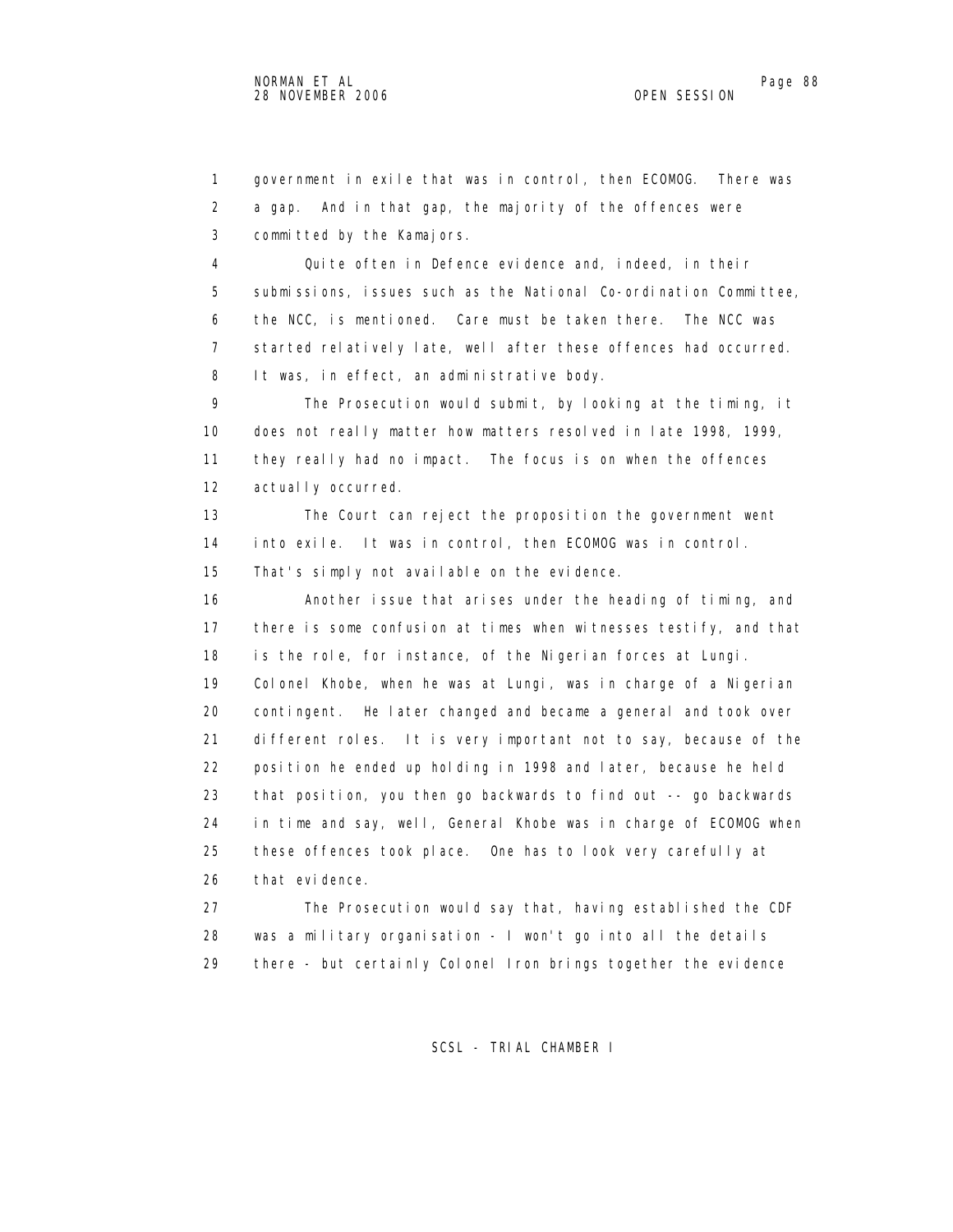government in exile that was in control, then ECOMOG. There was a gap. And in that gap, the majority of the offences were committed by the Kamajors.

Quite often in Defence evidence and, indeed, in their submissions, issues such as the National Co-ordination Committee, the NCC, is mentioned. Care must be taken there. The NCC was started relatively late, well after these offences had occurred. It was, in effect, an administrative body.

The Prosecution would submit, by looking at the timing, it does not really matter how matters resolved in late 1998, 1999, they really had no impact. The focus is on when the offences actually occurred.

The Court can reject the proposition the government went into exile. It was in control, then ECOMOG was in control. That's simply not available on the evidence.

Another issue that arises under the heading of timing, and there is some confusion at times when witnesses testify, and that is the role, for instance, of the Nigerian forces at Lungi. Colonel Khobe, when he was at Lungi, was in charge of a Nigerian contingent. He later changed and became a general and took over different roles. It is very important not to say, because of the position he ended up holding in 1998 and later, because he held that position, you then go backwards to find out -- go backwards in time and say, well, General Khobe was in charge of ECOMOG when these offences took place. One has to look very carefully at that evidence.

The Prosecution would say that, having established the CDF was a military organisation - I won't go into all the details there - but certainly Colonel Iron brings together the evidence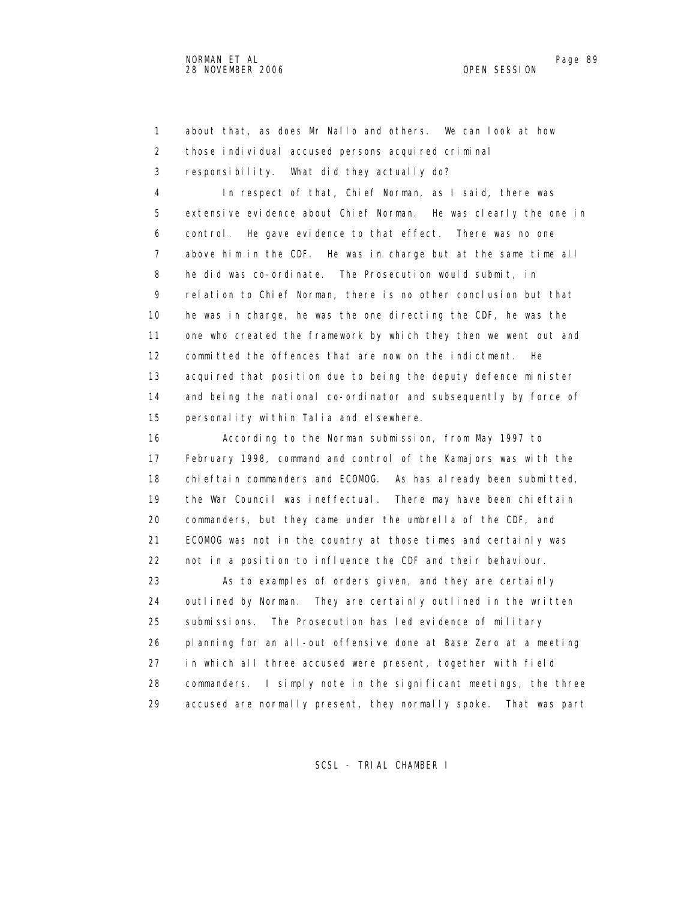1 about that, as does Mr Nallo and others. We can look at how
2 those individual accused persons acquired criminal
3 responsibility. What did they actually do?
4 In respect of that, Chief Norman, as I said, there was
5 extensive evidence about Chief Norman. He was clearly the one in
6 control. He gave evidence to that effect. There was no one
7 above him in the CDF. He was in charge but at the same time all
8 he did was co-ordinate. The Prosecution would submit, in
9 relation to Chief Norman, there is no other conclusion but that
10 he was in charge, he was the one directing the CDF, he was the
11 one who created the framework by which they then we went out and
12 committed the offences that are now on the indictment. He
13 acquired that position due to being the deputy defence minister
14 and being the national co-ordinator and subsequently by force of
15 personality within Talia and elsewhere.
16 According to the Norman submission, from May 1997 to
17 February 1998, command and control of the Kamajors was with the
18 chieftain commanders and ECOMOG. As has already been submitted,
19 the War Council was ineffectual. There may have been chieftain
20 commanders, but they came under the umbrella of the CDF, and
21 ECOMOG was not in the country at those times and certainly was
22 not in a position to influence the CDF and their behaviour.
23 As to examples of orders given, and they are certainly
24 outlined by Norman. They are certainly outlined in the written
25 submissions. The Prosecution has led evidence of military
26 planning for an all-out offensive done at Base Zero at a meeting
27 in which all three accused were present, together with field
28 commanders. I simply note in the significant meetings, the three
29 accused are normally present, they normally spoke. That was part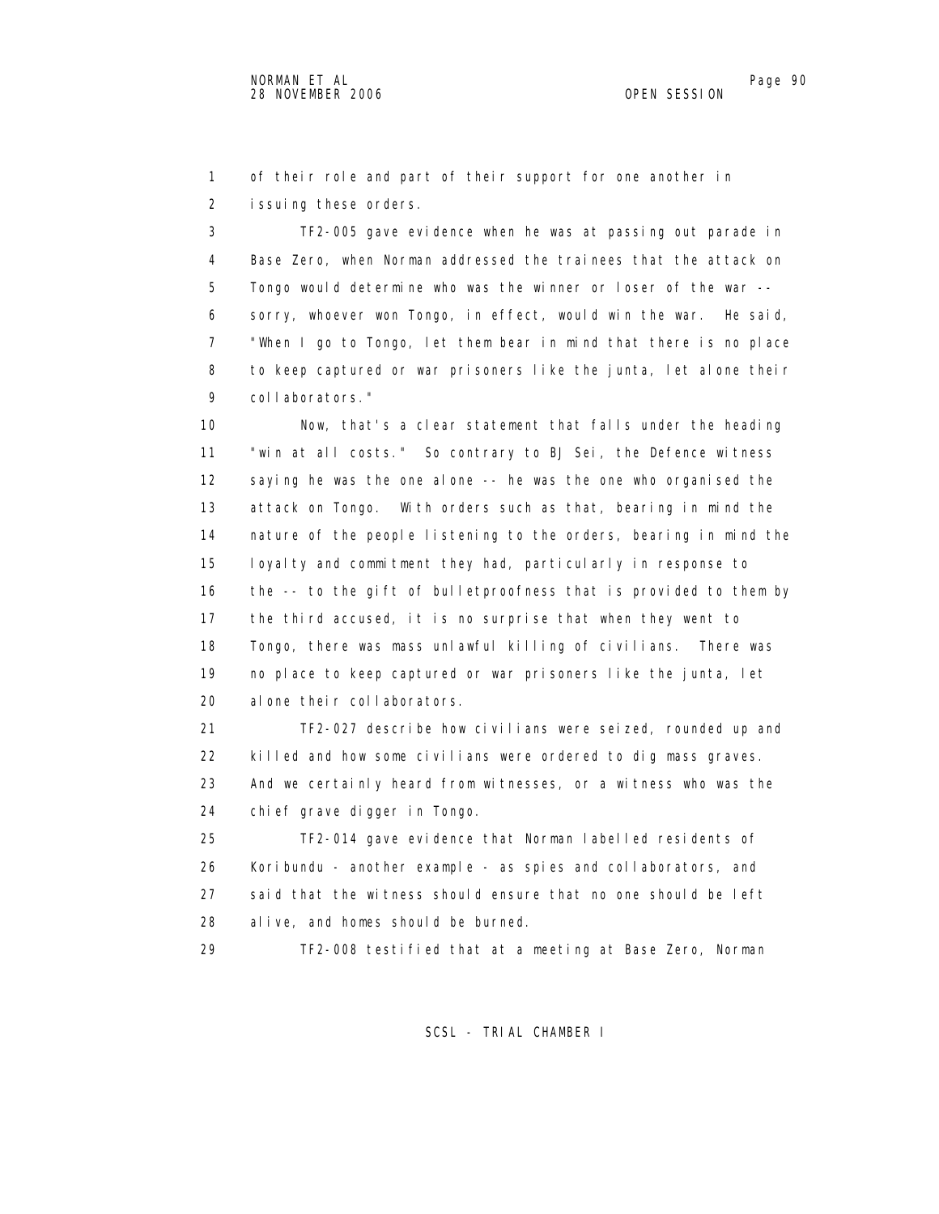of their role and part of their support for one another in issuing these orders.

TF2-005 gave evidence when he was at passing out parade in Base Zero, when Norman addressed the trainees that the attack on Tongo would determine who was the winner or loser of the war -- sorry, whoever won Tongo, in effect, would win the war. He said, "When I go to Tongo, let them bear in mind that there is no place to keep captured or war prisoners like the junta, let alone their collaborators."

Now, that's a clear statement that falls under the heading "win at all costs." So contrary to BJ Sei, the Defence witness saying he was the one alone -- he was the one who organised the attack on Tongo. With orders such as that, bearing in mind the nature of the people listening to the orders, bearing in mind the loyalty and commitment they had, particularly in response to the -- to the gift of bulletproofness that is provided to them by the third accused, it is no surprise that when they went to Tongo, there was mass unlawful killing of civilians. There was no place to keep captured or war prisoners like the junta, let alone their collaborators.

TF2-027 describe how civilians were seized, rounded up and killed and how some civilians were ordered to dig mass graves. And we certainly heard from witnesses, or a witness who was the chief grave digger in Tongo.

TF2-014 gave evidence that Norman labelled residents of Koribundu - another example - as spies and collaborators, and said that the witness should ensure that no one should be left alive, and homes should be burned.

TF2-008 testified that at a meeting at Base Zero, Norman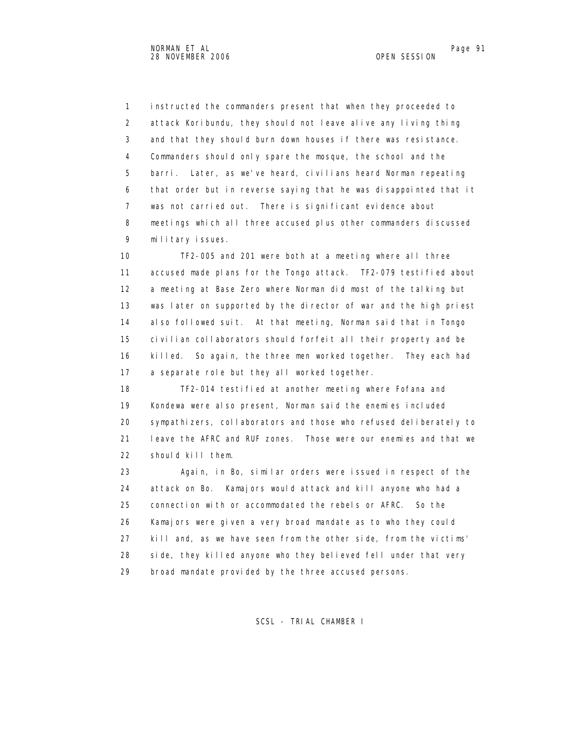instructed the commanders present that when they proceeded to attack Koribundu, they should not leave alive any living thing and that they should burn down houses if there was resistance. Commanders should only spare the mosque, the school and the barri. Later, as we've heard, civilians heard Norman repeating that order but in reverse saying that he was disappointed that it was not carried out. There is significant evidence about meetings which all three accused plus other commanders discussed military issues.

TF2-005 and 201 were both at a meeting where all three accused made plans for the Tongo attack. TF2-079 testified about a meeting at Base Zero where Norman did most of the talking but was later on supported by the director of war and the high priest also followed suit. At that meeting, Norman said that in Tongo civilian collaborators should forfeit all their property and be killed. So again, the three men worked together. They each had a separate role but they all worked together.

TF2-014 testified at another meeting where Fofana and Kondewa were also present, Norman said the enemies included sympathizers, collaborators and those who refused deliberately to leave the AFRC and RUF zones. Those were our enemies and that we should kill them.

Again, in Bo, similar orders were issued in respect of the attack on Bo. Kamajors would attack and kill anyone who had a connection with or accommodated the rebels or AFRC. So the Kamajors were given a very broad mandate as to who they could kill and, as we have seen from the other side, from the victims' side, they killed anyone who they believed fell under that very broad mandate provided by the three accused persons.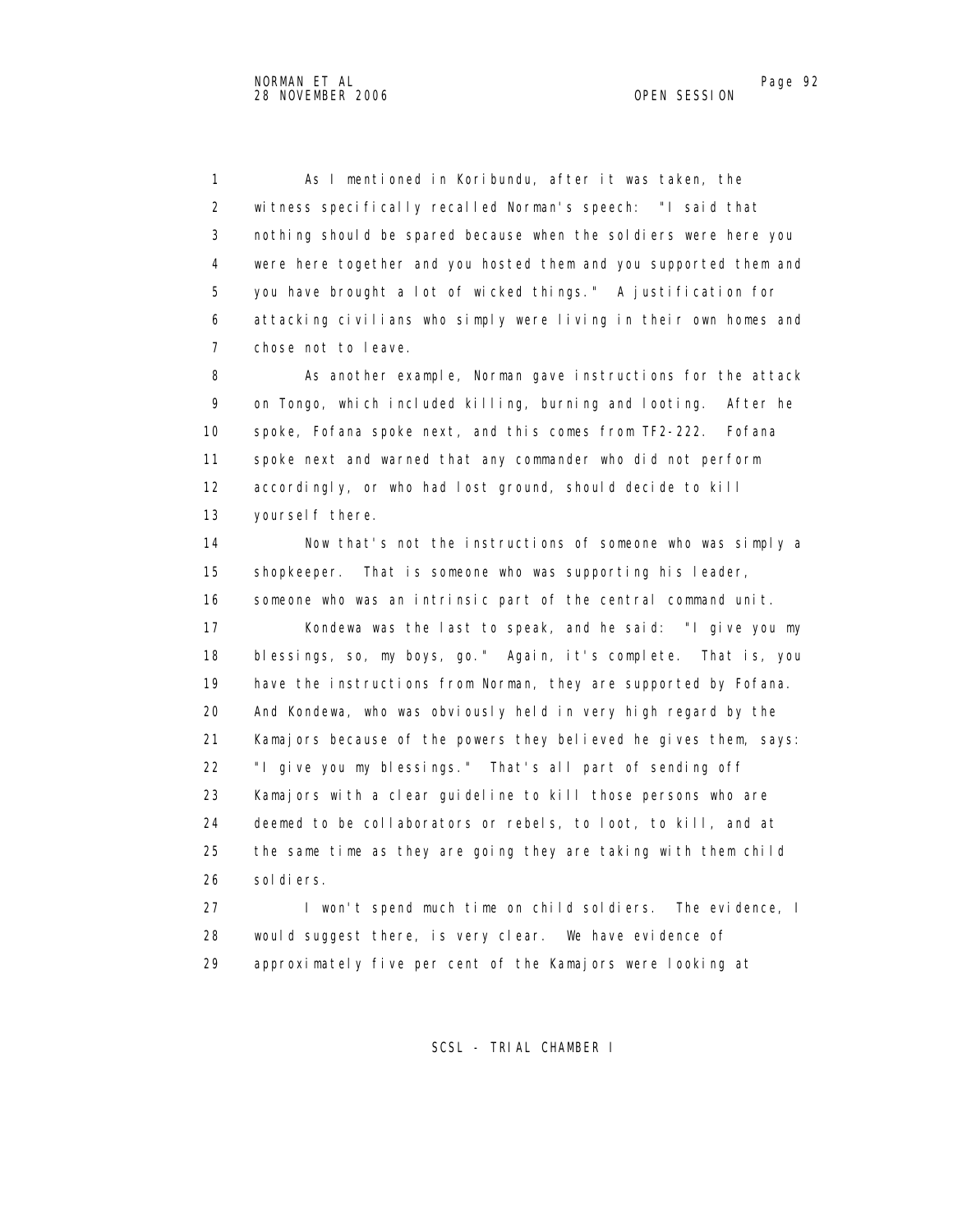As I mentioned in Koribundu, after it was taken, the witness specifically recalled Norman's speech: "I said that nothing should be spared because when the soldiers were here you were here together and you hosted them and you supported them and you have brought a lot of wicked things." A justification for attacking civilians who simply were living in their own homes and chose not to leave.

As another example, Norman gave instructions for the attack on Tongo, which included killing, burning and looting. After he spoke, Fofana spoke next, and this comes from TF2-222. Fofana spoke next and warned that any commander who did not perform accordingly, or who had lost ground, should decide to kill yourself there.

Now that's not the instructions of someone who was simply a shopkeeper. That is someone who was supporting his leader, someone who was an intrinsic part of the central command unit.

Kondewa was the last to speak, and he said: "I give you my blessings, so, my boys, go." Again, it's complete. That is, you have the instructions from Norman, they are supported by Fofana. And Kondewa, who was obviously held in very high regard by the Kamajors because of the powers they believed he gives them, says: "I give you my blessings." That's all part of sending off Kamajors with a clear guideline to kill those persons who are deemed to be collaborators or rebels, to loot, to kill, and at the same time as they are going they are taking with them child soldiers.

I won't spend much time on child soldiers. The evidence, I would suggest there, is very clear. We have evidence of approximately five per cent of the Kamajors were looking at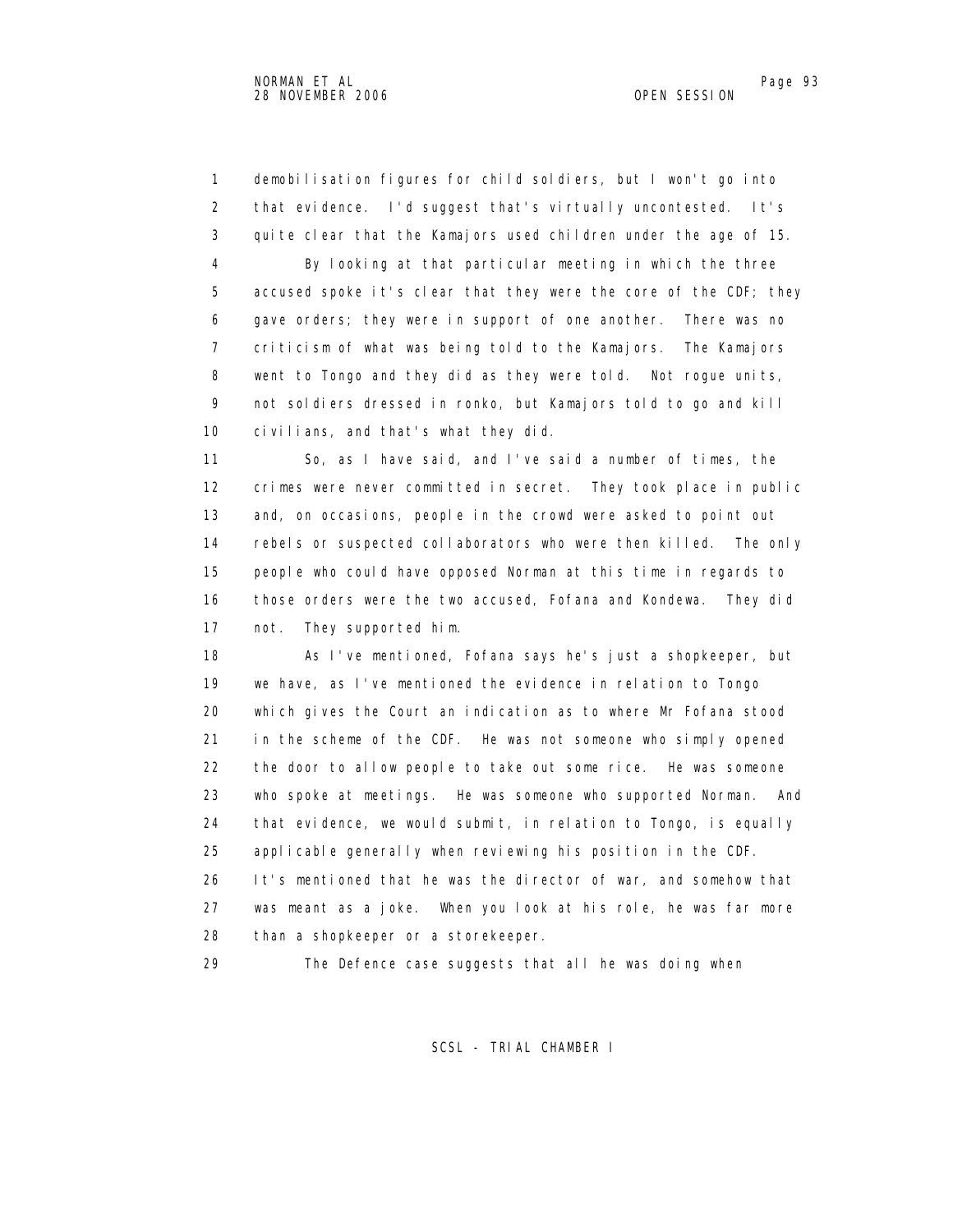demobilisation figures for child soldiers, but I won't go into that evidence. I'd suggest that's virtually uncontested. It's quite clear that the Kamajors used children under the age of 15.

By looking at that particular meeting in which the three accused spoke it's clear that they were the core of the CDF; they gave orders; they were in support of one another. There was no criticism of what was being told to the Kamajors. The Kamajors went to Tongo and they did as they were told. Not rogue units, not soldiers dressed in ronko, but Kamajors told to go and kill civilians, and that's what they did.

So, as I have said, and I've said a number of times, the crimes were never committed in secret. They took place in public and, on occasions, people in the crowd were asked to point out rebels or suspected collaborators who were then killed. The only people who could have opposed Norman at this time in regards to those orders were the two accused, Fofana and Kondewa. They did not. They supported him.

As I've mentioned, Fofana says he's just a shopkeeper, but we have, as I've mentioned the evidence in relation to Tongo which gives the Court an indication as to where Mr Fofana stood in the scheme of the CDF. He was not someone who simply opened the door to allow people to take out some rice. He was someone who spoke at meetings. He was someone who supported Norman. And that evidence, we would submit, in relation to Tongo, is equally applicable generally when reviewing his position in the CDF. It's mentioned that he was the director of war, and somehow that was meant as a joke. When you look at his role, he was far more than a shopkeeper or a storekeeper.

The Defence case suggests that all he was doing when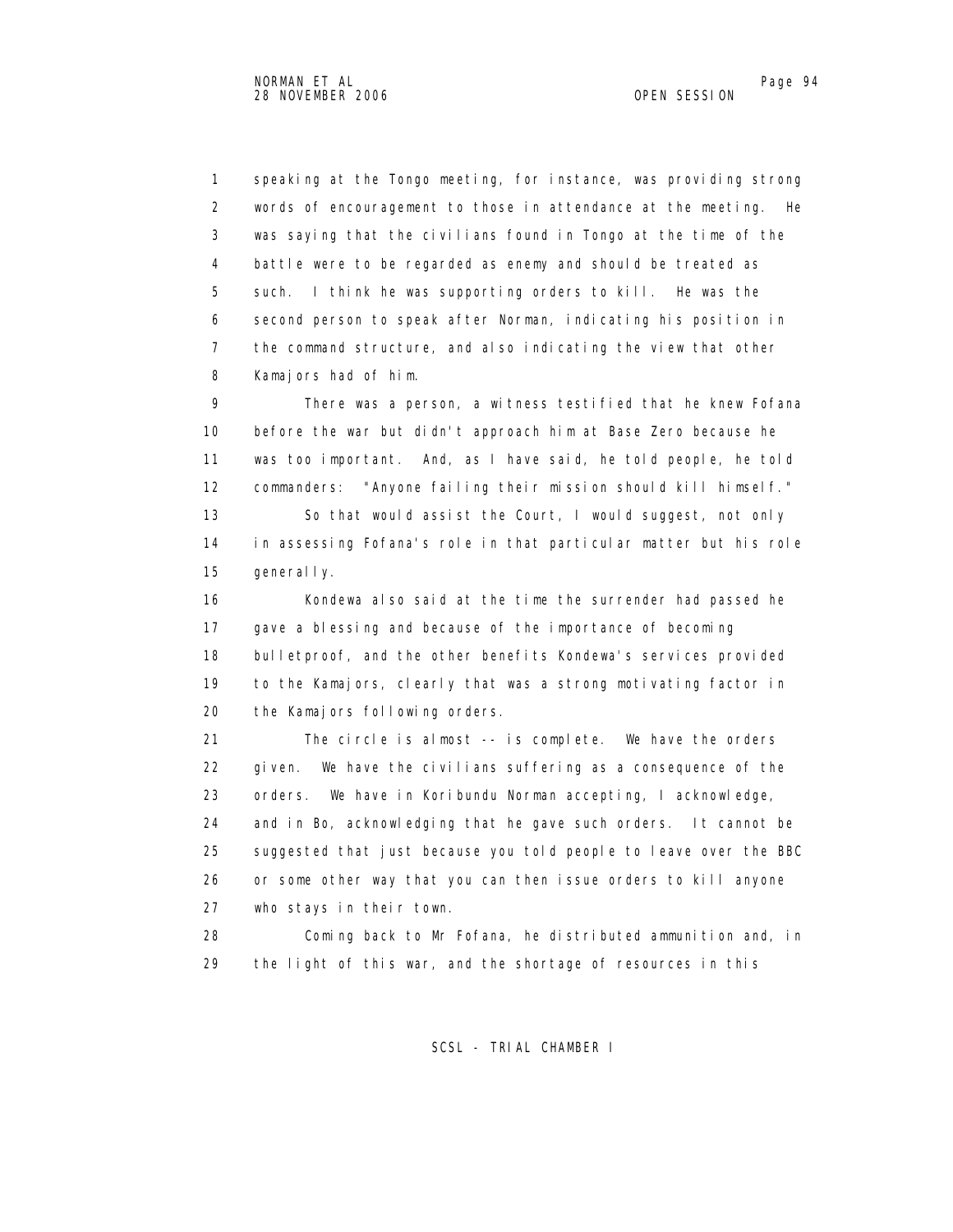speaking at the Tongo meeting, for instance, was providing strong words of encouragement to those in attendance at the meeting. He was saying that the civilians found in Tongo at the time of the battle were to be regarded as enemy and should be treated as such. I think he was supporting orders to kill. He was the second person to speak after Norman, indicating his position in the command structure, and also indicating the view that other Kamajors had of him.

There was a person, a witness testified that he knew Fofana before the war but didn't approach him at Base Zero because he was too important. And, as I have said, he told people, he told commanders: "Anyone failing their mission should kill himself."

So that would assist the Court, I would suggest, not only in assessing Fofana's role in that particular matter but his role generally.

Kondewa also said at the time the surrender had passed he gave a blessing and because of the importance of becoming bulletproof, and the other benefits Kondewa's services provided to the Kamajors, clearly that was a strong motivating factor in the Kamajors following orders.

The circle is almost -- is complete. We have the orders given. We have the civilians suffering as a consequence of the orders. We have in Koribundu Norman accepting, I acknowledge, and in Bo, acknowledging that he gave such orders. It cannot be suggested that just because you told people to leave over the BBC or some other way that you can then issue orders to kill anyone who stays in their town.

Coming back to Mr Fofana, he distributed ammunition and, in the light of this war, and the shortage of resources in this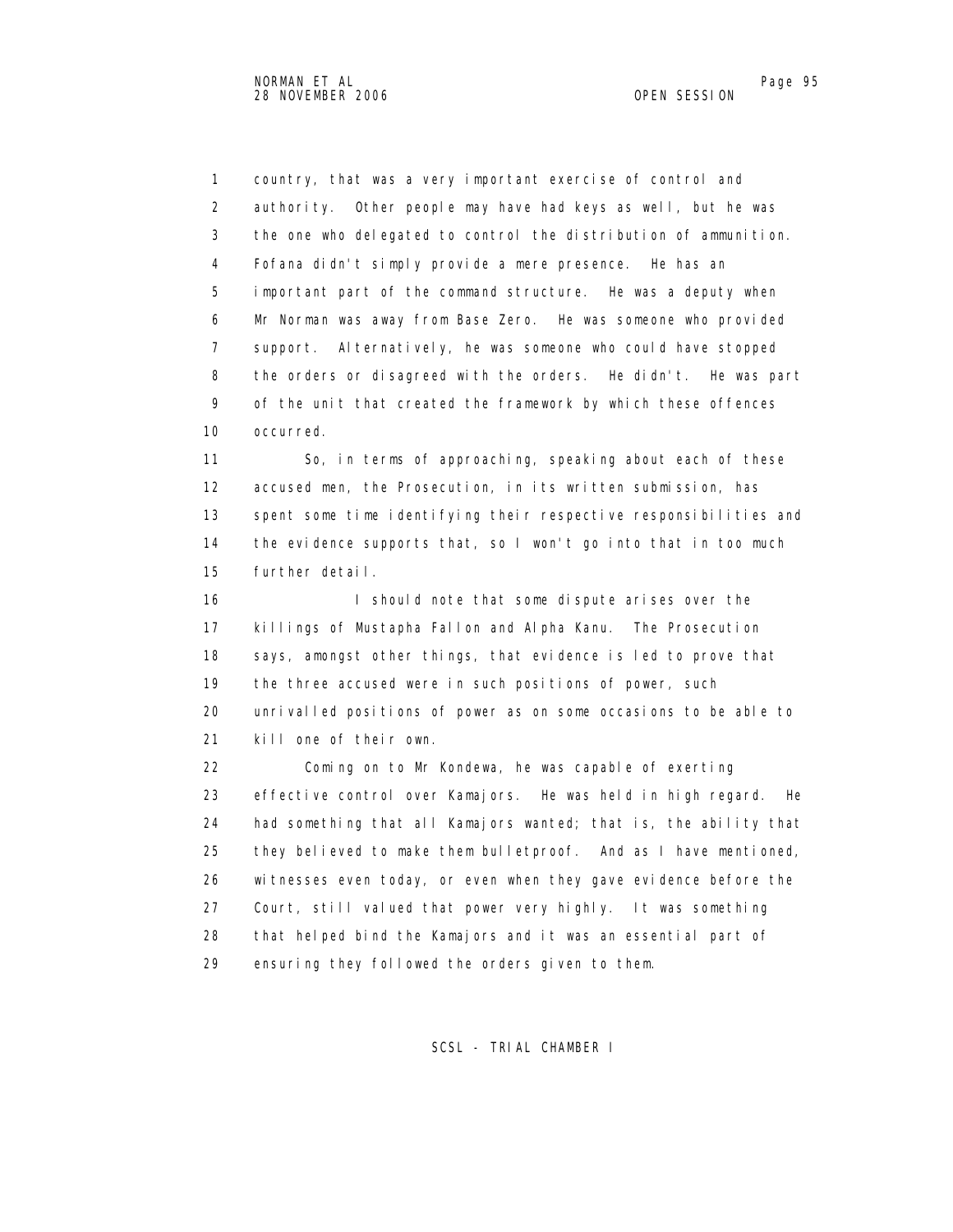country, that was a very important exercise of control and authority. Other people may have had keys as well, but he was the one who delegated to control the distribution of ammunition. Fofana didn't simply provide a mere presence. He has an important part of the command structure. He was a deputy when Mr Norman was away from Base Zero. He was someone who provided support. Alternatively, he was someone who could have stopped the orders or disagreed with the orders. He didn't. He was part of the unit that created the framework by which these offences occurred.

So, in terms of approaching, speaking about each of these accused men, the Prosecution, in its written submission, has spent some time identifying their respective responsibilities and the evidence supports that, so I won't go into that in too much further detail.

I should note that some dispute arises over the killings of Mustapha Fallon and Alpha Kanu. The Prosecution says, amongst other things, that evidence is led to prove that the three accused were in such positions of power, such unrivalled positions of power as on some occasions to be able to kill one of their own.

Coming on to Mr Kondewa, he was capable of exerting effective control over Kamajors. He was held in high regard. He had something that all Kamajors wanted; that is, the ability that they believed to make them bulletproof. And as I have mentioned, witnesses even today, or even when they gave evidence before the Court, still valued that power very highly. It was something that helped bind the Kamajors and it was an essential part of ensuring they followed the orders given to them.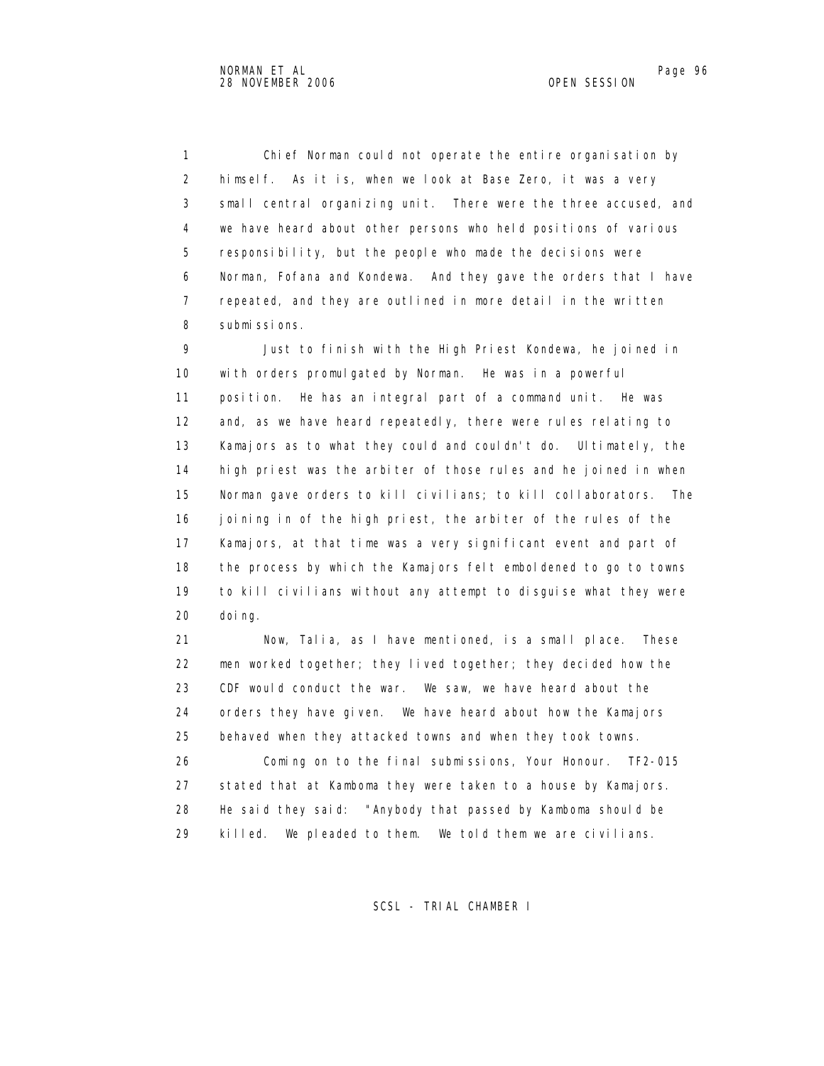Chief Norman could not operate the entire organisation by himself. As it is, when we look at Base Zero, it was a very small central organizing unit. There were the three accused, and we have heard about other persons who held positions of various responsibility, but the people who made the decisions were Norman, Fofana and Kondewa. And they gave the orders that I have repeated, and they are outlined in more detail in the written submissions.

Just to finish with the High Priest Kondewa, he joined in with orders promulgated by Norman. He was in a powerful position. He has an integral part of a command unit. He was and, as we have heard repeatedly, there were rules relating to Kamajors as to what they could and couldn't do. Ultimately, the high priest was the arbiter of those rules and he joined in when Norman gave orders to kill civilians; to kill collaborators. The joining in of the high priest, the arbiter of the rules of the Kamajors, at that time was a very significant event and part of the process by which the Kamajors felt emboldened to go to towns to kill civilians without any attempt to disguise what they were doing.

Now, Talia, as I have mentioned, is a small place. These men worked together; they lived together; they decided how the CDF would conduct the war. We saw, we have heard about the orders they have given. We have heard about how the Kamajors behaved when they attacked towns and when they took towns.

Coming on to the final submissions, Your Honour. TF2-015 stated that at Kamboma they were taken to a house by Kamajors. He said they said: "Anybody that passed by Kamboma should be killed. We pleaded to them. We told them we are civilians.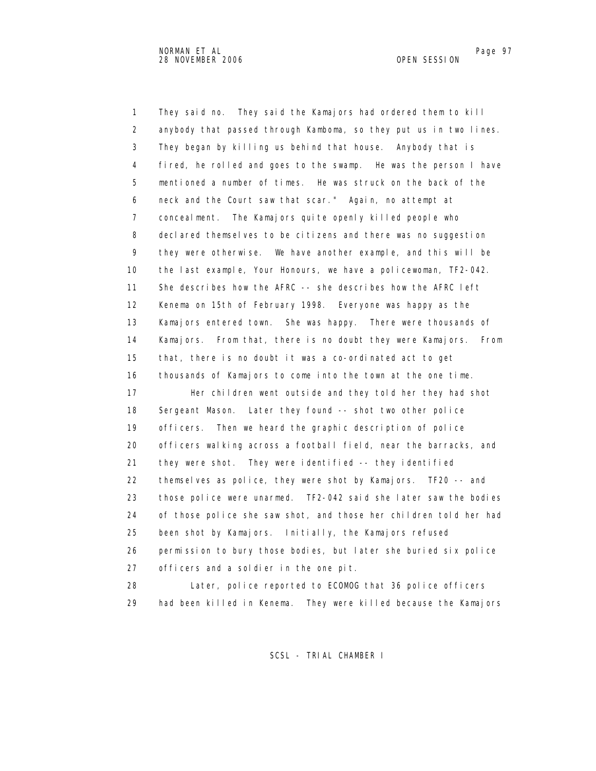They said no. They said the Kamajors had ordered them to kill anybody that passed through Kamboma, so they put us in two lines. They began by killing us behind that house. Anybody that is fired, he rolled and goes to the swamp. He was the person I have mentioned a number of times. He was struck on the back of the neck and the Court saw that scar." Again, no attempt at concealment. The Kamajors quite openly killed people who declared themselves to be citizens and there was no suggestion they were otherwise. We have another example, and this will be the last example, Your Honours, we have a policewoman, TF2-042. She describes how the AFRC -- she describes how the AFRC left Kenema on 15th of February 1998. Everyone was happy as the Kamajors entered town. She was happy. There were thousands of Kamajors. From that, there is no doubt they were Kamajors. From that, there is no doubt it was a co-ordinated act to get thousands of Kamajors to come into the town at the one time.

Her children went outside and they told her they had shot Sergeant Mason. Later they found -- shot two other police officers. Then we heard the graphic description of police officers walking across a football field, near the barracks, and they were shot. They were identified -- they identified themselves as police, they were shot by Kamajors. TF20 -- and those police were unarmed. TF2-042 said she later saw the bodies of those police she saw shot, and those her children told her had been shot by Kamajors. Initially, the Kamajors refused permission to bury those bodies, but later she buried six police officers and a soldier in the one pit.

Later, police reported to ECOMOG that 36 police officers had been killed in Kenema. They were killed because the Kamajors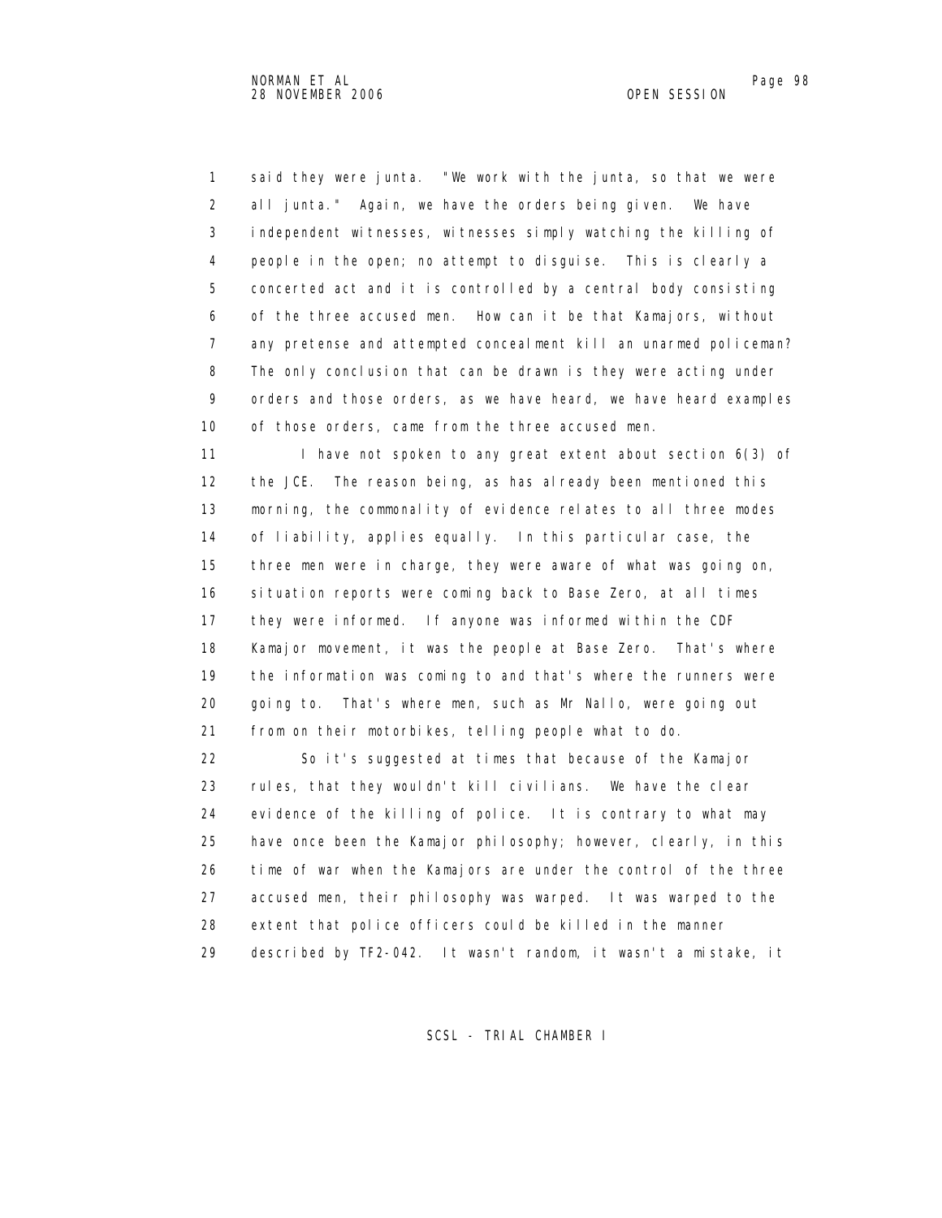said they were junta. "We work with the junta, so that we were all junta." Again, we have the orders being given. We have independent witnesses, witnesses simply watching the killing of people in the open; no attempt to disguise. This is clearly a concerted act and it is controlled by a central body consisting of the three accused men. How can it be that Kamajors, without any pretense and attempted concealment kill an unarmed policeman? The only conclusion that can be drawn is they were acting under orders and those orders, as we have heard, we have heard examples of those orders, came from the three accused men.

I have not spoken to any great extent about section 6(3) of the JCE. The reason being, as has already been mentioned this morning, the commonality of evidence relates to all three modes of liability, applies equally. In this particular case, the three men were in charge, they were aware of what was going on, situation reports were coming back to Base Zero, at all times they were informed. If anyone was informed within the CDF Kamajor movement, it was the people at Base Zero. That's where the information was coming to and that's where the runners were going to. That's where men, such as Mr Nallo, were going out from on their motorbikes, telling people what to do.

So it's suggested at times that because of the Kamajor rules, that they wouldn't kill civilians. We have the clear evidence of the killing of police. It is contrary to what may have once been the Kamajor philosophy; however, clearly, in this time of war when the Kamajors are under the control of the three accused men, their philosophy was warped. It was warped to the extent that police officers could be killed in the manner described by TF2-042. It wasn't random, it wasn't a mistake, it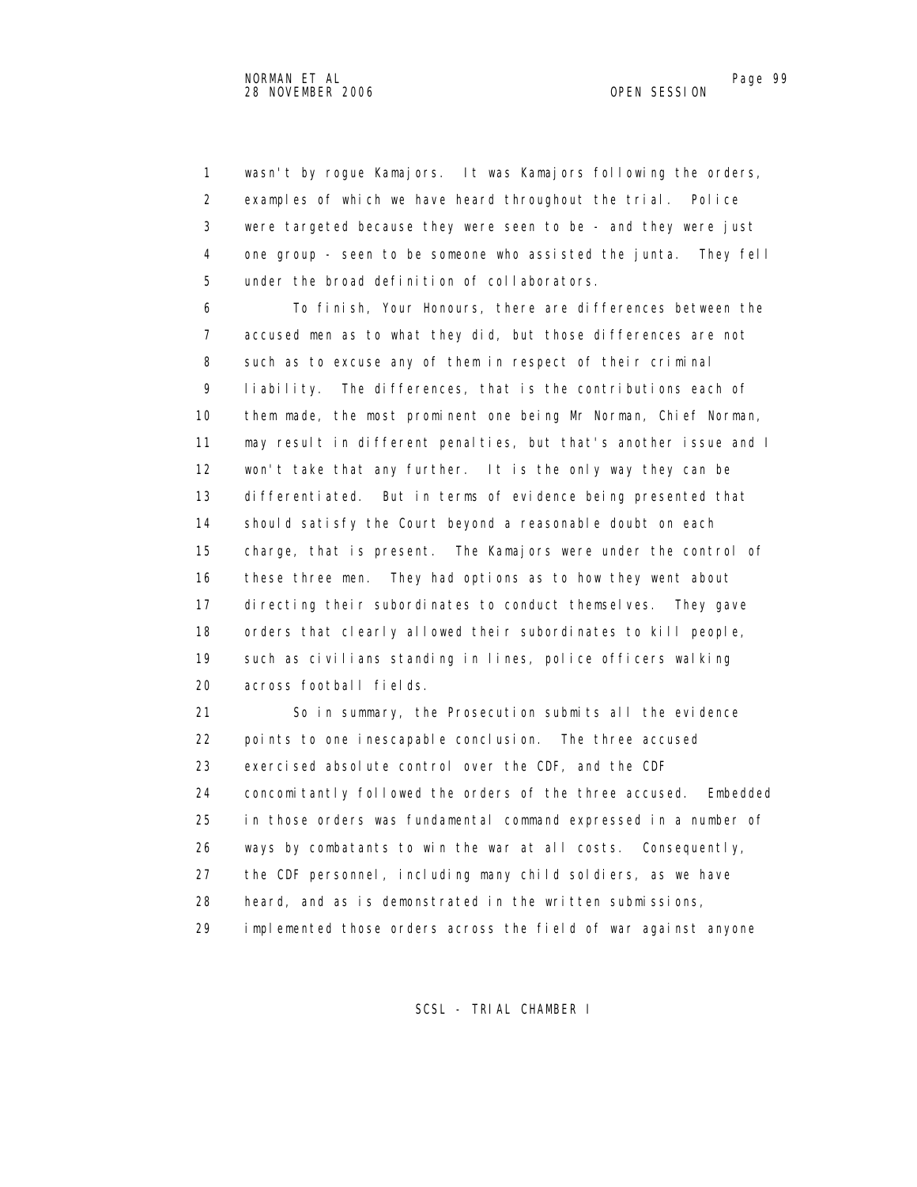wasn't by rogue Kamajors. It was Kamajors following the orders, examples of which we have heard throughout the trial. Police were targeted because they were seen to be - and they were just one group - seen to be someone who assisted the junta. They fell under the broad definition of collaborators.

To finish, Your Honours, there are differences between the accused men as to what they did, but those differences are not such as to excuse any of them in respect of their criminal liability. The differences, that is the contributions each of them made, the most prominent one being Mr Norman, Chief Norman, may result in different penalties, but that's another issue and I won't take that any further. It is the only way they can be differentiated. But in terms of evidence being presented that should satisfy the Court beyond a reasonable doubt on each charge, that is present. The Kamajors were under the control of these three men. They had options as to how they went about directing their subordinates to conduct themselves. They gave orders that clearly allowed their subordinates to kill people, such as civilians standing in lines, police officers walking across football fields.

So in summary, the Prosecution submits all the evidence points to one inescapable conclusion. The three accused exercised absolute control over the CDF, and the CDF concomitantly followed the orders of the three accused. Embedded in those orders was fundamental command expressed in a number of ways by combatants to win the war at all costs. Consequently, the CDF personnel, including many child soldiers, as we have heard, and as is demonstrated in the written submissions, implemented those orders across the field of war against anyone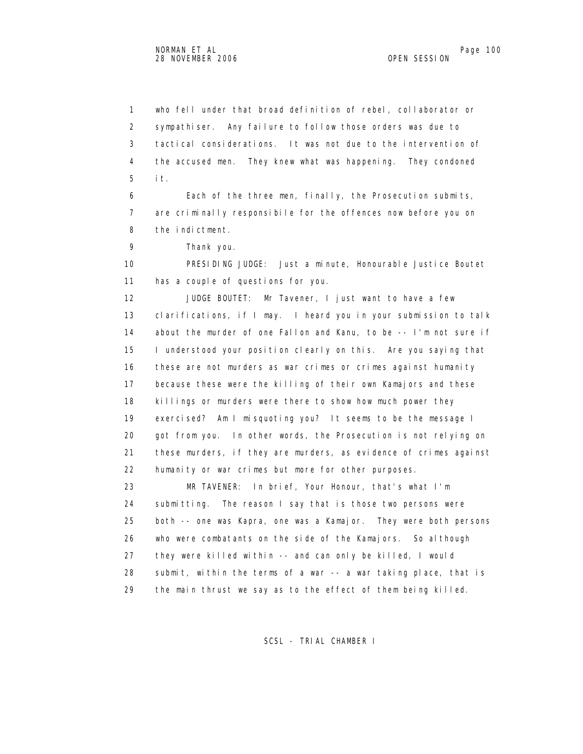1 who fell under that broad definition of rebel, collaborator or
2 sympathiser. Any failure to follow those orders was due to
3 tactical considerations. It was not due to the intervention of
4 the accused men. They knew what was happening. They condoned
5 it.

6 Each of the three men, finally, the Prosecution submits,
7 are criminally responsibile for the offences now before you on
8 the indictment.

9 Thank you.

10 PRESIDING JUDGE: Just a minute, Honourable Justice Boutet
11 has a couple of questions for you.

12 JUDGE BOUTET: Mr Tavener, I just want to have a few
13 clarifications, if I may. I heard you in your submission to talk
14 about the murder of one Fallon and Kanu, to be -- I'm not sure if
15 I understood your position clearly on this. Are you saying that
16 these are not murders as war crimes or crimes against humanity
17 because these were the killing of their own Kamajors and these
18 killings or murders were there to show how much power they
19 exercised? Am I misquoting you? It seems to be the message I
20 got from you. In other words, the Prosecution is not relying on
21 these murders, if they are murders, as evidence of crimes against
22 humanity or war crimes but more for other purposes.

23 MR TAVENER: In brief, Your Honour, that's what I'm
24 submitting. The reason I say that is those two persons were
25 both -- one was Kapra, one was a Kamajor. They were both persons
26 who were combatants on the side of the Kamajors. So although
27 they were killed within -- and can only be killed, I would
28 submit, within the terms of a war -- a war taking place, that is
29 the main thrust we say as to the effect of them being killed.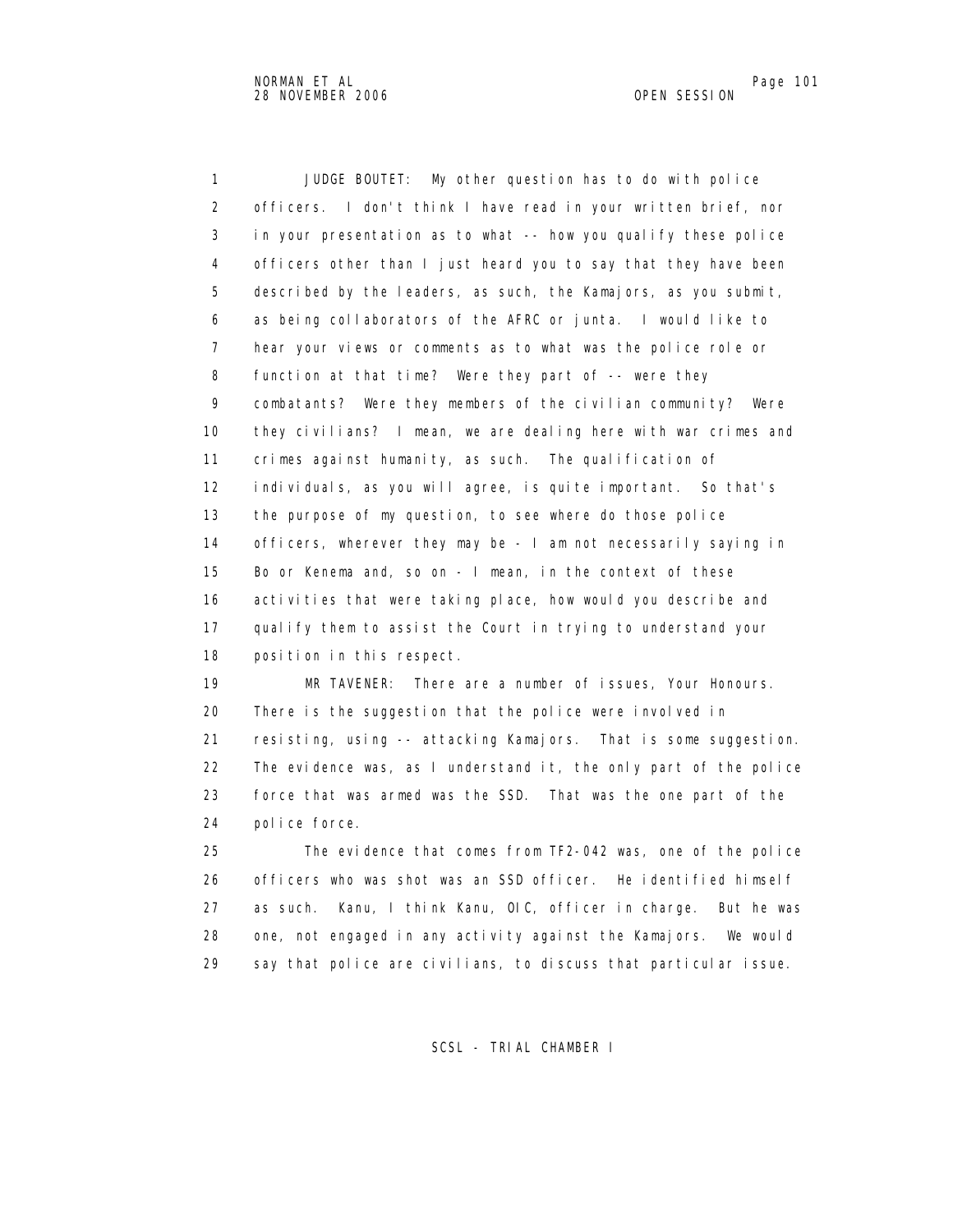JUDGE BOUTET: My other question has to do with police officers. I don't think I have read in your written brief, nor in your presentation as to what -- how you qualify these police officers other than I just heard you to say that they have been described by the leaders, as such, the Kamajors, as you submit, as being collaborators of the AFRC or junta. I would like to hear your views or comments as to what was the police role or function at that time? Were they part of -- were they combatants? Were they members of the civilian community? Were they civilians? I mean, we are dealing here with war crimes and crimes against humanity, as such. The qualification of individuals, as you will agree, is quite important. So that's the purpose of my question, to see where do those police officers, wherever they may be - I am not necessarily saying in Bo or Kenema and, so on - I mean, in the context of these activities that were taking place, how would you describe and qualify them to assist the Court in trying to understand your position in this respect.

MR TAVENER: There are a number of issues, Your Honours. There is the suggestion that the police were involved in resisting, using -- attacking Kamajors. That is some suggestion. The evidence was, as I understand it, the only part of the police force that was armed was the SSD. That was the one part of the police force.

The evidence that comes from TF2-042 was, one of the police officers who was shot was an SSD officer. He identified himself as such. Kanu, I think Kanu, OIC, officer in charge. But he was one, not engaged in any activity against the Kamajors. We would say that police are civilians, to discuss that particular issue.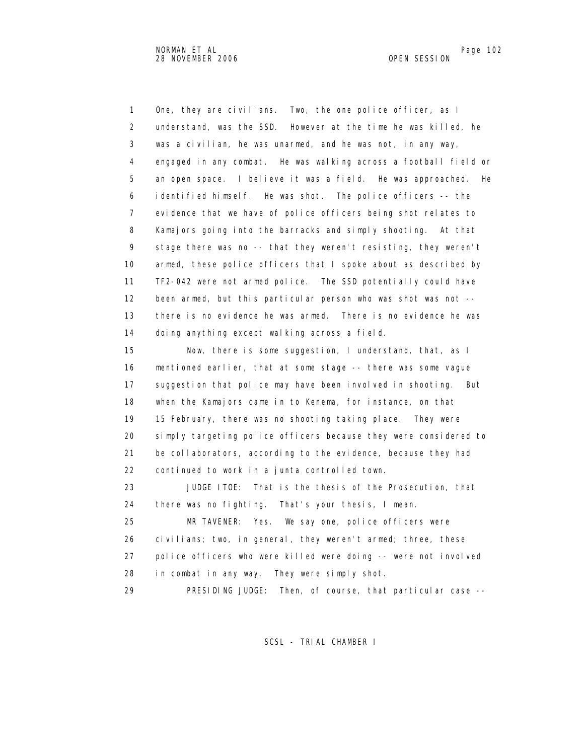One, they are civilians. Two, the one police officer, as I understand, was the SSD. However at the time he was killed, he was a civilian, he was unarmed, and he was not, in any way, engaged in any combat. He was walking across a football field or an open space. I believe it was a field. He was approached. He identified himself. He was shot. The police officers -- the evidence that we have of police officers being shot relates to Kamajors going into the barracks and simply shooting. At that stage there was no -- that they weren't resisting, they weren't armed, these police officers that I spoke about as described by TF2-042 were not armed police. The SSD potentially could have been armed, but this particular person who was shot was not -- there is no evidence he was armed. There is no evidence he was doing anything except walking across a field.

Now, there is some suggestion, I understand, that, as I mentioned earlier, that at some stage -- there was some vague suggestion that police may have been involved in shooting. But when the Kamajors came in to Kenema, for instance, on that 15 February, there was no shooting taking place. They were simply targeting police officers because they were considered to be collaborators, according to the evidence, because they had continued to work in a junta controlled town.

JUDGE ITOE: That is the thesis of the Prosecution, that there was no fighting. That's your thesis, I mean.

MR TAVENER: Yes. We say one, police officers were civilians; two, in general, they weren't armed; three, these police officers who were killed were doing -- were not involved in combat in any way. They were simply shot.

PRESIDING JUDGE: Then, of course, that particular case --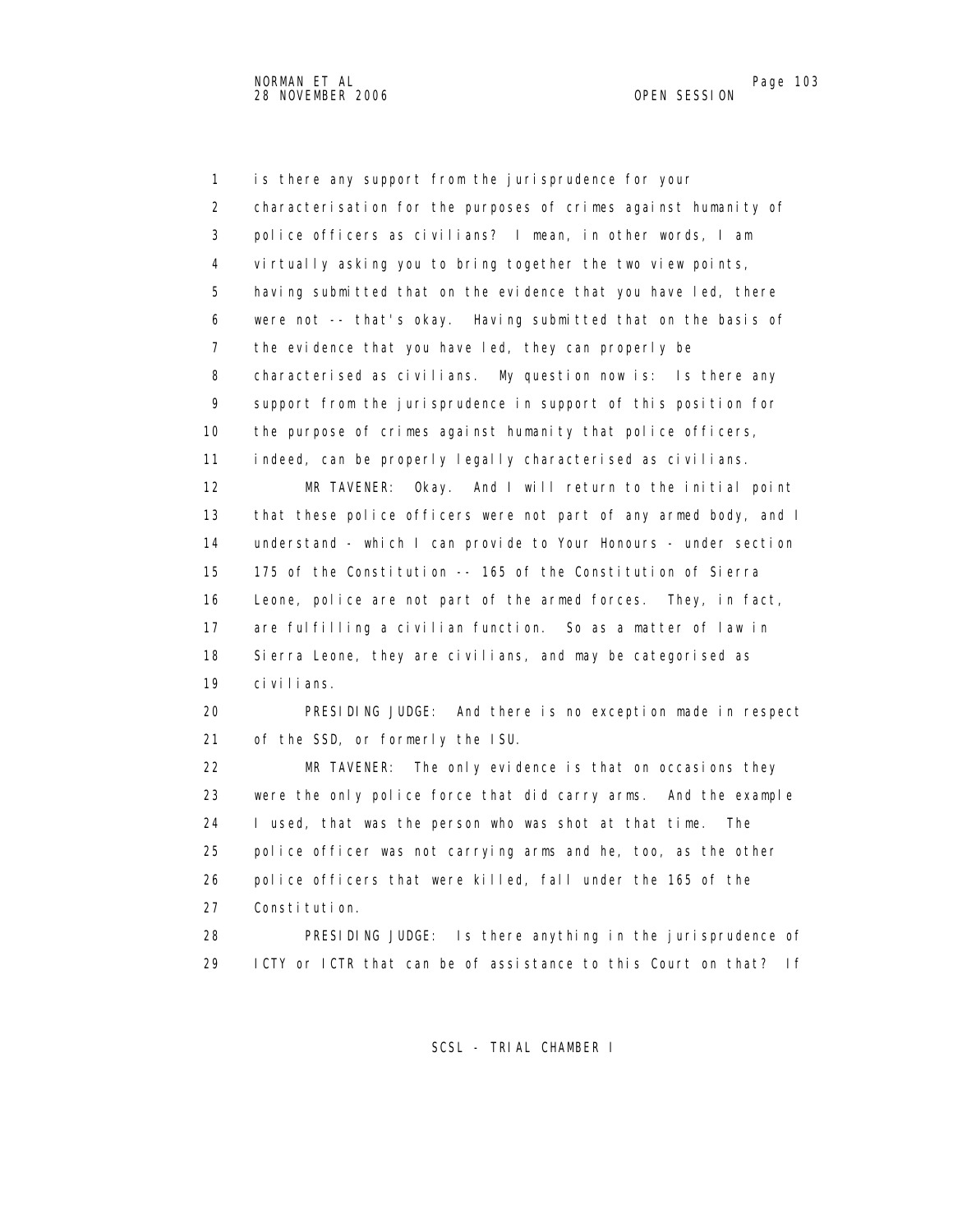1 is there any support from the jurisprudence for your
2 characterisation for the purposes of crimes against humanity of
3 police officers as civilians? I mean, in other words, I am
4 virtually asking you to bring together the two view points,
5 having submitted that on the evidence that you have led, there
6 were not -- that's okay. Having submitted that on the basis of
7 the evidence that you have led, they can properly be
8 characterised as civilians. My question now is: Is there any
9 support from the jurisprudence in support of this position for
10 the purpose of crimes against humanity that police officers,
11 indeed, can be properly legally characterised as civilians.

12 MR TAVENER: Okay. And I will return to the initial point
13 that these police officers were not part of any armed body, and I
14 understand - which I can provide to Your Honours - under section
15 175 of the Constitution -- 165 of the Constitution of Sierra
16 Leone, police are not part of the armed forces. They, in fact,
17 are fulfilling a civilian function. So as a matter of law in
18 Sierra Leone, they are civilians, and may be categorised as
19 civilians.

20 PRESIDING JUDGE: And there is no exception made in respect
21 of the SSD, or formerly the ISU.

22 MR TAVENER: The only evidence is that on occasions they
23 were the only police force that did carry arms. And the example
24 I used, that was the person who was shot at that time. The
25 police officer was not carrying arms and he, too, as the other
26 police officers that were killed, fall under the 165 of the
27 Constitution.

28 PRESIDING JUDGE: Is there anything in the jurisprudence of
29 ICTY or ICTR that can be of assistance to this Court on that? If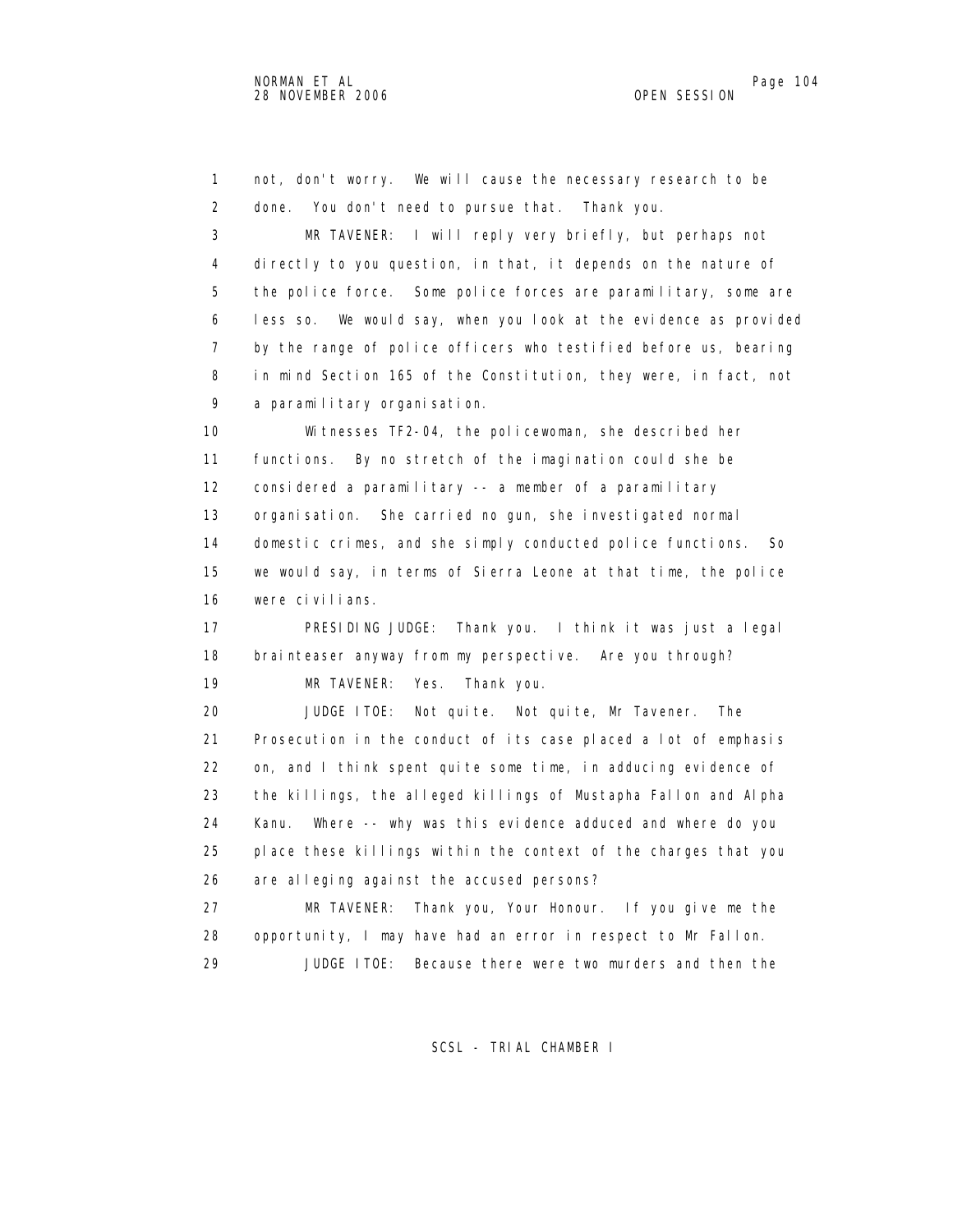1 not, don't worry. We will cause the necessary research to be
2 done. You don't need to pursue that. Thank you.
3 MR TAVENER: I will reply very briefly, but perhaps not
4 directly to you question, in that, it depends on the nature of
5 the police force. Some police forces are paramilitary, some are
6 less so. We would say, when you look at the evidence as provided
7 by the range of police officers who testified before us, bearing
8 in mind Section 165 of the Constitution, they were, in fact, not
9 a paramilitary organisation.
10 Witnesses TF2-04, the policewoman, she described her
11 functions. By no stretch of the imagination could she be
12 considered a paramilitary -- a member of a paramilitary
13 organisation. She carried no gun, she investigated normal
14 domestic crimes, and she simply conducted police functions. So
15 we would say, in terms of Sierra Leone at that time, the police
16 were civilians.
17 PRESIDING JUDGE: Thank you. I think it was just a legal
18 brainteaser anyway from my perspective. Are you through?
19 MR TAVENER: Yes. Thank you.
20 JUDGE ITOE: Not quite. Not quite, Mr Tavener. The
21 Prosecution in the conduct of its case placed a lot of emphasis
22 on, and I think spent quite some time, in adducing evidence of
23 the killings, the alleged killings of Mustapha Fallon and Alpha
24 Kanu. Where -- why was this evidence adduced and where do you
25 place these killings within the context of the charges that you
26 are alleging against the accused persons?
27 MR TAVENER: Thank you, Your Honour. If you give me the
28 opportunity, I may have had an error in respect to Mr Fallon.
29 JUDGE ITOE: Because there were two murders and then the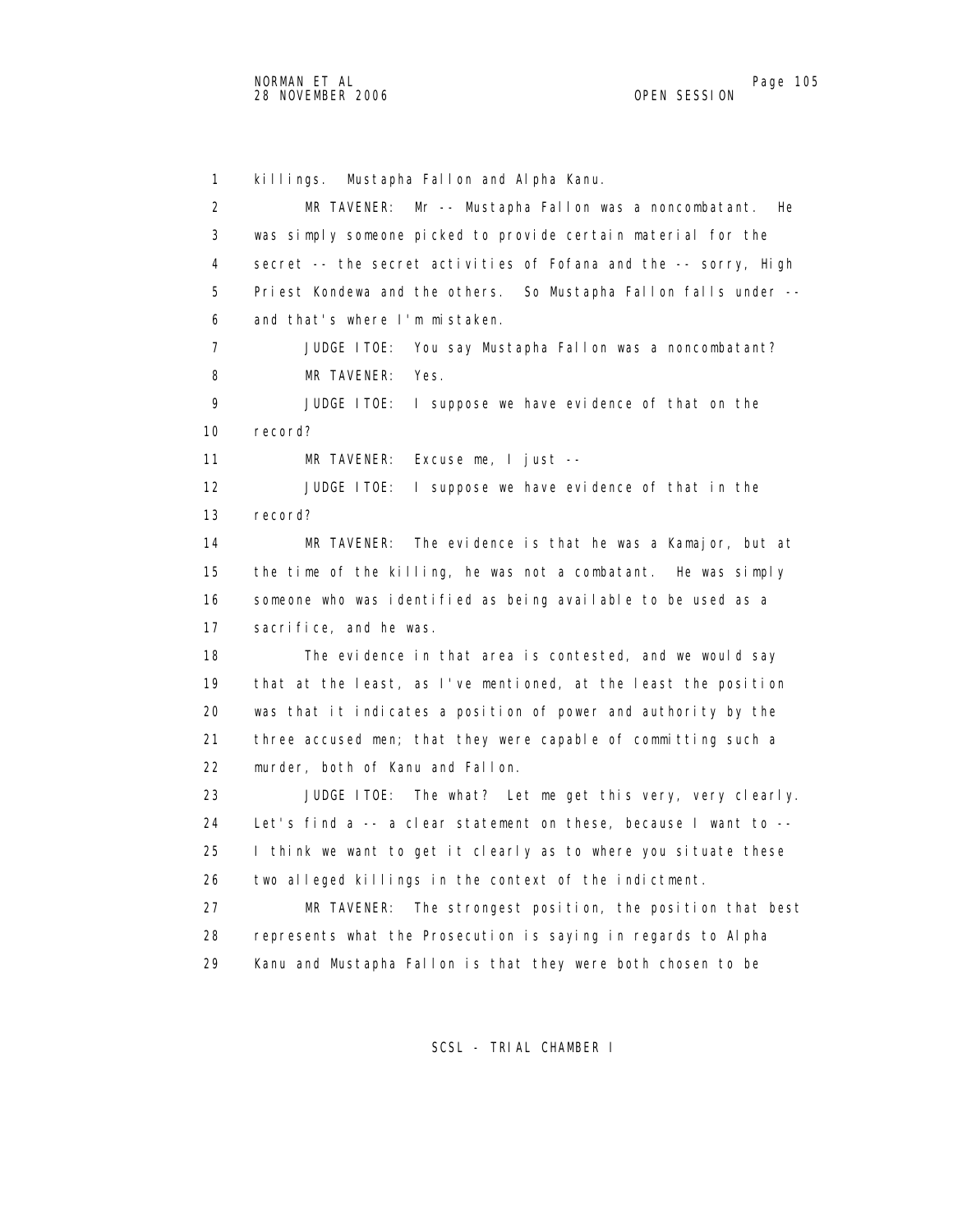1 killings. Mustapha Fallon and Alpha Kanu.

2 MR TAVENER: Mr -- Mustapha Fallon was a noncombatant. He

3 was simply someone picked to provide certain material for the

4 secret -- the secret activities of Fofana and the -- sorry, High

5 Priest Kondewa and the others. So Mustapha Fallon falls under --

6 and that's where I'm mistaken.

7 JUDGE ITOE: You say Mustapha Fallon was a noncombatant?

8 MR TAVENER: Yes.

9 JUDGE ITOE: I suppose we have evidence of that on the

10 record?

11 MR TAVENER: Excuse me, I just --

12 JUDGE ITOE: I suppose we have evidence of that in the

13 record?

14 MR TAVENER: The evidence is that he was a Kamajor, but at

15 the time of the killing, he was not a combatant. He was simply

16 someone who was identified as being available to be used as a

17 sacrifice, and he was.

18 The evidence in that area is contested, and we would say

19 that at the least, as I've mentioned, at the least the position

20 was that it indicates a position of power and authority by the

21 three accused men; that they were capable of committing such a

22 murder, both of Kanu and Fallon.

23 JUDGE ITOE: The what? Let me get this very, very clearly.

24 Let's find a -- a clear statement on these, because I want to --

25 I think we want to get it clearly as to where you situate these

26 two alleged killings in the context of the indictment.

27 MR TAVENER: The strongest position, the position that best

28 represents what the Prosecution is saying in regards to Alpha

29 Kanu and Mustapha Fallon is that they were both chosen to be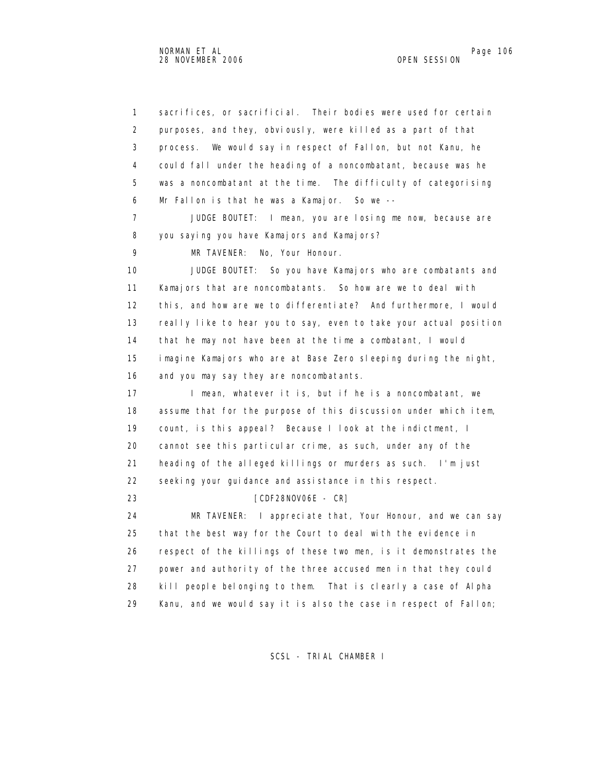sacrifices, or sacrificial. Their bodies were used for certain purposes, and they, obviously, were killed as a part of that process. We would say in respect of Fallon, but not Kanu, he could fall under the heading of a noncombatant, because was he was a noncombatant at the time. The difficulty of categorising Mr Fallon is that he was a Kamajor. So we --

JUDGE BOUTET: I mean, you are losing me now, because are you saying you have Kamajors and Kamajors?

MR TAVENER: No, Your Honour.

JUDGE BOUTET: So you have Kamajors who are combatants and Kamajors that are noncombatants. So how are we to deal with this, and how are we to differentiate? And furthermore, I would really like to hear you to say, even to take your actual position that he may not have been at the time a combatant, I would imagine Kamajors who are at Base Zero sleeping during the night, and you may say they are noncombatants.

I mean, whatever it is, but if he is a noncombatant, we assume that for the purpose of this discussion under which item, count, is this appeal? Because I look at the indictment, I cannot see this particular crime, as such, under any of the heading of the alleged killings or murders as such. I'm just seeking your guidance and assistance in this respect.

[CDF28NOV06E - CR]

MR TAVENER: I appreciate that, Your Honour, and we can say that the best way for the Court to deal with the evidence in respect of the killings of these two men, is it demonstrates the power and authority of the three accused men in that they could kill people belonging to them. That is clearly a case of Alpha Kanu, and we would say it is also the case in respect of Fallon;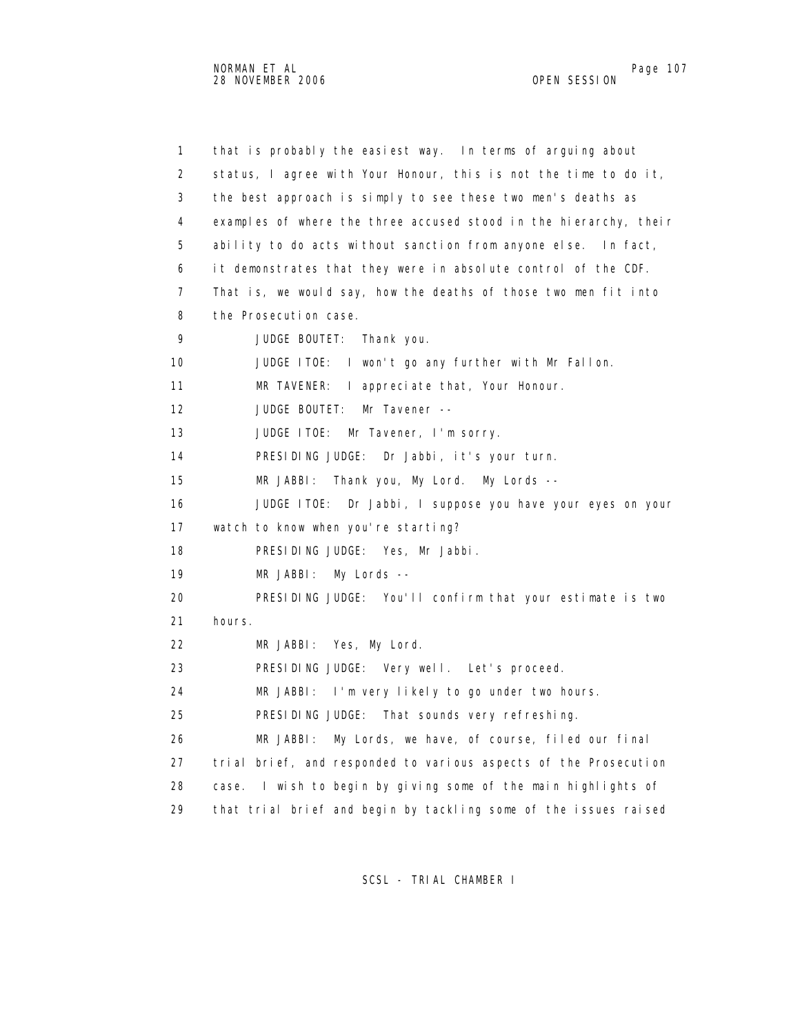that is probably the easiest way. In terms of arguing about status, I agree with Your Honour, this is not the time to do it, the best approach is simply to see these two men's deaths as examples of where the three accused stood in the hierarchy, their ability to do acts without sanction from anyone else. In fact, it demonstrates that they were in absolute control of the CDF. That is, we would say, how the deaths of those two men fit into the Prosecution case.

JUDGE BOUTET: Thank you.

JUDGE ITOE: I won't go any further with Mr Fallon.

MR TAVENER: I appreciate that, Your Honour.

JUDGE BOUTET: Mr Tavener --

JUDGE ITOE: Mr Tavener, I'm sorry.

PRESIDING JUDGE: Dr Jabbi, it's your turn.

MR JABBI: Thank you, My Lord. My Lords --

JUDGE ITOE: Dr Jabbi, I suppose you have your eyes on your watch to know when you're starting?

PRESIDING JUDGE: Yes, Mr Jabbi.

MR JABBI: My Lords --

PRESIDING JUDGE: You'll confirm that your estimate is two hours.

MR JABBI: Yes, My Lord.

PRESIDING JUDGE: Very well. Let's proceed.

MR JABBI: I'm very likely to go under two hours.

PRESIDING JUDGE: That sounds very refreshing.

MR JABBI: My Lords, we have, of course, filed our final trial brief, and responded to various aspects of the Prosecution case. I wish to begin by giving some of the main highlights of that trial brief and begin by tackling some of the issues raised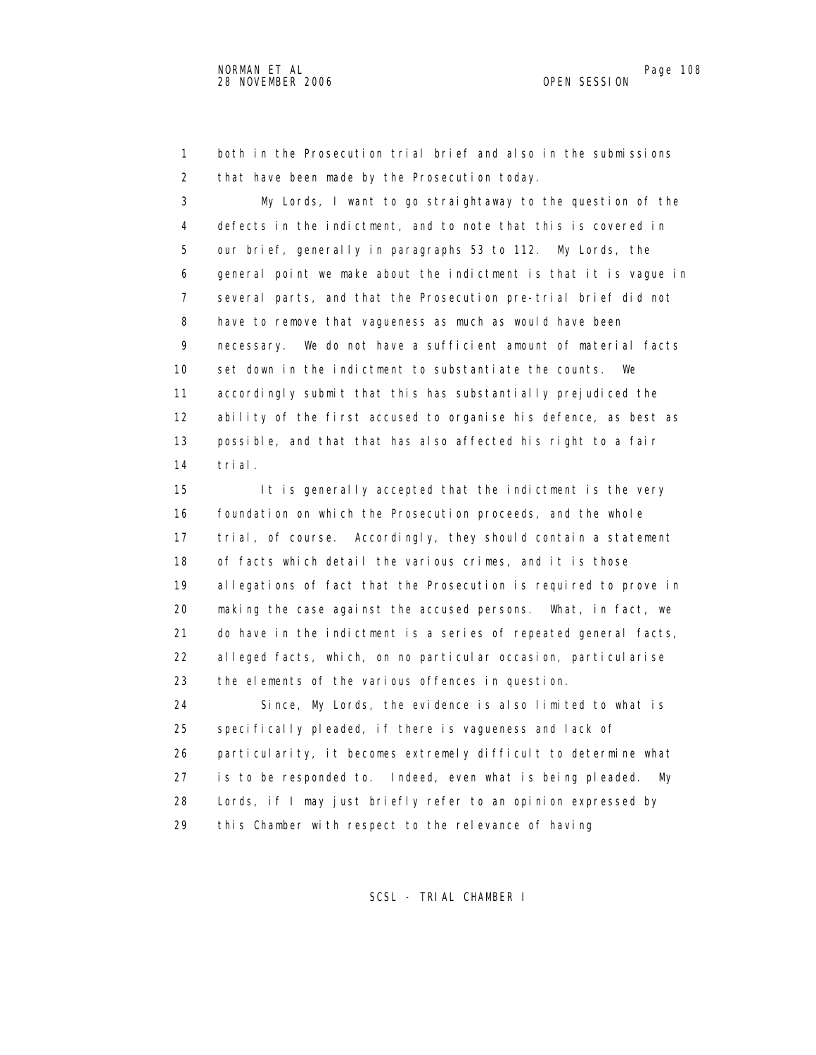both in the Prosecution trial brief and also in the submissions that have been made by the Prosecution today.

My Lords, I want to go straightaway to the question of the defects in the indictment, and to note that this is covered in our brief, generally in paragraphs 53 to 112. My Lords, the general point we make about the indictment is that it is vague in several parts, and that the Prosecution pre-trial brief did not have to remove that vagueness as much as would have been necessary. We do not have a sufficient amount of material facts set down in the indictment to substantiate the counts. We accordingly submit that this has substantially prejudiced the ability of the first accused to organise his defence, as best as possible, and that that has also affected his right to a fair trial.

It is generally accepted that the indictment is the very foundation on which the Prosecution proceeds, and the whole trial, of course. Accordingly, they should contain a statement of facts which detail the various crimes, and it is those allegations of fact that the Prosecution is required to prove in making the case against the accused persons. What, in fact, we do have in the indictment is a series of repeated general facts, alleged facts, which, on no particular occasion, particularise the elements of the various offences in question.

Since, My Lords, the evidence is also limited to what is specifically pleaded, if there is vagueness and lack of particularity, it becomes extremely difficult to determine what is to be responded to. Indeed, even what is being pleaded. My Lords, if I may just briefly refer to an opinion expressed by this Chamber with respect to the relevance of having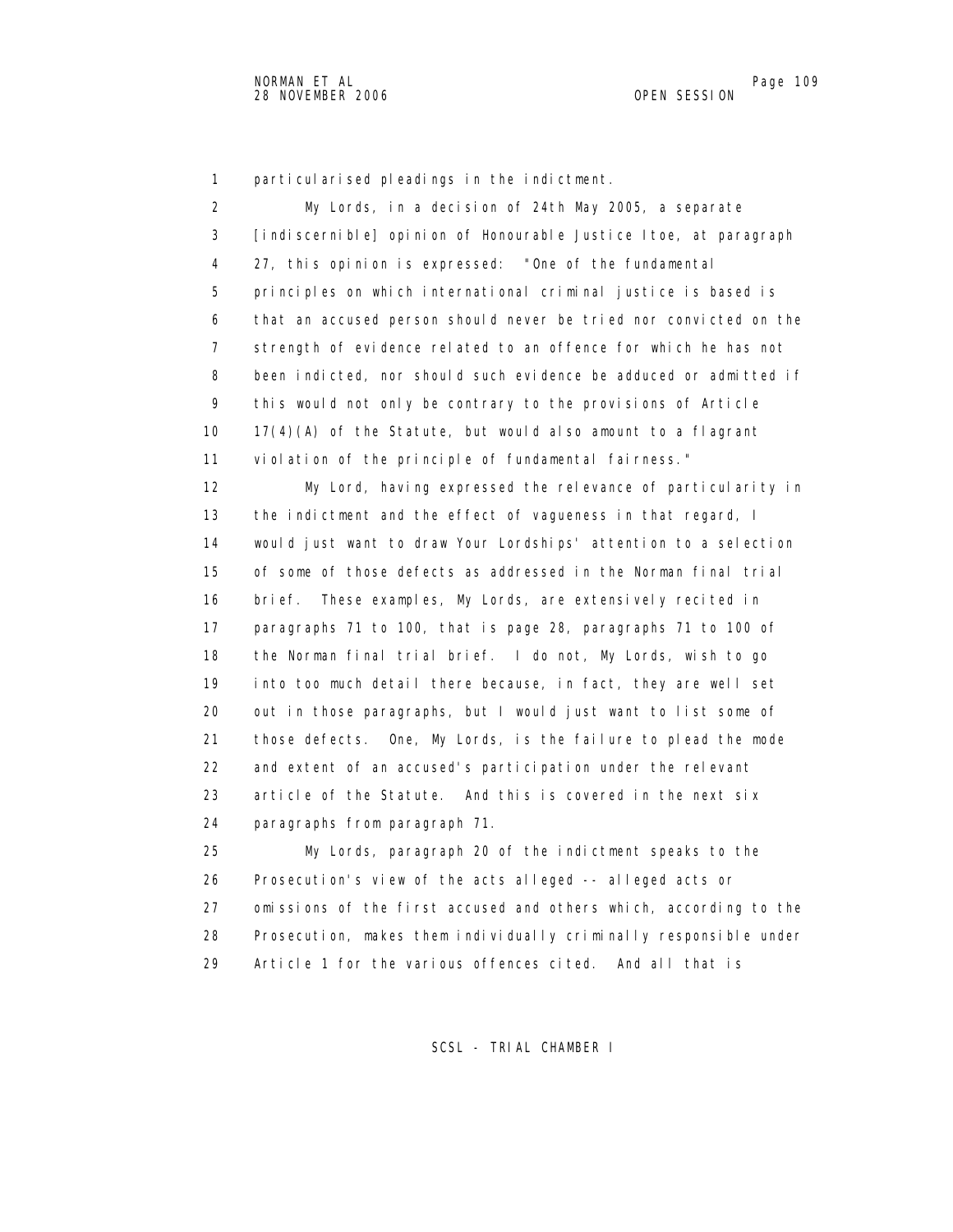1 particularised pleadings in the indictment.

2 My Lords, in a decision of 24th May 2005, a separate

3 [indiscernible] opinion of Honourable Justice Itoe, at paragraph

4 27, this opinion is expressed: "One of the fundamental

5 principles on which international criminal justice is based is

6 that an accused person should never be tried nor convicted on the

7 strength of evidence related to an offence for which he has not

8 been indicted, nor should such evidence be adduced or admitted if

9 this would not only be contrary to the provisions of Article

10 17(4)(A) of the Statute, but would also amount to a flagrant

11 violation of the principle of fundamental fairness."

12 My Lord, having expressed the relevance of particularity in

13 the indictment and the effect of vagueness in that regard, I

14 would just want to draw Your Lordships' attention to a selection

15 of some of those defects as addressed in the Norman final trial

16 brief. These examples, My Lords, are extensively recited in

17 paragraphs 71 to 100, that is page 28, paragraphs 71 to 100 of

18 the Norman final trial brief. I do not, My Lords, wish to go

19 into too much detail there because, in fact, they are well set

20 out in those paragraphs, but I would just want to list some of

21 those defects. One, My Lords, is the failure to plead the mode

22 and extent of an accused's participation under the relevant

23 article of the Statute. And this is covered in the next six

24 paragraphs from paragraph 71.

25 My Lords, paragraph 20 of the indictment speaks to the

26 Prosecution's view of the acts alleged -- alleged acts or

27 omissions of the first accused and others which, according to the

28 Prosecution, makes them individually criminally responsible under

29 Article 1 for the various offences cited. And all that is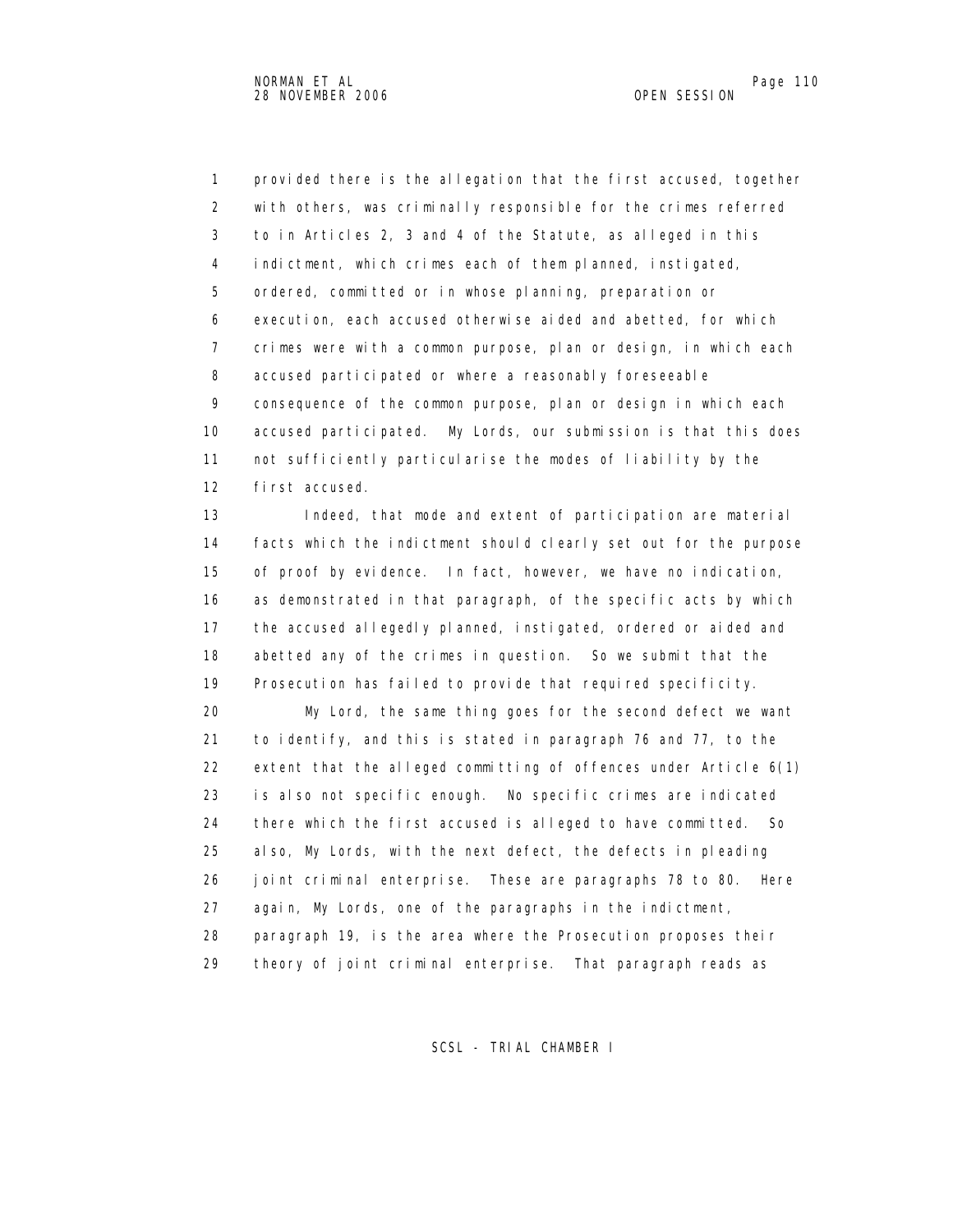provided there is the allegation that the first accused, together with others, was criminally responsible for the crimes referred to in Articles 2, 3 and 4 of the Statute, as alleged in this indictment, which crimes each of them planned, instigated, ordered, committed or in whose planning, preparation or execution, each accused otherwise aided and abetted, for which crimes were with a common purpose, plan or design, in which each accused participated or where a reasonably foreseeable consequence of the common purpose, plan or design in which each accused participated. My Lords, our submission is that this does not sufficiently particularise the modes of liability by the first accused.

Indeed, that mode and extent of participation are material facts which the indictment should clearly set out for the purpose of proof by evidence. In fact, however, we have no indication, as demonstrated in that paragraph, of the specific acts by which the accused allegedly planned, instigated, ordered or aided and abetted any of the crimes in question. So we submit that the Prosecution has failed to provide that required specificity.

My Lord, the same thing goes for the second defect we want to identify, and this is stated in paragraph 76 and 77, to the extent that the alleged committing of offences under Article 6(1) is also not specific enough. No specific crimes are indicated there which the first accused is alleged to have committed. So also, My Lords, with the next defect, the defects in pleading joint criminal enterprise. These are paragraphs 78 to 80. Here again, My Lords, one of the paragraphs in the indictment, paragraph 19, is the area where the Prosecution proposes their theory of joint criminal enterprise. That paragraph reads as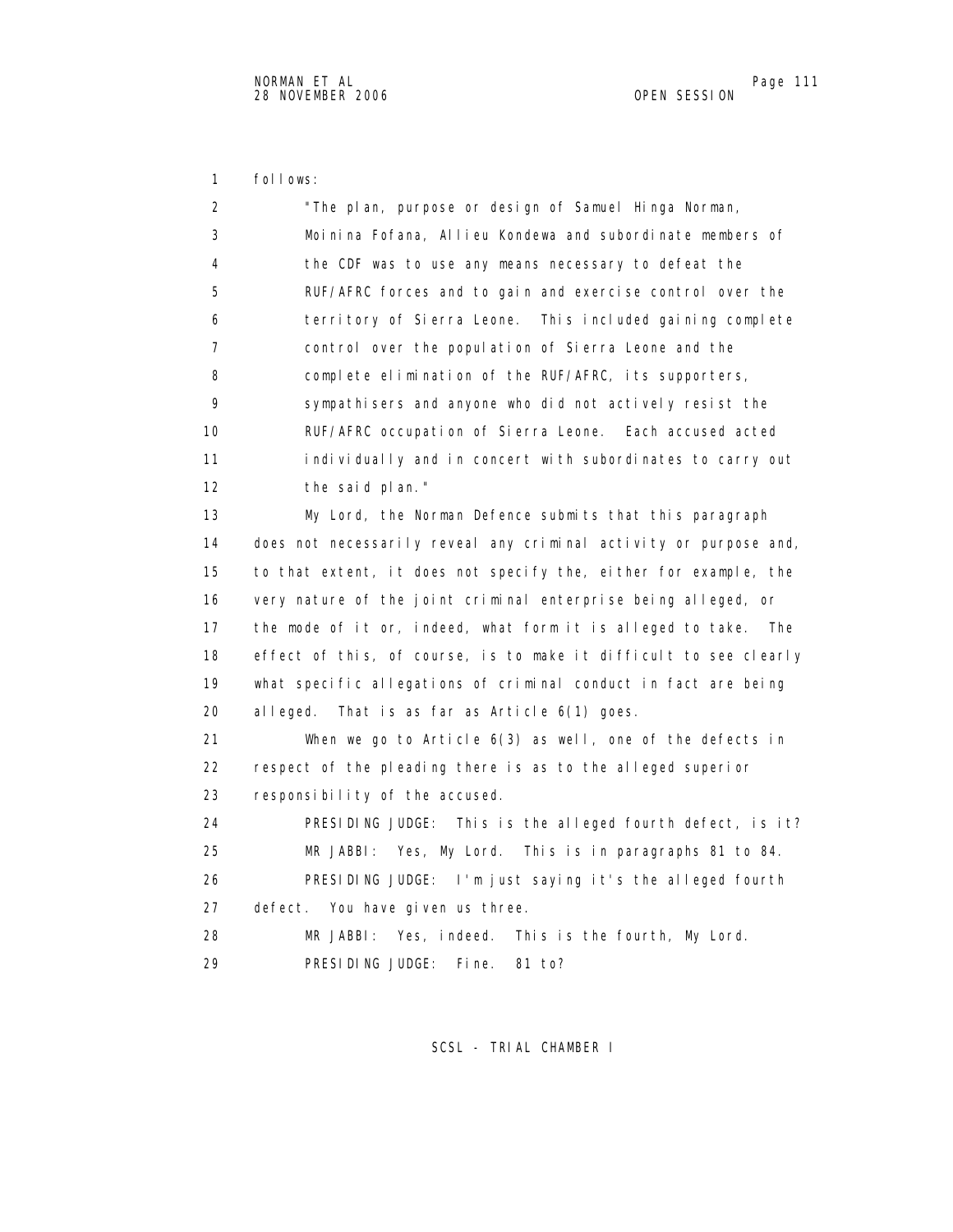follows:

> "The plan, purpose or design of Samuel Hinga Norman, Moinina Fofana, Allieu Kondewa and subordinate members of the CDF was to use any means necessary to defeat the RUF/AFRC forces and to gain and exercise control over the territory of Sierra Leone. This included gaining complete control over the population of Sierra Leone and the complete elimination of the RUF/AFRC, its supporters, sympathisers and anyone who did not actively resist the RUF/AFRC occupation of Sierra Leone. Each accused acted individually and in concert with subordinates to carry out the said plan."

My Lord, the Norman Defence submits that this paragraph does not necessarily reveal any criminal activity or purpose and, to that extent, it does not specify the, either for example, the very nature of the joint criminal enterprise being alleged, or the mode of it or, indeed, what form it is alleged to take. The effect of this, of course, is to make it difficult to see clearly what specific allegations of criminal conduct in fact are being alleged. That is as far as Article 6(1) goes.

When we go to Article 6(3) as well, one of the defects in respect of the pleading there is as to the alleged superior responsibility of the accused.

PRESIDING JUDGE: This is the alleged fourth defect, is it?

MR JABBI: Yes, My Lord. This is in paragraphs 81 to 84.

PRESIDING JUDGE: I'm just saying it's the alleged fourth defect. You have given us three.

MR JABBI: Yes, indeed. This is the fourth, My Lord.

PRESIDING JUDGE: Fine. 81 to?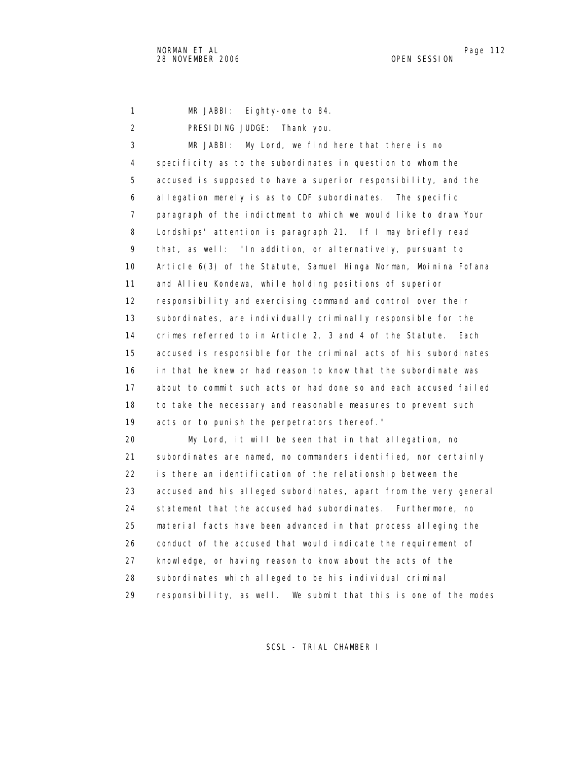MR JABBI: Eighty-one to 84.

PRESIDING JUDGE: Thank you.

MR JABBI: My Lord, we find here that there is no specificity as to the subordinates in question to whom the accused is supposed to have a superior responsibility, and the allegation merely is as to CDF subordinates. The specific paragraph of the indictment to which we would like to draw Your Lordships' attention is paragraph 21. If I may briefly read that, as well: "In addition, or alternatively, pursuant to Article 6(3) of the Statute, Samuel Hinga Norman, Moinina Fofana and Allieu Kondewa, while holding positions of superior responsibility and exercising command and control over their subordinates, are individually criminally responsible for the crimes referred to in Article 2, 3 and 4 of the Statute. Each accused is responsible for the criminal acts of his subordinates in that he knew or had reason to know that the subordinate was about to commit such acts or had done so and each accused failed to take the necessary and reasonable measures to prevent such acts or to punish the perpetrators thereof."

My Lord, it will be seen that in that allegation, no subordinates are named, no commanders identified, nor certainly is there an identification of the relationship between the accused and his alleged subordinates, apart from the very general statement that the accused had subordinates. Furthermore, no material facts have been advanced in that process alleging the conduct of the accused that would indicate the requirement of knowledge, or having reason to know about the acts of the subordinates which alleged to be his individual criminal responsibility, as well. We submit that this is one of the modes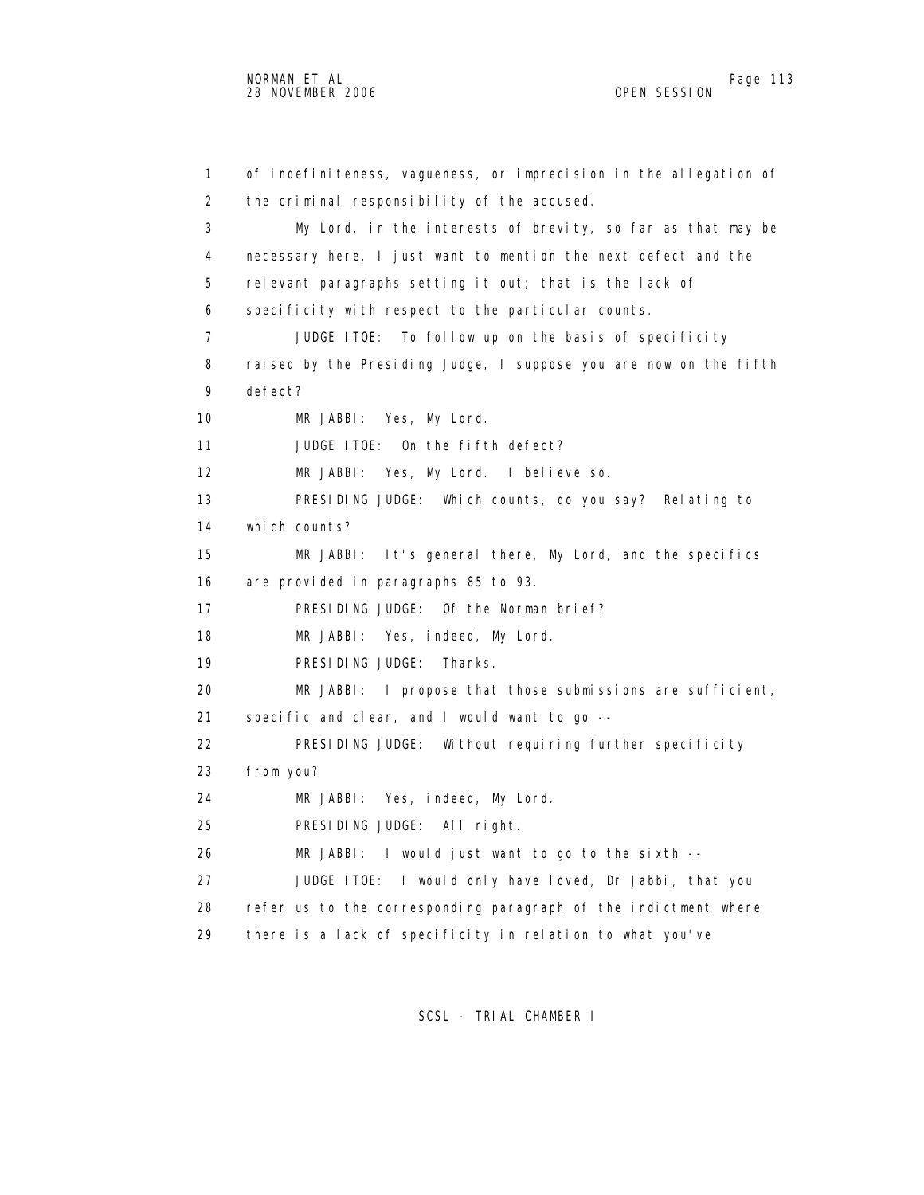1 of indefiniteness, vagueness, or imprecision in the allegation of
2 the criminal responsibility of the accused.
3 My Lord, in the interests of brevity, so far as that may be
4 necessary here, I just want to mention the next defect and the
5 relevant paragraphs setting it out; that is the lack of
6 specificity with respect to the particular counts.
7 JUDGE ITOE: To follow up on the basis of specificity
8 raised by the Presiding Judge, I suppose you are now on the fifth
9 defect?
10 MR JABBI: Yes, My Lord.
11 JUDGE ITOE: On the fifth defect?
12 MR JABBI: Yes, My Lord. I believe so.
13 PRESIDING JUDGE: Which counts, do you say? Relating to
14 which counts?
15 MR JABBI: It's general there, My Lord, and the specifics
16 are provided in paragraphs 85 to 93.
17 PRESIDING JUDGE: Of the Norman brief?
18 MR JABBI: Yes, indeed, My Lord.
19 PRESIDING JUDGE: Thanks.
20 MR JABBI: I propose that those submissions are sufficient,
21 specific and clear, and I would want to go --
22 PRESIDING JUDGE: Without requiring further specificity
23 from you?
24 MR JABBI: Yes, indeed, My Lord.
25 PRESIDING JUDGE: All right.
26 MR JABBI: I would just want to go to the sixth --
27 JUDGE ITOE: I would only have loved, Dr Jabbi, that you
28 refer us to the corresponding paragraph of the indictment where
29 there is a lack of specificity in relation to what you've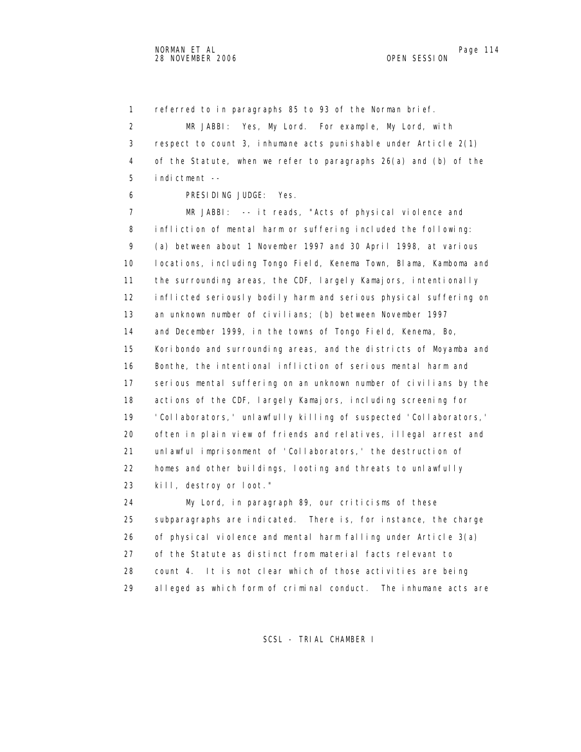referred to in paragraphs 85 to 93 of the Norman brief.

MR JABBI: Yes, My Lord. For example, My Lord, with respect to count 3, inhumane acts punishable under Article 2(1) of the Statute, when we refer to paragraphs 26(a) and (b) of the indictment --

PRESIDING JUDGE: Yes.

MR JABBI: -- it reads, "Acts of physical violence and infliction of mental harm or suffering included the following: (a) between about 1 November 1997 and 30 April 1998, at various locations, including Tongo Field, Kenema Town, Blama, Kamboma and the surrounding areas, the CDF, largely Kamajors, intentionally inflicted seriously bodily harm and serious physical suffering on an unknown number of civilians; (b) between November 1997 and December 1999, in the towns of Tongo Field, Kenema, Bo, Koribondo and surrounding areas, and the districts of Moyamba and Bonthe, the intentional infliction of serious mental harm and serious mental suffering on an unknown number of civilians by the actions of the CDF, largely Kamajors, including screening for 'Collaborators,' unlawfully killing of suspected 'Collaborators,' often in plain view of friends and relatives, illegal arrest and unlawful imprisonment of 'Collaborators,' the destruction of homes and other buildings, looting and threats to unlawfully kill, destroy or loot."

My Lord, in paragraph 89, our criticisms of these subparagraphs are indicated. There is, for instance, the charge of physical violence and mental harm falling under Article 3(a) of the Statute as distinct from material facts relevant to count 4. It is not clear which of those activities are being alleged as which form of criminal conduct. The inhumane acts are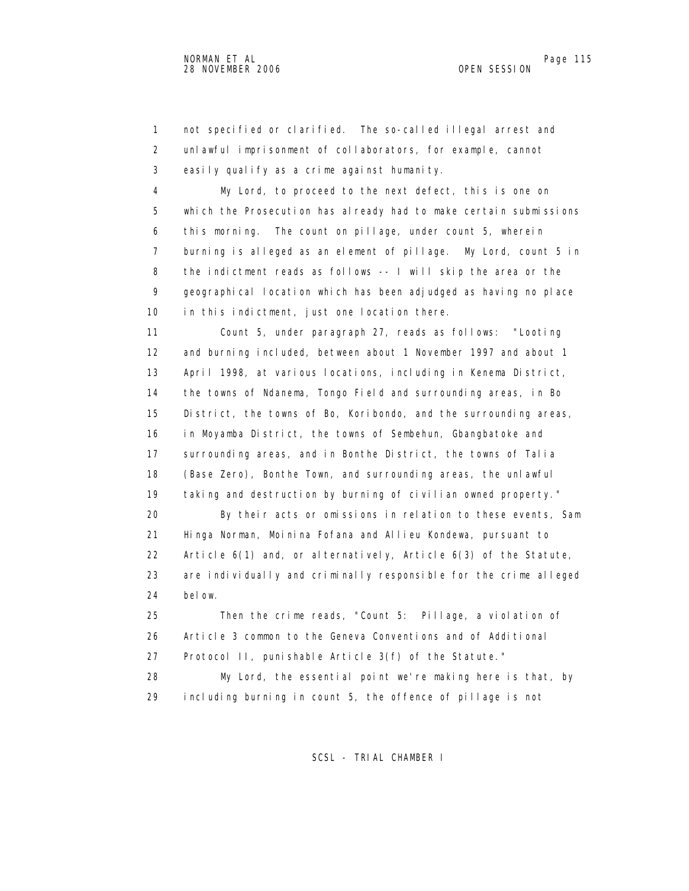not specified or clarified. The so-called illegal arrest and unlawful imprisonment of collaborators, for example, cannot easily qualify as a crime against humanity.

My Lord, to proceed to the next defect, this is one on which the Prosecution has already had to make certain submissions this morning. The count on pillage, under count 5, wherein burning is alleged as an element of pillage. My Lord, count 5 in the indictment reads as follows -- I will skip the area or the geographical location which has been adjudged as having no place in this indictment, just one location there.

Count 5, under paragraph 27, reads as follows: "Looting and burning included, between about 1 November 1997 and about 1 April 1998, at various locations, including in Kenema District, the towns of Ndanema, Tongo Field and surrounding areas, in Bo District, the towns of Bo, Koribondo, and the surrounding areas, in Moyamba District, the towns of Sembehun, Gbangbatoke and surrounding areas, and in Bonthe District, the towns of Talia (Base Zero), Bonthe Town, and surrounding areas, the unlawful taking and destruction by burning of civilian owned property."

By their acts or omissions in relation to these events, Sam Hinga Norman, Moinina Fofana and Allieu Kondewa, pursuant to Article 6(1) and, or alternatively, Article 6(3) of the Statute, are individually and criminally responsible for the crime alleged below.

Then the crime reads, "Count 5: Pillage, a violation of Article 3 common to the Geneva Conventions and of Additional Protocol II, punishable Article 3(f) of the Statute."

My Lord, the essential point we're making here is that, by including burning in count 5, the offence of pillage is not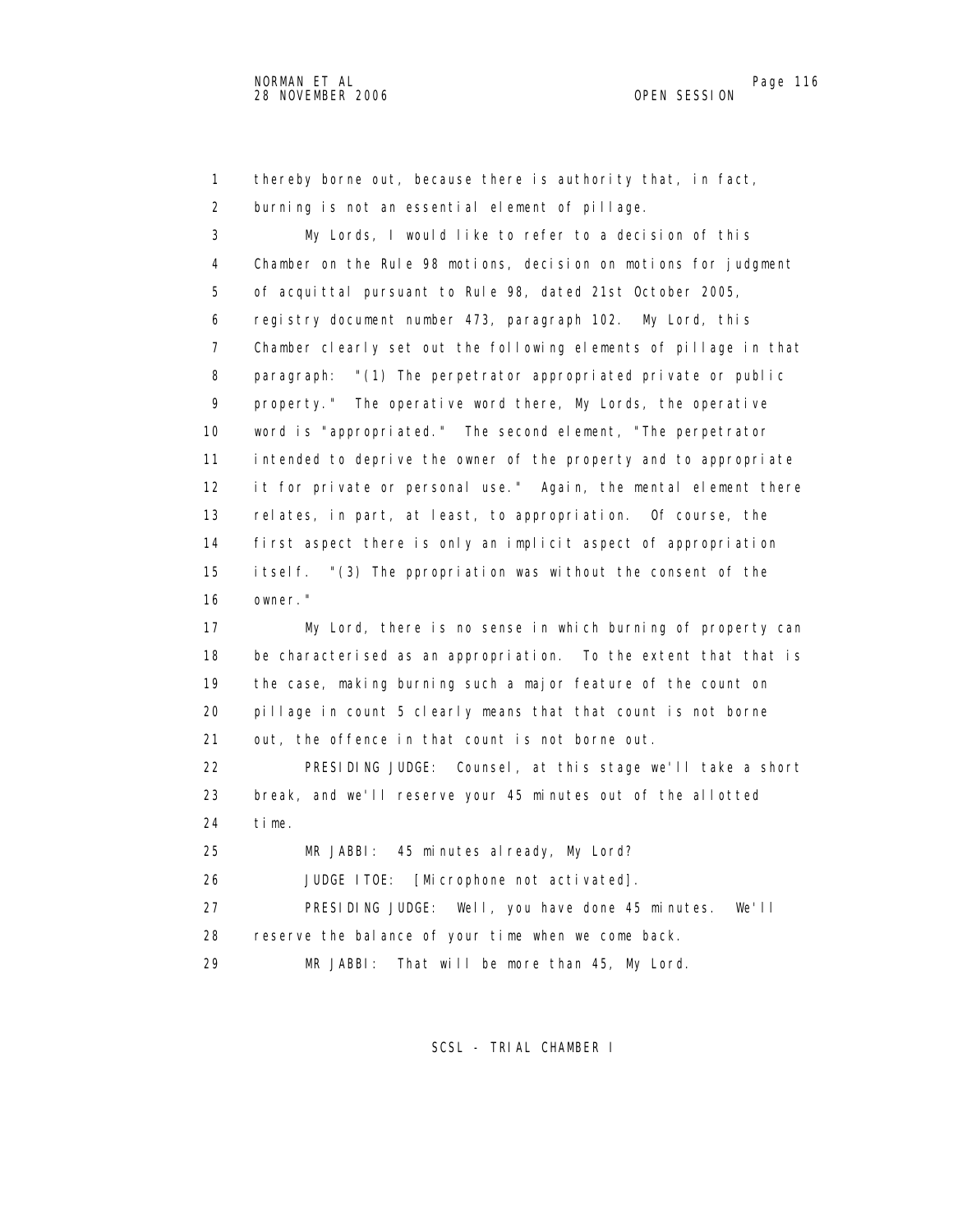thereby borne out, because there is authority that, in fact, burning is not an essential element of pillage.

My Lords, I would like to refer to a decision of this Chamber on the Rule 98 motions, decision on motions for judgment of acquittal pursuant to Rule 98, dated 21st October 2005, registry document number 473, paragraph 102. My Lord, this Chamber clearly set out the following elements of pillage in that paragraph: "(1) The perpetrator appropriated private or public property." The operative word there, My Lords, the operative word is "appropriated." The second element, "The perpetrator intended to deprive the owner of the property and to appropriate it for private or personal use." Again, the mental element there relates, in part, at least, to appropriation. Of course, the first aspect there is only an implicit aspect of appropriation itself. "(3) The ppropriation was without the consent of the owner."

My Lord, there is no sense in which burning of property can be characterised as an appropriation. To the extent that that is the case, making burning such a major feature of the count on pillage in count 5 clearly means that that count is not borne out, the offence in that count is not borne out.

PRESIDING JUDGE: Counsel, at this stage we'll take a short break, and we'll reserve your 45 minutes out of the allotted time.

MR JABBI: 45 minutes already, My Lord?

JUDGE ITOE: [Microphone not activated].

PRESIDING JUDGE: Well, you have done 45 minutes. We'll reserve the balance of your time when we come back.

MR JABBI: That will be more than 45, My Lord.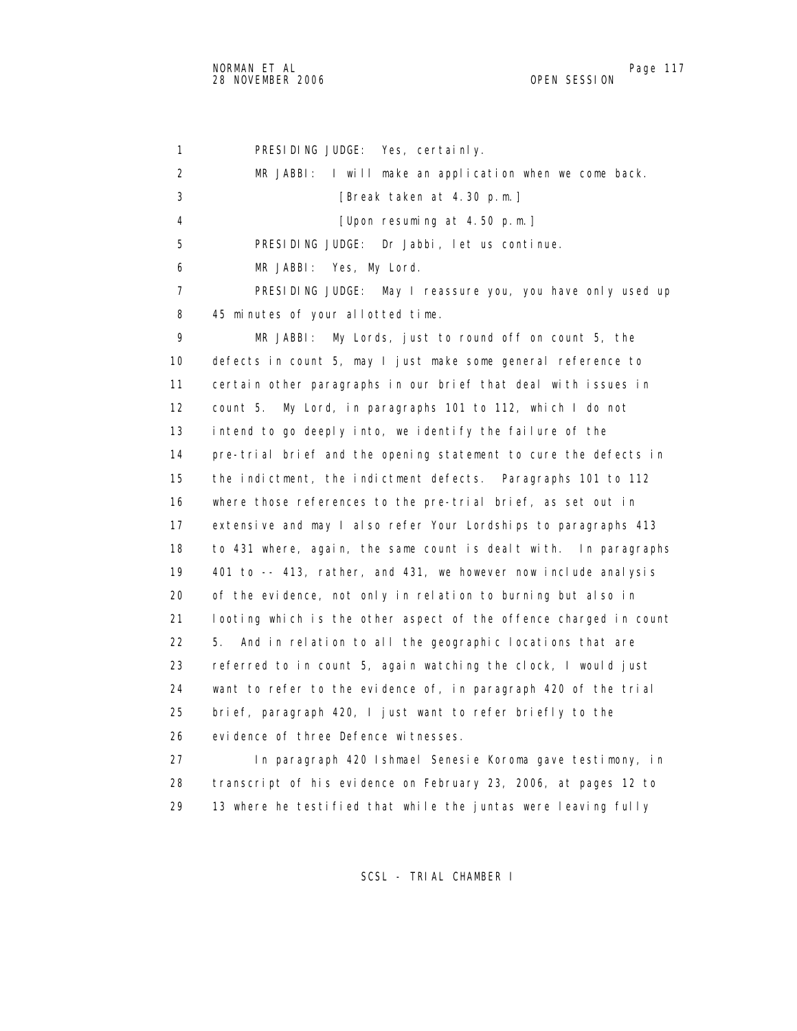PRESIDING JUDGE: Yes, certainly.

MR JABBI: I will make an application when we come back.

[Break taken at 4.30 p.m.]

[Upon resuming at 4.50 p.m.]

PRESIDING JUDGE: Dr Jabbi, let us continue.

MR JABBI: Yes, My Lord.

PRESIDING JUDGE: May I reassure you, you have only used up 45 minutes of your allotted time.

MR JABBI: My Lords, just to round off on count 5, the defects in count 5, may I just make some general reference to certain other paragraphs in our brief that deal with issues in count 5. My Lord, in paragraphs 101 to 112, which I do not intend to go deeply into, we identify the failure of the pre-trial brief and the opening statement to cure the defects in the indictment, the indictment defects. Paragraphs 101 to 112 where those references to the pre-trial brief, as set out in extensive and may I also refer Your Lordships to paragraphs 413 to 431 where, again, the same count is dealt with. In paragraphs 401 to -- 413, rather, and 431, we however now include analysis of the evidence, not only in relation to burning but also in looting which is the other aspect of the offence charged in count 5. And in relation to all the geographic locations that are referred to in count 5, again watching the clock, I would just want to refer to the evidence of, in paragraph 420 of the trial brief, paragraph 420, I just want to refer briefly to the evidence of three Defence witnesses.

In paragraph 420 Ishmael Senesie Koroma gave testimony, in transcript of his evidence on February 23, 2006, at pages 12 to 13 where he testified that while the juntas were leaving fully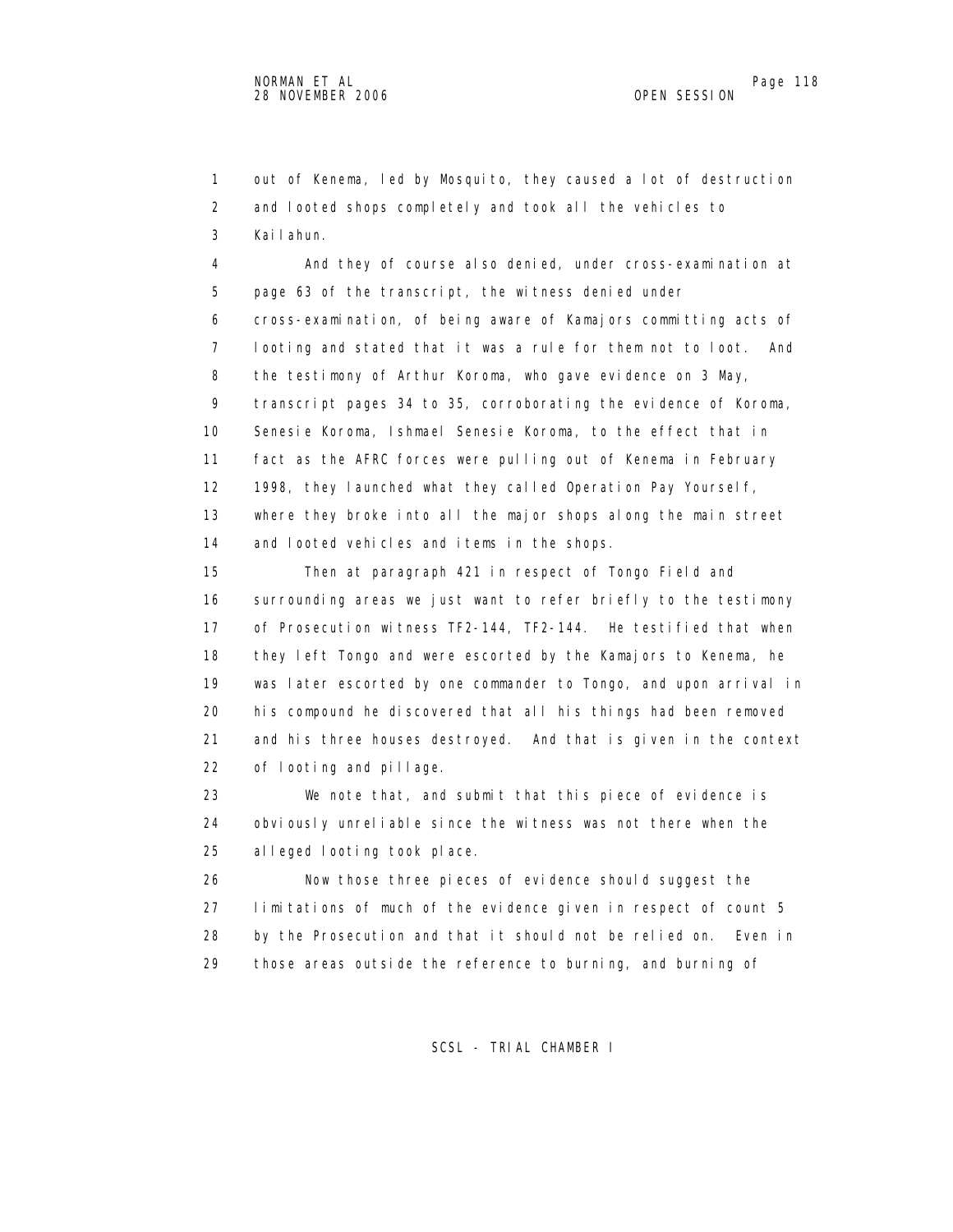out of Kenema, led by Mosquito, they caused a lot of destruction and looted shops completely and took all the vehicles to Kailahun.

And they of course also denied, under cross-examination at page 63 of the transcript, the witness denied under cross-examination, of being aware of Kamajors committing acts of looting and stated that it was a rule for them not to loot. And the testimony of Arthur Koroma, who gave evidence on 3 May, transcript pages 34 to 35, corroborating the evidence of Koroma, Senesie Koroma, Ishmael Senesie Koroma, to the effect that in fact as the AFRC forces were pulling out of Kenema in February 1998, they launched what they called Operation Pay Yourself, where they broke into all the major shops along the main street and looted vehicles and items in the shops.

Then at paragraph 421 in respect of Tongo Field and surrounding areas we just want to refer briefly to the testimony of Prosecution witness TF2-144, TF2-144. He testified that when they left Tongo and were escorted by the Kamajors to Kenema, he was later escorted by one commander to Tongo, and upon arrival in his compound he discovered that all his things had been removed and his three houses destroyed. And that is given in the context of looting and pillage.

We note that, and submit that this piece of evidence is obviously unreliable since the witness was not there when the alleged looting took place.

Now those three pieces of evidence should suggest the limitations of much of the evidence given in respect of count 5 by the Prosecution and that it should not be relied on. Even in those areas outside the reference to burning, and burning of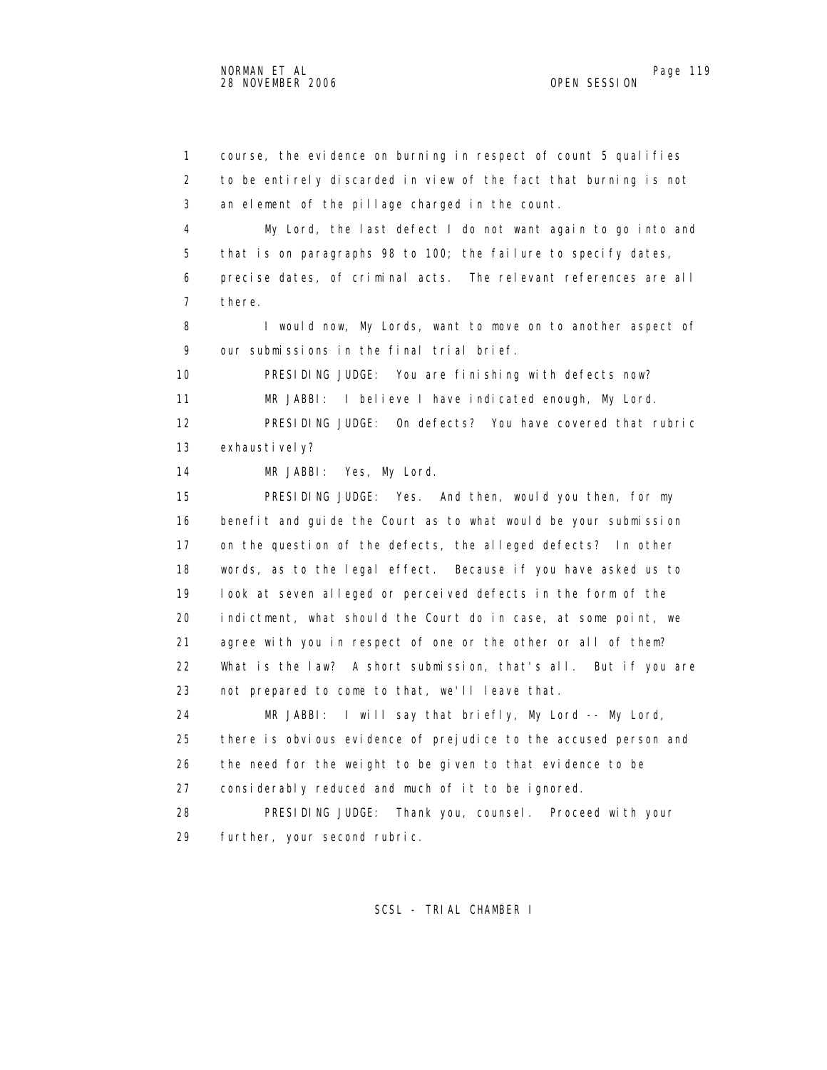1 course, the evidence on burning in respect of count 5 qualifies
2 to be entirely discarded in view of the fact that burning is not
3 an element of the pillage charged in the count.

4 My Lord, the last defect I do not want again to go into and
5 that is on paragraphs 98 to 100; the failure to specify dates,
6 precise dates, of criminal acts. The relevant references are all
7 there.

8 I would now, My Lords, want to move on to another aspect of
9 our submissions in the final trial brief.

10 PRESIDING JUDGE: You are finishing with defects now?

11 MR JABBI: I believe I have indicated enough, My Lord.

12 PRESIDING JUDGE: On defects? You have covered that rubric
13 exhaustively?

14 MR JABBI: Yes, My Lord.

15 PRESIDING JUDGE: Yes. And then, would you then, for my
16 benefit and guide the Court as to what would be your submission
17 on the question of the defects, the alleged defects? In other
18 words, as to the legal effect. Because if you have asked us to
19 look at seven alleged or perceived defects in the form of the
20 indictment, what should the Court do in case, at some point, we
21 agree with you in respect of one or the other or all of them?
22 What is the law? A short submission, that's all. But if you are
23 not prepared to come to that, we'll leave that.

24 MR JABBI: I will say that briefly, My Lord -- My Lord,
25 there is obvious evidence of prejudice to the accused person and
26 the need for the weight to be given to that evidence to be
27 considerably reduced and much of it to be ignored.

28 PRESIDING JUDGE: Thank you, counsel. Proceed with your
29 further, your second rubric.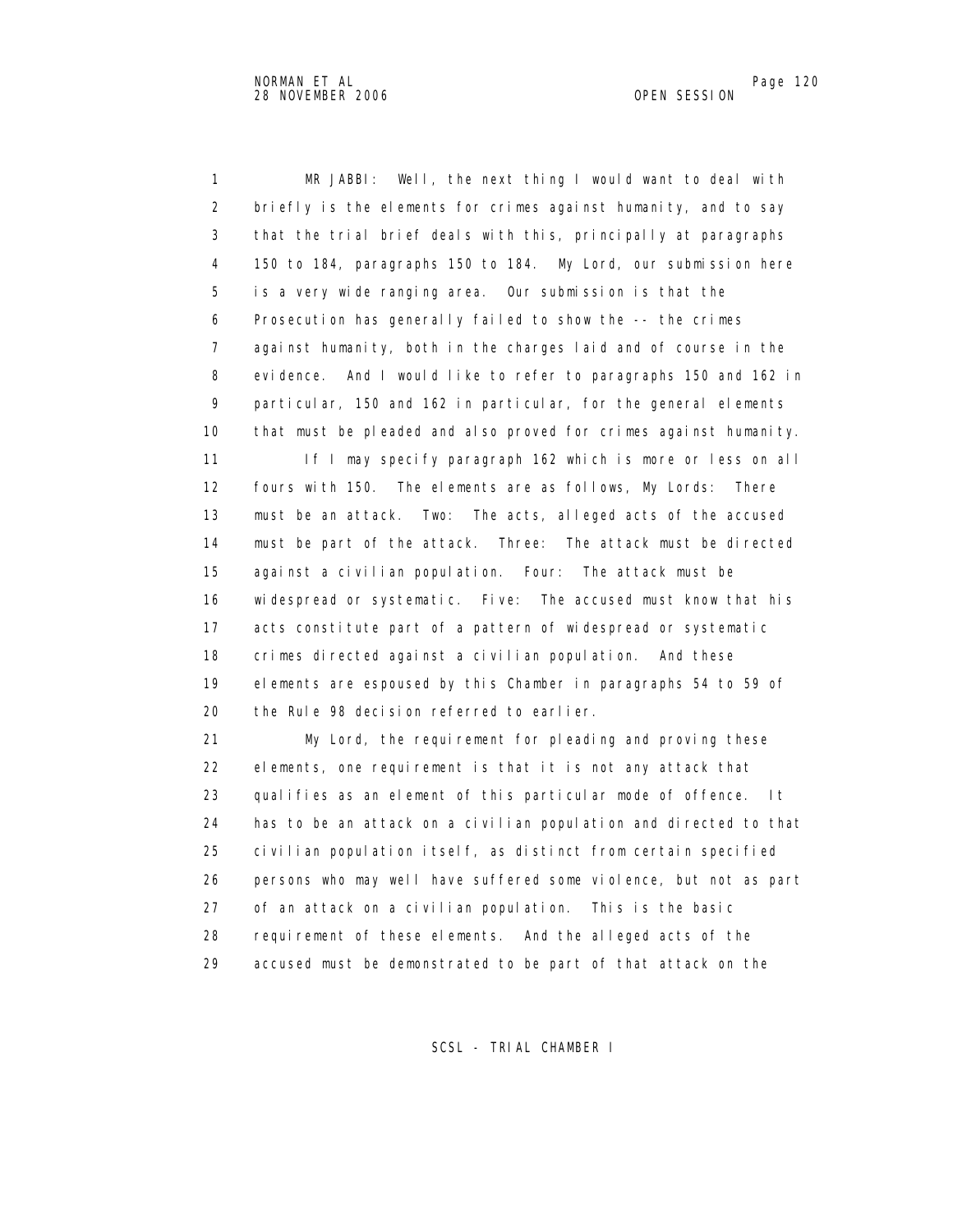MR JABBI: Well, the next thing I would want to deal with briefly is the elements for crimes against humanity, and to say that the trial brief deals with this, principally at paragraphs 150 to 184, paragraphs 150 to 184. My Lord, our submission here is a very wide ranging area. Our submission is that the Prosecution has generally failed to show the -- the crimes against humanity, both in the charges laid and of course in the evidence. And I would like to refer to paragraphs 150 and 162 in particular, 150 and 162 in particular, for the general elements that must be pleaded and also proved for crimes against humanity.

If I may specify paragraph 162 which is more or less on all fours with 150. The elements are as follows, My Lords: There must be an attack. Two: The acts, alleged acts of the accused must be part of the attack. Three: The attack must be directed against a civilian population. Four: The attack must be widespread or systematic. Five: The accused must know that his acts constitute part of a pattern of widespread or systematic crimes directed against a civilian population. And these elements are espoused by this Chamber in paragraphs 54 to 59 of the Rule 98 decision referred to earlier.

My Lord, the requirement for pleading and proving these elements, one requirement is that it is not any attack that qualifies as an element of this particular mode of offence. It has to be an attack on a civilian population and directed to that civilian population itself, as distinct from certain specified persons who may well have suffered some violence, but not as part of an attack on a civilian population. This is the basic requirement of these elements. And the alleged acts of the accused must be demonstrated to be part of that attack on the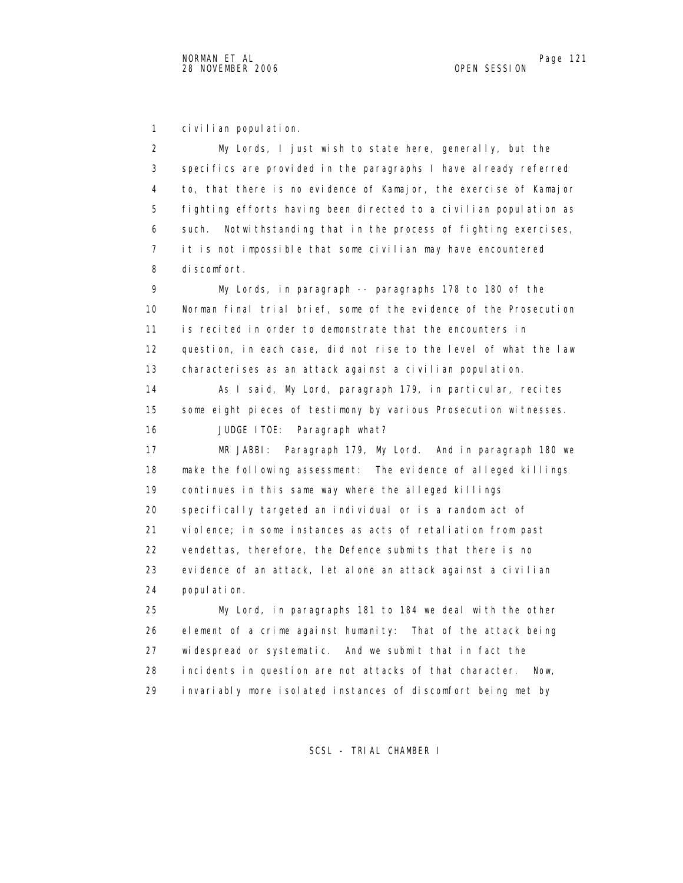civilian population.

My Lords, I just wish to state here, generally, but the specifics are provided in the paragraphs I have already referred to, that there is no evidence of Kamajor, the exercise of Kamajor fighting efforts having been directed to a civilian population as such. Notwithstanding that in the process of fighting exercises, it is not impossible that some civilian may have encountered discomfort.

My Lords, in paragraph -- paragraphs 178 to 180 of the Norman final trial brief, some of the evidence of the Prosecution is recited in order to demonstrate that the encounters in question, in each case, did not rise to the level of what the law characterises as an attack against a civilian population.

As I said, My Lord, paragraph 179, in particular, recites some eight pieces of testimony by various Prosecution witnesses.

JUDGE ITOE: Paragraph what?

MR JABBI: Paragraph 179, My Lord. And in paragraph 180 we make the following assessment: The evidence of alleged killings continues in this same way where the alleged killings specifically targeted an individual or is a random act of violence; in some instances as acts of retaliation from past vendettas, therefore, the Defence submits that there is no evidence of an attack, let alone an attack against a civilian population.

My Lord, in paragraphs 181 to 184 we deal with the other element of a crime against humanity: That of the attack being widespread or systematic. And we submit that in fact the incidents in question are not attacks of that character. Now, invariably more isolated instances of discomfort being met by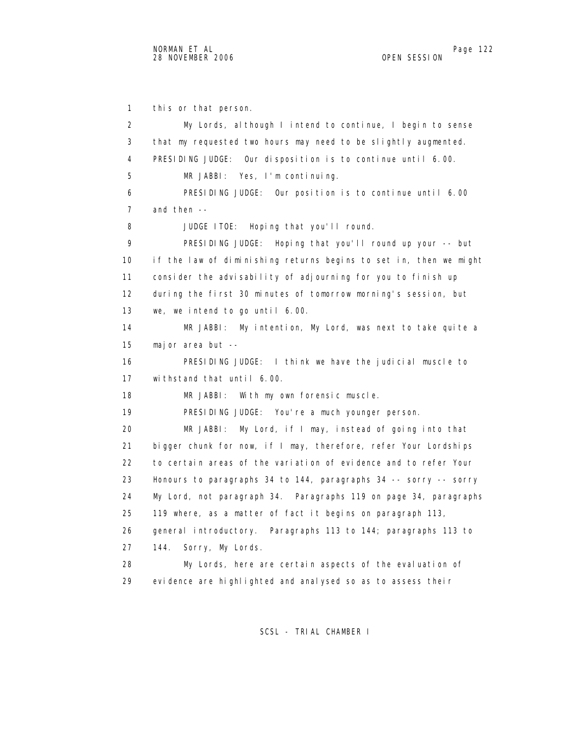this or that person.

My Lords, although I intend to continue, I begin to sense that my requested two hours may need to be slightly augmented.

PRESIDING JUDGE: Our disposition is to continue until 6.00.

MR JABBI: Yes, I'm continuing.

PRESIDING JUDGE: Our position is to continue until 6.00 and then --

JUDGE ITOE: Hoping that you'll round.

PRESIDING JUDGE: Hoping that you'll round up your -- but if the law of diminishing returns begins to set in, then we might consider the advisability of adjourning for you to finish up during the first 30 minutes of tomorrow morning's session, but we, we intend to go until 6.00.

MR JABBI: My intention, My Lord, was next to take quite a major area but --

PRESIDING JUDGE: I think we have the judicial muscle to withstand that until 6.00.

MR JABBI: With my own forensic muscle.

PRESIDING JUDGE: You're a much younger person.

MR JABBI: My Lord, if I may, instead of going into that bigger chunk for now, if I may, therefore, refer Your Lordships to certain areas of the variation of evidence and to refer Your Honours to paragraphs 34 to 144, paragraphs 34 -- sorry -- sorry My Lord, not paragraph 34. Paragraphs 119 on page 34, paragraphs 119 where, as a matter of fact it begins on paragraph 113, general introductory. Paragraphs 113 to 144; paragraphs 113 to 144. Sorry, My Lords.

My Lords, here are certain aspects of the evaluation of evidence are highlighted and analysed so as to assess their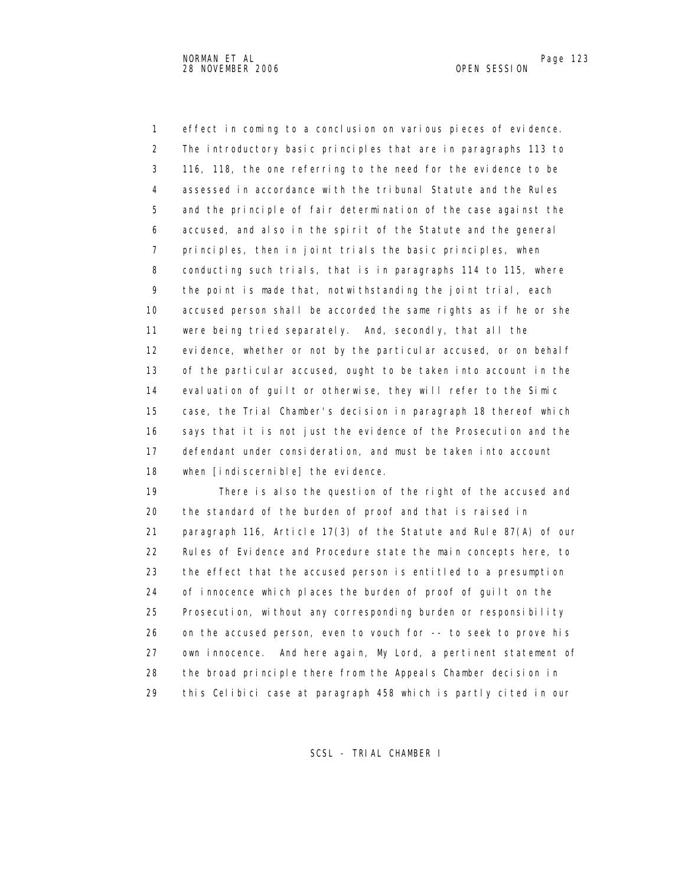effect in coming to a conclusion on various pieces of evidence. The introductory basic principles that are in paragraphs 113 to 116, 118, the one referring to the need for the evidence to be assessed in accordance with the tribunal Statute and the Rules and the principle of fair determination of the case against the accused, and also in the spirit of the Statute and the general principles, then in joint trials the basic principles, when conducting such trials, that is in paragraphs 114 to 115, where the point is made that, notwithstanding the joint trial, each accused person shall be accorded the same rights as if he or she were being tried separately. And, secondly, that all the evidence, whether or not by the particular accused, or on behalf of the particular accused, ought to be taken into account in the evaluation of guilt or otherwise, they will refer to the Simic case, the Trial Chamber's decision in paragraph 18 thereof which says that it is not just the evidence of the Prosecution and the defendant under consideration, and must be taken into account when [indiscernible] the evidence.

There is also the question of the right of the accused and the standard of the burden of proof and that is raised in paragraph 116, Article 17(3) of the Statute and Rule 87(A) of our Rules of Evidence and Procedure state the main concepts here, to the effect that the accused person is entitled to a presumption of innocence which places the burden of proof of guilt on the Prosecution, without any corresponding burden or responsibility on the accused person, even to vouch for -- to seek to prove his own innocence. And here again, My Lord, a pertinent statement of the broad principle there from the Appeals Chamber decision in this Celibici case at paragraph 458 which is partly cited in our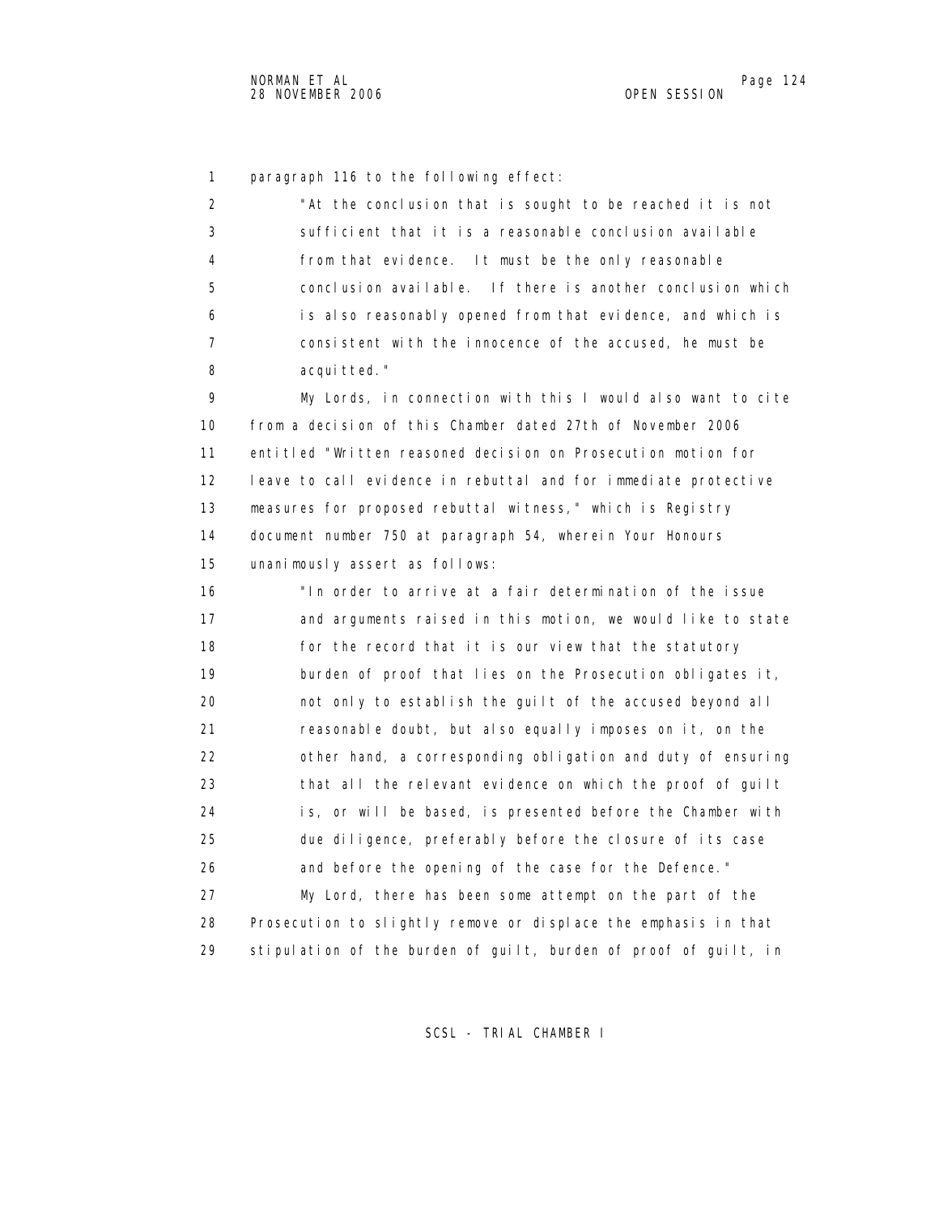paragraph 116 to the following effect:

> "At the conclusion that is sought to be reached it is not sufficient that it is a reasonable conclusion available from that evidence. It must be the only reasonable conclusion available. If there is another conclusion which is also reasonably opened from that evidence, and which is consistent with the innocence of the accused, he must be acquitted."

My Lords, in connection with this I would also want to cite from a decision of this Chamber dated 27th of November 2006 entitled "Written reasoned decision on Prosecution motion for leave to call evidence in rebuttal and for immediate protective measures for proposed rebuttal witness," which is Registry document number 750 at paragraph 54, wherein Your Honours unanimously assert as follows:

> "In order to arrive at a fair determination of the issue and arguments raised in this motion, we would like to state for the record that it is our view that the statutory burden of proof that lies on the Prosecution obligates it, not only to establish the guilt of the accused beyond all reasonable doubt, but also equally imposes on it, on the other hand, a corresponding obligation and duty of ensuring that all the relevant evidence on which the proof of guilt is, or will be based, is presented before the Chamber with due diligence, preferably before the closure of its case and before the opening of the case for the Defence."

My Lord, there has been some attempt on the part of the Prosecution to slightly remove or displace the emphasis in that stipulation of the burden of guilt, burden of proof of guilt, in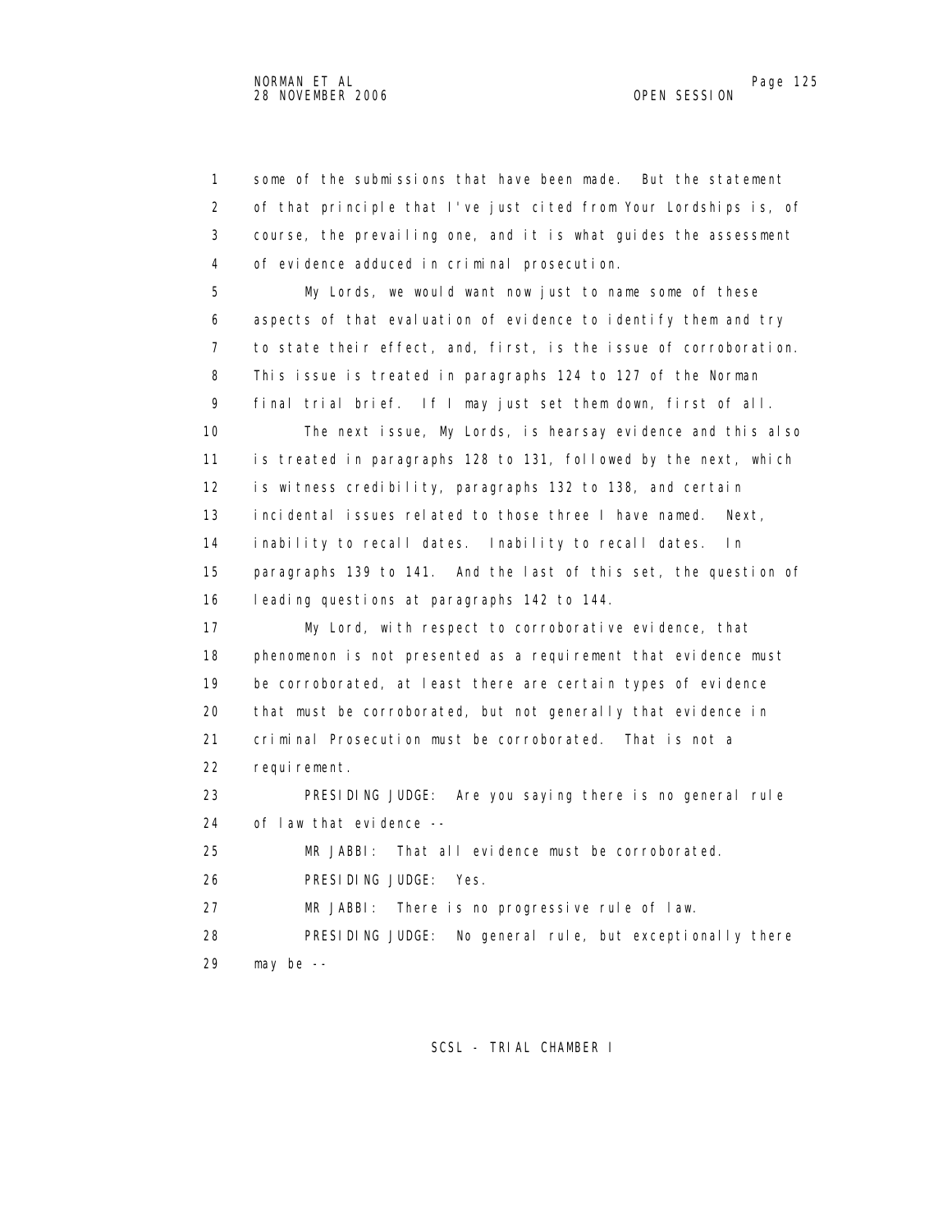some of the submissions that have been made. But the statement of that principle that I've just cited from Your Lordships is, of course, the prevailing one, and it is what guides the assessment of evidence adduced in criminal prosecution.

My Lords, we would want now just to name some of these aspects of that evaluation of evidence to identify them and try to state their effect, and, first, is the issue of corroboration. This issue is treated in paragraphs 124 to 127 of the Norman final trial brief. If I may just set them down, first of all.

The next issue, My Lords, is hearsay evidence and this also is treated in paragraphs 128 to 131, followed by the next, which is witness credibility, paragraphs 132 to 138, and certain incidental issues related to those three I have named. Next, inability to recall dates. Inability to recall dates. In paragraphs 139 to 141. And the last of this set, the question of leading questions at paragraphs 142 to 144.

My Lord, with respect to corroborative evidence, that phenomenon is not presented as a requirement that evidence must be corroborated, at least there are certain types of evidence that must be corroborated, but not generally that evidence in criminal Prosecution must be corroborated. That is not a requirement.

PRESIDING JUDGE: Are you saying there is no general rule of law that evidence --

MR JABBI: That all evidence must be corroborated.

PRESIDING JUDGE: Yes.

MR JABBI: There is no progressive rule of law.

PRESIDING JUDGE: No general rule, but exceptionally there may be --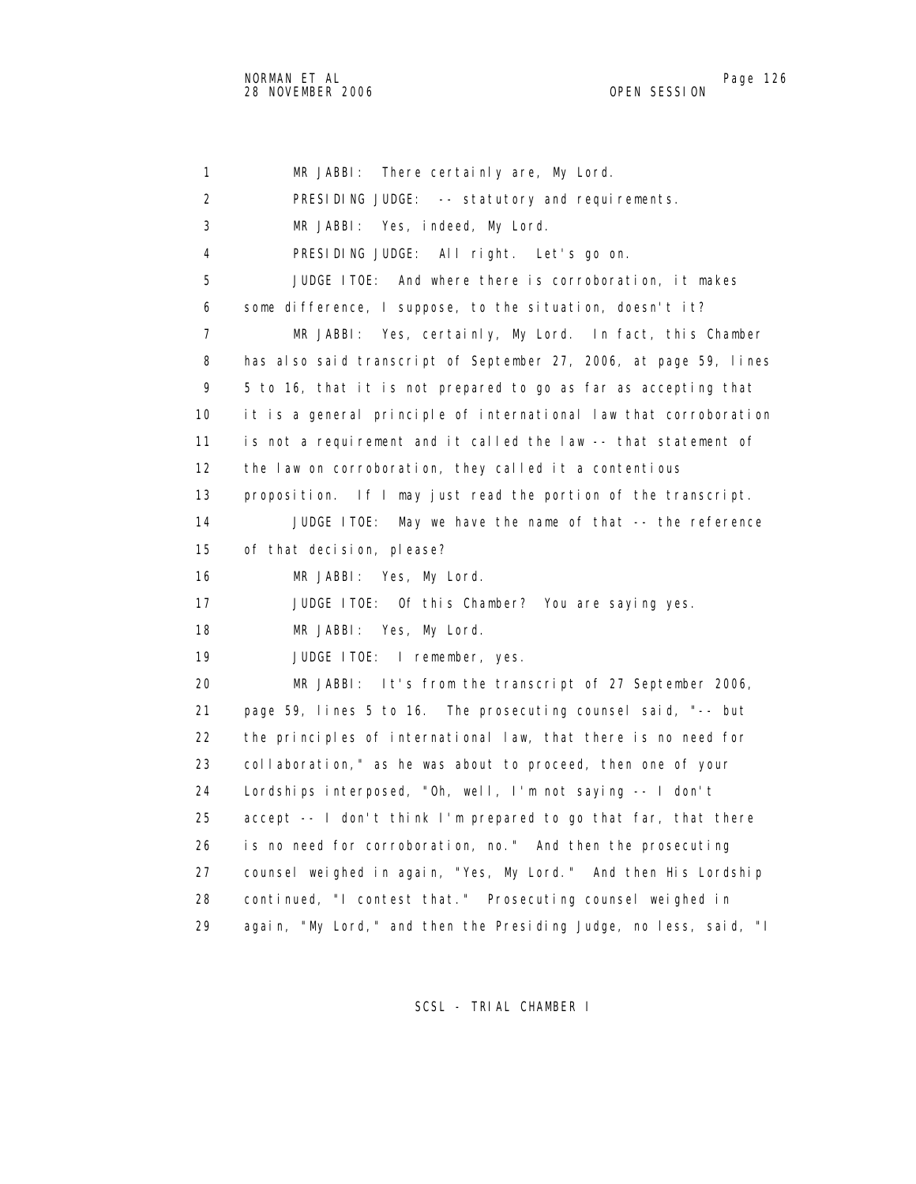1 MR JABBI: There certainly are, My Lord.
2 PRESIDING JUDGE: -- statutory and requirements.
3 MR JABBI: Yes, indeed, My Lord.
4 PRESIDING JUDGE: All right. Let's go on.
5 JUDGE ITOE: And where there is corroboration, it makes
6 some difference, I suppose, to the situation, doesn't it?
7 MR JABBI: Yes, certainly, My Lord. In fact, this Chamber
8 has also said transcript of September 27, 2006, at page 59, lines
9 5 to 16, that it is not prepared to go as far as accepting that
10 it is a general principle of international law that corroboration
11 is not a requirement and it called the law -- that statement of
12 the law on corroboration, they called it a contentious
13 proposition. If I may just read the portion of the transcript.
14 JUDGE ITOE: May we have the name of that -- the reference
15 of that decision, please?
16 MR JABBI: Yes, My Lord.
17 JUDGE ITOE: Of this Chamber? You are saying yes.
18 MR JABBI: Yes, My Lord.
19 JUDGE ITOE: I remember, yes.
20 MR JABBI: It's from the transcript of 27 September 2006,
21 page 59, lines 5 to 16. The prosecuting counsel said, "-- but
22 the principles of international law, that there is no need for
23 collaboration," as he was about to proceed, then one of your
24 Lordships interposed, "Oh, well, I'm not saying -- I don't
25 accept -- I don't think I'm prepared to go that far, that there
26 is no need for corroboration, no." And then the prosecuting
27 counsel weighed in again, "Yes, My Lord." And then His Lordship
28 continued, "I contest that." Prosecuting counsel weighed in
29 again, "My Lord," and then the Presiding Judge, no less, said, "I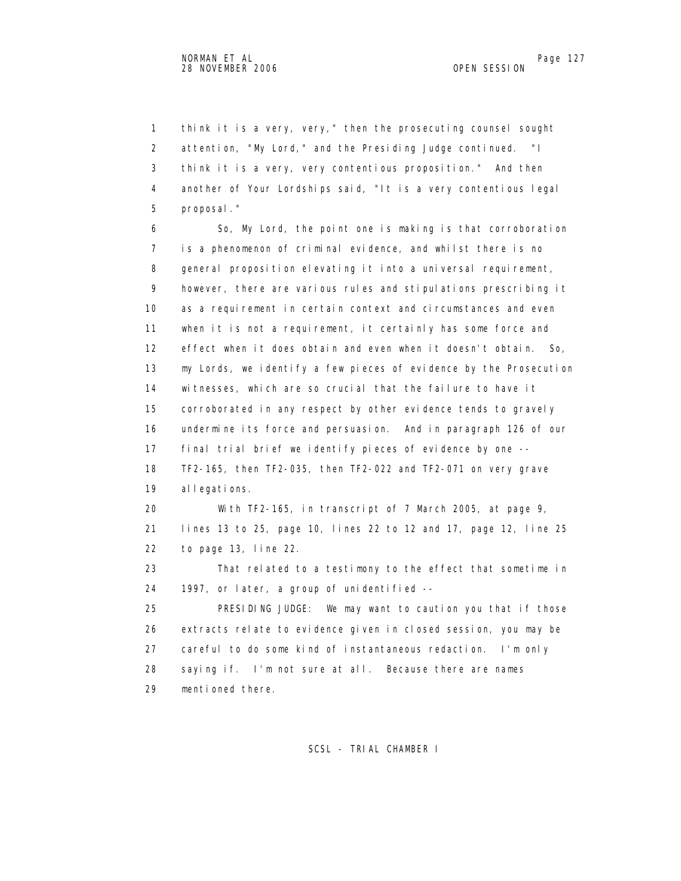think it is a very, very," then the prosecuting counsel sought attention, "My Lord," and the Presiding Judge continued. "I think it is a very, very contentious proposition." And then another of Your Lordships said, "It is a very contentious legal proposal."

So, My Lord, the point one is making is that corroboration is a phenomenon of criminal evidence, and whilst there is no general proposition elevating it into a universal requirement, however, there are various rules and stipulations prescribing it as a requirement in certain context and circumstances and even when it is not a requirement, it certainly has some force and effect when it does obtain and even when it doesn't obtain. So, my Lords, we identify a few pieces of evidence by the Prosecution witnesses, which are so crucial that the failure to have it corroborated in any respect by other evidence tends to gravely undermine its force and persuasion. And in paragraph 126 of our final trial brief we identify pieces of evidence by one -- TF2-165, then TF2-035, then TF2-022 and TF2-071 on very grave allegations.

With TF2-165, in transcript of 7 March 2005, at page 9, lines 13 to 25, page 10, lines 22 to 12 and 17, page 12, line 25 to page 13, line 22.

That related to a testimony to the effect that sometime in 1997, or later, a group of unidentified --

PRESIDING JUDGE: We may want to caution you that if those extracts relate to evidence given in closed session, you may be careful to do some kind of instantaneous redaction. I'm only saying if. I'm not sure at all. Because there are names mentioned there.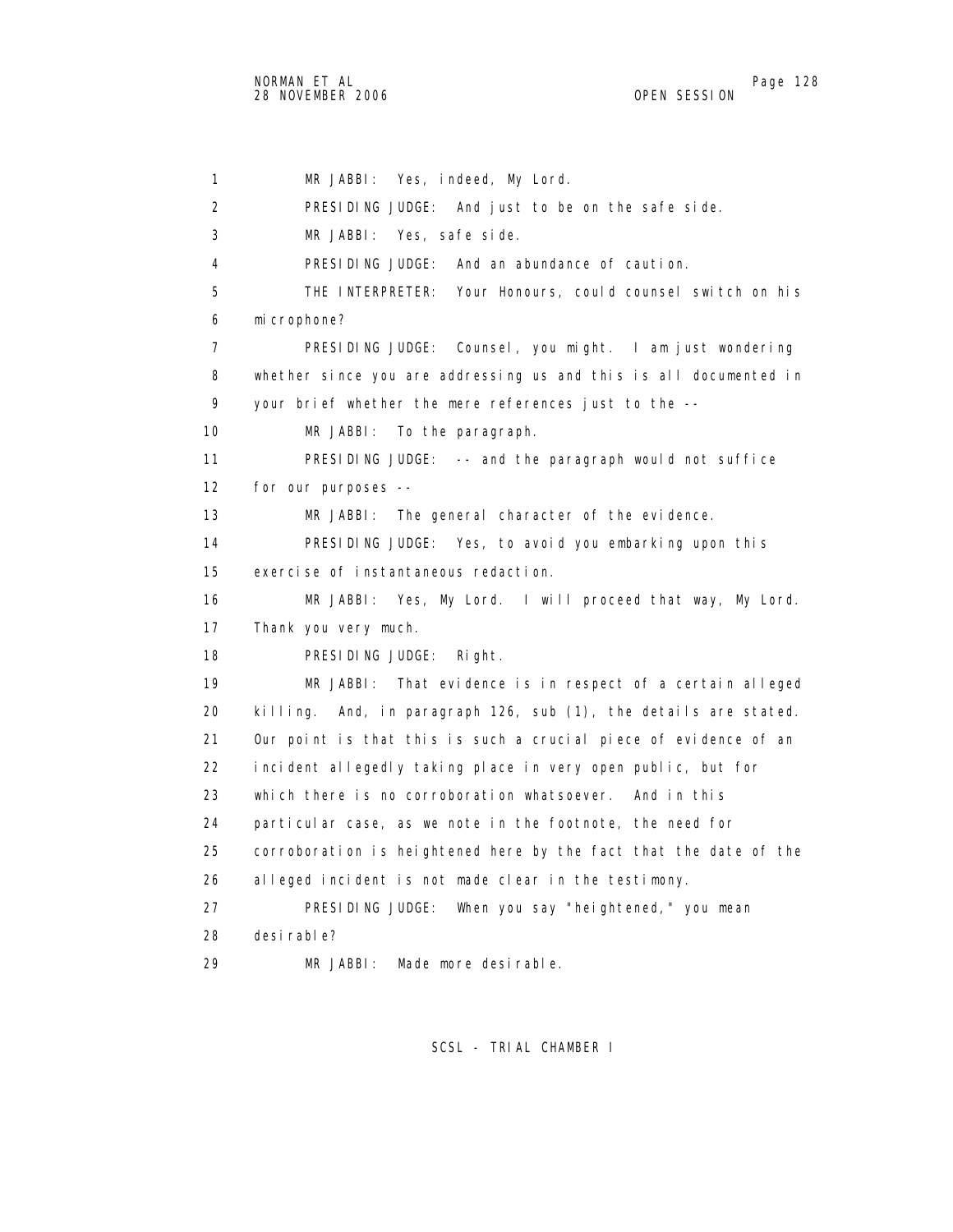MR JABBI: Yes, indeed, My Lord.

PRESIDING JUDGE: And just to be on the safe side.

MR JABBI: Yes, safe side.

PRESIDING JUDGE: And an abundance of caution.

THE INTERPRETER: Your Honours, could counsel switch on his microphone?

PRESIDING JUDGE: Counsel, you might. I am just wondering whether since you are addressing us and this is all documented in your brief whether the mere references just to the --

MR JABBI: To the paragraph.

PRESIDING JUDGE: -- and the paragraph would not suffice for our purposes --

MR JABBI: The general character of the evidence.

PRESIDING JUDGE: Yes, to avoid you embarking upon this exercise of instantaneous redaction.

MR JABBI: Yes, My Lord. I will proceed that way, My Lord. Thank you very much.

PRESIDING JUDGE: Right.

MR JABBI: That evidence is in respect of a certain alleged killing. And, in paragraph 126, sub (1), the details are stated. Our point is that this is such a crucial piece of evidence of an incident allegedly taking place in very open public, but for which there is no corroboration whatsoever. And in this particular case, as we note in the footnote, the need for corroboration is heightened here by the fact that the date of the alleged incident is not made clear in the testimony.

PRESIDING JUDGE: When you say "heightened," you mean desirable?

MR JABBI: Made more desirable.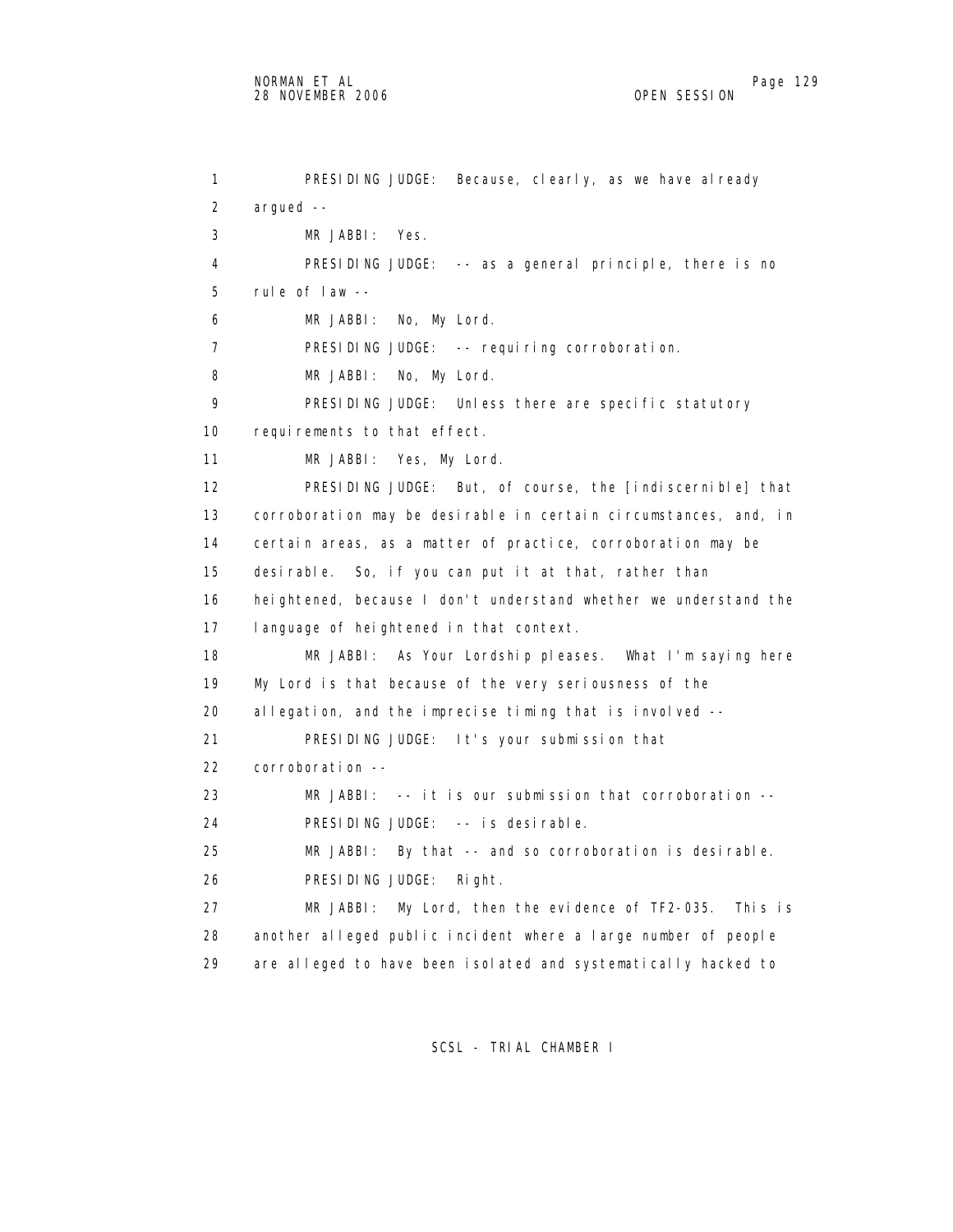1 PRESIDING JUDGE: Because, clearly, as we have already
2 argued --
3 MR JABBI: Yes.
4 PRESIDING JUDGE: -- as a general principle, there is no
5 rule of law --
6 MR JABBI: No, My Lord.
7 PRESIDING JUDGE: -- requiring corroboration.
8 MR JABBI: No, My Lord.
9 PRESIDING JUDGE: Unless there are specific statutory
10 requirements to that effect.
11 MR JABBI: Yes, My Lord.
12 PRESIDING JUDGE: But, of course, the [indiscernible] that
13 corroboration may be desirable in certain circumstances, and, in
14 certain areas, as a matter of practice, corroboration may be
15 desirable. So, if you can put it at that, rather than
16 heightened, because I don't understand whether we understand the
17 language of heightened in that context.
18 MR JABBI: As Your Lordship pleases. What I'm saying here
19 My Lord is that because of the very seriousness of the
20 allegation, and the imprecise timing that is involved --
21 PRESIDING JUDGE: It's your submission that
22 corroboration --
23 MR JABBI: -- it is our submission that corroboration --
24 PRESIDING JUDGE: -- is desirable.
25 MR JABBI: By that -- and so corroboration is desirable.
26 PRESIDING JUDGE: Right.
27 MR JABBI: My Lord, then the evidence of TF2-035. This is
28 another alleged public incident where a large number of people
29 are alleged to have been isolated and systematically hacked to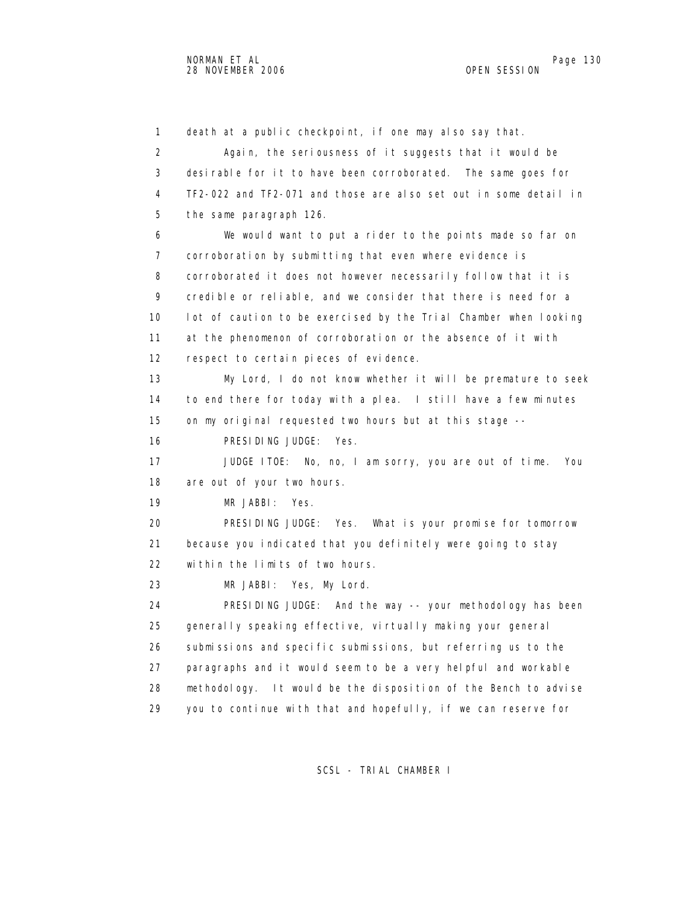death at a public checkpoint, if one may also say that.

Again, the seriousness of it suggests that it would be desirable for it to have been corroborated. The same goes for TF2-022 and TF2-071 and those are also set out in some detail in the same paragraph 126.

We would want to put a rider to the points made so far on corroboration by submitting that even where evidence is corroborated it does not however necessarily follow that it is credible or reliable, and we consider that there is need for a lot of caution to be exercised by the Trial Chamber when looking at the phenomenon of corroboration or the absence of it with respect to certain pieces of evidence.

My Lord, I do not know whether it will be premature to seek to end there for today with a plea. I still have a few minutes on my original requested two hours but at this stage --

PRESIDING JUDGE: Yes.

JUDGE ITOE: No, no, I am sorry, you are out of time. You are out of your two hours.

MR JABBI: Yes.

PRESIDING JUDGE: Yes. What is your promise for tomorrow because you indicated that you definitely were going to stay within the limits of two hours.

MR JABBI: Yes, My Lord.

PRESIDING JUDGE: And the way -- your methodology has been generally speaking effective, virtually making your general submissions and specific submissions, but referring us to the paragraphs and it would seem to be a very helpful and workable methodology. It would be the disposition of the Bench to advise you to continue with that and hopefully, if we can reserve for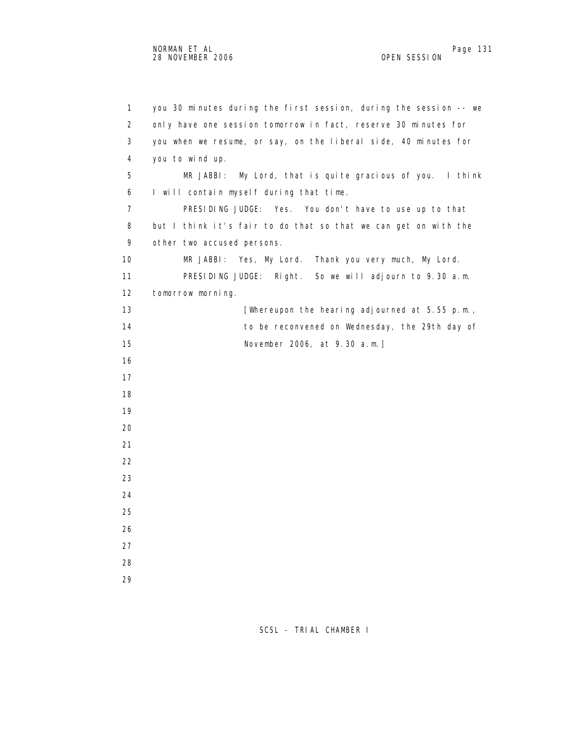you 30 minutes during the first session, during the session -- we only have one session tomorrow in fact, reserve 30 minutes for you when we resume, or say, on the liberal side, 40 minutes for you to wind up.

MR JABBI: My Lord, that is quite gracious of you. I think I will contain myself during that time.

PRESIDING JUDGE: Yes. You don't have to use up to that but I think it's fair to do that so that we can get on with the other two accused persons.

MR JABBI: Yes, My Lord. Thank you very much, My Lord.

PRESIDING JUDGE: Right. So we will adjourn to 9.30 a.m. tomorrow morning.

[Whereupon the hearing adjourned at 5.55 p.m., to be reconvened on Wednesday, the 29th day of November 2006, at 9.30 a.m.]